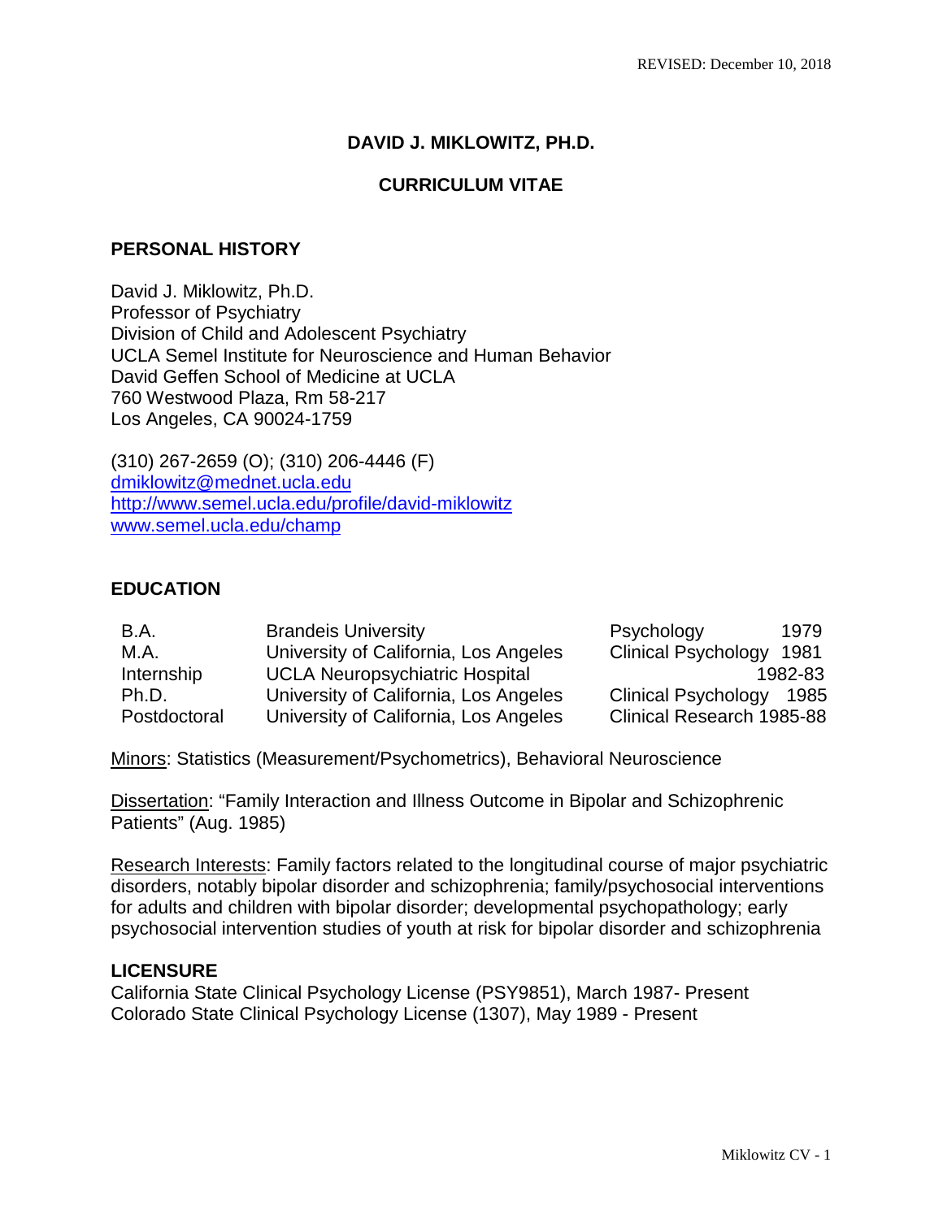REVISED: December 10, 2018

# DAVID J. MIKLOWITZ, PH.D.

## CURRICULUM VITAE

### PERSONAL HISTORY

David J. Miklowitz, Ph.D.
Professor of Psychiatry
Division of Child and Adolescent Psychiatry
UCLA Semel Institute for Neuroscience and Human Behavior
David Geffen School of Medicine at UCLA
760 Westwood Plaza, Rm 58-217
Los Angeles, CA 90024-1759

(310) 267-2659 (O); (310) 206-4446 (F)
dmiklowitz@mednet.ucla.edu
http://www.semel.ucla.edu/profile/david-miklowitz
www.semel.ucla.edu/champ

### EDUCATION

| | | | |
|---|---|---|---|
| B.A. | Brandeis University | Psychology | 1979 |
| M.A. | University of California, Los Angeles | Clinical Psychology | 1981 |
| Internship | UCLA Neuropsychiatric Hospital | | 1982-83 |
| Ph.D. | University of California, Los Angeles | Clinical Psychology | 1985 |
| Postdoctoral | University of California, Los Angeles | Clinical Research | 1985-88 |

Minors: Statistics (Measurement/Psychometrics), Behavioral Neuroscience

Dissertation: "Family Interaction and Illness Outcome in Bipolar and Schizophrenic Patients" (Aug. 1985)

Research Interests: Family factors related to the longitudinal course of major psychiatric disorders, notably bipolar disorder and schizophrenia; family/psychosocial interventions for adults and children with bipolar disorder; developmental psychopathology; early psychosocial intervention studies of youth at risk for bipolar disorder and schizophrenia

### LICENSURE

California State Clinical Psychology License (PSY9851), March 1987- Present
Colorado State Clinical Psychology License (1307), May 1989 - Present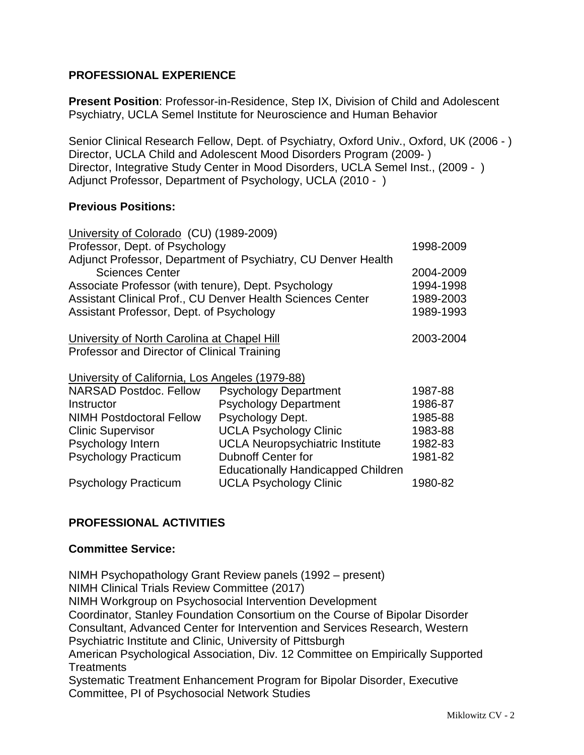## PROFESSIONAL EXPERIENCE

**Present Position**: Professor-in-Residence, Step IX, Division of Child and Adolescent Psychiatry, UCLA Semel Institute for Neuroscience and Human Behavior

Senior Clinical Research Fellow, Dept. of Psychiatry, Oxford Univ., Oxford, UK (2006 - )
Director, UCLA Child and Adolescent Mood Disorders Program (2009- )
Director, Integrative Study Center in Mood Disorders, UCLA Semel Inst., (2009 - )
Adjunct Professor, Department of Psychology, UCLA (2010 - )

### Previous Positions:

| University of Colorado (CU) (1989-2009) | |
|---|---|
| Professor, Dept. of Psychology | 1998-2009 |
| Adjunct Professor, Department of Psychiatry, CU Denver Health Sciences Center | 2004-2009 |
| Associate Professor (with tenure), Dept. Psychology | 1994-1998 |
| Assistant Clinical Prof., CU Denver Health Sciences Center | 1989-2003 |
| Assistant Professor, Dept. of Psychology | 1989-1993 |

| University of North Carolina at Chapel Hill | 2003-2004 |
|---|---|
| Professor and Director of Clinical Training | |

| University of California, Los Angeles (1979-88) | | |
|---|---|---|
| NARSAD Postdoc. Fellow | Psychology Department | 1987-88 |
| Instructor | Psychology Department | 1986-87 |
| NIMH Postdoctoral Fellow | Psychology Dept. | 1985-88 |
| Clinic Supervisor | UCLA Psychology Clinic | 1983-88 |
| Psychology Intern | UCLA Neuropsychiatric Institute | 1982-83 |
| Psychology Practicum | Dubnoff Center for Educationally Handicapped Children | 1981-82 |
| Psychology Practicum | UCLA Psychology Clinic | 1980-82 |

## PROFESSIONAL ACTIVITIES

### Committee Service:

NIMH Psychopathology Grant Review panels (1992 – present)
NIMH Clinical Trials Review Committee (2017)
NIMH Workgroup on Psychosocial Intervention Development
Coordinator, Stanley Foundation Consortium on the Course of Bipolar Disorder
Consultant, Advanced Center for Intervention and Services Research, Western Psychiatric Institute and Clinic, University of Pittsburgh
American Psychological Association, Div. 12 Committee on Empirically Supported Treatments
Systematic Treatment Enhancement Program for Bipolar Disorder, Executive Committee, PI of Psychosocial Network Studies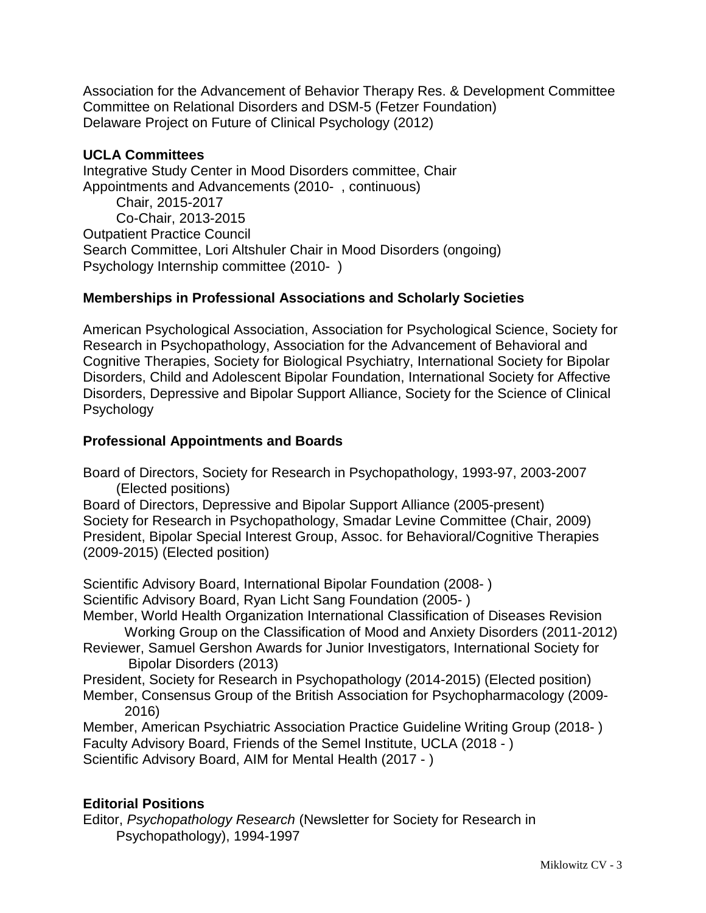Association for the Advancement of Behavior Therapy Res. & Development Committee
Committee on Relational Disorders and DSM-5 (Fetzer Foundation)
Delaware Project on Future of Clinical Psychology (2012)

**UCLA Committees**

Integrative Study Center in Mood Disorders committee, Chair
Appointments and Advancements (2010- , continuous)
    Chair, 2015-2017
    Co-Chair, 2013-2015
Outpatient Practice Council
Search Committee, Lori Altshuler Chair in Mood Disorders (ongoing)
Psychology Internship committee (2010- )

**Memberships in Professional Associations and Scholarly Societies**

American Psychological Association, Association for Psychological Science, Society for Research in Psychopathology, Association for the Advancement of Behavioral and Cognitive Therapies, Society for Biological Psychiatry, International Society for Bipolar Disorders, Child and Adolescent Bipolar Foundation, International Society for Affective Disorders, Depressive and Bipolar Support Alliance, Society for the Science of Clinical Psychology

**Professional Appointments and Boards**

Board of Directors, Society for Research in Psychopathology, 1993-97, 2003-2007 (Elected positions)
Board of Directors, Depressive and Bipolar Support Alliance (2005-present)
Society for Research in Psychopathology, Smadar Levine Committee (Chair, 2009)
President, Bipolar Special Interest Group, Assoc. for Behavioral/Cognitive Therapies (2009-2015) (Elected position)

Scientific Advisory Board, International Bipolar Foundation (2008- )
Scientific Advisory Board, Ryan Licht Sang Foundation (2005- )
Member, World Health Organization International Classification of Diseases Revision Working Group on the Classification of Mood and Anxiety Disorders (2011-2012)
Reviewer, Samuel Gershon Awards for Junior Investigators, International Society for Bipolar Disorders (2013)
President, Society for Research in Psychopathology (2014-2015) (Elected position)
Member, Consensus Group of the British Association for Psychopharmacology (2009-2016)
Member, American Psychiatric Association Practice Guideline Writing Group (2018- )
Faculty Advisory Board, Friends of the Semel Institute, UCLA (2018 - )
Scientific Advisory Board, AIM for Mental Health (2017 - )

**Editorial Positions**

Editor, *Psychopathology Research* (Newsletter for Society for Research in Psychopathology), 1994-1997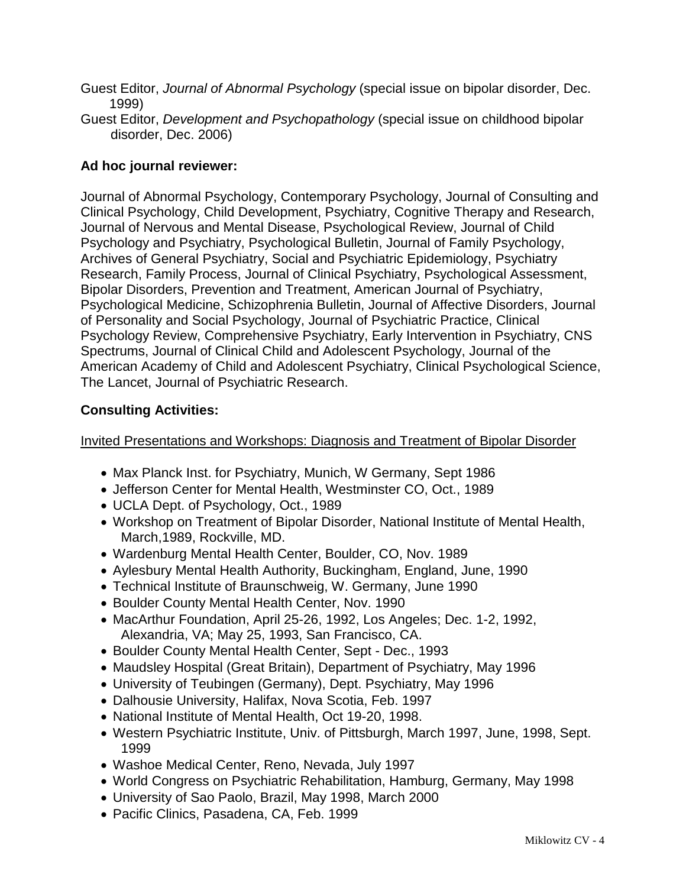Guest Editor, *Journal of Abnormal Psychology* (special issue on bipolar disorder, Dec. 1999)

Guest Editor, *Development and Psychopathology* (special issue on childhood bipolar disorder, Dec. 2006)

**Ad hoc journal reviewer:**

Journal of Abnormal Psychology, Contemporary Psychology, Journal of Consulting and Clinical Psychology, Child Development, Psychiatry, Cognitive Therapy and Research, Journal of Nervous and Mental Disease, Psychological Review, Journal of Child Psychology and Psychiatry, Psychological Bulletin, Journal of Family Psychology, Archives of General Psychiatry, Social and Psychiatric Epidemiology, Psychiatry Research, Family Process, Journal of Clinical Psychiatry, Psychological Assessment, Bipolar Disorders, Prevention and Treatment, American Journal of Psychiatry, Psychological Medicine, Schizophrenia Bulletin, Journal of Affective Disorders, Journal of Personality and Social Psychology, Journal of Psychiatric Practice, Clinical Psychology Review, Comprehensive Psychiatry, Early Intervention in Psychiatry, CNS Spectrums, Journal of Clinical Child and Adolescent Psychology, Journal of the American Academy of Child and Adolescent Psychiatry, Clinical Psychological Science, The Lancet, Journal of Psychiatric Research.

**Consulting Activities:**

Invited Presentations and Workshops: Diagnosis and Treatment of Bipolar Disorder

- Max Planck Inst. for Psychiatry, Munich, W Germany, Sept 1986
- Jefferson Center for Mental Health, Westminster CO, Oct., 1989
- UCLA Dept. of Psychology, Oct., 1989
- Workshop on Treatment of Bipolar Disorder, National Institute of Mental Health, March,1989, Rockville, MD.
- Wardenburg Mental Health Center, Boulder, CO, Nov. 1989
- Aylesbury Mental Health Authority, Buckingham, England, June, 1990
- Technical Institute of Braunschweig, W. Germany, June 1990
- Boulder County Mental Health Center, Nov. 1990
- MacArthur Foundation, April 25-26, 1992, Los Angeles; Dec. 1-2, 1992, Alexandria, VA; May 25, 1993, San Francisco, CA.
- Boulder County Mental Health Center, Sept - Dec., 1993
- Maudsley Hospital (Great Britain), Department of Psychiatry, May 1996
- University of Teubingen (Germany), Dept. Psychiatry, May 1996
- Dalhousie University, Halifax, Nova Scotia, Feb. 1997
- National Institute of Mental Health, Oct 19-20, 1998.
- Western Psychiatric Institute, Univ. of Pittsburgh, March 1997, June, 1998, Sept. 1999
- Washoe Medical Center, Reno, Nevada, July 1997
- World Congress on Psychiatric Rehabilitation, Hamburg, Germany, May 1998
- University of Sao Paolo, Brazil, May 1998, March 2000
- Pacific Clinics, Pasadena, CA, Feb. 1999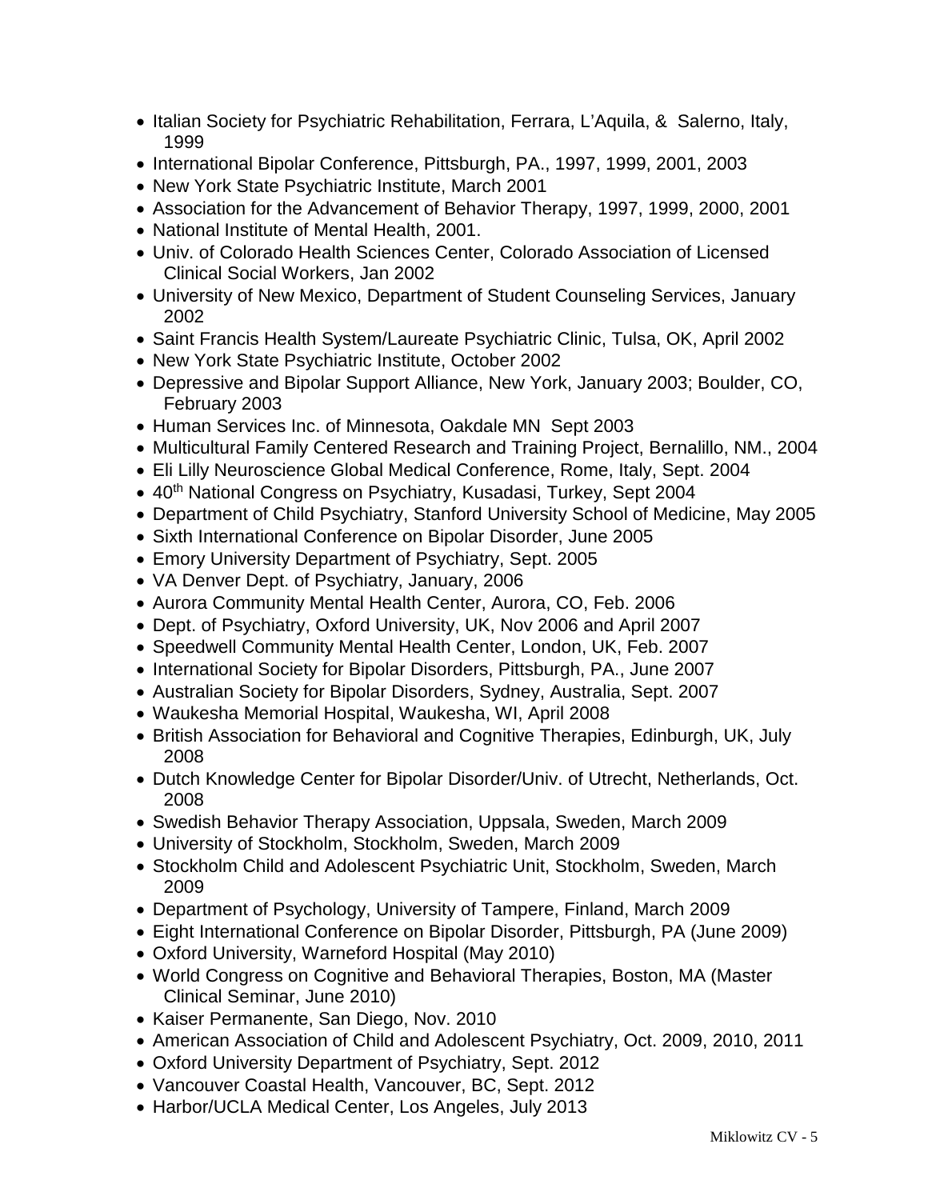- Italian Society for Psychiatric Rehabilitation, Ferrara, L'Aquila, & Salerno, Italy, 1999
- International Bipolar Conference, Pittsburgh, PA., 1997, 1999, 2001, 2003
- New York State Psychiatric Institute, March 2001
- Association for the Advancement of Behavior Therapy, 1997, 1999, 2000, 2001
- National Institute of Mental Health, 2001.
- Univ. of Colorado Health Sciences Center, Colorado Association of Licensed Clinical Social Workers, Jan 2002
- University of New Mexico, Department of Student Counseling Services, January 2002
- Saint Francis Health System/Laureate Psychiatric Clinic, Tulsa, OK, April 2002
- New York State Psychiatric Institute, October 2002
- Depressive and Bipolar Support Alliance, New York, January 2003; Boulder, CO, February 2003
- Human Services Inc. of Minnesota, Oakdale MN Sept 2003
- Multicultural Family Centered Research and Training Project, Bernalillo, NM., 2004
- Eli Lilly Neuroscience Global Medical Conference, Rome, Italy, Sept. 2004
- 40th National Congress on Psychiatry, Kusadasi, Turkey, Sept 2004
- Department of Child Psychiatry, Stanford University School of Medicine, May 2005
- Sixth International Conference on Bipolar Disorder, June 2005
- Emory University Department of Psychiatry, Sept. 2005
- VA Denver Dept. of Psychiatry, January, 2006
- Aurora Community Mental Health Center, Aurora, CO, Feb. 2006
- Dept. of Psychiatry, Oxford University, UK, Nov 2006 and April 2007
- Speedwell Community Mental Health Center, London, UK, Feb. 2007
- International Society for Bipolar Disorders, Pittsburgh, PA., June 2007
- Australian Society for Bipolar Disorders, Sydney, Australia, Sept. 2007
- Waukesha Memorial Hospital, Waukesha, WI, April 2008
- British Association for Behavioral and Cognitive Therapies, Edinburgh, UK, July 2008
- Dutch Knowledge Center for Bipolar Disorder/Univ. of Utrecht, Netherlands, Oct. 2008
- Swedish Behavior Therapy Association, Uppsala, Sweden, March 2009
- University of Stockholm, Stockholm, Sweden, March 2009
- Stockholm Child and Adolescent Psychiatric Unit, Stockholm, Sweden, March 2009
- Department of Psychology, University of Tampere, Finland, March 2009
- Eight International Conference on Bipolar Disorder, Pittsburgh, PA (June 2009)
- Oxford University, Warneford Hospital (May 2010)
- World Congress on Cognitive and Behavioral Therapies, Boston, MA (Master Clinical Seminar, June 2010)
- Kaiser Permanente, San Diego, Nov. 2010
- American Association of Child and Adolescent Psychiatry, Oct. 2009, 2010, 2011
- Oxford University Department of Psychiatry, Sept. 2012
- Vancouver Coastal Health, Vancouver, BC, Sept. 2012
- Harbor/UCLA Medical Center, Los Angeles, July 2013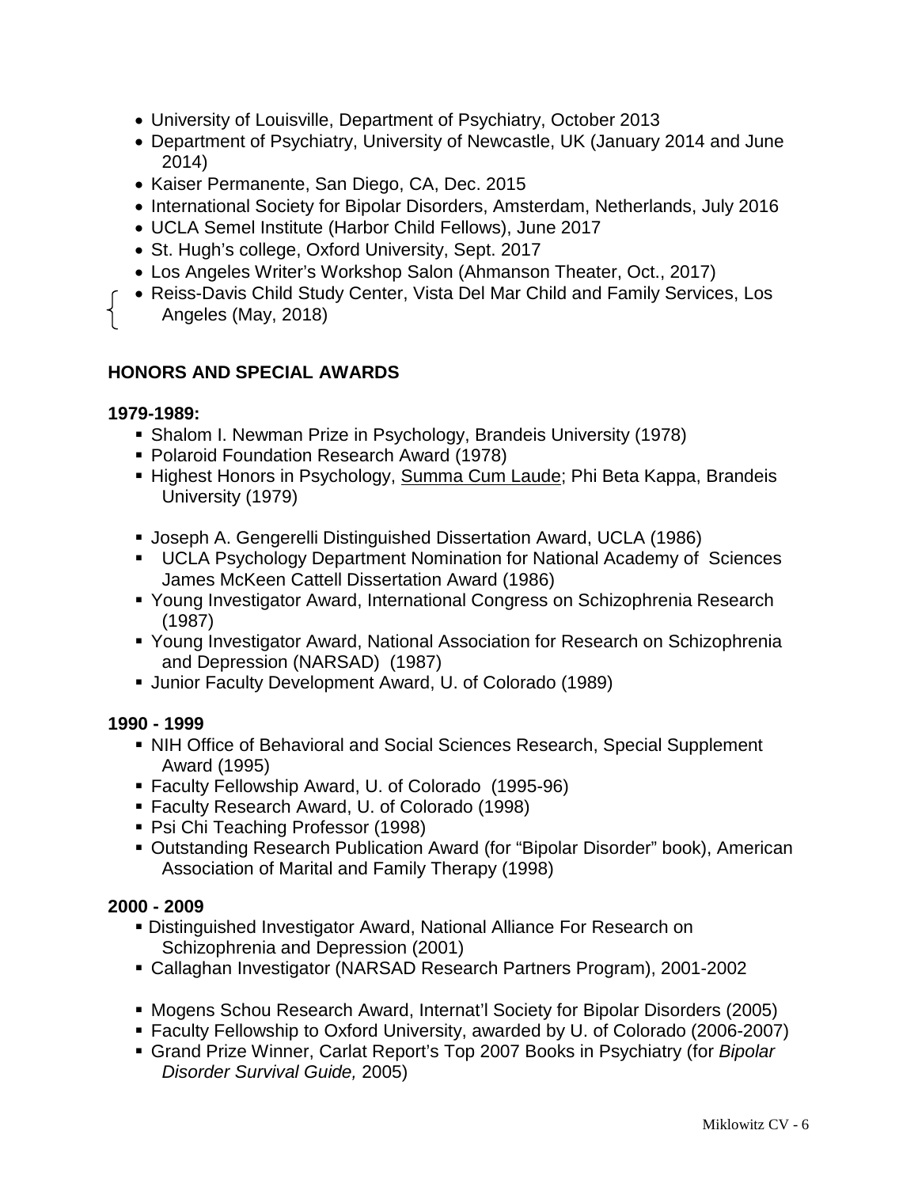- University of Louisville, Department of Psychiatry, October 2013
- Department of Psychiatry, University of Newcastle, UK (January 2014 and June 2014)
- Kaiser Permanente, San Diego, CA, Dec. 2015
- International Society for Bipolar Disorders, Amsterdam, Netherlands, July 2016
- UCLA Semel Institute (Harbor Child Fellows), June 2017
- St. Hugh's college, Oxford University, Sept. 2017
- Los Angeles Writer's Workshop Salon (Ahmanson Theater, Oct., 2017)
- Reiss-Davis Child Study Center, Vista Del Mar Child and Family Services, Los Angeles (May, 2018)

## HONORS AND SPECIAL AWARDS

**1979-1989:**

- Shalom I. Newman Prize in Psychology, Brandeis University (1978)
- Polaroid Foundation Research Award (1978)
- Highest Honors in Psychology, Summa Cum Laude; Phi Beta Kappa, Brandeis University (1979)
- Joseph A. Gengerelli Distinguished Dissertation Award, UCLA (1986)
- UCLA Psychology Department Nomination for National Academy of Sciences James McKeen Cattell Dissertation Award (1986)
- Young Investigator Award, International Congress on Schizophrenia Research (1987)
- Young Investigator Award, National Association for Research on Schizophrenia and Depression (NARSAD) (1987)
- Junior Faculty Development Award, U. of Colorado (1989)

**1990 - 1999**

- NIH Office of Behavioral and Social Sciences Research, Special Supplement Award (1995)
- Faculty Fellowship Award, U. of Colorado (1995-96)
- Faculty Research Award, U. of Colorado (1998)
- Psi Chi Teaching Professor (1998)
- Outstanding Research Publication Award (for "Bipolar Disorder" book), American Association of Marital and Family Therapy (1998)

**2000 - 2009**

- Distinguished Investigator Award, National Alliance For Research on Schizophrenia and Depression (2001)
- Callaghan Investigator (NARSAD Research Partners Program), 2001-2002
- Mogens Schou Research Award, Internat'l Society for Bipolar Disorders (2005)
- Faculty Fellowship to Oxford University, awarded by U. of Colorado (2006-2007)
- Grand Prize Winner, Carlat Report's Top 2007 Books in Psychiatry (for *Bipolar Disorder Survival Guide,* 2005)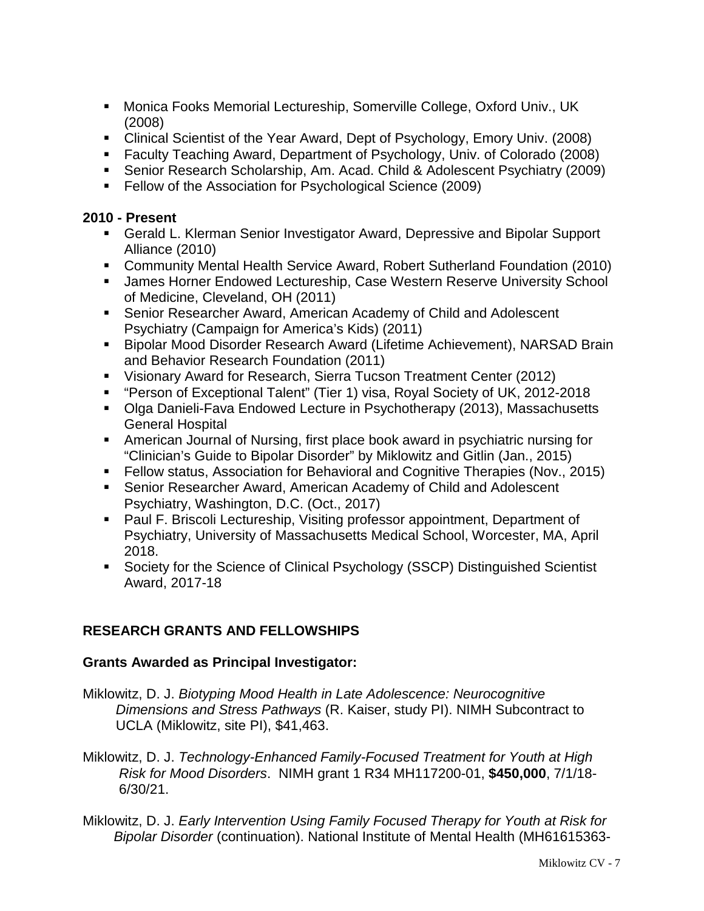- Monica Fooks Memorial Lectureship, Somerville College, Oxford Univ., UK (2008)
- Clinical Scientist of the Year Award, Dept of Psychology, Emory Univ. (2008)
- Faculty Teaching Award, Department of Psychology, Univ. of Colorado (2008)
- Senior Research Scholarship, Am. Acad. Child & Adolescent Psychiatry (2009)
- Fellow of the Association for Psychological Science (2009)

**2010 - Present**

- Gerald L. Klerman Senior Investigator Award, Depressive and Bipolar Support Alliance (2010)
- Community Mental Health Service Award, Robert Sutherland Foundation (2010)
- James Horner Endowed Lectureship, Case Western Reserve University School of Medicine, Cleveland, OH (2011)
- Senior Researcher Award, American Academy of Child and Adolescent Psychiatry (Campaign for America's Kids) (2011)
- Bipolar Mood Disorder Research Award (Lifetime Achievement), NARSAD Brain and Behavior Research Foundation (2011)
- Visionary Award for Research, Sierra Tucson Treatment Center (2012)
- "Person of Exceptional Talent" (Tier 1) visa, Royal Society of UK, 2012-2018
- Olga Danieli-Fava Endowed Lecture in Psychotherapy (2013), Massachusetts General Hospital
- American Journal of Nursing, first place book award in psychiatric nursing for "Clinician's Guide to Bipolar Disorder" by Miklowitz and Gitlin (Jan., 2015)
- Fellow status, Association for Behavioral and Cognitive Therapies (Nov., 2015)
- Senior Researcher Award, American Academy of Child and Adolescent Psychiatry, Washington, D.C. (Oct., 2017)
- Paul F. Briscoli Lectureship, Visiting professor appointment, Department of Psychiatry, University of Massachusetts Medical School, Worcester, MA, April 2018.
- Society for the Science of Clinical Psychology (SSCP) Distinguished Scientist Award, 2017-18

## RESEARCH GRANTS AND FELLOWSHIPS

### Grants Awarded as Principal Investigator:

Miklowitz, D. J. *Biotyping Mood Health in Late Adolescence: Neurocognitive Dimensions and Stress Pathways* (R. Kaiser, study PI). NIMH Subcontract to UCLA (Miklowitz, site PI), $41,463.

Miklowitz, D. J. *Technology-Enhanced Family-Focused Treatment for Youth at High Risk for Mood Disorders*. NIMH grant 1 R34 MH117200-01, **$450,000**, 7/1/18-6/30/21.

Miklowitz, D. J. *Early Intervention Using Family Focused Therapy for Youth at Risk for Bipolar Disorder* (continuation). National Institute of Mental Health (MH61615363-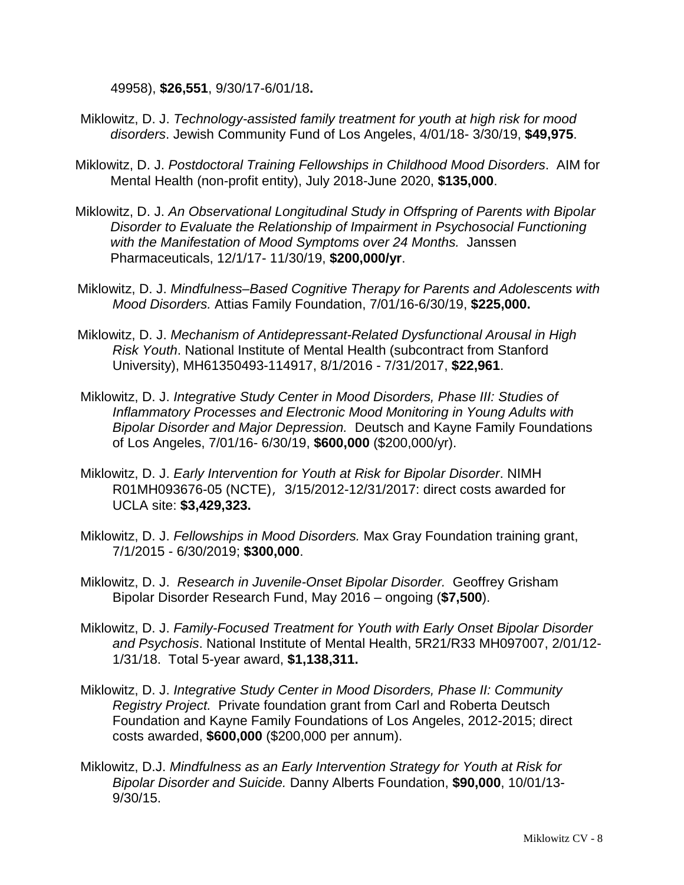49958), **$26,551**, 9/30/17-6/01/18**.**

Miklowitz, D. J. *Technology-assisted family treatment for youth at high risk for mood disorders*. Jewish Community Fund of Los Angeles, 4/01/18- 3/30/19, **$49,975**.

Miklowitz, D. J. *Postdoctoral Training Fellowships in Childhood Mood Disorders*. AIM for Mental Health (non-profit entity), July 2018-June 2020, **$135,000**.

Miklowitz, D. J. *An Observational Longitudinal Study in Offspring of Parents with Bipolar Disorder to Evaluate the Relationship of Impairment in Psychosocial Functioning with the Manifestation of Mood Symptoms over 24 Months.* Janssen Pharmaceuticals, 12/1/17- 11/30/19, **$200,000/yr**.

Miklowitz, D. J. *Mindfulness–Based Cognitive Therapy for Parents and Adolescents with Mood Disorders.* Attias Family Foundation, 7/01/16-6/30/19, **$225,000.**

Miklowitz, D. J. *Mechanism of Antidepressant-Related Dysfunctional Arousal in High Risk Youth*. National Institute of Mental Health (subcontract from Stanford University), MH61350493-114917, 8/1/2016 - 7/31/2017, **$22,961**.

Miklowitz, D. J. *Integrative Study Center in Mood Disorders, Phase III: Studies of Inflammatory Processes and Electronic Mood Monitoring in Young Adults with Bipolar Disorder and Major Depression.* Deutsch and Kayne Family Foundations of Los Angeles, 7/01/16- 6/30/19, **$600,000** ($200,000/yr).

Miklowitz, D. J. *Early Intervention for Youth at Risk for Bipolar Disorder*. NIMH R01MH093676-05 (NCTE), 3/15/2012-12/31/2017: direct costs awarded for UCLA site: **$3,429,323.**

Miklowitz, D. J. *Fellowships in Mood Disorders.* Max Gray Foundation training grant, 7/1/2015 - 6/30/2019; **$300,000**.

Miklowitz, D. J. *Research in Juvenile-Onset Bipolar Disorder.* Geoffrey Grisham Bipolar Disorder Research Fund, May 2016 – ongoing (**$7,500**).

Miklowitz, D. J. *Family-Focused Treatment for Youth with Early Onset Bipolar Disorder and Psychosis*. National Institute of Mental Health, 5R21/R33 MH097007, 2/01/12-1/31/18. Total 5-year award, **$1,138,311.**

Miklowitz, D. J. *Integrative Study Center in Mood Disorders, Phase II: Community Registry Project.* Private foundation grant from Carl and Roberta Deutsch Foundation and Kayne Family Foundations of Los Angeles, 2012-2015; direct costs awarded, **$600,000** ($200,000 per annum).

Miklowitz, D.J. *Mindfulness as an Early Intervention Strategy for Youth at Risk for Bipolar Disorder and Suicide.* Danny Alberts Foundation, **$90,000**, 10/01/13-9/30/15.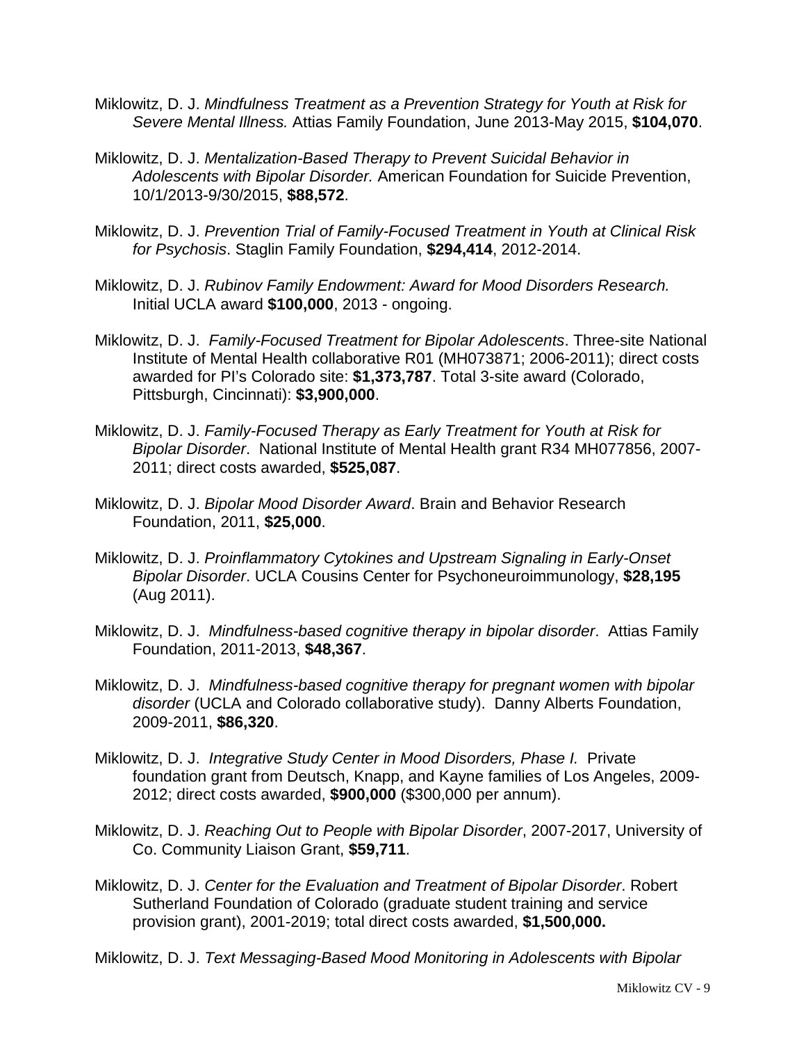Miklowitz, D. J. *Mindfulness Treatment as a Prevention Strategy for Youth at Risk for Severe Mental Illness.* Attias Family Foundation, June 2013-May 2015, **$104,070**.

Miklowitz, D. J. *Mentalization-Based Therapy to Prevent Suicidal Behavior in Adolescents with Bipolar Disorder.* American Foundation for Suicide Prevention, 10/1/2013-9/30/2015, **$88,572**.

Miklowitz, D. J. *Prevention Trial of Family-Focused Treatment in Youth at Clinical Risk for Psychosis*. Staglin Family Foundation, **$294,414**, 2012-2014.

Miklowitz, D. J. *Rubinov Family Endowment: Award for Mood Disorders Research.* Initial UCLA award **$100,000**, 2013 - ongoing.

Miklowitz, D. J. *Family-Focused Treatment for Bipolar Adolescents*. Three-site National Institute of Mental Health collaborative R01 (MH073871; 2006-2011); direct costs awarded for PI's Colorado site: **$1,373,787**. Total 3-site award (Colorado, Pittsburgh, Cincinnati): **$3,900,000**.

Miklowitz, D. J. *Family-Focused Therapy as Early Treatment for Youth at Risk for Bipolar Disorder*. National Institute of Mental Health grant R34 MH077856, 2007-2011; direct costs awarded, **$525,087**.

Miklowitz, D. J. *Bipolar Mood Disorder Award*. Brain and Behavior Research Foundation, 2011, **$25,000**.

Miklowitz, D. J. *Proinflammatory Cytokines and Upstream Signaling in Early-Onset Bipolar Disorder*. UCLA Cousins Center for Psychoneuroimmunology, **$28,195** (Aug 2011).

Miklowitz, D. J. *Mindfulness-based cognitive therapy in bipolar disorder*. Attias Family Foundation, 2011-2013, **$48,367**.

Miklowitz, D. J. *Mindfulness-based cognitive therapy for pregnant women with bipolar disorder* (UCLA and Colorado collaborative study). Danny Alberts Foundation, 2009-2011, **$86,320**.

Miklowitz, D. J. *Integrative Study Center in Mood Disorders, Phase I.* Private foundation grant from Deutsch, Knapp, and Kayne families of Los Angeles, 2009-2012; direct costs awarded, **$900,000** ($300,000 per annum).

Miklowitz, D. J. *Reaching Out to People with Bipolar Disorder*, 2007-2017, University of Co. Community Liaison Grant, **$59,711**.

Miklowitz, D. J. *Center for the Evaluation and Treatment of Bipolar Disorder*. Robert Sutherland Foundation of Colorado (graduate student training and service provision grant), 2001-2019; total direct costs awarded, **$1,500,000.**

Miklowitz, D. J. *Text Messaging-Based Mood Monitoring in Adolescents with Bipolar*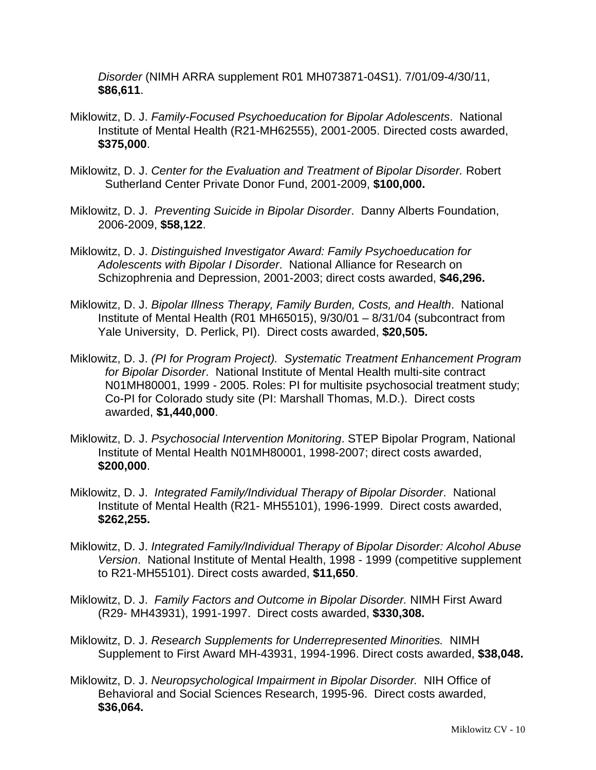*Disorder* (NIMH ARRA supplement R01 MH073871-04S1). 7/01/09-4/30/11, **$86,611**.

Miklowitz, D. J. *Family-Focused Psychoeducation for Bipolar Adolescents*. National Institute of Mental Health (R21-MH62555), 2001-2005. Directed costs awarded, **$375,000**.

Miklowitz, D. J. *Center for the Evaluation and Treatment of Bipolar Disorder.* Robert Sutherland Center Private Donor Fund, 2001-2009, **$100,000.**

Miklowitz, D. J. *Preventing Suicide in Bipolar Disorder*. Danny Alberts Foundation, 2006-2009, **$58,122**.

Miklowitz, D. J. *Distinguished Investigator Award: Family Psychoeducation for Adolescents with Bipolar I Disorder*. National Alliance for Research on Schizophrenia and Depression, 2001-2003; direct costs awarded, **$46,296.**

Miklowitz, D. J. *Bipolar Illness Therapy, Family Burden, Costs, and Health*. National Institute of Mental Health (R01 MH65015), 9/30/01 – 8/31/04 (subcontract from Yale University, D. Perlick, PI). Direct costs awarded, **$20,505.**

Miklowitz, D. J. *(PI for Program Project). Systematic Treatment Enhancement Program for Bipolar Disorder*. National Institute of Mental Health multi-site contract N01MH80001, 1999 - 2005. Roles: PI for multisite psychosocial treatment study; Co-PI for Colorado study site (PI: Marshall Thomas, M.D.). Direct costs awarded, **$1,440,000**.

Miklowitz, D. J. *Psychosocial Intervention Monitoring*. STEP Bipolar Program, National Institute of Mental Health N01MH80001, 1998-2007; direct costs awarded, **$200,000**.

Miklowitz, D. J. *Integrated Family/Individual Therapy of Bipolar Disorder*. National Institute of Mental Health (R21- MH55101), 1996-1999. Direct costs awarded, **$262,255.**

Miklowitz, D. J. *Integrated Family/Individual Therapy of Bipolar Disorder: Alcohol Abuse Version*. National Institute of Mental Health, 1998 - 1999 (competitive supplement to R21-MH55101). Direct costs awarded, **$11,650**.

Miklowitz, D. J. *Family Factors and Outcome in Bipolar Disorder.* NIMH First Award (R29- MH43931), 1991-1997. Direct costs awarded, **$330,308.**

Miklowitz, D. J. *Research Supplements for Underrepresented Minorities.* NIMH Supplement to First Award MH-43931, 1994-1996. Direct costs awarded, **$38,048.**

Miklowitz, D. J. *Neuropsychological Impairment in Bipolar Disorder.* NIH Office of Behavioral and Social Sciences Research, 1995-96. Direct costs awarded, **$36,064.**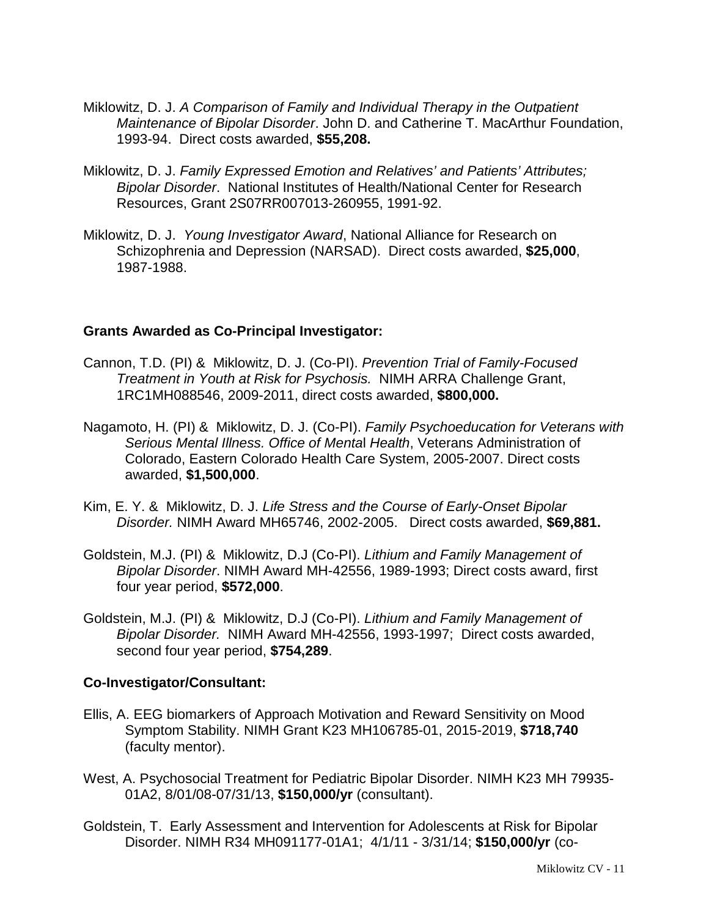Miklowitz, D. J. *A Comparison of Family and Individual Therapy in the Outpatient Maintenance of Bipolar Disorder*. John D. and Catherine T. MacArthur Foundation, 1993-94. Direct costs awarded, **$55,208.**

Miklowitz, D. J. *Family Expressed Emotion and Relatives' and Patients' Attributes; Bipolar Disorder*. National Institutes of Health/National Center for Research Resources, Grant 2S07RR007013-260955, 1991-92.

Miklowitz, D. J. *Young Investigator Award*, National Alliance for Research on Schizophrenia and Depression (NARSAD). Direct costs awarded, **$25,000**, 1987-1988.

**Grants Awarded as Co-Principal Investigator:**

Cannon, T.D. (PI) & Miklowitz, D. J. (Co-PI). *Prevention Trial of Family-Focused Treatment in Youth at Risk for Psychosis.* NIMH ARRA Challenge Grant, 1RC1MH088546, 2009-2011, direct costs awarded, **$800,000.**

Nagamoto, H. (PI) & Miklowitz, D. J. (Co-PI). *Family Psychoeducation for Veterans with Serious Mental Illness. Office of Mental Health*, Veterans Administration of Colorado, Eastern Colorado Health Care System, 2005-2007. Direct costs awarded, **$1,500,000**.

Kim, E. Y. & Miklowitz, D. J. *Life Stress and the Course of Early-Onset Bipolar Disorder.* NIMH Award MH65746, 2002-2005. Direct costs awarded, **$69,881.**

Goldstein, M.J. (PI) & Miklowitz, D.J (Co-PI). *Lithium and Family Management of Bipolar Disorder*. NIMH Award MH-42556, 1989-1993; Direct costs award, first four year period, **$572,000**.

Goldstein, M.J. (PI) & Miklowitz, D.J (Co-PI). *Lithium and Family Management of Bipolar Disorder.* NIMH Award MH-42556, 1993-1997; Direct costs awarded, second four year period, **$754,289**.

**Co-Investigator/Consultant:**

Ellis, A. EEG biomarkers of Approach Motivation and Reward Sensitivity on Mood Symptom Stability. NIMH Grant K23 MH106785-01, 2015-2019, **$718,740** (faculty mentor).

West, A. Psychosocial Treatment for Pediatric Bipolar Disorder. NIMH K23 MH 79935-01A2, 8/01/08-07/31/13, **$150,000/yr** (consultant).

Goldstein, T. Early Assessment and Intervention for Adolescents at Risk for Bipolar Disorder. NIMH R34 MH091177-01A1; 4/1/11 - 3/31/14; **$150,000/yr** (co-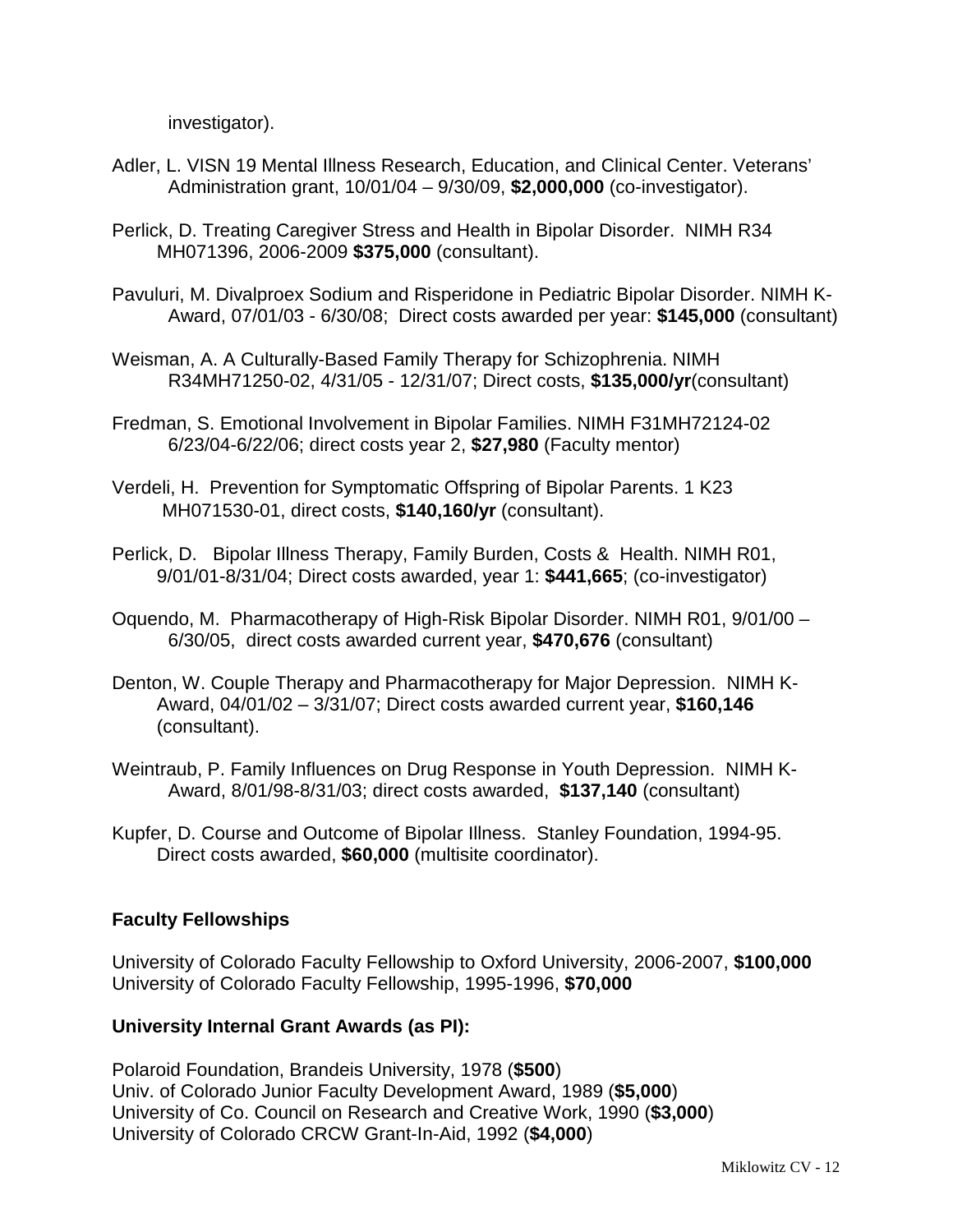investigator).

Adler, L. VISN 19 Mental Illness Research, Education, and Clinical Center. Veterans' Administration grant, 10/01/04 – 9/30/09, **$2,000,000** (co-investigator).

Perlick, D. Treating Caregiver Stress and Health in Bipolar Disorder. NIMH R34 MH071396, 2006-2009 **$375,000** (consultant).

Pavuluri, M. Divalproex Sodium and Risperidone in Pediatric Bipolar Disorder. NIMH K-Award, 07/01/03 - 6/30/08; Direct costs awarded per year: **$145,000** (consultant)

Weisman, A. A Culturally-Based Family Therapy for Schizophrenia. NIMH R34MH71250-02, 4/31/05 - 12/31/07; Direct costs, **$135,000/yr**(consultant)

Fredman, S. Emotional Involvement in Bipolar Families. NIMH F31MH72124-02 6/23/04-6/22/06; direct costs year 2, **$27,980** (Faculty mentor)

Verdeli, H. Prevention for Symptomatic Offspring of Bipolar Parents. 1 K23 MH071530-01, direct costs, **$140,160/yr** (consultant).

Perlick, D. Bipolar Illness Therapy, Family Burden, Costs & Health. NIMH R01, 9/01/01-8/31/04; Direct costs awarded, year 1: **$441,665**; (co-investigator)

Oquendo, M. Pharmacotherapy of High-Risk Bipolar Disorder. NIMH R01, 9/01/00 – 6/30/05, direct costs awarded current year, **$470,676** (consultant)

Denton, W. Couple Therapy and Pharmacotherapy for Major Depression. NIMH K-Award, 04/01/02 – 3/31/07; Direct costs awarded current year, **$160,146** (consultant).

Weintraub, P. Family Influences on Drug Response in Youth Depression. NIMH K-Award, 8/01/98-8/31/03; direct costs awarded, **$137,140** (consultant)

Kupfer, D. Course and Outcome of Bipolar Illness. Stanley Foundation, 1994-95. Direct costs awarded, **$60,000** (multisite coordinator).

### Faculty Fellowships

University of Colorado Faculty Fellowship to Oxford University, 2006-2007, **$100,000**
University of Colorado Faculty Fellowship, 1995-1996, **$70,000**

### University Internal Grant Awards (as PI):

Polaroid Foundation, Brandeis University, 1978 (**$500**)
Univ. of Colorado Junior Faculty Development Award, 1989 (**$5,000**)
University of Co. Council on Research and Creative Work, 1990 (**$3,000**)
University of Colorado CRCW Grant-In-Aid, 1992 (**$4,000**)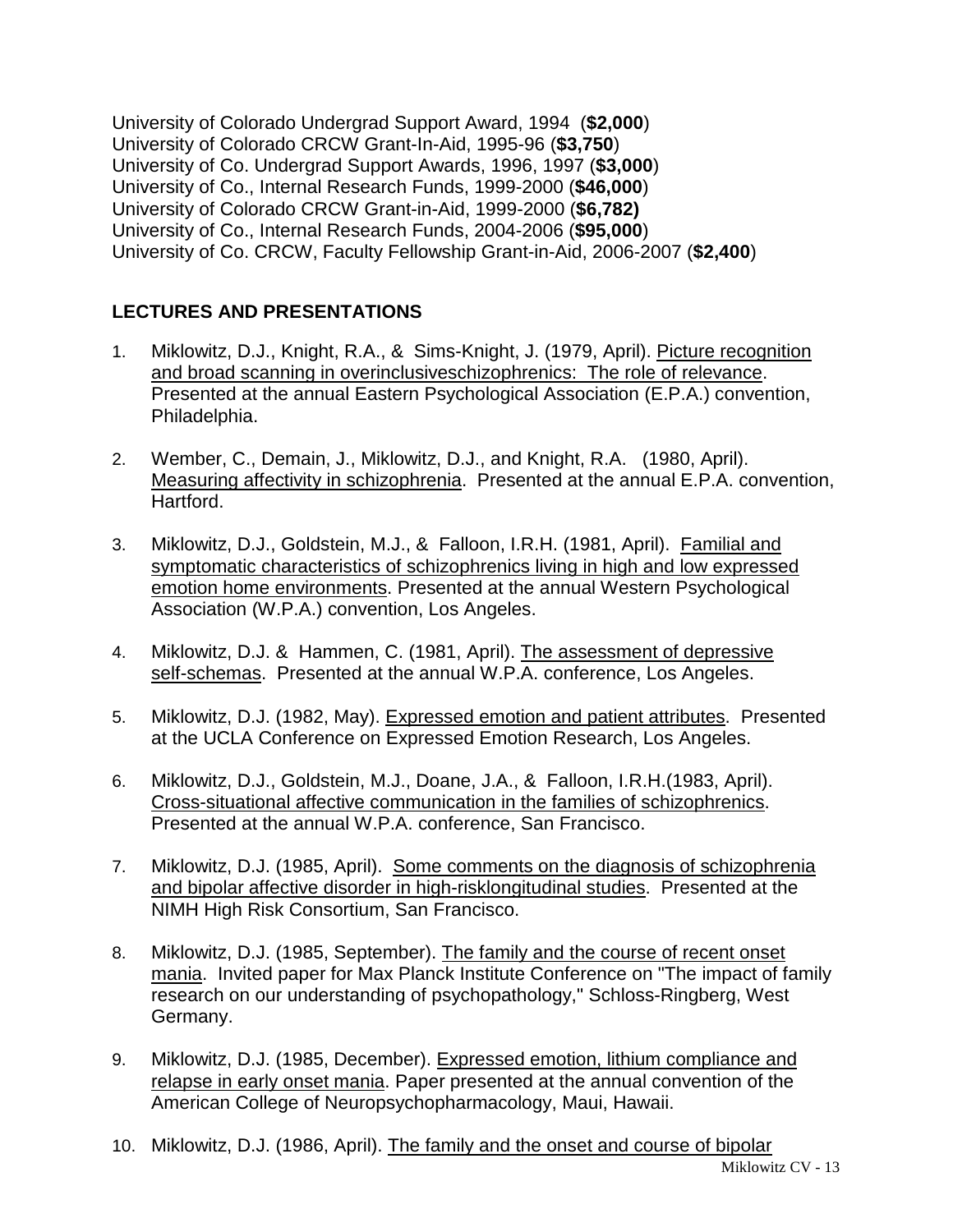University of Colorado Undergrad Support Award, 1994 (**$2,000**)
University of Colorado CRCW Grant-In-Aid, 1995-96 (**$3,750**)
University of Co. Undergrad Support Awards, 1996, 1997 (**$3,000**)
University of Co., Internal Research Funds, 1999-2000 (**$46,000**)
University of Colorado CRCW Grant-in-Aid, 1999-2000 (**$6,782)**
University of Co., Internal Research Funds, 2004-2006 (**$95,000**)
University of Co. CRCW, Faculty Fellowship Grant-in-Aid, 2006-2007 (**$2,400**)

## LECTURES AND PRESENTATIONS

1. Miklowitz, D.J., Knight, R.A., & Sims-Knight, J. (1979, April). <u>Picture recognition and broad scanning in overinclusiveschizophrenics: The role of relevance</u>. Presented at the annual Eastern Psychological Association (E.P.A.) convention, Philadelphia.

2. Wember, C., Demain, J., Miklowitz, D.J., and Knight, R.A. (1980, April). <u>Measuring affectivity in schizophrenia</u>. Presented at the annual E.P.A. convention, Hartford.

3. Miklowitz, D.J., Goldstein, M.J., & Falloon, I.R.H. (1981, April). <u>Familial and symptomatic characteristics of schizophrenics living in high and low expressed emotion home environments</u>. Presented at the annual Western Psychological Association (W.P.A.) convention, Los Angeles.

4. Miklowitz, D.J. & Hammen, C. (1981, April). <u>The assessment of depressive self-schemas</u>. Presented at the annual W.P.A. conference, Los Angeles.

5. Miklowitz, D.J. (1982, May). <u>Expressed emotion and patient attributes</u>. Presented at the UCLA Conference on Expressed Emotion Research, Los Angeles.

6. Miklowitz, D.J., Goldstein, M.J., Doane, J.A., & Falloon, I.R.H.(1983, April). <u>Cross-situational affective communication in the families of schizophrenics</u>. Presented at the annual W.P.A. conference, San Francisco.

7. Miklowitz, D.J. (1985, April). <u>Some comments on the diagnosis of schizophrenia and bipolar affective disorder in high-risklongitudinal studies</u>. Presented at the NIMH High Risk Consortium, San Francisco.

8. Miklowitz, D.J. (1985, September). <u>The family and the course of recent onset mania</u>. Invited paper for Max Planck Institute Conference on "The impact of family research on our understanding of psychopathology," Schloss-Ringberg, West Germany.

9. Miklowitz, D.J. (1985, December). <u>Expressed emotion, lithium compliance and relapse in early onset mania</u>. Paper presented at the annual convention of the American College of Neuropsychopharmacology, Maui, Hawaii.

10. Miklowitz, D.J. (1986, April). <u>The family and the onset and course of bipolar</u>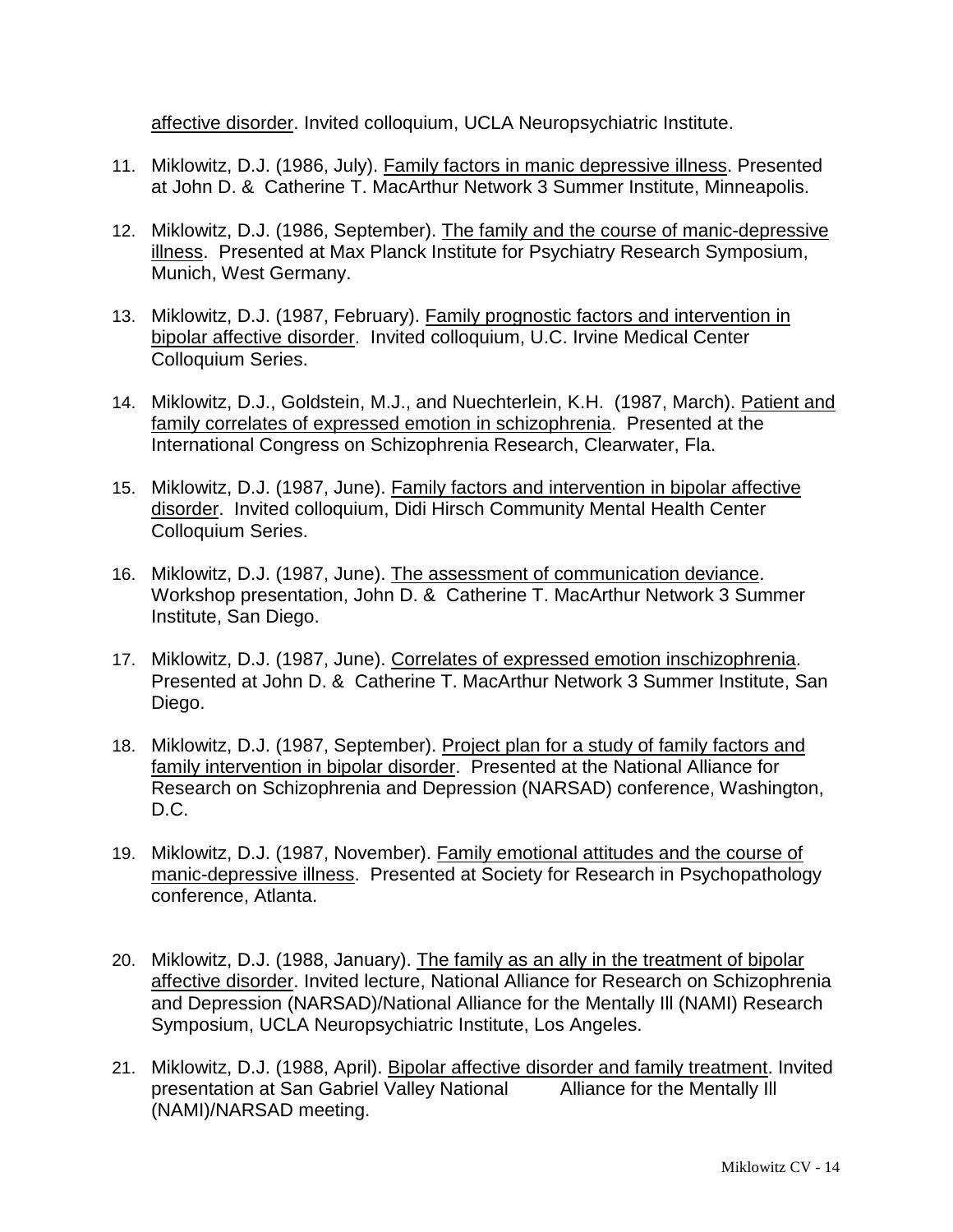affective disorder. Invited colloquium, UCLA Neuropsychiatric Institute.

11. Miklowitz, D.J. (1986, July). Family factors in manic depressive illness. Presented at John D. & Catherine T. MacArthur Network 3 Summer Institute, Minneapolis.

12. Miklowitz, D.J. (1986, September). The family and the course of manic-depressive illness. Presented at Max Planck Institute for Psychiatry Research Symposium, Munich, West Germany.

13. Miklowitz, D.J. (1987, February). Family prognostic factors and intervention in bipolar affective disorder. Invited colloquium, U.C. Irvine Medical Center Colloquium Series.

14. Miklowitz, D.J., Goldstein, M.J., and Nuechterlein, K.H. (1987, March). Patient and family correlates of expressed emotion in schizophrenia. Presented at the International Congress on Schizophrenia Research, Clearwater, Fla.

15. Miklowitz, D.J. (1987, June). Family factors and intervention in bipolar affective disorder. Invited colloquium, Didi Hirsch Community Mental Health Center Colloquium Series.

16. Miklowitz, D.J. (1987, June). The assessment of communication deviance. Workshop presentation, John D. & Catherine T. MacArthur Network 3 Summer Institute, San Diego.

17. Miklowitz, D.J. (1987, June). Correlates of expressed emotion inschizophrenia. Presented at John D. & Catherine T. MacArthur Network 3 Summer Institute, San Diego.

18. Miklowitz, D.J. (1987, September). Project plan for a study of family factors and family intervention in bipolar disorder. Presented at the National Alliance for Research on Schizophrenia and Depression (NARSAD) conference, Washington, D.C.

19. Miklowitz, D.J. (1987, November). Family emotional attitudes and the course of manic-depressive illness. Presented at Society for Research in Psychopathology conference, Atlanta.

20. Miklowitz, D.J. (1988, January). The family as an ally in the treatment of bipolar affective disorder. Invited lecture, National Alliance for Research on Schizophrenia and Depression (NARSAD)/National Alliance for the Mentally Ill (NAMI) Research Symposium, UCLA Neuropsychiatric Institute, Los Angeles.

21. Miklowitz, D.J. (1988, April). Bipolar affective disorder and family treatment. Invited presentation at San Gabriel Valley National Alliance for the Mentally Ill (NAMI)/NARSAD meeting.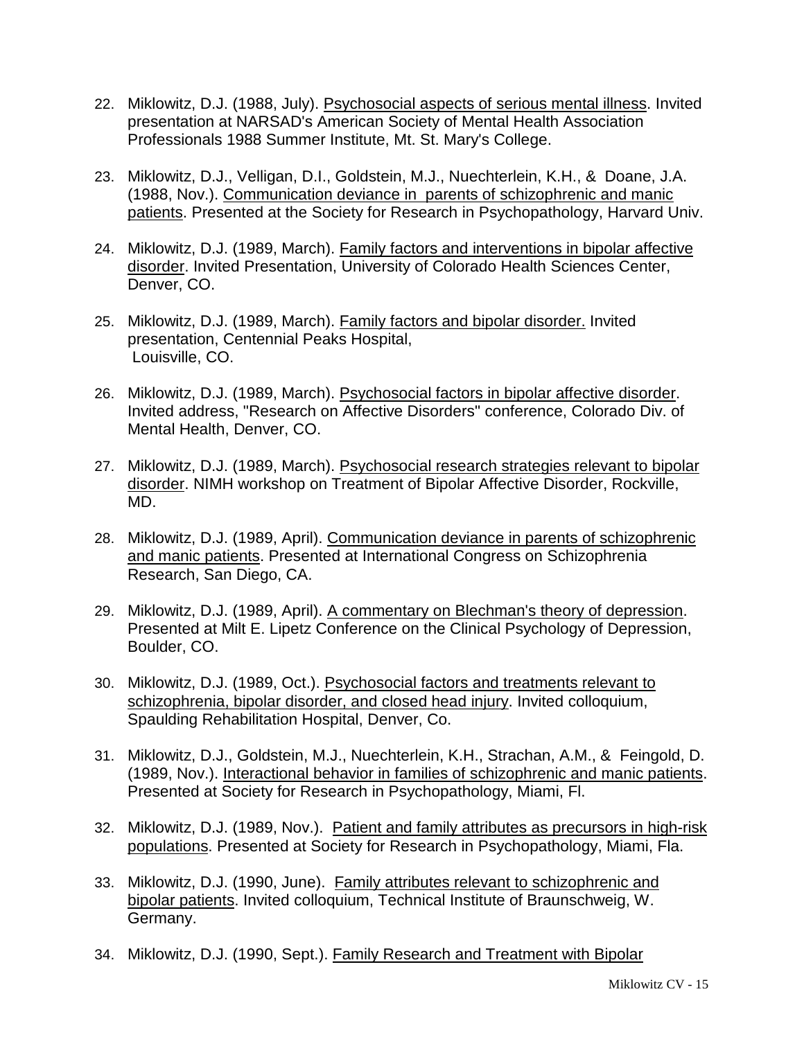22. Miklowitz, D.J. (1988, July). Psychosocial aspects of serious mental illness. Invited presentation at NARSAD's American Society of Mental Health Association Professionals 1988 Summer Institute, Mt. St. Mary's College.

23. Miklowitz, D.J., Velligan, D.I., Goldstein, M.J., Nuechterlein, K.H., & Doane, J.A. (1988, Nov.). Communication deviance in parents of schizophrenic and manic patients. Presented at the Society for Research in Psychopathology, Harvard Univ.

24. Miklowitz, D.J. (1989, March). Family factors and interventions in bipolar affective disorder. Invited Presentation, University of Colorado Health Sciences Center, Denver, CO.

25. Miklowitz, D.J. (1989, March). Family factors and bipolar disorder. Invited presentation, Centennial Peaks Hospital, Louisville, CO.

26. Miklowitz, D.J. (1989, March). Psychosocial factors in bipolar affective disorder. Invited address, "Research on Affective Disorders" conference, Colorado Div. of Mental Health, Denver, CO.

27. Miklowitz, D.J. (1989, March). Psychosocial research strategies relevant to bipolar disorder. NIMH workshop on Treatment of Bipolar Affective Disorder, Rockville, MD.

28. Miklowitz, D.J. (1989, April). Communication deviance in parents of schizophrenic and manic patients. Presented at International Congress on Schizophrenia Research, San Diego, CA.

29. Miklowitz, D.J. (1989, April). A commentary on Blechman's theory of depression. Presented at Milt E. Lipetz Conference on the Clinical Psychology of Depression, Boulder, CO.

30. Miklowitz, D.J. (1989, Oct.). Psychosocial factors and treatments relevant to schizophrenia, bipolar disorder, and closed head injury. Invited colloquium, Spaulding Rehabilitation Hospital, Denver, Co.

31. Miklowitz, D.J., Goldstein, M.J., Nuechterlein, K.H., Strachan, A.M., & Feingold, D. (1989, Nov.). Interactional behavior in families of schizophrenic and manic patients. Presented at Society for Research in Psychopathology, Miami, Fl.

32. Miklowitz, D.J. (1989, Nov.). Patient and family attributes as precursors in high-risk populations. Presented at Society for Research in Psychopathology, Miami, Fla.

33. Miklowitz, D.J. (1990, June). Family attributes relevant to schizophrenic and bipolar patients. Invited colloquium, Technical Institute of Braunschweig, W. Germany.

34. Miklowitz, D.J. (1990, Sept.). Family Research and Treatment with Bipolar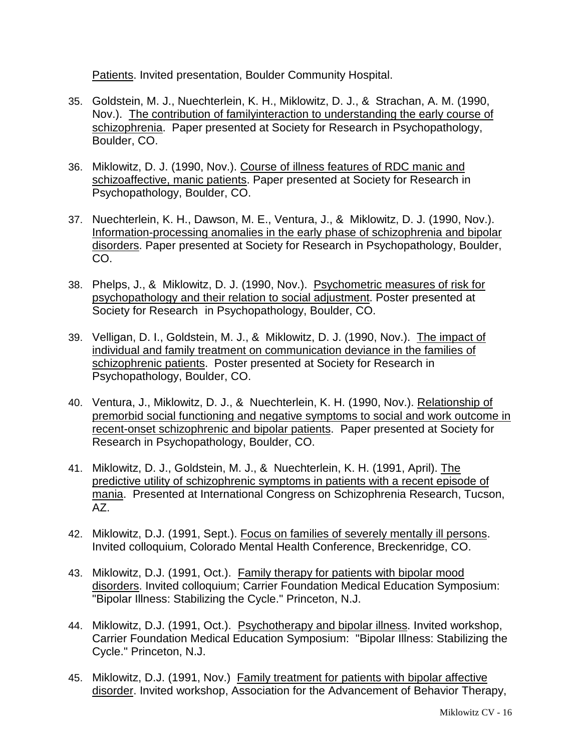Patients. Invited presentation, Boulder Community Hospital.

35. Goldstein, M. J., Nuechterlein, K. H., Miklowitz, D. J., & Strachan, A. M. (1990, Nov.). The contribution of familyinteraction to understanding the early course of schizophrenia. Paper presented at Society for Research in Psychopathology, Boulder, CO.

36. Miklowitz, D. J. (1990, Nov.). Course of illness features of RDC manic and schizoaffective, manic patients. Paper presented at Society for Research in Psychopathology, Boulder, CO.

37. Nuechterlein, K. H., Dawson, M. E., Ventura, J., & Miklowitz, D. J. (1990, Nov.). Information-processing anomalies in the early phase of schizophrenia and bipolar disorders. Paper presented at Society for Research in Psychopathology, Boulder, CO.

38. Phelps, J., & Miklowitz, D. J. (1990, Nov.). Psychometric measures of risk for psychopathology and their relation to social adjustment. Poster presented at Society for Research in Psychopathology, Boulder, CO.

39. Velligan, D. I., Goldstein, M. J., & Miklowitz, D. J. (1990, Nov.). The impact of individual and family treatment on communication deviance in the families of schizophrenic patients. Poster presented at Society for Research in Psychopathology, Boulder, CO.

40. Ventura, J., Miklowitz, D. J., & Nuechterlein, K. H. (1990, Nov.). Relationship of premorbid social functioning and negative symptoms to social and work outcome in recent-onset schizophrenic and bipolar patients. Paper presented at Society for Research in Psychopathology, Boulder, CO.

41. Miklowitz, D. J., Goldstein, M. J., & Nuechterlein, K. H. (1991, April). The predictive utility of schizophrenic symptoms in patients with a recent episode of mania. Presented at International Congress on Schizophrenia Research, Tucson, AZ.

42. Miklowitz, D.J. (1991, Sept.). Focus on families of severely mentally ill persons. Invited colloquium, Colorado Mental Health Conference, Breckenridge, CO.

43. Miklowitz, D.J. (1991, Oct.). Family therapy for patients with bipolar mood disorders. Invited colloquium; Carrier Foundation Medical Education Symposium: "Bipolar Illness: Stabilizing the Cycle." Princeton, N.J.

44. Miklowitz, D.J. (1991, Oct.). Psychotherapy and bipolar illness. Invited workshop, Carrier Foundation Medical Education Symposium: "Bipolar Illness: Stabilizing the Cycle." Princeton, N.J.

45. Miklowitz, D.J. (1991, Nov.) Family treatment for patients with bipolar affective disorder. Invited workshop, Association for the Advancement of Behavior Therapy,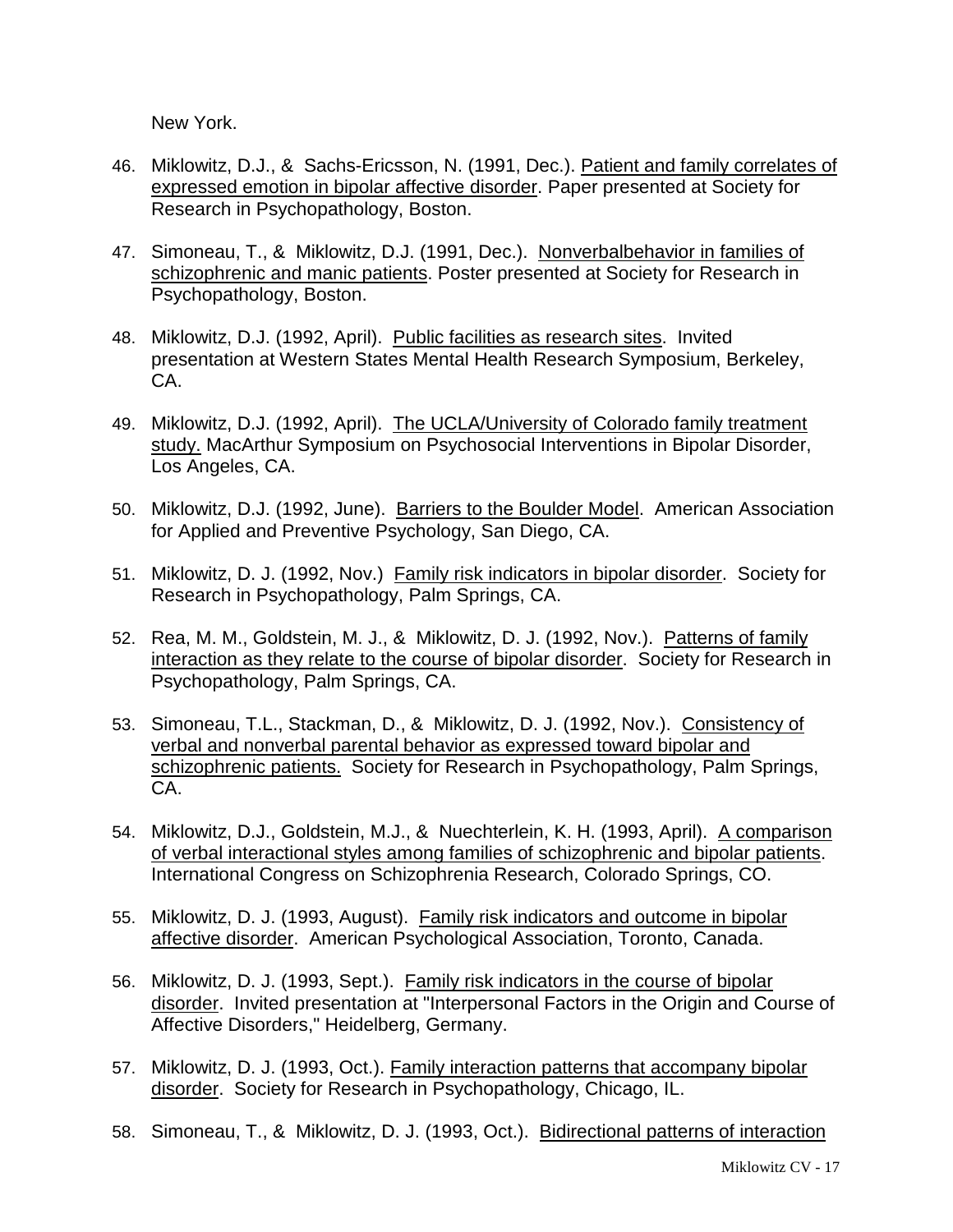New York.

46. Miklowitz, D.J., & Sachs-Ericsson, N. (1991, Dec.). <u>Patient and family correlates of expressed emotion in bipolar affective disorder</u>. Paper presented at Society for Research in Psychopathology, Boston.

47. Simoneau, T., & Miklowitz, D.J. (1991, Dec.). <u>Nonverbalbehavior in families of schizophrenic and manic patients</u>. Poster presented at Society for Research in Psychopathology, Boston.

48. Miklowitz, D.J. (1992, April). <u>Public facilities as research sites</u>. Invited presentation at Western States Mental Health Research Symposium, Berkeley, CA.

49. Miklowitz, D.J. (1992, April). <u>The UCLA/University of Colorado family treatment study.</u> MacArthur Symposium on Psychosocial Interventions in Bipolar Disorder, Los Angeles, CA.

50. Miklowitz, D.J. (1992, June). <u>Barriers to the Boulder Model</u>. American Association for Applied and Preventive Psychology, San Diego, CA.

51. Miklowitz, D. J. (1992, Nov.) <u>Family risk indicators in bipolar disorder</u>. Society for Research in Psychopathology, Palm Springs, CA.

52. Rea, M. M., Goldstein, M. J., & Miklowitz, D. J. (1992, Nov.). <u>Patterns of family interaction as they relate to the course of bipolar disorder</u>. Society for Research in Psychopathology, Palm Springs, CA.

53. Simoneau, T.L., Stackman, D., & Miklowitz, D. J. (1992, Nov.). <u>Consistency of verbal and nonverbal parental behavior as expressed toward bipolar and schizophrenic patients.</u> Society for Research in Psychopathology, Palm Springs, CA.

54. Miklowitz, D.J., Goldstein, M.J., & Nuechterlein, K. H. (1993, April). <u>A comparison of verbal interactional styles among families of schizophrenic and bipolar patients</u>. International Congress on Schizophrenia Research, Colorado Springs, CO.

55. Miklowitz, D. J. (1993, August). <u>Family risk indicators and outcome in bipolar affective disorder</u>. American Psychological Association, Toronto, Canada.

56. Miklowitz, D. J. (1993, Sept.). <u>Family risk indicators in the course of bipolar disorder</u>. Invited presentation at "Interpersonal Factors in the Origin and Course of Affective Disorders," Heidelberg, Germany.

57. Miklowitz, D. J. (1993, Oct.). <u>Family interaction patterns that accompany bipolar disorder</u>. Society for Research in Psychopathology, Chicago, IL.

58. Simoneau, T., & Miklowitz, D. J. (1993, Oct.). <u>Bidirectional patterns of interaction</u>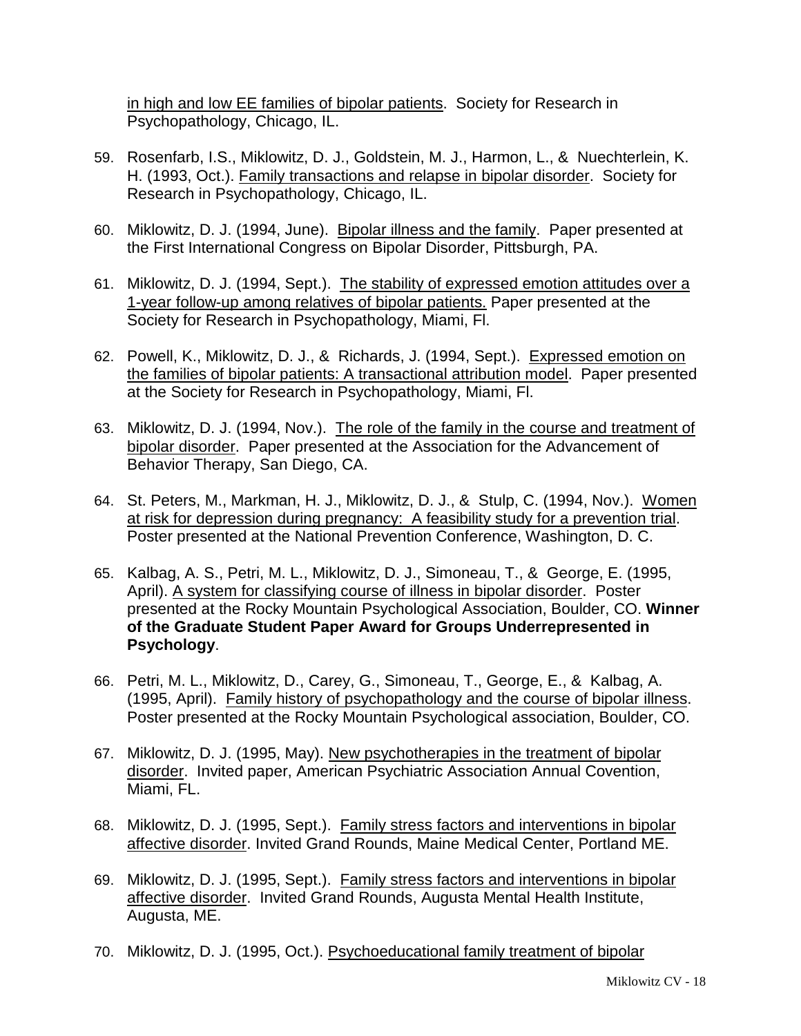in high and low EE families of bipolar patients. Society for Research in Psychopathology, Chicago, IL.

59. Rosenfarb, I.S., Miklowitz, D. J., Goldstein, M. J., Harmon, L., & Nuechterlein, K. H. (1993, Oct.). Family transactions and relapse in bipolar disorder. Society for Research in Psychopathology, Chicago, IL.

60. Miklowitz, D. J. (1994, June). Bipolar illness and the family. Paper presented at the First International Congress on Bipolar Disorder, Pittsburgh, PA.

61. Miklowitz, D. J. (1994, Sept.). The stability of expressed emotion attitudes over a 1-year follow-up among relatives of bipolar patients. Paper presented at the Society for Research in Psychopathology, Miami, Fl.

62. Powell, K., Miklowitz, D. J., & Richards, J. (1994, Sept.). Expressed emotion on the families of bipolar patients: A transactional attribution model. Paper presented at the Society for Research in Psychopathology, Miami, Fl.

63. Miklowitz, D. J. (1994, Nov.). The role of the family in the course and treatment of bipolar disorder. Paper presented at the Association for the Advancement of Behavior Therapy, San Diego, CA.

64. St. Peters, M., Markman, H. J., Miklowitz, D. J., & Stulp, C. (1994, Nov.). Women at risk for depression during pregnancy: A feasibility study for a prevention trial. Poster presented at the National Prevention Conference, Washington, D. C.

65. Kalbag, A. S., Petri, M. L., Miklowitz, D. J., Simoneau, T., & George, E. (1995, April). A system for classifying course of illness in bipolar disorder. Poster presented at the Rocky Mountain Psychological Association, Boulder, CO. **Winner of the Graduate Student Paper Award for Groups Underrepresented in Psychology**.

66. Petri, M. L., Miklowitz, D., Carey, G., Simoneau, T., George, E., & Kalbag, A. (1995, April). Family history of psychopathology and the course of bipolar illness. Poster presented at the Rocky Mountain Psychological association, Boulder, CO.

67. Miklowitz, D. J. (1995, May). New psychotherapies in the treatment of bipolar disorder. Invited paper, American Psychiatric Association Annual Covention, Miami, FL.

68. Miklowitz, D. J. (1995, Sept.). Family stress factors and interventions in bipolar affective disorder. Invited Grand Rounds, Maine Medical Center, Portland ME.

69. Miklowitz, D. J. (1995, Sept.). Family stress factors and interventions in bipolar affective disorder. Invited Grand Rounds, Augusta Mental Health Institute, Augusta, ME.

70. Miklowitz, D. J. (1995, Oct.). Psychoeducational family treatment of bipolar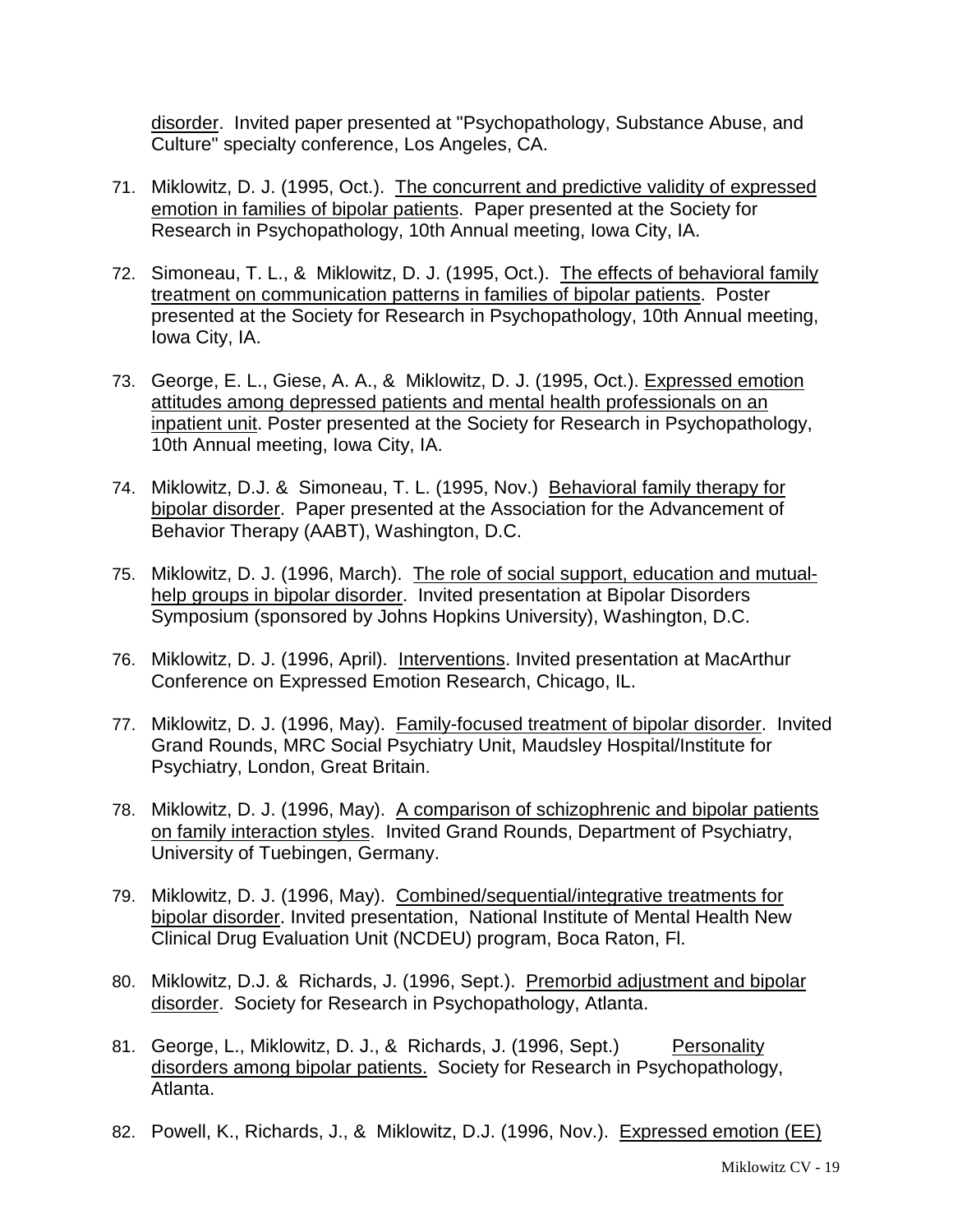disorder. Invited paper presented at "Psychopathology, Substance Abuse, and Culture" specialty conference, Los Angeles, CA.

71. Miklowitz, D. J. (1995, Oct.). <u>The concurrent and predictive validity of expressed emotion in families of bipolar patients</u>. Paper presented at the Society for Research in Psychopathology, 10th Annual meeting, Iowa City, IA.

72. Simoneau, T. L., & Miklowitz, D. J. (1995, Oct.). <u>The effects of behavioral family treatment on communication patterns in families of bipolar patients</u>. Poster presented at the Society for Research in Psychopathology, 10th Annual meeting, Iowa City, IA.

73. George, E. L., Giese, A. A., & Miklowitz, D. J. (1995, Oct.). <u>Expressed emotion attitudes among depressed patients and mental health professionals on an inpatient unit</u>. Poster presented at the Society for Research in Psychopathology, 10th Annual meeting, Iowa City, IA.

74. Miklowitz, D.J. & Simoneau, T. L. (1995, Nov.) <u>Behavioral family therapy for bipolar disorder</u>. Paper presented at the Association for the Advancement of Behavior Therapy (AABT), Washington, D.C.

75. Miklowitz, D. J. (1996, March). <u>The role of social support, education and mutual-help groups in bipolar disorder</u>. Invited presentation at Bipolar Disorders Symposium (sponsored by Johns Hopkins University), Washington, D.C.

76. Miklowitz, D. J. (1996, April). <u>Interventions</u>. Invited presentation at MacArthur Conference on Expressed Emotion Research, Chicago, IL.

77. Miklowitz, D. J. (1996, May). <u>Family-focused treatment of bipolar disorder</u>. Invited Grand Rounds, MRC Social Psychiatry Unit, Maudsley Hospital/Institute for Psychiatry, London, Great Britain.

78. Miklowitz, D. J. (1996, May). <u>A comparison of schizophrenic and bipolar patients on family interaction styles</u>. Invited Grand Rounds, Department of Psychiatry, University of Tuebingen, Germany.

79. Miklowitz, D. J. (1996, May). <u>Combined/sequential/integrative treatments for bipolar disorder</u>. Invited presentation, National Institute of Mental Health New Clinical Drug Evaluation Unit (NCDEU) program, Boca Raton, Fl.

80. Miklowitz, D.J. & Richards, J. (1996, Sept.). <u>Premorbid adjustment and bipolar disorder</u>. Society for Research in Psychopathology, Atlanta.

81. George, L., Miklowitz, D. J., & Richards, J. (1996, Sept.) <u>Personality disorders among bipolar patients.</u> Society for Research in Psychopathology, Atlanta.

82. Powell, K., Richards, J., & Miklowitz, D.J. (1996, Nov.). <u>Expressed emotion (EE)</u>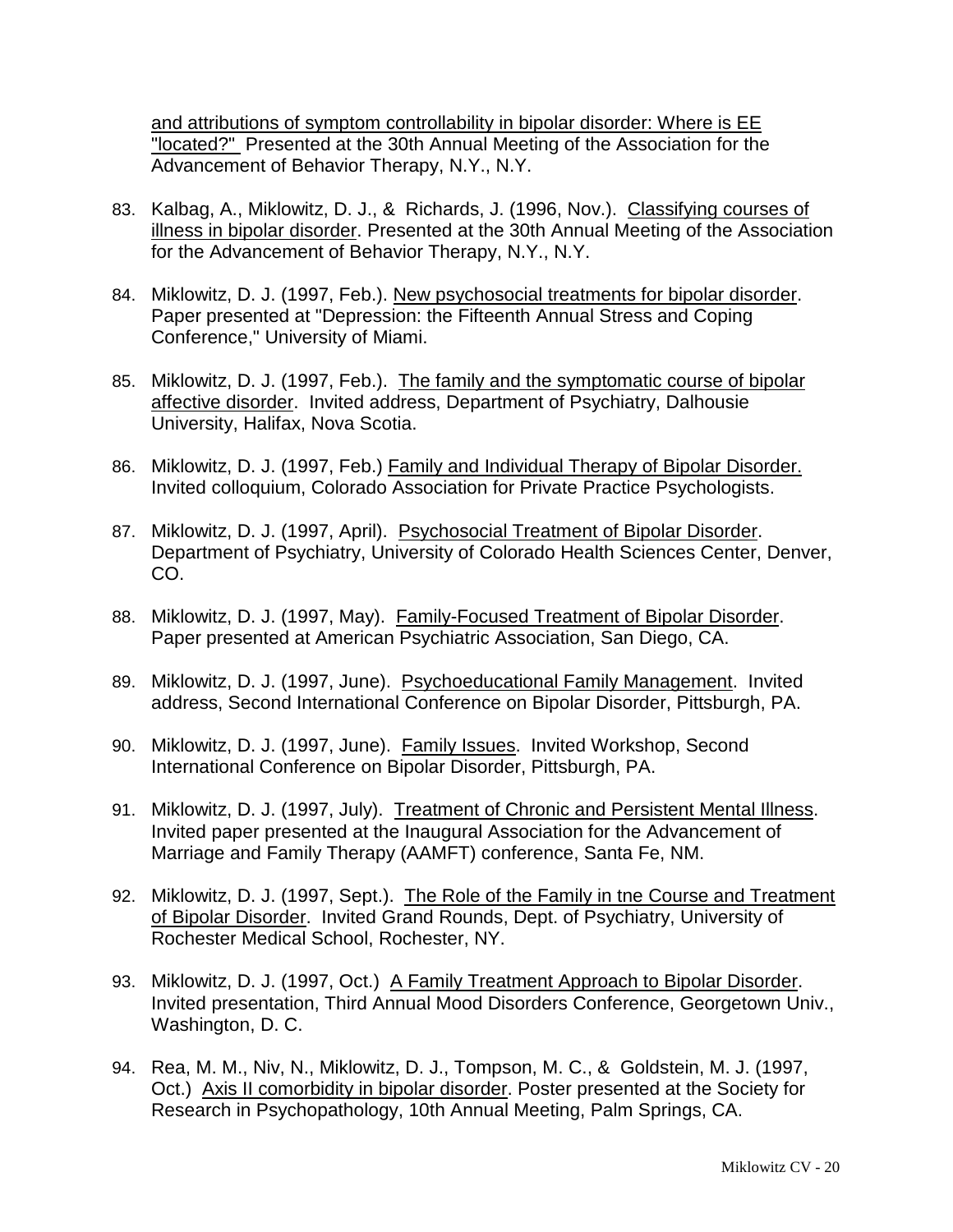and attributions of symptom controllability in bipolar disorder: Where is EE "located?" Presented at the 30th Annual Meeting of the Association for the Advancement of Behavior Therapy, N.Y., N.Y.

83. Kalbag, A., Miklowitz, D. J., & Richards, J. (1996, Nov.). Classifying courses of illness in bipolar disorder. Presented at the 30th Annual Meeting of the Association for the Advancement of Behavior Therapy, N.Y., N.Y.

84. Miklowitz, D. J. (1997, Feb.). New psychosocial treatments for bipolar disorder. Paper presented at "Depression: the Fifteenth Annual Stress and Coping Conference," University of Miami.

85. Miklowitz, D. J. (1997, Feb.). The family and the symptomatic course of bipolar affective disorder. Invited address, Department of Psychiatry, Dalhousie University, Halifax, Nova Scotia.

86. Miklowitz, D. J. (1997, Feb.) Family and Individual Therapy of Bipolar Disorder. Invited colloquium, Colorado Association for Private Practice Psychologists.

87. Miklowitz, D. J. (1997, April). Psychosocial Treatment of Bipolar Disorder. Department of Psychiatry, University of Colorado Health Sciences Center, Denver, CO.

88. Miklowitz, D. J. (1997, May). Family-Focused Treatment of Bipolar Disorder. Paper presented at American Psychiatric Association, San Diego, CA.

89. Miklowitz, D. J. (1997, June). Psychoeducational Family Management. Invited address, Second International Conference on Bipolar Disorder, Pittsburgh, PA.

90. Miklowitz, D. J. (1997, June). Family Issues. Invited Workshop, Second International Conference on Bipolar Disorder, Pittsburgh, PA.

91. Miklowitz, D. J. (1997, July). Treatment of Chronic and Persistent Mental Illness. Invited paper presented at the Inaugural Association for the Advancement of Marriage and Family Therapy (AAMFT) conference, Santa Fe, NM.

92. Miklowitz, D. J. (1997, Sept.). The Role of the Family in tne Course and Treatment of Bipolar Disorder. Invited Grand Rounds, Dept. of Psychiatry, University of Rochester Medical School, Rochester, NY.

93. Miklowitz, D. J. (1997, Oct.) A Family Treatment Approach to Bipolar Disorder. Invited presentation, Third Annual Mood Disorders Conference, Georgetown Univ., Washington, D. C.

94. Rea, M. M., Niv, N., Miklowitz, D. J., Tompson, M. C., & Goldstein, M. J. (1997, Oct.) Axis II comorbidity in bipolar disorder. Poster presented at the Society for Research in Psychopathology, 10th Annual Meeting, Palm Springs, CA.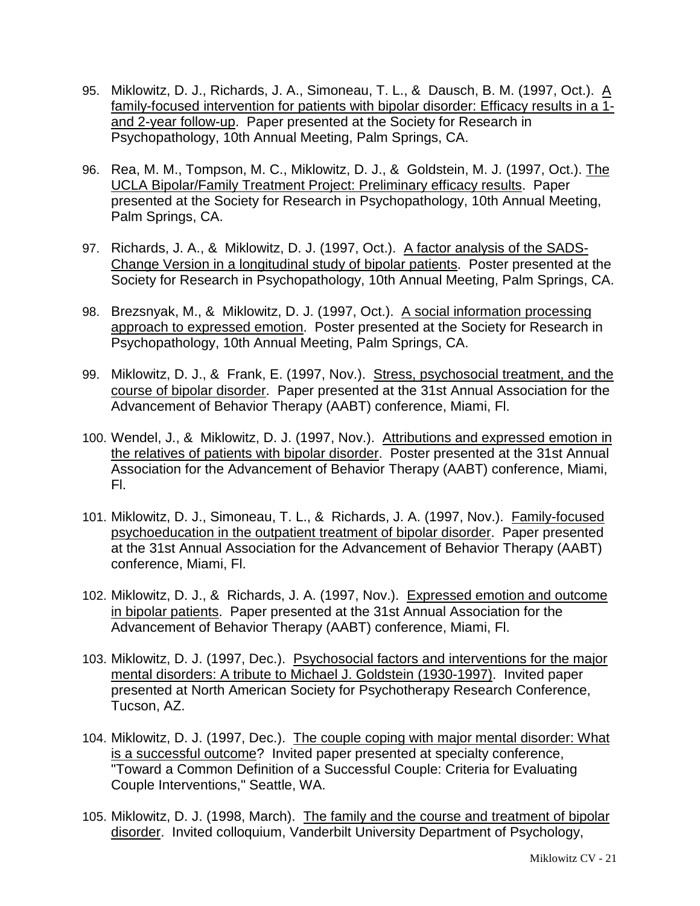95. Miklowitz, D. J., Richards, J. A., Simoneau, T. L., & Dausch, B. M. (1997, Oct.). A family-focused intervention for patients with bipolar disorder: Efficacy results in a 1- and 2-year follow-up. Paper presented at the Society for Research in Psychopathology, 10th Annual Meeting, Palm Springs, CA.

96. Rea, M. M., Tompson, M. C., Miklowitz, D. J., & Goldstein, M. J. (1997, Oct.). The UCLA Bipolar/Family Treatment Project: Preliminary efficacy results. Paper presented at the Society for Research in Psychopathology, 10th Annual Meeting, Palm Springs, CA.

97. Richards, J. A., & Miklowitz, D. J. (1997, Oct.). A factor analysis of the SADS-Change Version in a longitudinal study of bipolar patients. Poster presented at the Society for Research in Psychopathology, 10th Annual Meeting, Palm Springs, CA.

98. Brezsnyak, M., & Miklowitz, D. J. (1997, Oct.). A social information processing approach to expressed emotion. Poster presented at the Society for Research in Psychopathology, 10th Annual Meeting, Palm Springs, CA.

99. Miklowitz, D. J., & Frank, E. (1997, Nov.). Stress, psychosocial treatment, and the course of bipolar disorder. Paper presented at the 31st Annual Association for the Advancement of Behavior Therapy (AABT) conference, Miami, Fl.

100. Wendel, J., & Miklowitz, D. J. (1997, Nov.). Attributions and expressed emotion in the relatives of patients with bipolar disorder. Poster presented at the 31st Annual Association for the Advancement of Behavior Therapy (AABT) conference, Miami, Fl.

101. Miklowitz, D. J., Simoneau, T. L., & Richards, J. A. (1997, Nov.). Family-focused psychoeducation in the outpatient treatment of bipolar disorder. Paper presented at the 31st Annual Association for the Advancement of Behavior Therapy (AABT) conference, Miami, Fl.

102. Miklowitz, D. J., & Richards, J. A. (1997, Nov.). Expressed emotion and outcome in bipolar patients. Paper presented at the 31st Annual Association for the Advancement of Behavior Therapy (AABT) conference, Miami, Fl.

103. Miklowitz, D. J. (1997, Dec.). Psychosocial factors and interventions for the major mental disorders: A tribute to Michael J. Goldstein (1930-1997). Invited paper presented at North American Society for Psychotherapy Research Conference, Tucson, AZ.

104. Miklowitz, D. J. (1997, Dec.). The couple coping with major mental disorder: What is a successful outcome? Invited paper presented at specialty conference, "Toward a Common Definition of a Successful Couple: Criteria for Evaluating Couple Interventions," Seattle, WA.

105. Miklowitz, D. J. (1998, March). The family and the course and treatment of bipolar disorder. Invited colloquium, Vanderbilt University Department of Psychology,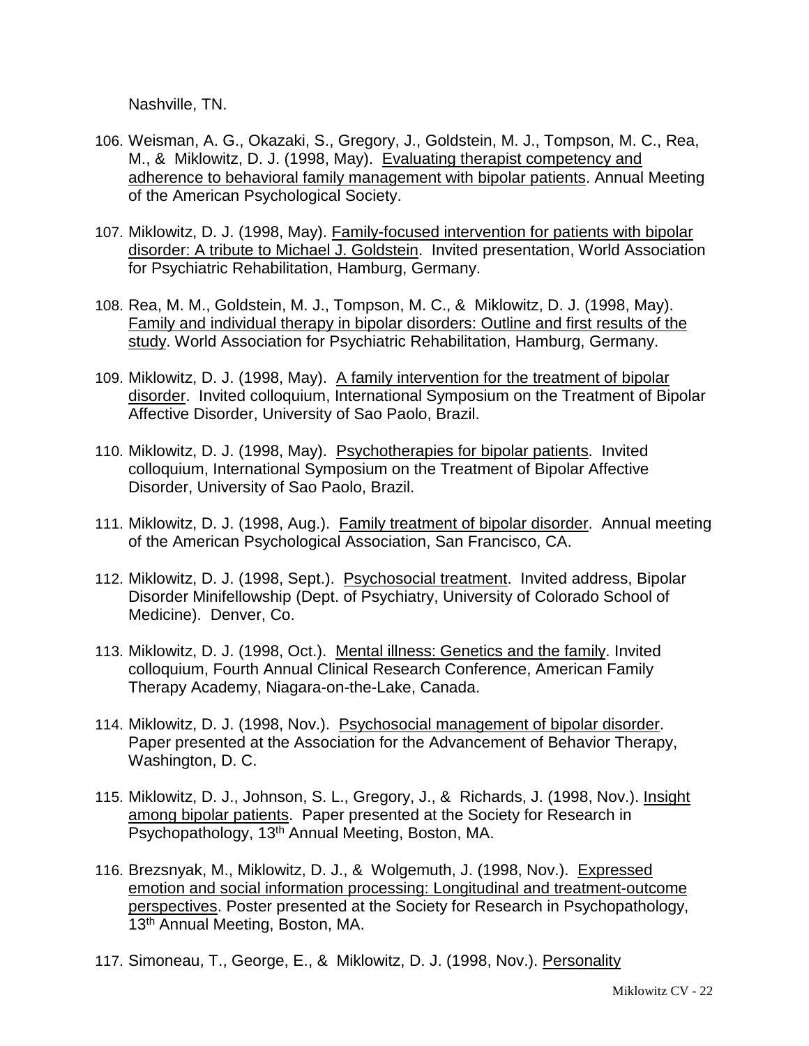Nashville, TN.

106. Weisman, A. G., Okazaki, S., Gregory, J., Goldstein, M. J., Tompson, M. C., Rea, M., & Miklowitz, D. J. (1998, May). Evaluating therapist competency and adherence to behavioral family management with bipolar patients. Annual Meeting of the American Psychological Society.

107. Miklowitz, D. J. (1998, May). Family-focused intervention for patients with bipolar disorder: A tribute to Michael J. Goldstein. Invited presentation, World Association for Psychiatric Rehabilitation, Hamburg, Germany.

108. Rea, M. M., Goldstein, M. J., Tompson, M. C., & Miklowitz, D. J. (1998, May). Family and individual therapy in bipolar disorders: Outline and first results of the study. World Association for Psychiatric Rehabilitation, Hamburg, Germany.

109. Miklowitz, D. J. (1998, May). A family intervention for the treatment of bipolar disorder. Invited colloquium, International Symposium on the Treatment of Bipolar Affective Disorder, University of Sao Paolo, Brazil.

110. Miklowitz, D. J. (1998, May). Psychotherapies for bipolar patients. Invited colloquium, International Symposium on the Treatment of Bipolar Affective Disorder, University of Sao Paolo, Brazil.

111. Miklowitz, D. J. (1998, Aug.). Family treatment of bipolar disorder. Annual meeting of the American Psychological Association, San Francisco, CA.

112. Miklowitz, D. J. (1998, Sept.). Psychosocial treatment. Invited address, Bipolar Disorder Minifellowship (Dept. of Psychiatry, University of Colorado School of Medicine). Denver, Co.

113. Miklowitz, D. J. (1998, Oct.). Mental illness: Genetics and the family. Invited colloquium, Fourth Annual Clinical Research Conference, American Family Therapy Academy, Niagara-on-the-Lake, Canada.

114. Miklowitz, D. J. (1998, Nov.). Psychosocial management of bipolar disorder. Paper presented at the Association for the Advancement of Behavior Therapy, Washington, D. C.

115. Miklowitz, D. J., Johnson, S. L., Gregory, J., & Richards, J. (1998, Nov.). Insight among bipolar patients. Paper presented at the Society for Research in Psychopathology, 13th Annual Meeting, Boston, MA.

116. Brezsnyak, M., Miklowitz, D. J., & Wolgemuth, J. (1998, Nov.). Expressed emotion and social information processing: Longitudinal and treatment-outcome perspectives. Poster presented at the Society for Research in Psychopathology, 13th Annual Meeting, Boston, MA.

117. Simoneau, T., George, E., & Miklowitz, D. J. (1998, Nov.). Personality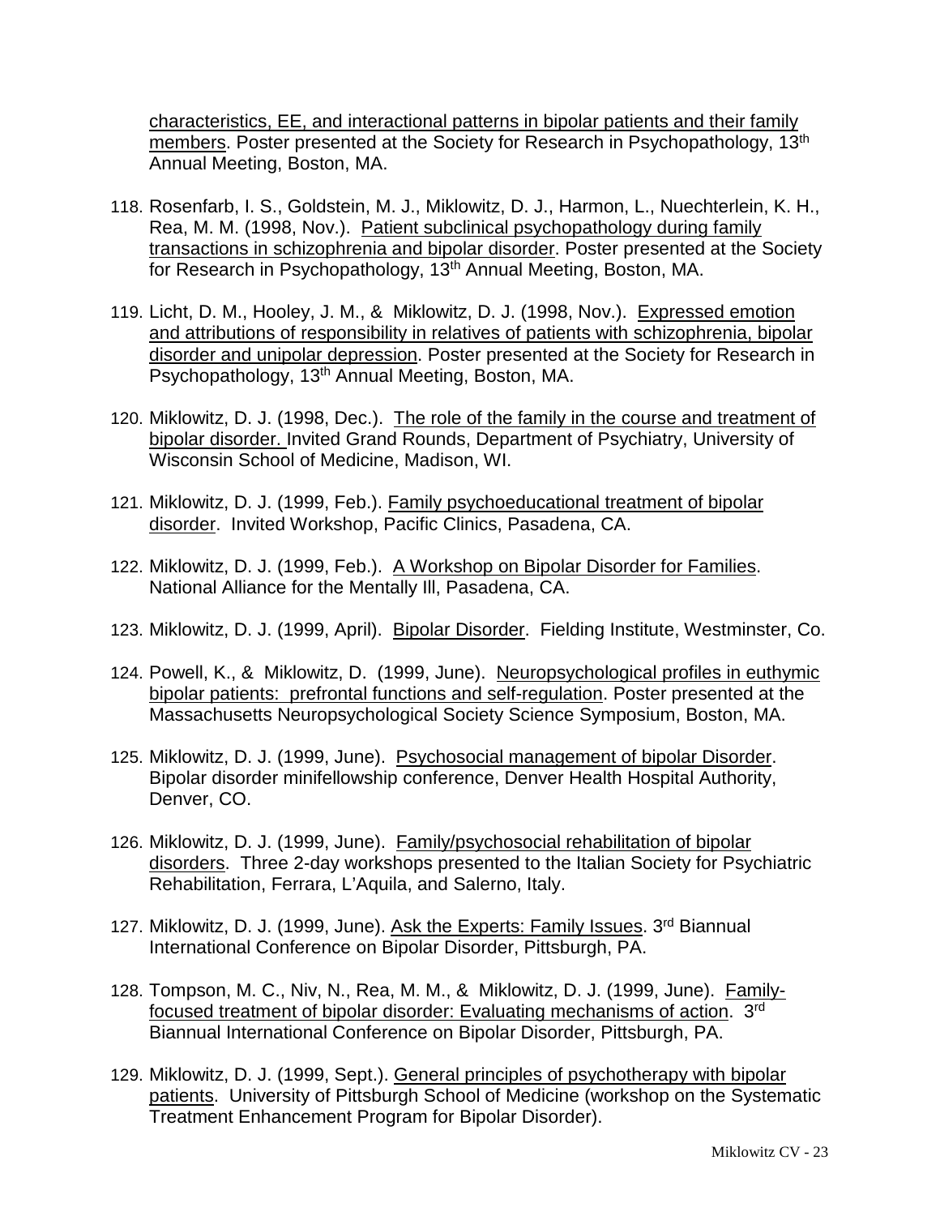characteristics, EE, and interactional patterns in bipolar patients and their family members. Poster presented at the Society for Research in Psychopathology, 13th Annual Meeting, Boston, MA.

118. Rosenfarb, I. S., Goldstein, M. J., Miklowitz, D. J., Harmon, L., Nuechterlein, K. H., Rea, M. M. (1998, Nov.). Patient subclinical psychopathology during family transactions in schizophrenia and bipolar disorder. Poster presented at the Society for Research in Psychopathology, 13th Annual Meeting, Boston, MA.

119. Licht, D. M., Hooley, J. M., & Miklowitz, D. J. (1998, Nov.). Expressed emotion and attributions of responsibility in relatives of patients with schizophrenia, bipolar disorder and unipolar depression. Poster presented at the Society for Research in Psychopathology, 13th Annual Meeting, Boston, MA.

120. Miklowitz, D. J. (1998, Dec.). The role of the family in the course and treatment of bipolar disorder. Invited Grand Rounds, Department of Psychiatry, University of Wisconsin School of Medicine, Madison, WI.

121. Miklowitz, D. J. (1999, Feb.). Family psychoeducational treatment of bipolar disorder. Invited Workshop, Pacific Clinics, Pasadena, CA.

122. Miklowitz, D. J. (1999, Feb.). A Workshop on Bipolar Disorder for Families. National Alliance for the Mentally Ill, Pasadena, CA.

123. Miklowitz, D. J. (1999, April). Bipolar Disorder. Fielding Institute, Westminster, Co.

124. Powell, K., & Miklowitz, D. (1999, June). Neuropsychological profiles in euthymic bipolar patients: prefrontal functions and self-regulation. Poster presented at the Massachusetts Neuropsychological Society Science Symposium, Boston, MA.

125. Miklowitz, D. J. (1999, June). Psychosocial management of bipolar Disorder. Bipolar disorder minifellowship conference, Denver Health Hospital Authority, Denver, CO.

126. Miklowitz, D. J. (1999, June). Family/psychosocial rehabilitation of bipolar disorders. Three 2-day workshops presented to the Italian Society for Psychiatric Rehabilitation, Ferrara, L'Aquila, and Salerno, Italy.

127. Miklowitz, D. J. (1999, June). Ask the Experts: Family Issues. 3rd Biannual International Conference on Bipolar Disorder, Pittsburgh, PA.

128. Tompson, M. C., Niv, N., Rea, M. M., & Miklowitz, D. J. (1999, June). Family-focused treatment of bipolar disorder: Evaluating mechanisms of action. 3rd Biannual International Conference on Bipolar Disorder, Pittsburgh, PA.

129. Miklowitz, D. J. (1999, Sept.). General principles of psychotherapy with bipolar patients. University of Pittsburgh School of Medicine (workshop on the Systematic Treatment Enhancement Program for Bipolar Disorder).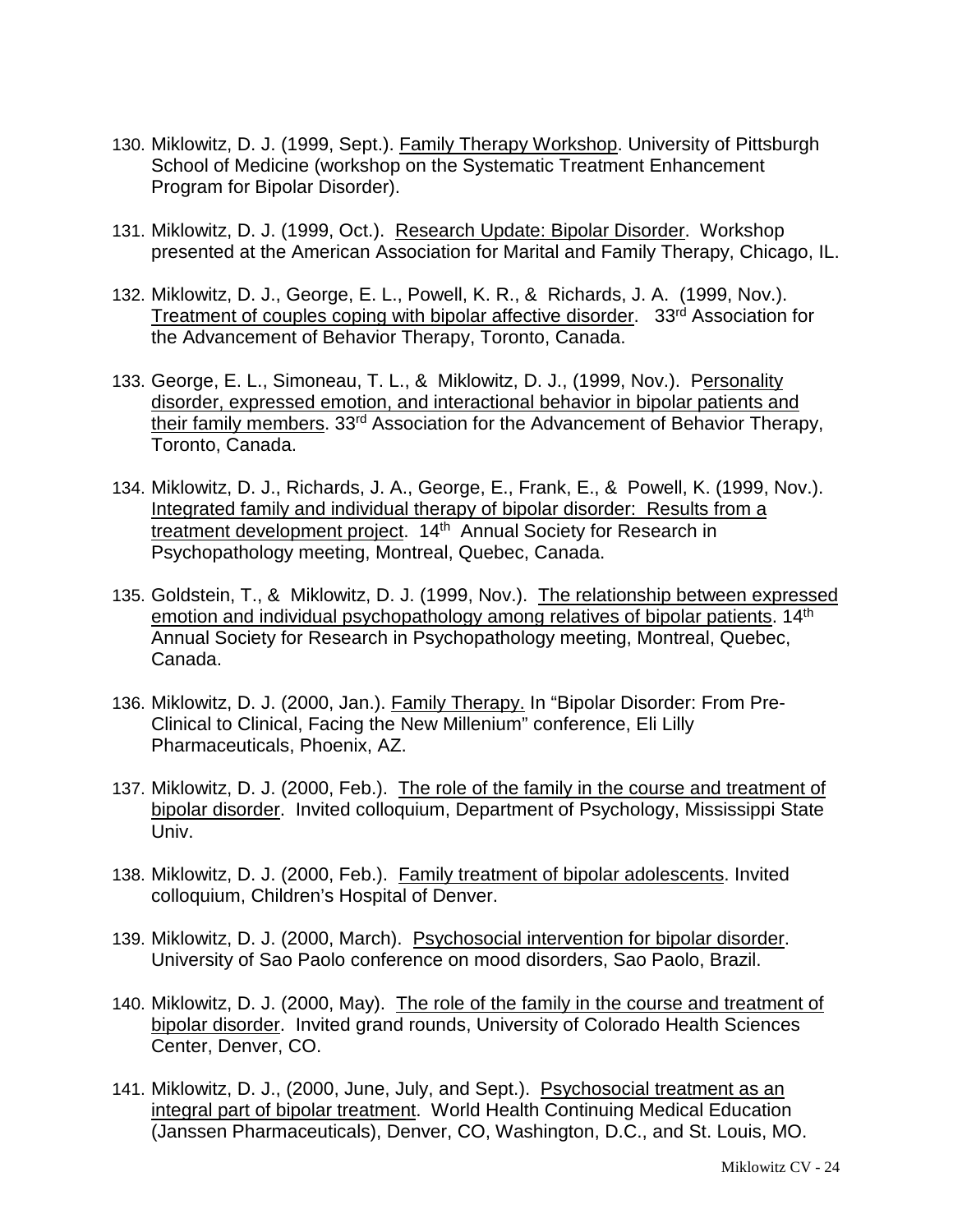130. Miklowitz, D. J. (1999, Sept.). <u>Family Therapy Workshop</u>. University of Pittsburgh School of Medicine (workshop on the Systematic Treatment Enhancement Program for Bipolar Disorder).

131. Miklowitz, D. J. (1999, Oct.). <u>Research Update: Bipolar Disorder</u>. Workshop presented at the American Association for Marital and Family Therapy, Chicago, IL.

132. Miklowitz, D. J., George, E. L., Powell, K. R., & Richards, J. A. (1999, Nov.). <u>Treatment of couples coping with bipolar affective disorder</u>. 33rd Association for the Advancement of Behavior Therapy, Toronto, Canada.

133. George, E. L., Simoneau, T. L., & Miklowitz, D. J., (1999, Nov.). <u>Personality disorder, expressed emotion, and interactional behavior in bipolar patients and their family members</u>. 33rd Association for the Advancement of Behavior Therapy, Toronto, Canada.

134. Miklowitz, D. J., Richards, J. A., George, E., Frank, E., & Powell, K. (1999, Nov.). <u>Integrated family and individual therapy of bipolar disorder: Results from a treatment development project</u>. 14th Annual Society for Research in Psychopathology meeting, Montreal, Quebec, Canada.

135. Goldstein, T., & Miklowitz, D. J. (1999, Nov.). <u>The relationship between expressed emotion and individual psychopathology among relatives of bipolar patients</u>. 14th Annual Society for Research in Psychopathology meeting, Montreal, Quebec, Canada.

136. Miklowitz, D. J. (2000, Jan.). <u>Family Therapy.</u> In "Bipolar Disorder: From Pre-Clinical to Clinical, Facing the New Millenium" conference, Eli Lilly Pharmaceuticals, Phoenix, AZ.

137. Miklowitz, D. J. (2000, Feb.). <u>The role of the family in the course and treatment of bipolar disorder</u>. Invited colloquium, Department of Psychology, Mississippi State Univ.

138. Miklowitz, D. J. (2000, Feb.). <u>Family treatment of bipolar adolescents</u>. Invited colloquium, Children's Hospital of Denver.

139. Miklowitz, D. J. (2000, March). <u>Psychosocial intervention for bipolar disorder</u>. University of Sao Paolo conference on mood disorders, Sao Paolo, Brazil.

140. Miklowitz, D. J. (2000, May). <u>The role of the family in the course and treatment of bipolar disorder</u>. Invited grand rounds, University of Colorado Health Sciences Center, Denver, CO.

141. Miklowitz, D. J., (2000, June, July, and Sept.). <u>Psychosocial treatment as an integral part of bipolar treatment</u>. World Health Continuing Medical Education (Janssen Pharmaceuticals), Denver, CO, Washington, D.C., and St. Louis, MO.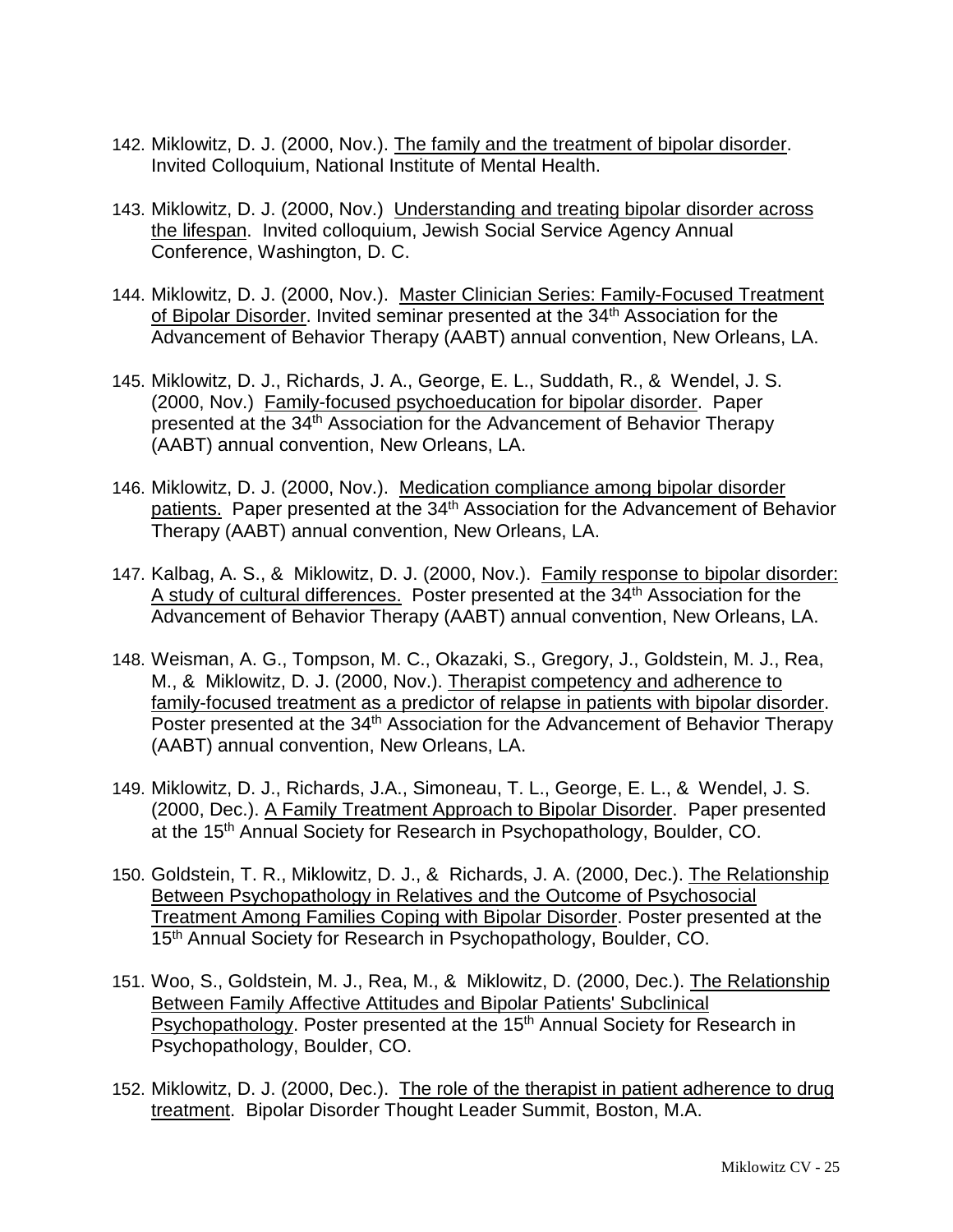142. Miklowitz, D. J. (2000, Nov.). The family and the treatment of bipolar disorder. Invited Colloquium, National Institute of Mental Health.

143. Miklowitz, D. J. (2000, Nov.) Understanding and treating bipolar disorder across the lifespan. Invited colloquium, Jewish Social Service Agency Annual Conference, Washington, D. C.

144. Miklowitz, D. J. (2000, Nov.). Master Clinician Series: Family-Focused Treatment of Bipolar Disorder. Invited seminar presented at the 34th Association for the Advancement of Behavior Therapy (AABT) annual convention, New Orleans, LA.

145. Miklowitz, D. J., Richards, J. A., George, E. L., Suddath, R., & Wendel, J. S. (2000, Nov.) Family-focused psychoeducation for bipolar disorder. Paper presented at the 34th Association for the Advancement of Behavior Therapy (AABT) annual convention, New Orleans, LA.

146. Miklowitz, D. J. (2000, Nov.). Medication compliance among bipolar disorder patients. Paper presented at the 34th Association for the Advancement of Behavior Therapy (AABT) annual convention, New Orleans, LA.

147. Kalbag, A. S., & Miklowitz, D. J. (2000, Nov.). Family response to bipolar disorder: A study of cultural differences. Poster presented at the 34th Association for the Advancement of Behavior Therapy (AABT) annual convention, New Orleans, LA.

148. Weisman, A. G., Tompson, M. C., Okazaki, S., Gregory, J., Goldstein, M. J., Rea, M., & Miklowitz, D. J. (2000, Nov.). Therapist competency and adherence to family-focused treatment as a predictor of relapse in patients with bipolar disorder. Poster presented at the 34th Association for the Advancement of Behavior Therapy (AABT) annual convention, New Orleans, LA.

149. Miklowitz, D. J., Richards, J.A., Simoneau, T. L., George, E. L., & Wendel, J. S. (2000, Dec.). A Family Treatment Approach to Bipolar Disorder. Paper presented at the 15th Annual Society for Research in Psychopathology, Boulder, CO.

150. Goldstein, T. R., Miklowitz, D. J., & Richards, J. A. (2000, Dec.). The Relationship Between Psychopathology in Relatives and the Outcome of Psychosocial Treatment Among Families Coping with Bipolar Disorder. Poster presented at the 15th Annual Society for Research in Psychopathology, Boulder, CO.

151. Woo, S., Goldstein, M. J., Rea, M., & Miklowitz, D. (2000, Dec.). The Relationship Between Family Affective Attitudes and Bipolar Patients' Subclinical Psychopathology. Poster presented at the 15th Annual Society for Research in Psychopathology, Boulder, CO.

152. Miklowitz, D. J. (2000, Dec.). The role of the therapist in patient adherence to drug treatment. Bipolar Disorder Thought Leader Summit, Boston, M.A.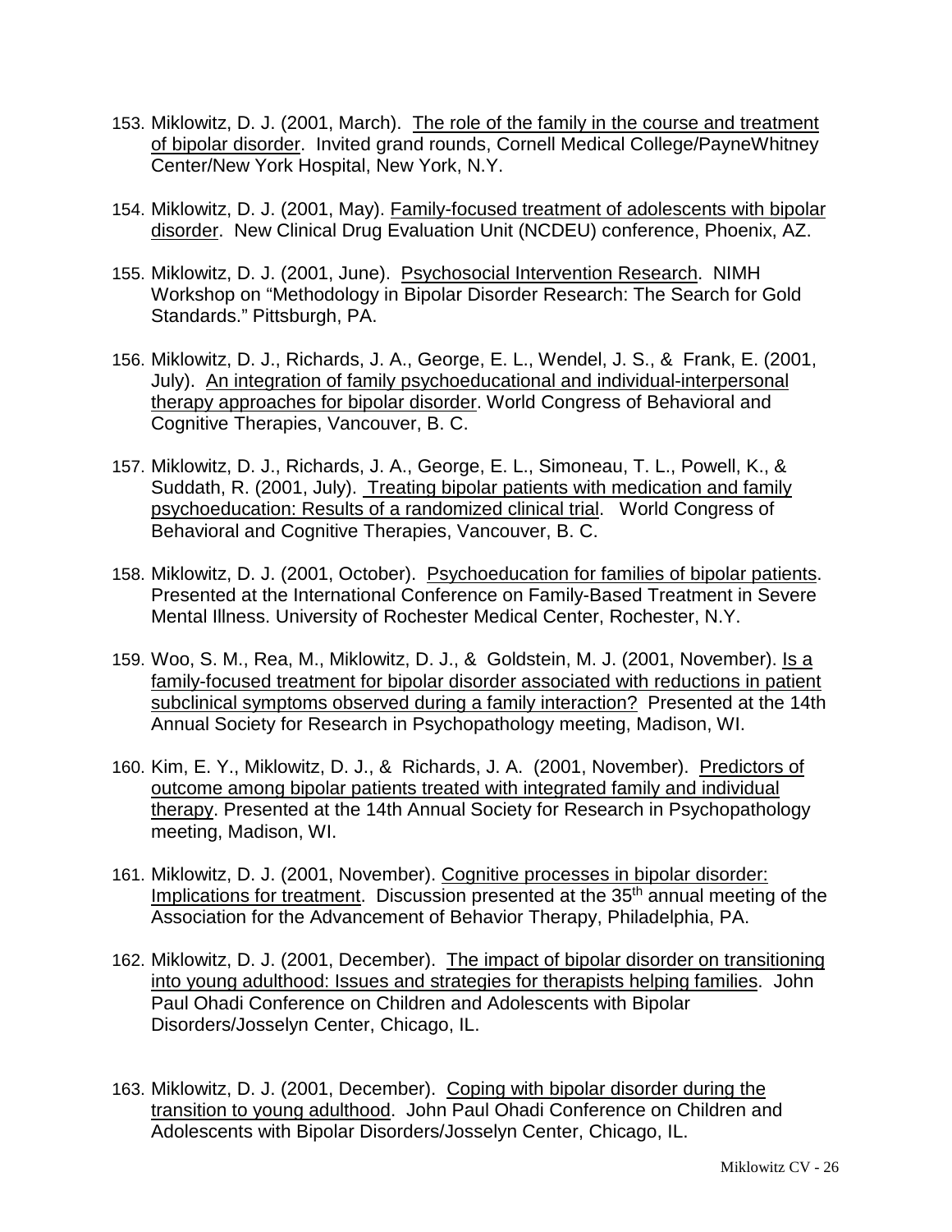153. Miklowitz, D. J. (2001, March). <u>The role of the family in the course and treatment of bipolar disorder</u>. Invited grand rounds, Cornell Medical College/PayneWhitney Center/New York Hospital, New York, N.Y.

154. Miklowitz, D. J. (2001, May). <u>Family-focused treatment of adolescents with bipolar disorder</u>. New Clinical Drug Evaluation Unit (NCDEU) conference, Phoenix, AZ.

155. Miklowitz, D. J. (2001, June). <u>Psychosocial Intervention Research</u>. NIMH Workshop on "Methodology in Bipolar Disorder Research: The Search for Gold Standards." Pittsburgh, PA.

156. Miklowitz, D. J., Richards, J. A., George, E. L., Wendel, J. S., & Frank, E. (2001, July). <u>An integration of family psychoeducational and individual-interpersonal therapy approaches for bipolar disorder</u>. World Congress of Behavioral and Cognitive Therapies, Vancouver, B. C.

157. Miklowitz, D. J., Richards, J. A., George, E. L., Simoneau, T. L., Powell, K., & Suddath, R. (2001, July). <u>Treating bipolar patients with medication and family psychoeducation: Results of a randomized clinical trial</u>. World Congress of Behavioral and Cognitive Therapies, Vancouver, B. C.

158. Miklowitz, D. J. (2001, October). <u>Psychoeducation for families of bipolar patients</u>. Presented at the International Conference on Family-Based Treatment in Severe Mental Illness. University of Rochester Medical Center, Rochester, N.Y.

159. Woo, S. M., Rea, M., Miklowitz, D. J., & Goldstein, M. J. (2001, November). <u>Is a family-focused treatment for bipolar disorder associated with reductions in patient subclinical symptoms observed during a family interaction?</u> Presented at the 14th Annual Society for Research in Psychopathology meeting, Madison, WI.

160. Kim, E. Y., Miklowitz, D. J., & Richards, J. A. (2001, November). <u>Predictors of outcome among bipolar patients treated with integrated family and individual therapy</u>. Presented at the 14th Annual Society for Research in Psychopathology meeting, Madison, WI.

161. Miklowitz, D. J. (2001, November). <u>Cognitive processes in bipolar disorder: Implications for treatment</u>. Discussion presented at the 35th annual meeting of the Association for the Advancement of Behavior Therapy, Philadelphia, PA.

162. Miklowitz, D. J. (2001, December). <u>The impact of bipolar disorder on transitioning into young adulthood: Issues and strategies for therapists helping families</u>. John Paul Ohadi Conference on Children and Adolescents with Bipolar Disorders/Josselyn Center, Chicago, IL.

163. Miklowitz, D. J. (2001, December). <u>Coping with bipolar disorder during the transition to young adulthood</u>. John Paul Ohadi Conference on Children and Adolescents with Bipolar Disorders/Josselyn Center, Chicago, IL.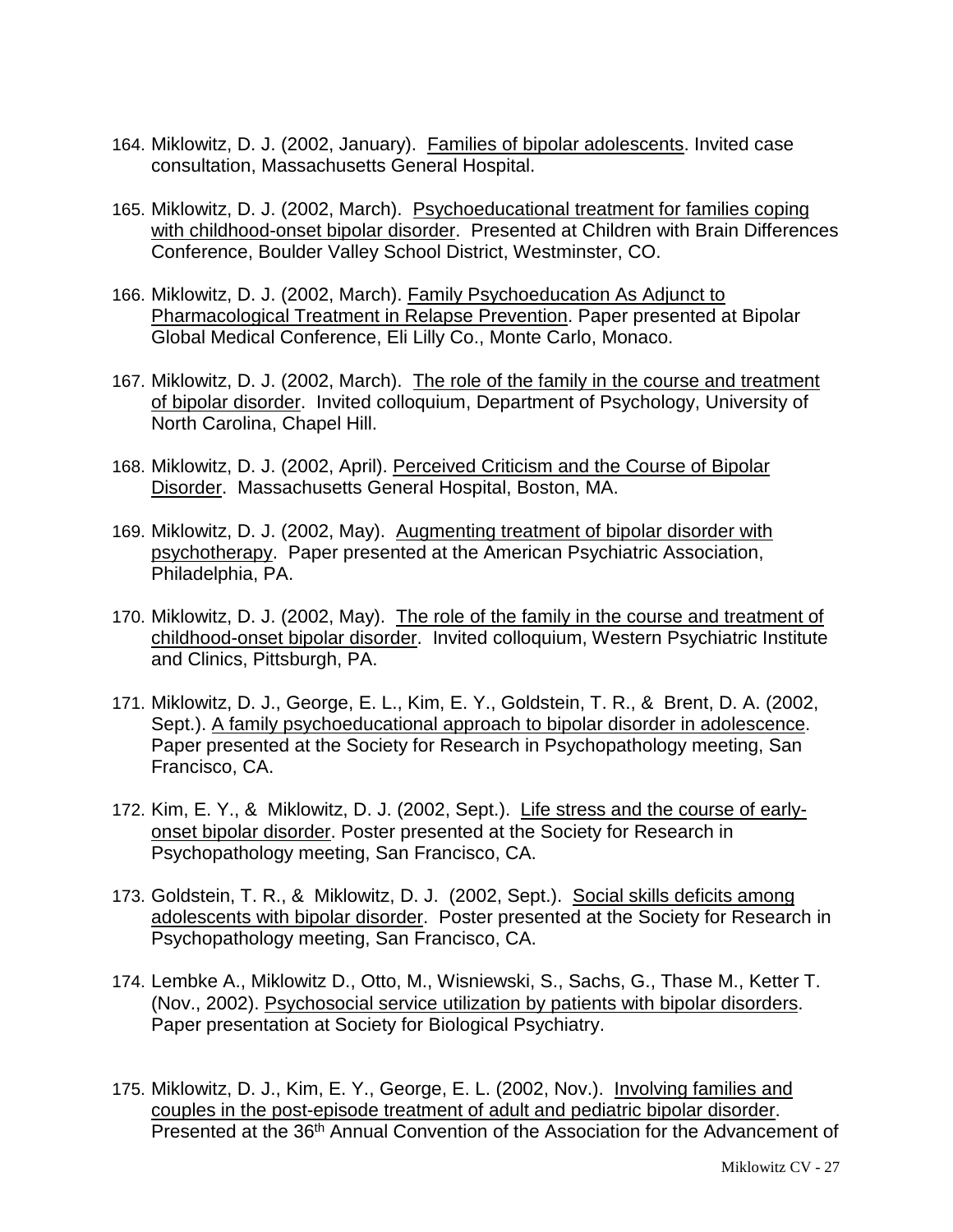164. Miklowitz, D. J. (2002, January). <u>Families of bipolar adolescents</u>. Invited case consultation, Massachusetts General Hospital.

165. Miklowitz, D. J. (2002, March). <u>Psychoeducational treatment for families coping with childhood-onset bipolar disorder</u>. Presented at Children with Brain Differences Conference, Boulder Valley School District, Westminster, CO.

166. Miklowitz, D. J. (2002, March). <u>Family Psychoeducation As Adjunct to Pharmacological Treatment in Relapse Prevention</u>. Paper presented at Bipolar Global Medical Conference, Eli Lilly Co., Monte Carlo, Monaco.

167. Miklowitz, D. J. (2002, March). <u>The role of the family in the course and treatment of bipolar disorder</u>. Invited colloquium, Department of Psychology, University of North Carolina, Chapel Hill.

168. Miklowitz, D. J. (2002, April). <u>Perceived Criticism and the Course of Bipolar Disorder</u>. Massachusetts General Hospital, Boston, MA.

169. Miklowitz, D. J. (2002, May). <u>Augmenting treatment of bipolar disorder with psychotherapy</u>. Paper presented at the American Psychiatric Association, Philadelphia, PA.

170. Miklowitz, D. J. (2002, May). <u>The role of the family in the course and treatment of childhood-onset bipolar disorder</u>. Invited colloquium, Western Psychiatric Institute and Clinics, Pittsburgh, PA.

171. Miklowitz, D. J., George, E. L., Kim, E. Y., Goldstein, T. R., & Brent, D. A. (2002, Sept.). <u>A family psychoeducational approach to bipolar disorder in adolescence</u>. Paper presented at the Society for Research in Psychopathology meeting, San Francisco, CA.

172. Kim, E. Y., & Miklowitz, D. J. (2002, Sept.). <u>Life stress and the course of early-onset bipolar disorder</u>. Poster presented at the Society for Research in Psychopathology meeting, San Francisco, CA.

173. Goldstein, T. R., & Miklowitz, D. J. (2002, Sept.). <u>Social skills deficits among adolescents with bipolar disorder</u>. Poster presented at the Society for Research in Psychopathology meeting, San Francisco, CA.

174. Lembke A., Miklowitz D., Otto, M., Wisniewski, S., Sachs, G., Thase M., Ketter T. (Nov., 2002). <u>Psychosocial service utilization by patients with bipolar disorders</u>. Paper presentation at Society for Biological Psychiatry.

175. Miklowitz, D. J., Kim, E. Y., George, E. L. (2002, Nov.). <u>Involving families and couples in the post-episode treatment of adult and pediatric bipolar disorder</u>. Presented at the 36th Annual Convention of the Association for the Advancement of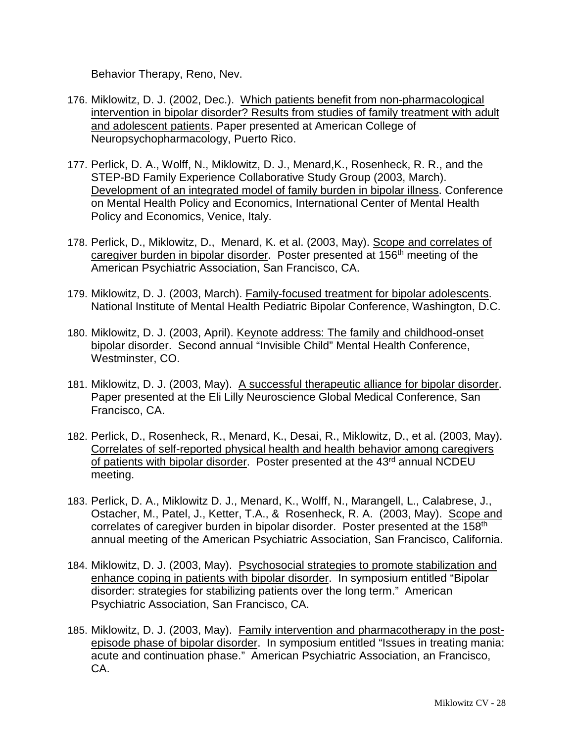Behavior Therapy, Reno, Nev.

176. Miklowitz, D. J. (2002, Dec.). Which patients benefit from non-pharmacological intervention in bipolar disorder? Results from studies of family treatment with adult and adolescent patients. Paper presented at American College of Neuropsychopharmacology, Puerto Rico.

177. Perlick, D. A., Wolff, N., Miklowitz, D. J., Menard,K., Rosenheck, R. R., and the STEP-BD Family Experience Collaborative Study Group (2003, March). Development of an integrated model of family burden in bipolar illness. Conference on Mental Health Policy and Economics, International Center of Mental Health Policy and Economics, Venice, Italy.

178. Perlick, D., Miklowitz, D., Menard, K. et al. (2003, May). Scope and correlates of caregiver burden in bipolar disorder. Poster presented at 156th meeting of the American Psychiatric Association, San Francisco, CA.

179. Miklowitz, D. J. (2003, March). Family-focused treatment for bipolar adolescents. National Institute of Mental Health Pediatric Bipolar Conference, Washington, D.C.

180. Miklowitz, D. J. (2003, April). Keynote address: The family and childhood-onset bipolar disorder. Second annual "Invisible Child" Mental Health Conference, Westminster, CO.

181. Miklowitz, D. J. (2003, May). A successful therapeutic alliance for bipolar disorder. Paper presented at the Eli Lilly Neuroscience Global Medical Conference, San Francisco, CA.

182. Perlick, D., Rosenheck, R., Menard, K., Desai, R., Miklowitz, D., et al. (2003, May). Correlates of self-reported physical health and health behavior among caregivers of patients with bipolar disorder. Poster presented at the 43rd annual NCDEU meeting.

183. Perlick, D. A., Miklowitz D. J., Menard, K., Wolff, N., Marangell, L., Calabrese, J., Ostacher, M., Patel, J., Ketter, T.A., & Rosenheck, R. A. (2003, May). Scope and correlates of caregiver burden in bipolar disorder. Poster presented at the 158th annual meeting of the American Psychiatric Association, San Francisco, California.

184. Miklowitz, D. J. (2003, May). Psychosocial strategies to promote stabilization and enhance coping in patients with bipolar disorder. In symposium entitled "Bipolar disorder: strategies for stabilizing patients over the long term." American Psychiatric Association, San Francisco, CA.

185. Miklowitz, D. J. (2003, May). Family intervention and pharmacotherapy in the post-episode phase of bipolar disorder. In symposium entitled "Issues in treating mania: acute and continuation phase." American Psychiatric Association, an Francisco, CA.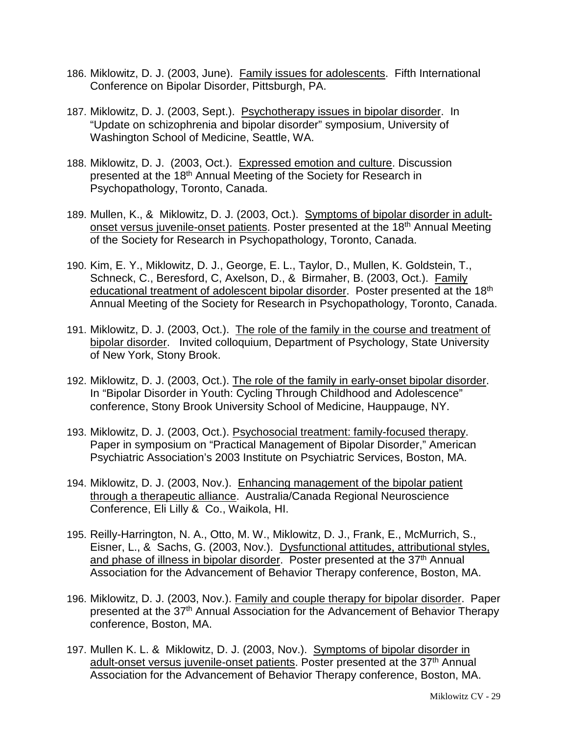186. Miklowitz, D. J. (2003, June). Family issues for adolescents. Fifth International Conference on Bipolar Disorder, Pittsburgh, PA.

187. Miklowitz, D. J. (2003, Sept.). Psychotherapy issues in bipolar disorder. In "Update on schizophrenia and bipolar disorder" symposium, University of Washington School of Medicine, Seattle, WA.

188. Miklowitz, D. J. (2003, Oct.). Expressed emotion and culture. Discussion presented at the 18th Annual Meeting of the Society for Research in Psychopathology, Toronto, Canada.

189. Mullen, K., & Miklowitz, D. J. (2003, Oct.). Symptoms of bipolar disorder in adult-onset versus juvenile-onset patients. Poster presented at the 18th Annual Meeting of the Society for Research in Psychopathology, Toronto, Canada.

190. Kim, E. Y., Miklowitz, D. J., George, E. L., Taylor, D., Mullen, K. Goldstein, T., Schneck, C., Beresford, C, Axelson, D., & Birmaher, B. (2003, Oct.). Family educational treatment of adolescent bipolar disorder. Poster presented at the 18th Annual Meeting of the Society for Research in Psychopathology, Toronto, Canada.

191. Miklowitz, D. J. (2003, Oct.). The role of the family in the course and treatment of bipolar disorder. Invited colloquium, Department of Psychology, State University of New York, Stony Brook.

192. Miklowitz, D. J. (2003, Oct.). The role of the family in early-onset bipolar disorder. In "Bipolar Disorder in Youth: Cycling Through Childhood and Adolescence" conference, Stony Brook University School of Medicine, Hauppauge, NY.

193. Miklowitz, D. J. (2003, Oct.). Psychosocial treatment: family-focused therapy. Paper in symposium on "Practical Management of Bipolar Disorder," American Psychiatric Association's 2003 Institute on Psychiatric Services, Boston, MA.

194. Miklowitz, D. J. (2003, Nov.). Enhancing management of the bipolar patient through a therapeutic alliance. Australia/Canada Regional Neuroscience Conference, Eli Lilly & Co., Waikola, HI.

195. Reilly-Harrington, N. A., Otto, M. W., Miklowitz, D. J., Frank, E., McMurrich, S., Eisner, L., & Sachs, G. (2003, Nov.). Dysfunctional attitudes, attributional styles, and phase of illness in bipolar disorder. Poster presented at the 37th Annual Association for the Advancement of Behavior Therapy conference, Boston, MA.

196. Miklowitz, D. J. (2003, Nov.). Family and couple therapy for bipolar disorder. Paper presented at the 37th Annual Association for the Advancement of Behavior Therapy conference, Boston, MA.

197. Mullen K. L. & Miklowitz, D. J. (2003, Nov.). Symptoms of bipolar disorder in adult-onset versus juvenile-onset patients. Poster presented at the 37th Annual Association for the Advancement of Behavior Therapy conference, Boston, MA.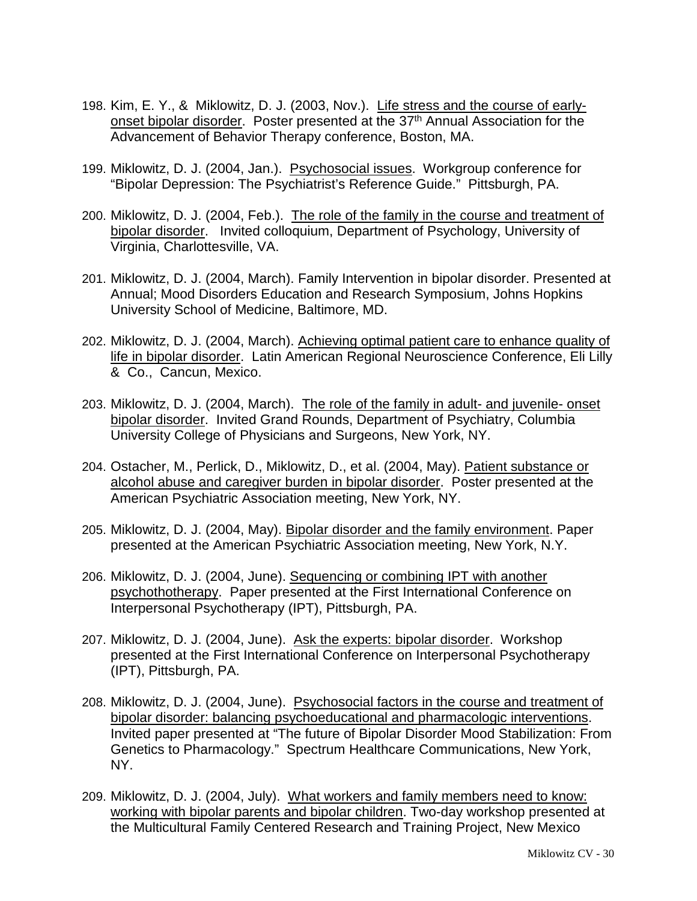198. Kim, E. Y., & Miklowitz, D. J. (2003, Nov.). Life stress and the course of early-onset bipolar disorder. Poster presented at the 37th Annual Association for the Advancement of Behavior Therapy conference, Boston, MA.

199. Miklowitz, D. J. (2004, Jan.). Psychosocial issues. Workgroup conference for "Bipolar Depression: The Psychiatrist's Reference Guide." Pittsburgh, PA.

200. Miklowitz, D. J. (2004, Feb.). The role of the family in the course and treatment of bipolar disorder. Invited colloquium, Department of Psychology, University of Virginia, Charlottesville, VA.

201. Miklowitz, D. J. (2004, March). Family Intervention in bipolar disorder. Presented at Annual; Mood Disorders Education and Research Symposium, Johns Hopkins University School of Medicine, Baltimore, MD.

202. Miklowitz, D. J. (2004, March). Achieving optimal patient care to enhance quality of life in bipolar disorder. Latin American Regional Neuroscience Conference, Eli Lilly & Co., Cancun, Mexico.

203. Miklowitz, D. J. (2004, March). The role of the family in adult- and juvenile- onset bipolar disorder. Invited Grand Rounds, Department of Psychiatry, Columbia University College of Physicians and Surgeons, New York, NY.

204. Ostacher, M., Perlick, D., Miklowitz, D., et al. (2004, May). Patient substance or alcohol abuse and caregiver burden in bipolar disorder. Poster presented at the American Psychiatric Association meeting, New York, NY.

205. Miklowitz, D. J. (2004, May). Bipolar disorder and the family environment. Paper presented at the American Psychiatric Association meeting, New York, N.Y.

206. Miklowitz, D. J. (2004, June). Sequencing or combining IPT with another psychothotherapy. Paper presented at the First International Conference on Interpersonal Psychotherapy (IPT), Pittsburgh, PA.

207. Miklowitz, D. J. (2004, June). Ask the experts: bipolar disorder. Workshop presented at the First International Conference on Interpersonal Psychotherapy (IPT), Pittsburgh, PA.

208. Miklowitz, D. J. (2004, June). Psychosocial factors in the course and treatment of bipolar disorder: balancing psychoeducational and pharmacologic interventions. Invited paper presented at "The future of Bipolar Disorder Mood Stabilization: From Genetics to Pharmacology." Spectrum Healthcare Communications, New York, NY.

209. Miklowitz, D. J. (2004, July). What workers and family members need to know: working with bipolar parents and bipolar children. Two-day workshop presented at the Multicultural Family Centered Research and Training Project, New Mexico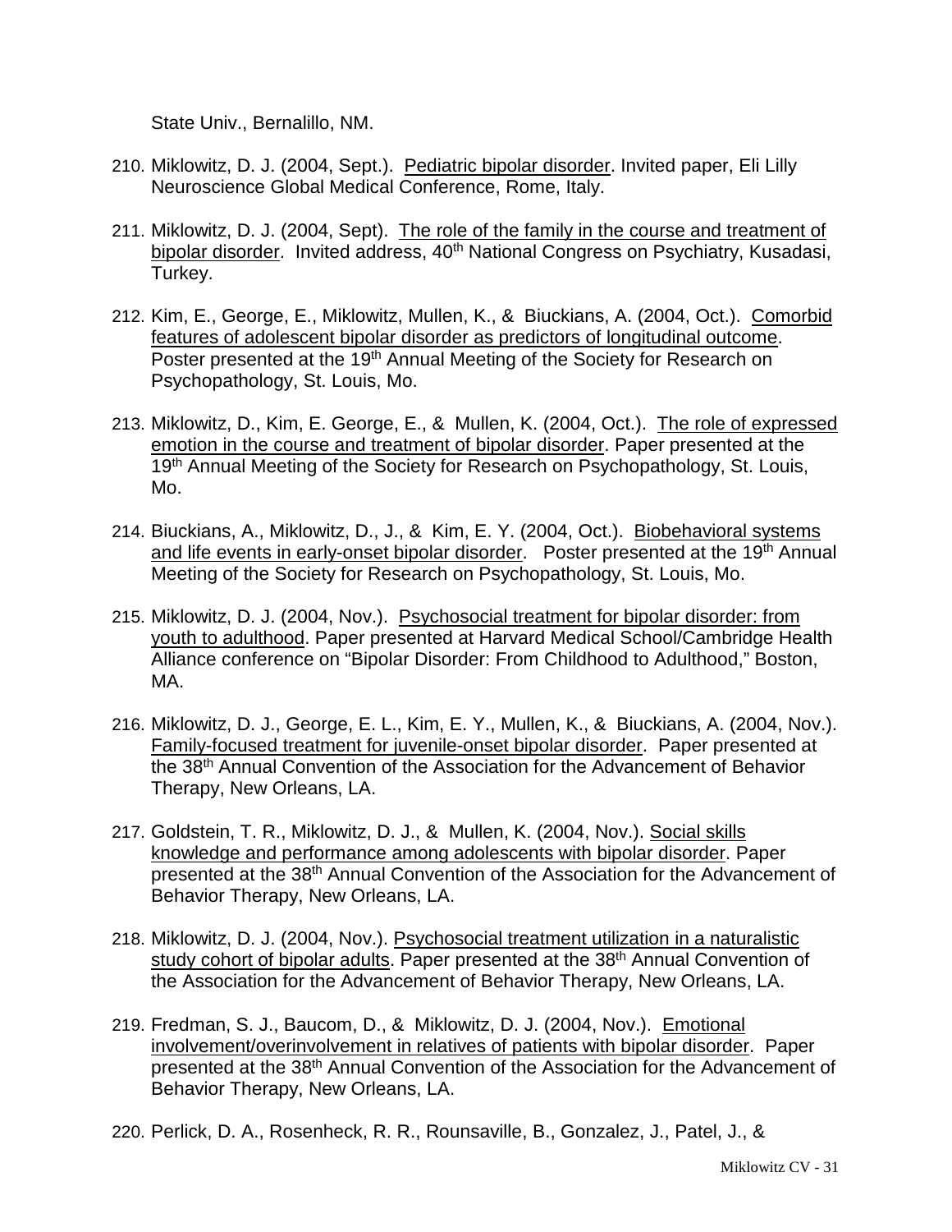State Univ., Bernalillo, NM.

210. Miklowitz, D. J. (2004, Sept.). Pediatric bipolar disorder. Invited paper, Eli Lilly Neuroscience Global Medical Conference, Rome, Italy.

211. Miklowitz, D. J. (2004, Sept). The role of the family in the course and treatment of bipolar disorder. Invited address, 40th National Congress on Psychiatry, Kusadasi, Turkey.

212. Kim, E., George, E., Miklowitz, Mullen, K., & Biuckians, A. (2004, Oct.). Comorbid features of adolescent bipolar disorder as predictors of longitudinal outcome. Poster presented at the 19th Annual Meeting of the Society for Research on Psychopathology, St. Louis, Mo.

213. Miklowitz, D., Kim, E. George, E., & Mullen, K. (2004, Oct.). The role of expressed emotion in the course and treatment of bipolar disorder. Paper presented at the 19th Annual Meeting of the Society for Research on Psychopathology, St. Louis, Mo.

214. Biuckians, A., Miklowitz, D., J., & Kim, E. Y. (2004, Oct.). Biobehavioral systems and life events in early-onset bipolar disorder. Poster presented at the 19th Annual Meeting of the Society for Research on Psychopathology, St. Louis, Mo.

215. Miklowitz, D. J. (2004, Nov.). Psychosocial treatment for bipolar disorder: from youth to adulthood. Paper presented at Harvard Medical School/Cambridge Health Alliance conference on "Bipolar Disorder: From Childhood to Adulthood," Boston, MA.

216. Miklowitz, D. J., George, E. L., Kim, E. Y., Mullen, K., & Biuckians, A. (2004, Nov.). Family-focused treatment for juvenile-onset bipolar disorder. Paper presented at the 38th Annual Convention of the Association for the Advancement of Behavior Therapy, New Orleans, LA.

217. Goldstein, T. R., Miklowitz, D. J., & Mullen, K. (2004, Nov.). Social skills knowledge and performance among adolescents with bipolar disorder. Paper presented at the 38th Annual Convention of the Association for the Advancement of Behavior Therapy, New Orleans, LA.

218. Miklowitz, D. J. (2004, Nov.). Psychosocial treatment utilization in a naturalistic study cohort of bipolar adults. Paper presented at the 38th Annual Convention of the Association for the Advancement of Behavior Therapy, New Orleans, LA.

219. Fredman, S. J., Baucom, D., & Miklowitz, D. J. (2004, Nov.). Emotional involvement/overinvolvement in relatives of patients with bipolar disorder. Paper presented at the 38th Annual Convention of the Association for the Advancement of Behavior Therapy, New Orleans, LA.

220. Perlick, D. A., Rosenheck, R. R., Rounsaville, B., Gonzalez, J., Patel, J., &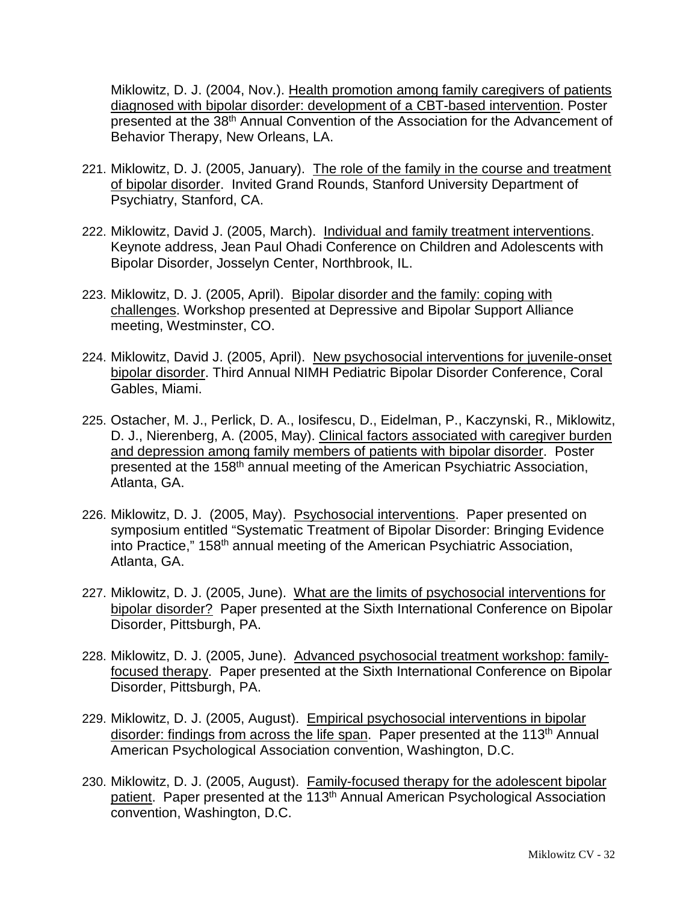Miklowitz, D. J. (2004, Nov.). Health promotion among family caregivers of patients diagnosed with bipolar disorder: development of a CBT-based intervention. Poster presented at the 38th Annual Convention of the Association for the Advancement of Behavior Therapy, New Orleans, LA.

221. Miklowitz, D. J. (2005, January). The role of the family in the course and treatment of bipolar disorder. Invited Grand Rounds, Stanford University Department of Psychiatry, Stanford, CA.

222. Miklowitz, David J. (2005, March). Individual and family treatment interventions. Keynote address, Jean Paul Ohadi Conference on Children and Adolescents with Bipolar Disorder, Josselyn Center, Northbrook, IL.

223. Miklowitz, D. J. (2005, April). Bipolar disorder and the family: coping with challenges. Workshop presented at Depressive and Bipolar Support Alliance meeting, Westminster, CO.

224. Miklowitz, David J. (2005, April). New psychosocial interventions for juvenile-onset bipolar disorder. Third Annual NIMH Pediatric Bipolar Disorder Conference, Coral Gables, Miami.

225. Ostacher, M. J., Perlick, D. A., Iosifescu, D., Eidelman, P., Kaczynski, R., Miklowitz, D. J., Nierenberg, A. (2005, May). Clinical factors associated with caregiver burden and depression among family members of patients with bipolar disorder. Poster presented at the 158th annual meeting of the American Psychiatric Association, Atlanta, GA.

226. Miklowitz, D. J. (2005, May). Psychosocial interventions. Paper presented on symposium entitled "Systematic Treatment of Bipolar Disorder: Bringing Evidence into Practice," 158th annual meeting of the American Psychiatric Association, Atlanta, GA.

227. Miklowitz, D. J. (2005, June). What are the limits of psychosocial interventions for bipolar disorder? Paper presented at the Sixth International Conference on Bipolar Disorder, Pittsburgh, PA.

228. Miklowitz, D. J. (2005, June). Advanced psychosocial treatment workshop: family-focused therapy. Paper presented at the Sixth International Conference on Bipolar Disorder, Pittsburgh, PA.

229. Miklowitz, D. J. (2005, August). Empirical psychosocial interventions in bipolar disorder: findings from across the life span. Paper presented at the 113th Annual American Psychological Association convention, Washington, D.C.

230. Miklowitz, D. J. (2005, August). Family-focused therapy for the adolescent bipolar patient. Paper presented at the 113th Annual American Psychological Association convention, Washington, D.C.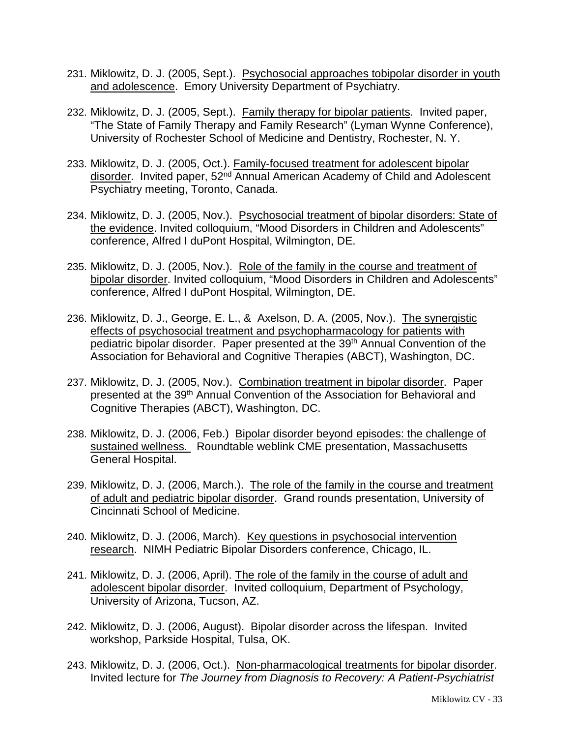231. Miklowitz, D. J. (2005, Sept.). Psychosocial approaches tobipolar disorder in youth and adolescence. Emory University Department of Psychiatry.

232. Miklowitz, D. J. (2005, Sept.). Family therapy for bipolar patients. Invited paper, "The State of Family Therapy and Family Research" (Lyman Wynne Conference), University of Rochester School of Medicine and Dentistry, Rochester, N. Y.

233. Miklowitz, D. J. (2005, Oct.). Family-focused treatment for adolescent bipolar disorder. Invited paper, 52nd Annual American Academy of Child and Adolescent Psychiatry meeting, Toronto, Canada.

234. Miklowitz, D. J. (2005, Nov.). Psychosocial treatment of bipolar disorders: State of the evidence. Invited colloquium, "Mood Disorders in Children and Adolescents" conference, Alfred I duPont Hospital, Wilmington, DE.

235. Miklowitz, D. J. (2005, Nov.). Role of the family in the course and treatment of bipolar disorder. Invited colloquium, "Mood Disorders in Children and Adolescents" conference, Alfred I duPont Hospital, Wilmington, DE.

236. Miklowitz, D. J., George, E. L., & Axelson, D. A. (2005, Nov.). The synergistic effects of psychosocial treatment and psychopharmacology for patients with pediatric bipolar disorder. Paper presented at the 39th Annual Convention of the Association for Behavioral and Cognitive Therapies (ABCT), Washington, DC.

237. Miklowitz, D. J. (2005, Nov.). Combination treatment in bipolar disorder. Paper presented at the 39th Annual Convention of the Association for Behavioral and Cognitive Therapies (ABCT), Washington, DC.

238. Miklowitz, D. J. (2006, Feb.) Bipolar disorder beyond episodes: the challenge of sustained wellness. Roundtable weblink CME presentation, Massachusetts General Hospital.

239. Miklowitz, D. J. (2006, March.). The role of the family in the course and treatment of adult and pediatric bipolar disorder. Grand rounds presentation, University of Cincinnati School of Medicine.

240. Miklowitz, D. J. (2006, March). Key questions in psychosocial intervention research. NIMH Pediatric Bipolar Disorders conference, Chicago, IL.

241. Miklowitz, D. J. (2006, April). The role of the family in the course of adult and adolescent bipolar disorder. Invited colloquium, Department of Psychology, University of Arizona, Tucson, AZ.

242. Miklowitz, D. J. (2006, August). Bipolar disorder across the lifespan. Invited workshop, Parkside Hospital, Tulsa, OK.

243. Miklowitz, D. J. (2006, Oct.). Non-pharmacological treatments for bipolar disorder. Invited lecture for *The Journey from Diagnosis to Recovery: A Patient-Psychiatrist*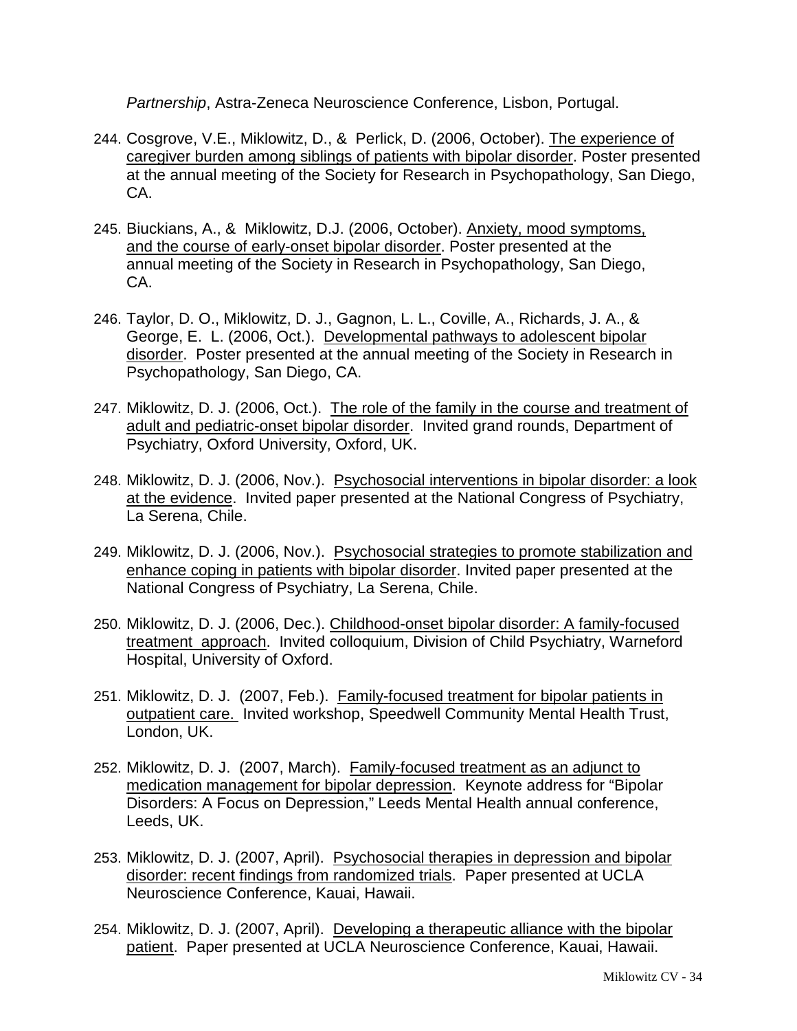*Partnership*, Astra-Zeneca Neuroscience Conference, Lisbon, Portugal.

244. Cosgrove, V.E., Miklowitz, D., & Perlick, D. (2006, October). The experience of caregiver burden among siblings of patients with bipolar disorder. Poster presented at the annual meeting of the Society for Research in Psychopathology, San Diego, CA.

245. Biuckians, A., & Miklowitz, D.J. (2006, October). Anxiety, mood symptoms, and the course of early-onset bipolar disorder. Poster presented at the annual meeting of the Society in Research in Psychopathology, San Diego, CA.

246. Taylor, D. O., Miklowitz, D. J., Gagnon, L. L., Coville, A., Richards, J. A., & George, E. L. (2006, Oct.). Developmental pathways to adolescent bipolar disorder. Poster presented at the annual meeting of the Society in Research in Psychopathology, San Diego, CA.

247. Miklowitz, D. J. (2006, Oct.). The role of the family in the course and treatment of adult and pediatric-onset bipolar disorder. Invited grand rounds, Department of Psychiatry, Oxford University, Oxford, UK.

248. Miklowitz, D. J. (2006, Nov.). Psychosocial interventions in bipolar disorder: a look at the evidence. Invited paper presented at the National Congress of Psychiatry, La Serena, Chile.

249. Miklowitz, D. J. (2006, Nov.). Psychosocial strategies to promote stabilization and enhance coping in patients with bipolar disorder. Invited paper presented at the National Congress of Psychiatry, La Serena, Chile.

250. Miklowitz, D. J. (2006, Dec.). Childhood-onset bipolar disorder: A family-focused treatment approach. Invited colloquium, Division of Child Psychiatry, Warneford Hospital, University of Oxford.

251. Miklowitz, D. J. (2007, Feb.). Family-focused treatment for bipolar patients in outpatient care. Invited workshop, Speedwell Community Mental Health Trust, London, UK.

252. Miklowitz, D. J. (2007, March). Family-focused treatment as an adjunct to medication management for bipolar depression. Keynote address for "Bipolar Disorders: A Focus on Depression," Leeds Mental Health annual conference, Leeds, UK.

253. Miklowitz, D. J. (2007, April). Psychosocial therapies in depression and bipolar disorder: recent findings from randomized trials. Paper presented at UCLA Neuroscience Conference, Kauai, Hawaii.

254. Miklowitz, D. J. (2007, April). Developing a therapeutic alliance with the bipolar patient. Paper presented at UCLA Neuroscience Conference, Kauai, Hawaii.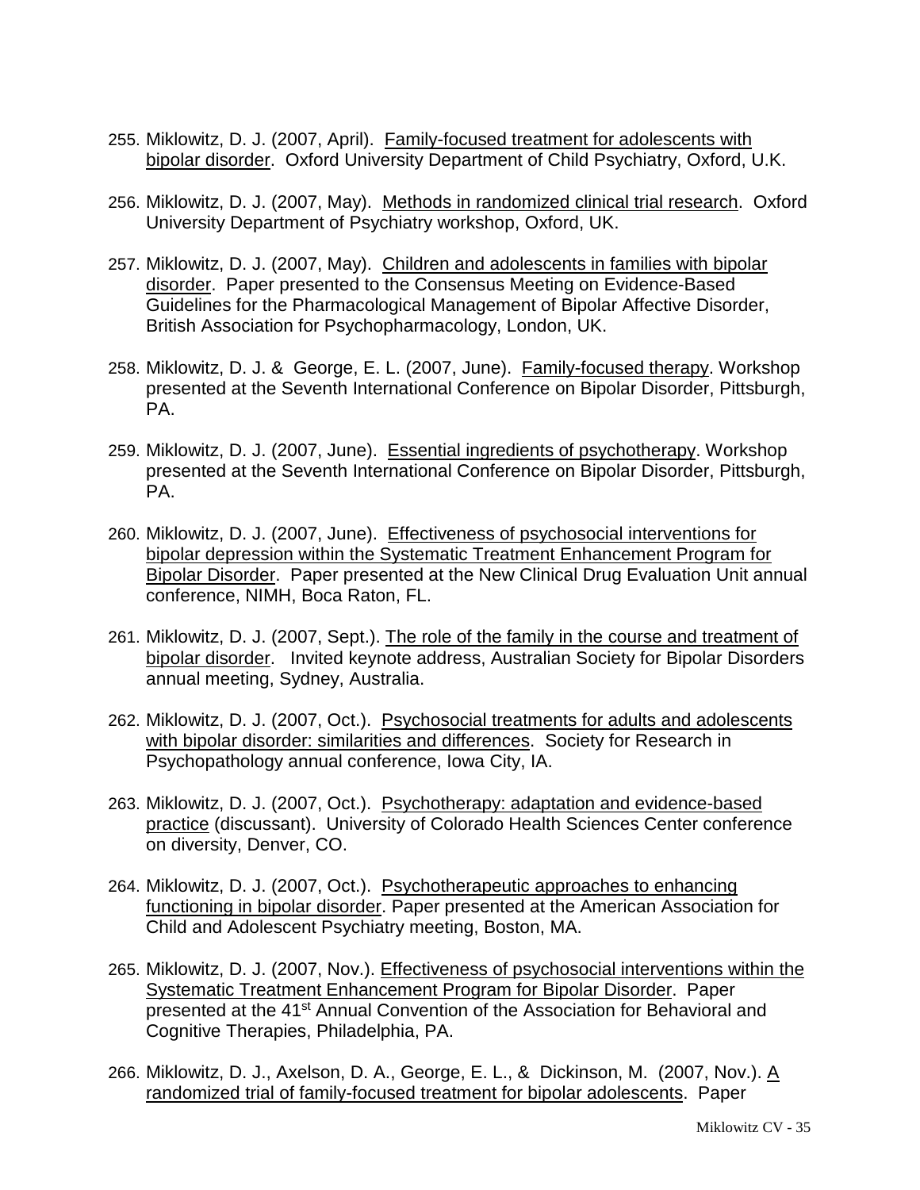255. Miklowitz, D. J. (2007, April). Family-focused treatment for adolescents with bipolar disorder. Oxford University Department of Child Psychiatry, Oxford, U.K.

256. Miklowitz, D. J. (2007, May). Methods in randomized clinical trial research. Oxford University Department of Psychiatry workshop, Oxford, UK.

257. Miklowitz, D. J. (2007, May). Children and adolescents in families with bipolar disorder. Paper presented to the Consensus Meeting on Evidence-Based Guidelines for the Pharmacological Management of Bipolar Affective Disorder, British Association for Psychopharmacology, London, UK.

258. Miklowitz, D. J. & George, E. L. (2007, June). Family-focused therapy. Workshop presented at the Seventh International Conference on Bipolar Disorder, Pittsburgh, PA.

259. Miklowitz, D. J. (2007, June). Essential ingredients of psychotherapy. Workshop presented at the Seventh International Conference on Bipolar Disorder, Pittsburgh, PA.

260. Miklowitz, D. J. (2007, June). Effectiveness of psychosocial interventions for bipolar depression within the Systematic Treatment Enhancement Program for Bipolar Disorder. Paper presented at the New Clinical Drug Evaluation Unit annual conference, NIMH, Boca Raton, FL.

261. Miklowitz, D. J. (2007, Sept.). The role of the family in the course and treatment of bipolar disorder. Invited keynote address, Australian Society for Bipolar Disorders annual meeting, Sydney, Australia.

262. Miklowitz, D. J. (2007, Oct.). Psychosocial treatments for adults and adolescents with bipolar disorder: similarities and differences. Society for Research in Psychopathology annual conference, Iowa City, IA.

263. Miklowitz, D. J. (2007, Oct.). Psychotherapy: adaptation and evidence-based practice (discussant). University of Colorado Health Sciences Center conference on diversity, Denver, CO.

264. Miklowitz, D. J. (2007, Oct.). Psychotherapeutic approaches to enhancing functioning in bipolar disorder. Paper presented at the American Association for Child and Adolescent Psychiatry meeting, Boston, MA.

265. Miklowitz, D. J. (2007, Nov.). Effectiveness of psychosocial interventions within the Systematic Treatment Enhancement Program for Bipolar Disorder. Paper presented at the 41st Annual Convention of the Association for Behavioral and Cognitive Therapies, Philadelphia, PA.

266. Miklowitz, D. J., Axelson, D. A., George, E. L., & Dickinson, M. (2007, Nov.). A randomized trial of family-focused treatment for bipolar adolescents. Paper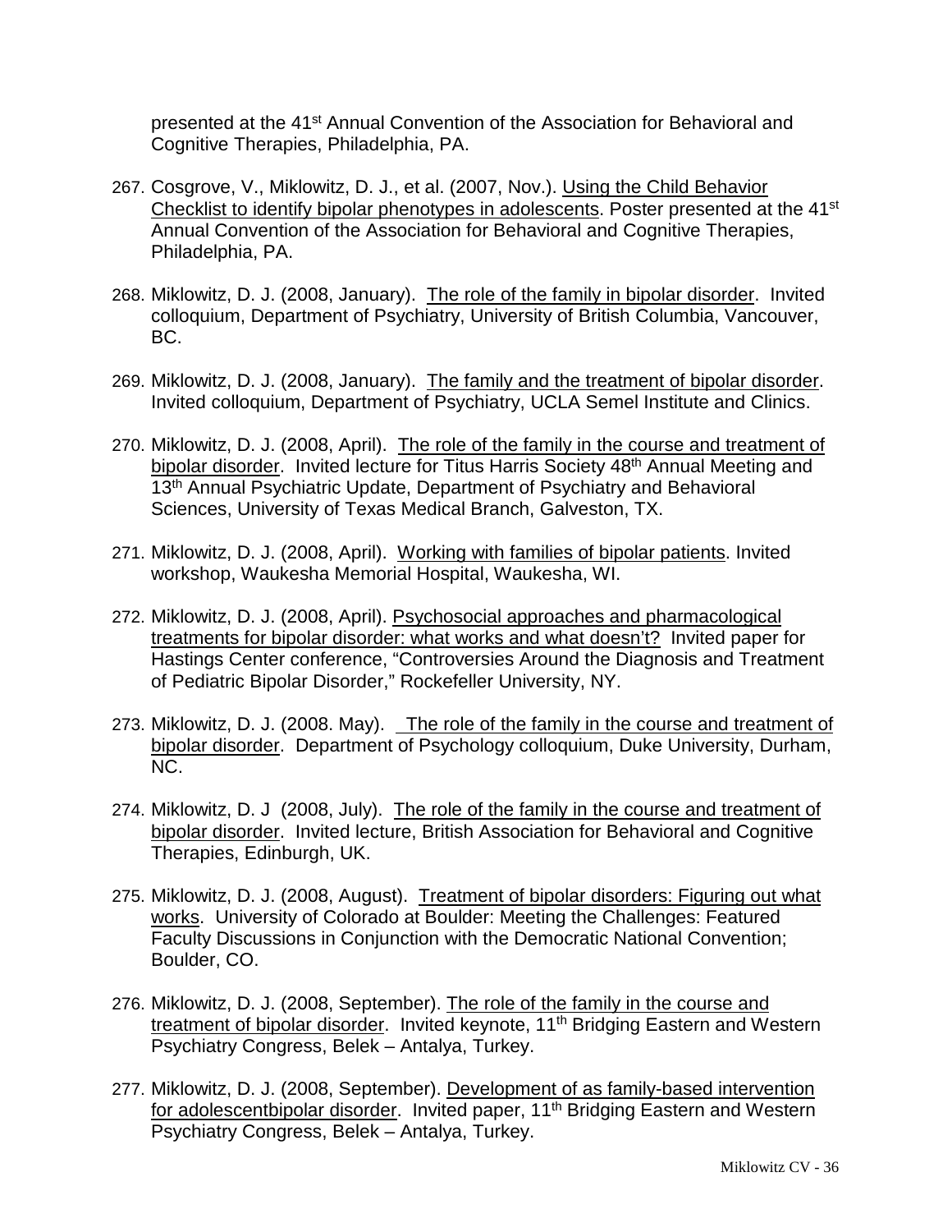presented at the 41st Annual Convention of the Association for Behavioral and Cognitive Therapies, Philadelphia, PA.

267. Cosgrove, V., Miklowitz, D. J., et al. (2007, Nov.). Using the Child Behavior Checklist to identify bipolar phenotypes in adolescents. Poster presented at the 41st Annual Convention of the Association for Behavioral and Cognitive Therapies, Philadelphia, PA.

268. Miklowitz, D. J. (2008, January). The role of the family in bipolar disorder. Invited colloquium, Department of Psychiatry, University of British Columbia, Vancouver, BC.

269. Miklowitz, D. J. (2008, January). The family and the treatment of bipolar disorder. Invited colloquium, Department of Psychiatry, UCLA Semel Institute and Clinics.

270. Miklowitz, D. J. (2008, April). The role of the family in the course and treatment of bipolar disorder. Invited lecture for Titus Harris Society 48th Annual Meeting and 13th Annual Psychiatric Update, Department of Psychiatry and Behavioral Sciences, University of Texas Medical Branch, Galveston, TX.

271. Miklowitz, D. J. (2008, April). Working with families of bipolar patients. Invited workshop, Waukesha Memorial Hospital, Waukesha, WI.

272. Miklowitz, D. J. (2008, April). Psychosocial approaches and pharmacological treatments for bipolar disorder: what works and what doesn't? Invited paper for Hastings Center conference, "Controversies Around the Diagnosis and Treatment of Pediatric Bipolar Disorder," Rockefeller University, NY.

273. Miklowitz, D. J. (2008. May). The role of the family in the course and treatment of bipolar disorder. Department of Psychology colloquium, Duke University, Durham, NC.

274. Miklowitz, D. J (2008, July). The role of the family in the course and treatment of bipolar disorder. Invited lecture, British Association for Behavioral and Cognitive Therapies, Edinburgh, UK.

275. Miklowitz, D. J. (2008, August). Treatment of bipolar disorders: Figuring out what works. University of Colorado at Boulder: Meeting the Challenges: Featured Faculty Discussions in Conjunction with the Democratic National Convention; Boulder, CO.

276. Miklowitz, D. J. (2008, September). The role of the family in the course and treatment of bipolar disorder. Invited keynote, 11th Bridging Eastern and Western Psychiatry Congress, Belek – Antalya, Turkey.

277. Miklowitz, D. J. (2008, September). Development of as family-based intervention for adolescentbipolar disorder. Invited paper, 11th Bridging Eastern and Western Psychiatry Congress, Belek – Antalya, Turkey.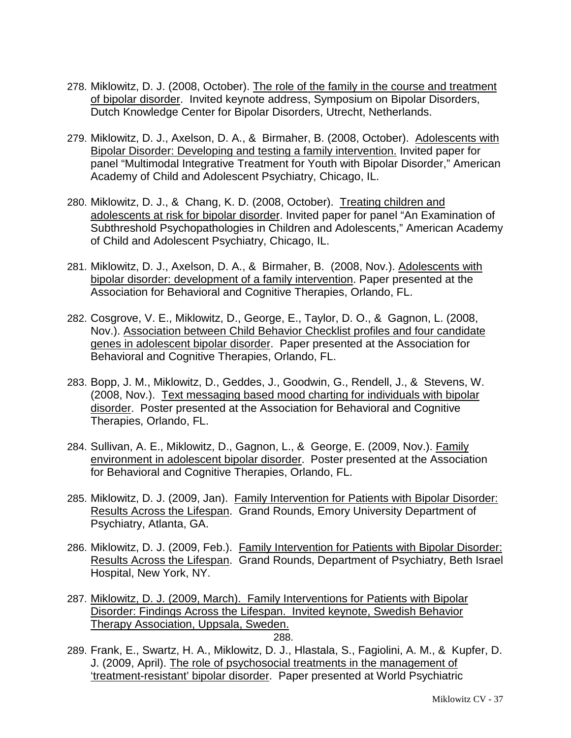278. Miklowitz, D. J. (2008, October). <u>The role of the family in the course and treatment of bipolar disorder</u>. Invited keynote address, Symposium on Bipolar Disorders, Dutch Knowledge Center for Bipolar Disorders, Utrecht, Netherlands.

279. Miklowitz, D. J., Axelson, D. A., & Birmaher, B. (2008, October). <u>Adolescents with Bipolar Disorder: Developing and testing a family intervention.</u> Invited paper for panel "Multimodal Integrative Treatment for Youth with Bipolar Disorder," American Academy of Child and Adolescent Psychiatry, Chicago, IL.

280. Miklowitz, D. J., & Chang, K. D. (2008, October). <u>Treating children and adolescents at risk for bipolar disorder</u>. Invited paper for panel "An Examination of Subthreshold Psychopathologies in Children and Adolescents," American Academy of Child and Adolescent Psychiatry, Chicago, IL.

281. Miklowitz, D. J., Axelson, D. A., & Birmaher, B. (2008, Nov.). <u>Adolescents with bipolar disorder: development of a family intervention</u>. Paper presented at the Association for Behavioral and Cognitive Therapies, Orlando, FL.

282. Cosgrove, V. E., Miklowitz, D., George, E., Taylor, D. O., & Gagnon, L. (2008, Nov.). <u>Association between Child Behavior Checklist profiles and four candidate genes in adolescent bipolar disorder</u>. Paper presented at the Association for Behavioral and Cognitive Therapies, Orlando, FL.

283. Bopp, J. M., Miklowitz, D., Geddes, J., Goodwin, G., Rendell, J., & Stevens, W. (2008, Nov.). <u>Text messaging based mood charting for individuals with bipolar disorder</u>. Poster presented at the Association for Behavioral and Cognitive Therapies, Orlando, FL.

284. Sullivan, A. E., Miklowitz, D., Gagnon, L., & George, E. (2009, Nov.). <u>Family environment in adolescent bipolar disorder</u>. Poster presented at the Association for Behavioral and Cognitive Therapies, Orlando, FL.

285. Miklowitz, D. J. (2009, Jan). <u>Family Intervention for Patients with Bipolar Disorder: Results Across the Lifespan</u>. Grand Rounds, Emory University Department of Psychiatry, Atlanta, GA.

286. Miklowitz, D. J. (2009, Feb.). <u>Family Intervention for Patients with Bipolar Disorder: Results Across the Lifespan</u>. Grand Rounds, Department of Psychiatry, Beth Israel Hospital, New York, NY.

287. <u>Miklowitz, D. J. (2009, March). Family Interventions for Patients with Bipolar Disorder: Findings Across the Lifespan. Invited keynote, Swedish Behavior Therapy Association, Uppsala, Sweden.</u>

288.

289. Frank, E., Swartz, H. A., Miklowitz, D. J., Hlastala, S., Fagiolini, A. M., & Kupfer, D. J. (2009, April). <u>The role of psychosocial treatments in the management of 'treatment-resistant' bipolar disorder</u>. Paper presented at World Psychiatric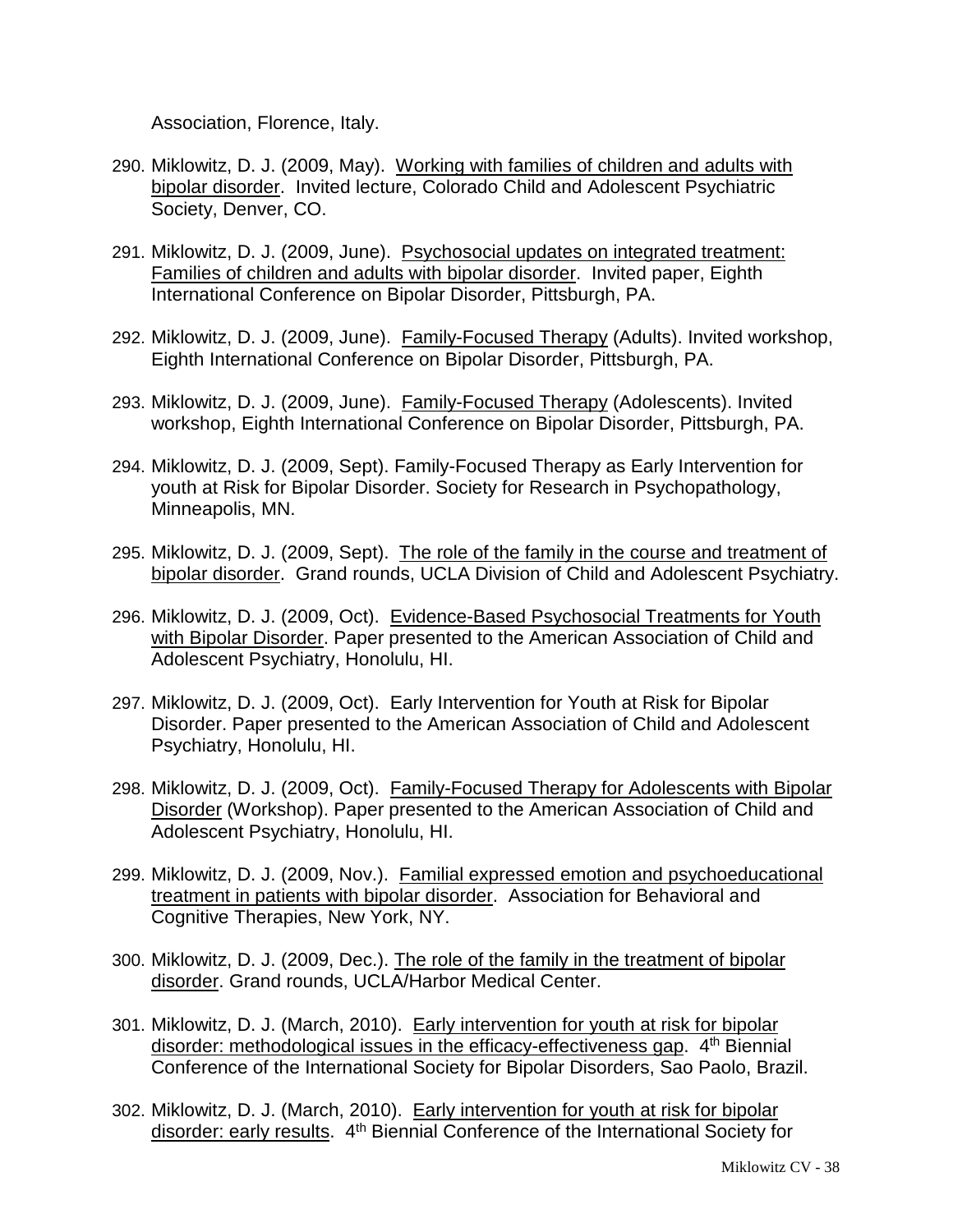Association, Florence, Italy.

290. Miklowitz, D. J. (2009, May). Working with families of children and adults with bipolar disorder. Invited lecture, Colorado Child and Adolescent Psychiatric Society, Denver, CO.

291. Miklowitz, D. J. (2009, June). Psychosocial updates on integrated treatment: Families of children and adults with bipolar disorder. Invited paper, Eighth International Conference on Bipolar Disorder, Pittsburgh, PA.

292. Miklowitz, D. J. (2009, June). Family-Focused Therapy (Adults). Invited workshop, Eighth International Conference on Bipolar Disorder, Pittsburgh, PA.

293. Miklowitz, D. J. (2009, June). Family-Focused Therapy (Adolescents). Invited workshop, Eighth International Conference on Bipolar Disorder, Pittsburgh, PA.

294. Miklowitz, D. J. (2009, Sept). Family-Focused Therapy as Early Intervention for youth at Risk for Bipolar Disorder. Society for Research in Psychopathology, Minneapolis, MN.

295. Miklowitz, D. J. (2009, Sept). The role of the family in the course and treatment of bipolar disorder. Grand rounds, UCLA Division of Child and Adolescent Psychiatry.

296. Miklowitz, D. J. (2009, Oct). Evidence-Based Psychosocial Treatments for Youth with Bipolar Disorder. Paper presented to the American Association of Child and Adolescent Psychiatry, Honolulu, HI.

297. Miklowitz, D. J. (2009, Oct). Early Intervention for Youth at Risk for Bipolar Disorder. Paper presented to the American Association of Child and Adolescent Psychiatry, Honolulu, HI.

298. Miklowitz, D. J. (2009, Oct). Family-Focused Therapy for Adolescents with Bipolar Disorder (Workshop). Paper presented to the American Association of Child and Adolescent Psychiatry, Honolulu, HI.

299. Miklowitz, D. J. (2009, Nov.). Familial expressed emotion and psychoeducational treatment in patients with bipolar disorder. Association for Behavioral and Cognitive Therapies, New York, NY.

300. Miklowitz, D. J. (2009, Dec.). The role of the family in the treatment of bipolar disorder. Grand rounds, UCLA/Harbor Medical Center.

301. Miklowitz, D. J. (March, 2010). Early intervention for youth at risk for bipolar disorder: methodological issues in the efficacy-effectiveness gap. 4th Biennial Conference of the International Society for Bipolar Disorders, Sao Paolo, Brazil.

302. Miklowitz, D. J. (March, 2010). Early intervention for youth at risk for bipolar disorder: early results. 4th Biennial Conference of the International Society for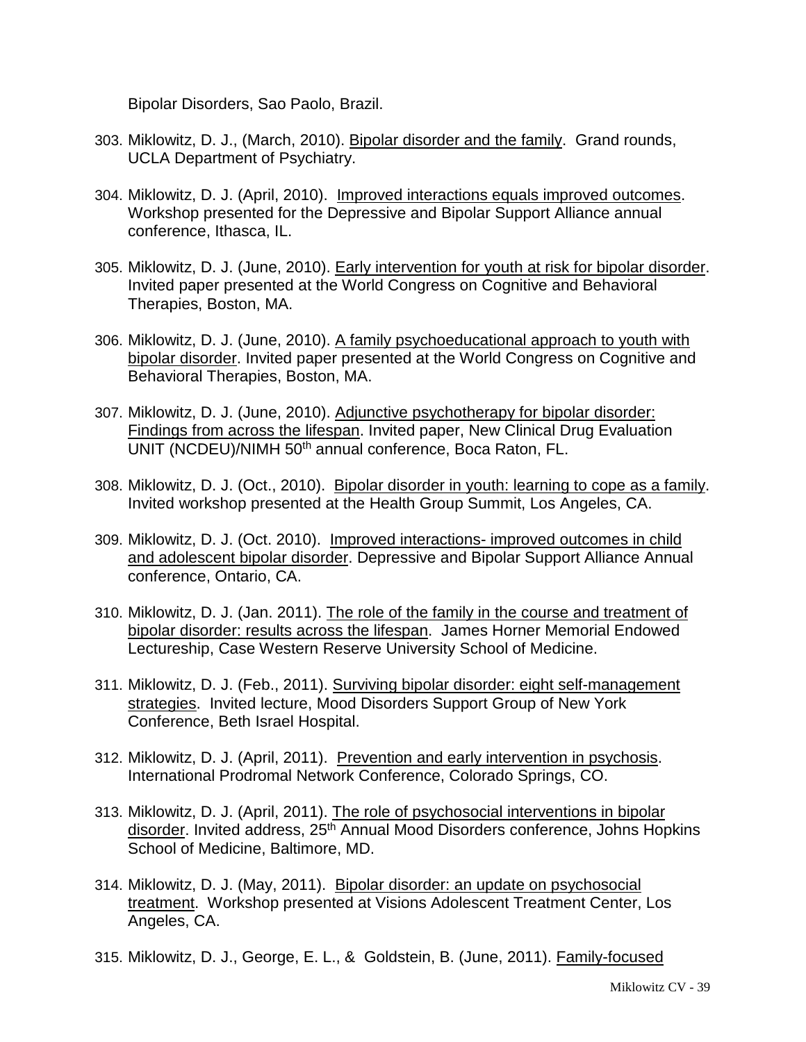Bipolar Disorders, Sao Paolo, Brazil.

303. Miklowitz, D. J., (March, 2010). Bipolar disorder and the family. Grand rounds, UCLA Department of Psychiatry.

304. Miklowitz, D. J. (April, 2010). Improved interactions equals improved outcomes. Workshop presented for the Depressive and Bipolar Support Alliance annual conference, Ithasca, IL.

305. Miklowitz, D. J. (June, 2010). Early intervention for youth at risk for bipolar disorder. Invited paper presented at the World Congress on Cognitive and Behavioral Therapies, Boston, MA.

306. Miklowitz, D. J. (June, 2010). A family psychoeducational approach to youth with bipolar disorder. Invited paper presented at the World Congress on Cognitive and Behavioral Therapies, Boston, MA.

307. Miklowitz, D. J. (June, 2010). Adjunctive psychotherapy for bipolar disorder: Findings from across the lifespan. Invited paper, New Clinical Drug Evaluation UNIT (NCDEU)/NIMH 50th annual conference, Boca Raton, FL.

308. Miklowitz, D. J. (Oct., 2010). Bipolar disorder in youth: learning to cope as a family. Invited workshop presented at the Health Group Summit, Los Angeles, CA.

309. Miklowitz, D. J. (Oct. 2010). Improved interactions- improved outcomes in child and adolescent bipolar disorder. Depressive and Bipolar Support Alliance Annual conference, Ontario, CA.

310. Miklowitz, D. J. (Jan. 2011). The role of the family in the course and treatment of bipolar disorder: results across the lifespan. James Horner Memorial Endowed Lectureship, Case Western Reserve University School of Medicine.

311. Miklowitz, D. J. (Feb., 2011). Surviving bipolar disorder: eight self-management strategies. Invited lecture, Mood Disorders Support Group of New York Conference, Beth Israel Hospital.

312. Miklowitz, D. J. (April, 2011). Prevention and early intervention in psychosis. International Prodromal Network Conference, Colorado Springs, CO.

313. Miklowitz, D. J. (April, 2011). The role of psychosocial interventions in bipolar disorder. Invited address, 25th Annual Mood Disorders conference, Johns Hopkins School of Medicine, Baltimore, MD.

314. Miklowitz, D. J. (May, 2011). Bipolar disorder: an update on psychosocial treatment. Workshop presented at Visions Adolescent Treatment Center, Los Angeles, CA.

315. Miklowitz, D. J., George, E. L., & Goldstein, B. (June, 2011). Family-focused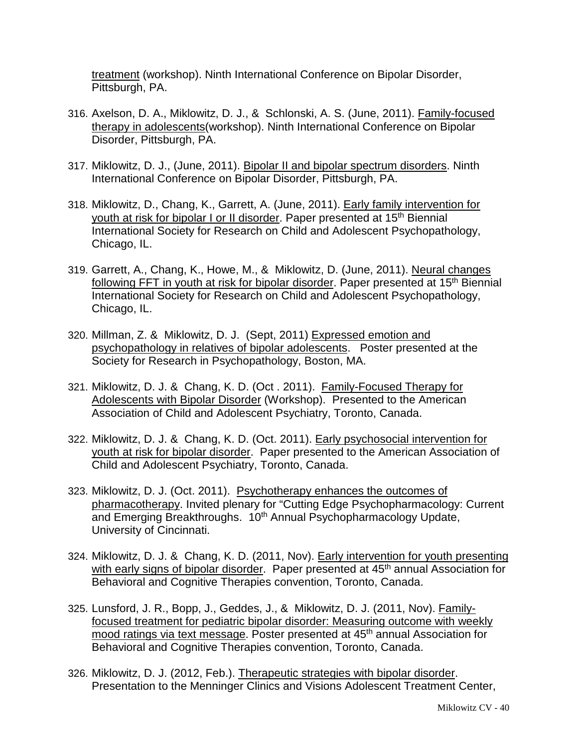treatment (workshop). Ninth International Conference on Bipolar Disorder, Pittsburgh, PA.

316. Axelson, D. A., Miklowitz, D. J., & Schlonski, A. S. (June, 2011). Family-focused therapy in adolescents(workshop). Ninth International Conference on Bipolar Disorder, Pittsburgh, PA.

317. Miklowitz, D. J., (June, 2011). Bipolar II and bipolar spectrum disorders. Ninth International Conference on Bipolar Disorder, Pittsburgh, PA.

318. Miklowitz, D., Chang, K., Garrett, A. (June, 2011). Early family intervention for youth at risk for bipolar I or II disorder. Paper presented at 15th Biennial International Society for Research on Child and Adolescent Psychopathology, Chicago, IL.

319. Garrett, A., Chang, K., Howe, M., & Miklowitz, D. (June, 2011). Neural changes following FFT in youth at risk for bipolar disorder. Paper presented at 15th Biennial International Society for Research on Child and Adolescent Psychopathology, Chicago, IL.

320. Millman, Z. & Miklowitz, D. J. (Sept, 2011) Expressed emotion and psychopathology in relatives of bipolar adolescents. Poster presented at the Society for Research in Psychopathology, Boston, MA.

321. Miklowitz, D. J. & Chang, K. D. (Oct . 2011). Family-Focused Therapy for Adolescents with Bipolar Disorder (Workshop). Presented to the American Association of Child and Adolescent Psychiatry, Toronto, Canada.

322. Miklowitz, D. J. & Chang, K. D. (Oct. 2011). Early psychosocial intervention for youth at risk for bipolar disorder. Paper presented to the American Association of Child and Adolescent Psychiatry, Toronto, Canada.

323. Miklowitz, D. J. (Oct. 2011). Psychotherapy enhances the outcomes of pharmacotherapy. Invited plenary for "Cutting Edge Psychopharmacology: Current and Emerging Breakthroughs. 10th Annual Psychopharmacology Update, University of Cincinnati.

324. Miklowitz, D. J. & Chang, K. D. (2011, Nov). Early intervention for youth presenting with early signs of bipolar disorder. Paper presented at 45th annual Association for Behavioral and Cognitive Therapies convention, Toronto, Canada.

325. Lunsford, J. R., Bopp, J., Geddes, J., & Miklowitz, D. J. (2011, Nov). Family-focused treatment for pediatric bipolar disorder: Measuring outcome with weekly mood ratings via text message. Poster presented at 45th annual Association for Behavioral and Cognitive Therapies convention, Toronto, Canada.

326. Miklowitz, D. J. (2012, Feb.). Therapeutic strategies with bipolar disorder. Presentation to the Menninger Clinics and Visions Adolescent Treatment Center,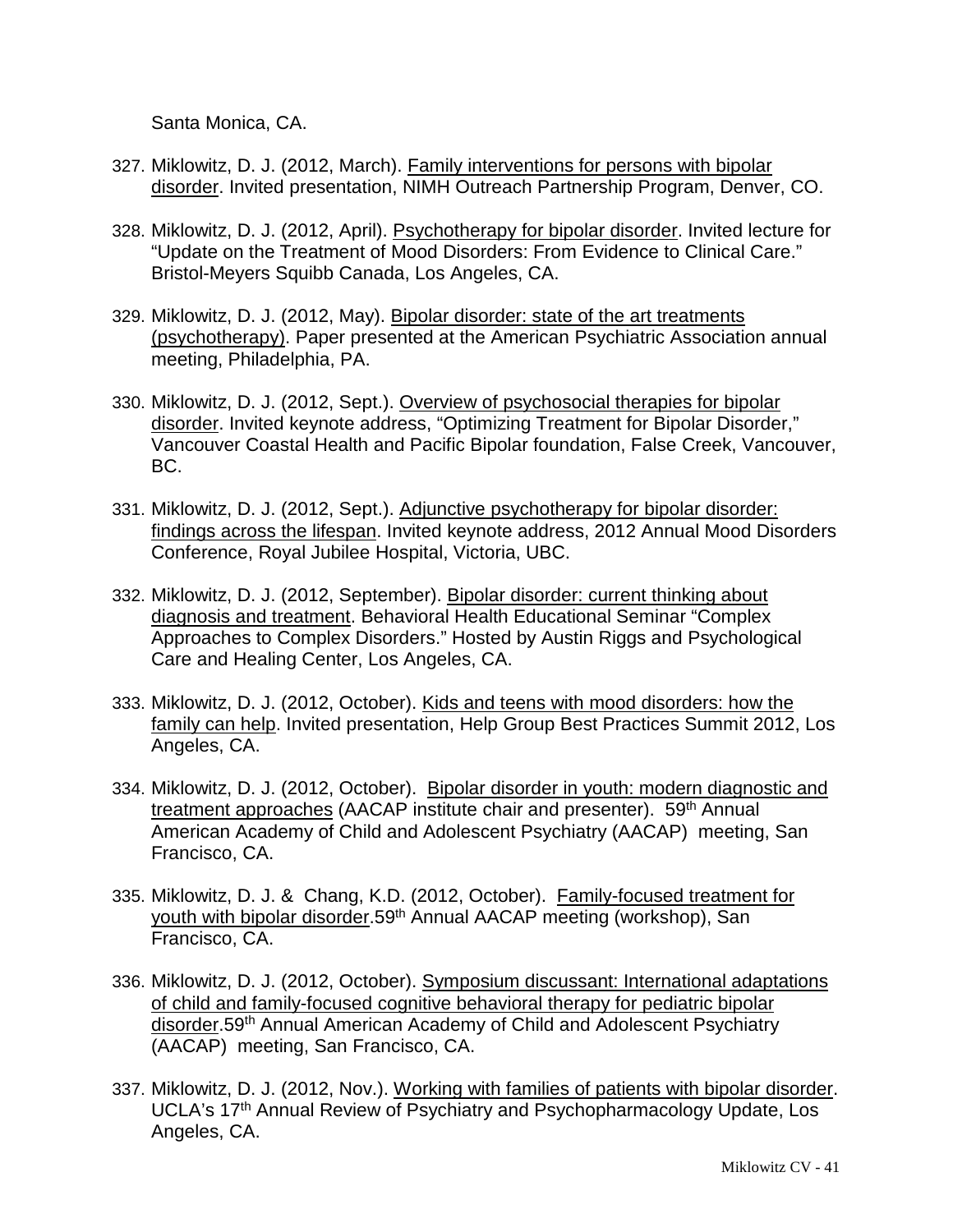Santa Monica, CA.

327. Miklowitz, D. J. (2012, March). Family interventions for persons with bipolar disorder. Invited presentation, NIMH Outreach Partnership Program, Denver, CO.

328. Miklowitz, D. J. (2012, April). Psychotherapy for bipolar disorder. Invited lecture for "Update on the Treatment of Mood Disorders: From Evidence to Clinical Care." Bristol-Meyers Squibb Canada, Los Angeles, CA.

329. Miklowitz, D. J. (2012, May). Bipolar disorder: state of the art treatments (psychotherapy). Paper presented at the American Psychiatric Association annual meeting, Philadelphia, PA.

330. Miklowitz, D. J. (2012, Sept.). Overview of psychosocial therapies for bipolar disorder. Invited keynote address, "Optimizing Treatment for Bipolar Disorder," Vancouver Coastal Health and Pacific Bipolar foundation, False Creek, Vancouver, BC.

331. Miklowitz, D. J. (2012, Sept.). Adjunctive psychotherapy for bipolar disorder: findings across the lifespan. Invited keynote address, 2012 Annual Mood Disorders Conference, Royal Jubilee Hospital, Victoria, UBC.

332. Miklowitz, D. J. (2012, September). Bipolar disorder: current thinking about diagnosis and treatment. Behavioral Health Educational Seminar "Complex Approaches to Complex Disorders." Hosted by Austin Riggs and Psychological Care and Healing Center, Los Angeles, CA.

333. Miklowitz, D. J. (2012, October). Kids and teens with mood disorders: how the family can help. Invited presentation, Help Group Best Practices Summit 2012, Los Angeles, CA.

334. Miklowitz, D. J. (2012, October). Bipolar disorder in youth: modern diagnostic and treatment approaches (AACAP institute chair and presenter). 59th Annual American Academy of Child and Adolescent Psychiatry (AACAP) meeting, San Francisco, CA.

335. Miklowitz, D. J. & Chang, K.D. (2012, October). Family-focused treatment for youth with bipolar disorder.59th Annual AACAP meeting (workshop), San Francisco, CA.

336. Miklowitz, D. J. (2012, October). Symposium discussant: International adaptations of child and family-focused cognitive behavioral therapy for pediatric bipolar disorder.59th Annual American Academy of Child and Adolescent Psychiatry (AACAP) meeting, San Francisco, CA.

337. Miklowitz, D. J. (2012, Nov.). Working with families of patients with bipolar disorder. UCLA's 17th Annual Review of Psychiatry and Psychopharmacology Update, Los Angeles, CA.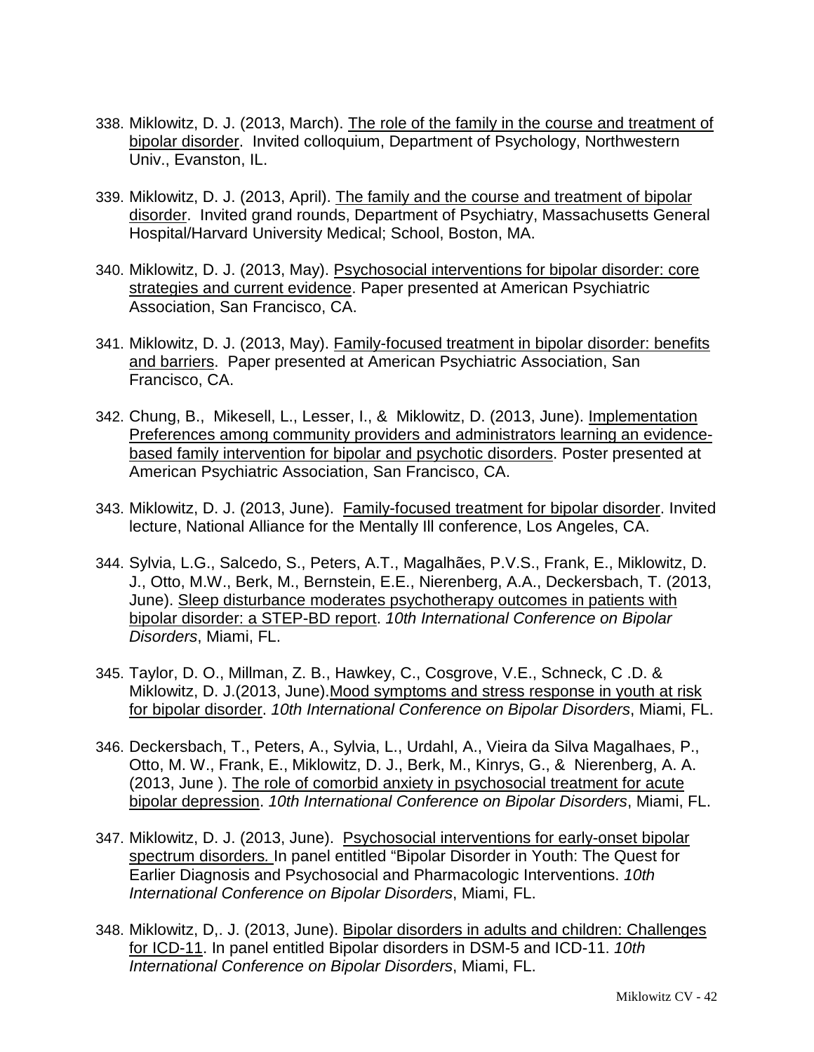338. Miklowitz, D. J. (2013, March). The role of the family in the course and treatment of bipolar disorder. Invited colloquium, Department of Psychology, Northwestern Univ., Evanston, IL.

339. Miklowitz, D. J. (2013, April). The family and the course and treatment of bipolar disorder. Invited grand rounds, Department of Psychiatry, Massachusetts General Hospital/Harvard University Medical; School, Boston, MA.

340. Miklowitz, D. J. (2013, May). Psychosocial interventions for bipolar disorder: core strategies and current evidence. Paper presented at American Psychiatric Association, San Francisco, CA.

341. Miklowitz, D. J. (2013, May). Family-focused treatment in bipolar disorder: benefits and barriers. Paper presented at American Psychiatric Association, San Francisco, CA.

342. Chung, B., Mikesell, L., Lesser, I., & Miklowitz, D. (2013, June). Implementation Preferences among community providers and administrators learning an evidence-based family intervention for bipolar and psychotic disorders. Poster presented at American Psychiatric Association, San Francisco, CA.

343. Miklowitz, D. J. (2013, June). Family-focused treatment for bipolar disorder. Invited lecture, National Alliance for the Mentally Ill conference, Los Angeles, CA.

344. Sylvia, L.G., Salcedo, S., Peters, A.T., Magalhães, P.V.S., Frank, E., Miklowitz, D. J., Otto, M.W., Berk, M., Bernstein, E.E., Nierenberg, A.A., Deckersbach, T. (2013, June). Sleep disturbance moderates psychotherapy outcomes in patients with bipolar disorder: a STEP-BD report. *10th International Conference on Bipolar Disorders*, Miami, FL.

345. Taylor, D. O., Millman, Z. B., Hawkey, C., Cosgrove, V.E., Schneck, C .D. & Miklowitz, D. J.(2013, June).Mood symptoms and stress response in youth at risk for bipolar disorder. *10th International Conference on Bipolar Disorders*, Miami, FL.

346. Deckersbach, T., Peters, A., Sylvia, L., Urdahl, A., Vieira da Silva Magalhaes, P., Otto, M. W., Frank, E., Miklowitz, D. J., Berk, M., Kinrys, G., & Nierenberg, A. A. (2013, June ). The role of comorbid anxiety in psychosocial treatment for acute bipolar depression. *10th International Conference on Bipolar Disorders*, Miami, FL.

347. Miklowitz, D. J. (2013, June). Psychosocial interventions for early-onset bipolar spectrum disorders. In panel entitled "Bipolar Disorder in Youth: The Quest for Earlier Diagnosis and Psychosocial and Pharmacologic Interventions. *10th International Conference on Bipolar Disorders*, Miami, FL.

348. Miklowitz, D,. J. (2013, June). Bipolar disorders in adults and children: Challenges for ICD-11. In panel entitled Bipolar disorders in DSM-5 and ICD-11. *10th International Conference on Bipolar Disorders*, Miami, FL.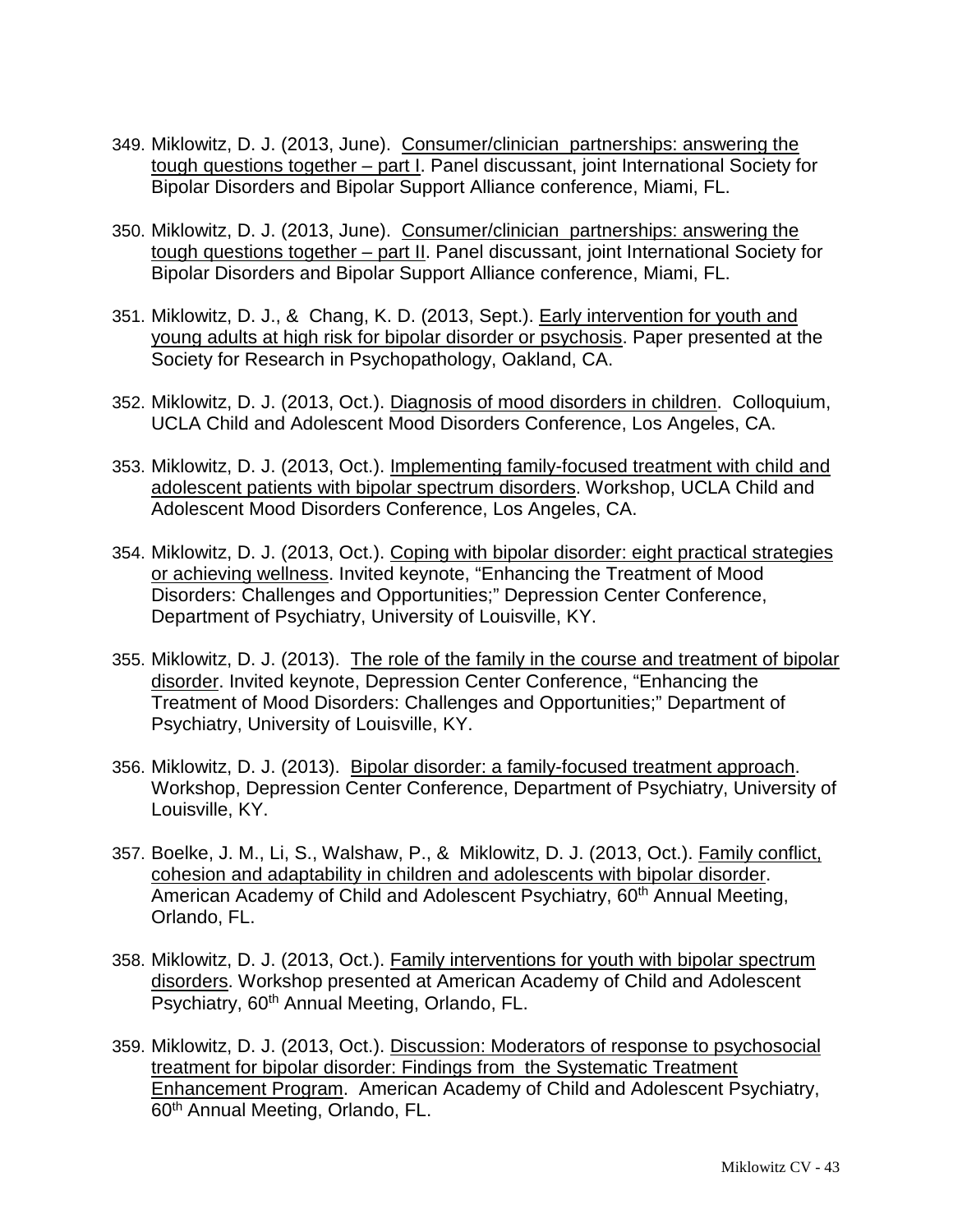349. Miklowitz, D. J. (2013, June). Consumer/clinician partnerships: answering the tough questions together – part I. Panel discussant, joint International Society for Bipolar Disorders and Bipolar Support Alliance conference, Miami, FL.

350. Miklowitz, D. J. (2013, June). Consumer/clinician partnerships: answering the tough questions together – part II. Panel discussant, joint International Society for Bipolar Disorders and Bipolar Support Alliance conference, Miami, FL.

351. Miklowitz, D. J., & Chang, K. D. (2013, Sept.). Early intervention for youth and young adults at high risk for bipolar disorder or psychosis. Paper presented at the Society for Research in Psychopathology, Oakland, CA.

352. Miklowitz, D. J. (2013, Oct.). Diagnosis of mood disorders in children. Colloquium, UCLA Child and Adolescent Mood Disorders Conference, Los Angeles, CA.

353. Miklowitz, D. J. (2013, Oct.). Implementing family-focused treatment with child and adolescent patients with bipolar spectrum disorders. Workshop, UCLA Child and Adolescent Mood Disorders Conference, Los Angeles, CA.

354. Miklowitz, D. J. (2013, Oct.). Coping with bipolar disorder: eight practical strategies or achieving wellness. Invited keynote, "Enhancing the Treatment of Mood Disorders: Challenges and Opportunities;" Depression Center Conference, Department of Psychiatry, University of Louisville, KY.

355. Miklowitz, D. J. (2013). The role of the family in the course and treatment of bipolar disorder. Invited keynote, Depression Center Conference, "Enhancing the Treatment of Mood Disorders: Challenges and Opportunities;" Department of Psychiatry, University of Louisville, KY.

356. Miklowitz, D. J. (2013). Bipolar disorder: a family-focused treatment approach. Workshop, Depression Center Conference, Department of Psychiatry, University of Louisville, KY.

357. Boelke, J. M., Li, S., Walshaw, P., & Miklowitz, D. J. (2013, Oct.). Family conflict, cohesion and adaptability in children and adolescents with bipolar disorder. American Academy of Child and Adolescent Psychiatry, 60th Annual Meeting, Orlando, FL.

358. Miklowitz, D. J. (2013, Oct.). Family interventions for youth with bipolar spectrum disorders. Workshop presented at American Academy of Child and Adolescent Psychiatry, 60th Annual Meeting, Orlando, FL.

359. Miklowitz, D. J. (2013, Oct.). Discussion: Moderators of response to psychosocial treatment for bipolar disorder: Findings from the Systematic Treatment Enhancement Program. American Academy of Child and Adolescent Psychiatry, 60th Annual Meeting, Orlando, FL.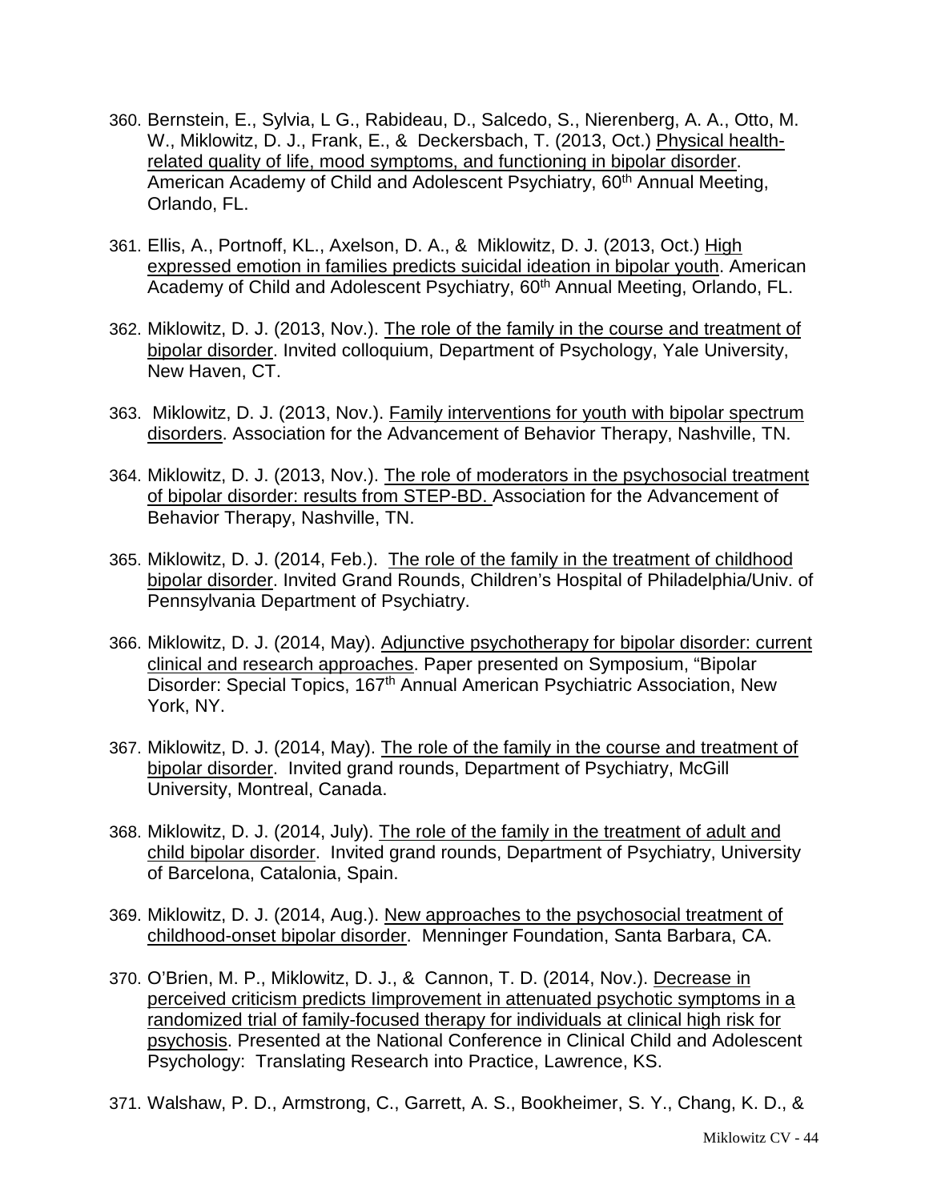360. Bernstein, E., Sylvia, L G., Rabideau, D., Salcedo, S., Nierenberg, A. A., Otto, M. W., Miklowitz, D. J., Frank, E., & Deckersbach, T. (2013, Oct.) Physical health-related quality of life, mood symptoms, and functioning in bipolar disorder. American Academy of Child and Adolescent Psychiatry, 60th Annual Meeting, Orlando, FL.

361. Ellis, A., Portnoff, KL., Axelson, D. A., & Miklowitz, D. J. (2013, Oct.) High expressed emotion in families predicts suicidal ideation in bipolar youth. American Academy of Child and Adolescent Psychiatry, 60th Annual Meeting, Orlando, FL.

362. Miklowitz, D. J. (2013, Nov.). The role of the family in the course and treatment of bipolar disorder. Invited colloquium, Department of Psychology, Yale University, New Haven, CT.

363. Miklowitz, D. J. (2013, Nov.). Family interventions for youth with bipolar spectrum disorders. Association for the Advancement of Behavior Therapy, Nashville, TN.

364. Miklowitz, D. J. (2013, Nov.). The role of moderators in the psychosocial treatment of bipolar disorder: results from STEP-BD. Association for the Advancement of Behavior Therapy, Nashville, TN.

365. Miklowitz, D. J. (2014, Feb.). The role of the family in the treatment of childhood bipolar disorder. Invited Grand Rounds, Children's Hospital of Philadelphia/Univ. of Pennsylvania Department of Psychiatry.

366. Miklowitz, D. J. (2014, May). Adjunctive psychotherapy for bipolar disorder: current clinical and research approaches. Paper presented on Symposium, "Bipolar Disorder: Special Topics, 167th Annual American Psychiatric Association, New York, NY.

367. Miklowitz, D. J. (2014, May). The role of the family in the course and treatment of bipolar disorder. Invited grand rounds, Department of Psychiatry, McGill University, Montreal, Canada.

368. Miklowitz, D. J. (2014, July). The role of the family in the treatment of adult and child bipolar disorder. Invited grand rounds, Department of Psychiatry, University of Barcelona, Catalonia, Spain.

369. Miklowitz, D. J. (2014, Aug.). New approaches to the psychosocial treatment of childhood-onset bipolar disorder. Menninger Foundation, Santa Barbara, CA.

370. O'Brien, M. P., Miklowitz, D. J., & Cannon, T. D. (2014, Nov.). Decrease in perceived criticism predicts Iimprovement in attenuated psychotic symptoms in a randomized trial of family-focused therapy for individuals at clinical high risk for psychosis. Presented at the National Conference in Clinical Child and Adolescent Psychology: Translating Research into Practice, Lawrence, KS.

371. Walshaw, P. D., Armstrong, C., Garrett, A. S., Bookheimer, S. Y., Chang, K. D., &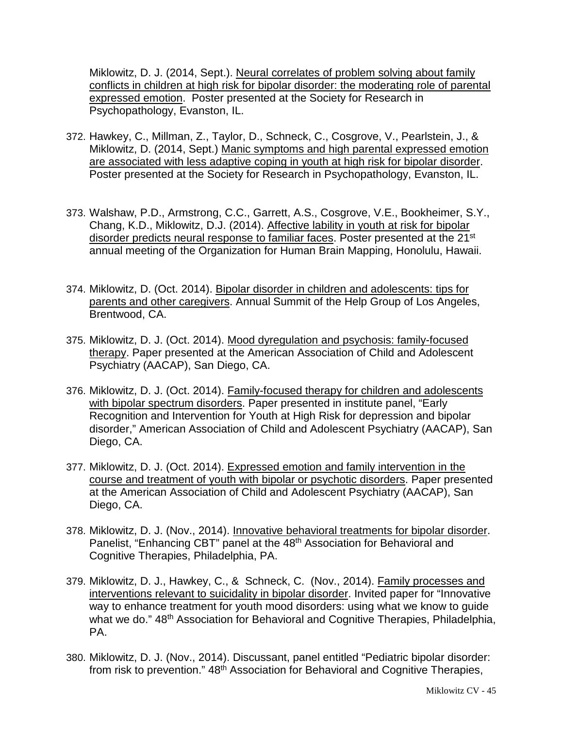Miklowitz, D. J. (2014, Sept.). <u>Neural correlates of problem solving about family conflicts in children at high risk for bipolar disorder: the moderating role of parental expressed emotion</u>. Poster presented at the Society for Research in Psychopathology, Evanston, IL.

372. Hawkey, C., Millman, Z., Taylor, D., Schneck, C., Cosgrove, V., Pearlstein, J., & Miklowitz, D. (2014, Sept.) <u>Manic symptoms and high parental expressed emotion are associated with less adaptive coping in youth at high risk for bipolar disorder</u>. Poster presented at the Society for Research in Psychopathology, Evanston, IL.

373. Walshaw, P.D., Armstrong, C.C., Garrett, A.S., Cosgrove, V.E., Bookheimer, S.Y., Chang, K.D., Miklowitz, D.J. (2014). <u>Affective lability in youth at risk for bipolar disorder predicts neural response to familiar faces</u>. Poster presented at the 21st annual meeting of the Organization for Human Brain Mapping, Honolulu, Hawaii.

374. Miklowitz, D. (Oct. 2014). <u>Bipolar disorder in children and adolescents: tips for parents and other caregivers</u>. Annual Summit of the Help Group of Los Angeles, Brentwood, CA.

375. Miklowitz, D. J. (Oct. 2014). <u>Mood dyregulation and psychosis: family-focused therapy</u>. Paper presented at the American Association of Child and Adolescent Psychiatry (AACAP), San Diego, CA.

376. Miklowitz, D. J. (Oct. 2014). <u>Family-focused therapy for children and adolescents with bipolar spectrum disorders</u>. Paper presented in institute panel, "Early Recognition and Intervention for Youth at High Risk for depression and bipolar disorder," American Association of Child and Adolescent Psychiatry (AACAP), San Diego, CA.

377. Miklowitz, D. J. (Oct. 2014). <u>Expressed emotion and family intervention in the course and treatment of youth with bipolar or psychotic disorders</u>. Paper presented at the American Association of Child and Adolescent Psychiatry (AACAP), San Diego, CA.

378. Miklowitz, D. J. (Nov., 2014). <u>Innovative behavioral treatments for bipolar disorder</u>. Panelist, "Enhancing CBT" panel at the 48th Association for Behavioral and Cognitive Therapies, Philadelphia, PA.

379. Miklowitz, D. J., Hawkey, C., & Schneck, C. (Nov., 2014). <u>Family processes and interventions relevant to suicidality in bipolar disorder</u>. Invited paper for "Innovative way to enhance treatment for youth mood disorders: using what we know to guide what we do." 48th Association for Behavioral and Cognitive Therapies, Philadelphia, PA.

380. Miklowitz, D. J. (Nov., 2014). Discussant, panel entitled "Pediatric bipolar disorder: from risk to prevention." 48th Association for Behavioral and Cognitive Therapies,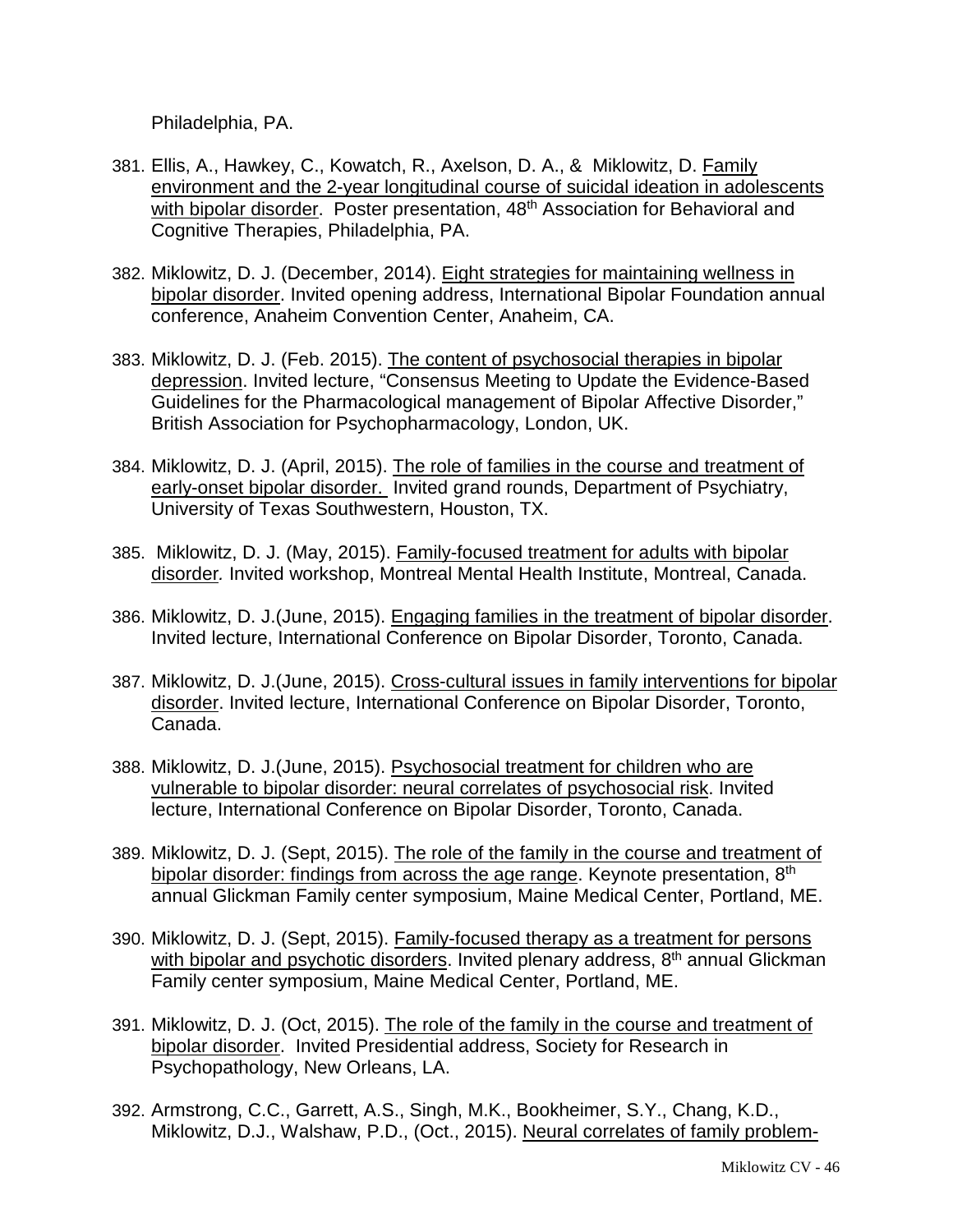Philadelphia, PA.

381. Ellis, A., Hawkey, C., Kowatch, R., Axelson, D. A., & Miklowitz, D. Family environment and the 2-year longitudinal course of suicidal ideation in adolescents with bipolar disorder. Poster presentation, 48th Association for Behavioral and Cognitive Therapies, Philadelphia, PA.

382. Miklowitz, D. J. (December, 2014). Eight strategies for maintaining wellness in bipolar disorder. Invited opening address, International Bipolar Foundation annual conference, Anaheim Convention Center, Anaheim, CA.

383. Miklowitz, D. J. (Feb. 2015). The content of psychosocial therapies in bipolar depression. Invited lecture, "Consensus Meeting to Update the Evidence-Based Guidelines for the Pharmacological management of Bipolar Affective Disorder," British Association for Psychopharmacology, London, UK.

384. Miklowitz, D. J. (April, 2015). The role of families in the course and treatment of early-onset bipolar disorder. Invited grand rounds, Department of Psychiatry, University of Texas Southwestern, Houston, TX.

385. Miklowitz, D. J. (May, 2015). Family-focused treatment for adults with bipolar disorder*.* Invited workshop, Montreal Mental Health Institute, Montreal, Canada.

386. Miklowitz, D. J.(June, 2015). Engaging families in the treatment of bipolar disorder. Invited lecture, International Conference on Bipolar Disorder, Toronto, Canada.

387. Miklowitz, D. J.(June, 2015). Cross-cultural issues in family interventions for bipolar disorder. Invited lecture, International Conference on Bipolar Disorder, Toronto, Canada.

388. Miklowitz, D. J.(June, 2015). Psychosocial treatment for children who are vulnerable to bipolar disorder: neural correlates of psychosocial risk. Invited lecture, International Conference on Bipolar Disorder, Toronto, Canada.

389. Miklowitz, D. J. (Sept, 2015). The role of the family in the course and treatment of bipolar disorder: findings from across the age range. Keynote presentation, 8th annual Glickman Family center symposium, Maine Medical Center, Portland, ME.

390. Miklowitz, D. J. (Sept, 2015). Family-focused therapy as a treatment for persons with bipolar and psychotic disorders. Invited plenary address, 8th annual Glickman Family center symposium, Maine Medical Center, Portland, ME.

391. Miklowitz, D. J. (Oct, 2015). The role of the family in the course and treatment of bipolar disorder. Invited Presidential address, Society for Research in Psychopathology, New Orleans, LA.

392. Armstrong, C.C., Garrett, A.S., Singh, M.K., Bookheimer, S.Y., Chang, K.D., Miklowitz, D.J., Walshaw, P.D., (Oct., 2015). Neural correlates of family problem-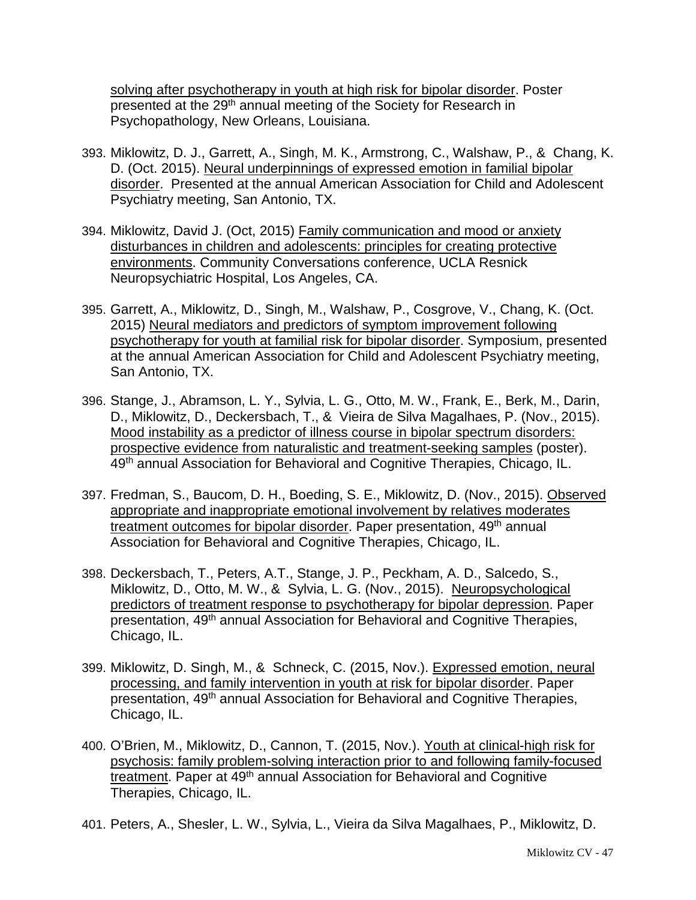solving after psychotherapy in youth at high risk for bipolar disorder. Poster presented at the 29th annual meeting of the Society for Research in Psychopathology, New Orleans, Louisiana.

393. Miklowitz, D. J., Garrett, A., Singh, M. K., Armstrong, C., Walshaw, P., & Chang, K. D. (Oct. 2015). Neural underpinnings of expressed emotion in familial bipolar disorder. Presented at the annual American Association for Child and Adolescent Psychiatry meeting, San Antonio, TX.

394. Miklowitz, David J. (Oct, 2015) Family communication and mood or anxiety disturbances in children and adolescents: principles for creating protective environments. Community Conversations conference, UCLA Resnick Neuropsychiatric Hospital, Los Angeles, CA.

395. Garrett, A., Miklowitz, D., Singh, M., Walshaw, P., Cosgrove, V., Chang, K. (Oct. 2015) Neural mediators and predictors of symptom improvement following psychotherapy for youth at familial risk for bipolar disorder. Symposium, presented at the annual American Association for Child and Adolescent Psychiatry meeting, San Antonio, TX.

396. Stange, J., Abramson, L. Y., Sylvia, L. G., Otto, M. W., Frank, E., Berk, M., Darin, D., Miklowitz, D., Deckersbach, T., & Vieira de Silva Magalhaes, P. (Nov., 2015). Mood instability as a predictor of illness course in bipolar spectrum disorders: prospective evidence from naturalistic and treatment-seeking samples (poster). 49th annual Association for Behavioral and Cognitive Therapies, Chicago, IL.

397. Fredman, S., Baucom, D. H., Boeding, S. E., Miklowitz, D. (Nov., 2015). Observed appropriate and inappropriate emotional involvement by relatives moderates treatment outcomes for bipolar disorder. Paper presentation, 49th annual Association for Behavioral and Cognitive Therapies, Chicago, IL.

398. Deckersbach, T., Peters, A.T., Stange, J. P., Peckham, A. D., Salcedo, S., Miklowitz, D., Otto, M. W., & Sylvia, L. G. (Nov., 2015). Neuropsychological predictors of treatment response to psychotherapy for bipolar depression. Paper presentation, 49th annual Association for Behavioral and Cognitive Therapies, Chicago, IL.

399. Miklowitz, D. Singh, M., & Schneck, C. (2015, Nov.). Expressed emotion, neural processing, and family intervention in youth at risk for bipolar disorder. Paper presentation, 49th annual Association for Behavioral and Cognitive Therapies, Chicago, IL.

400. O'Brien, M., Miklowitz, D., Cannon, T. (2015, Nov.). Youth at clinical-high risk for psychosis: family problem-solving interaction prior to and following family-focused treatment. Paper at 49th annual Association for Behavioral and Cognitive Therapies, Chicago, IL.

401. Peters, A., Shesler, L. W., Sylvia, L., Vieira da Silva Magalhaes, P., Miklowitz, D.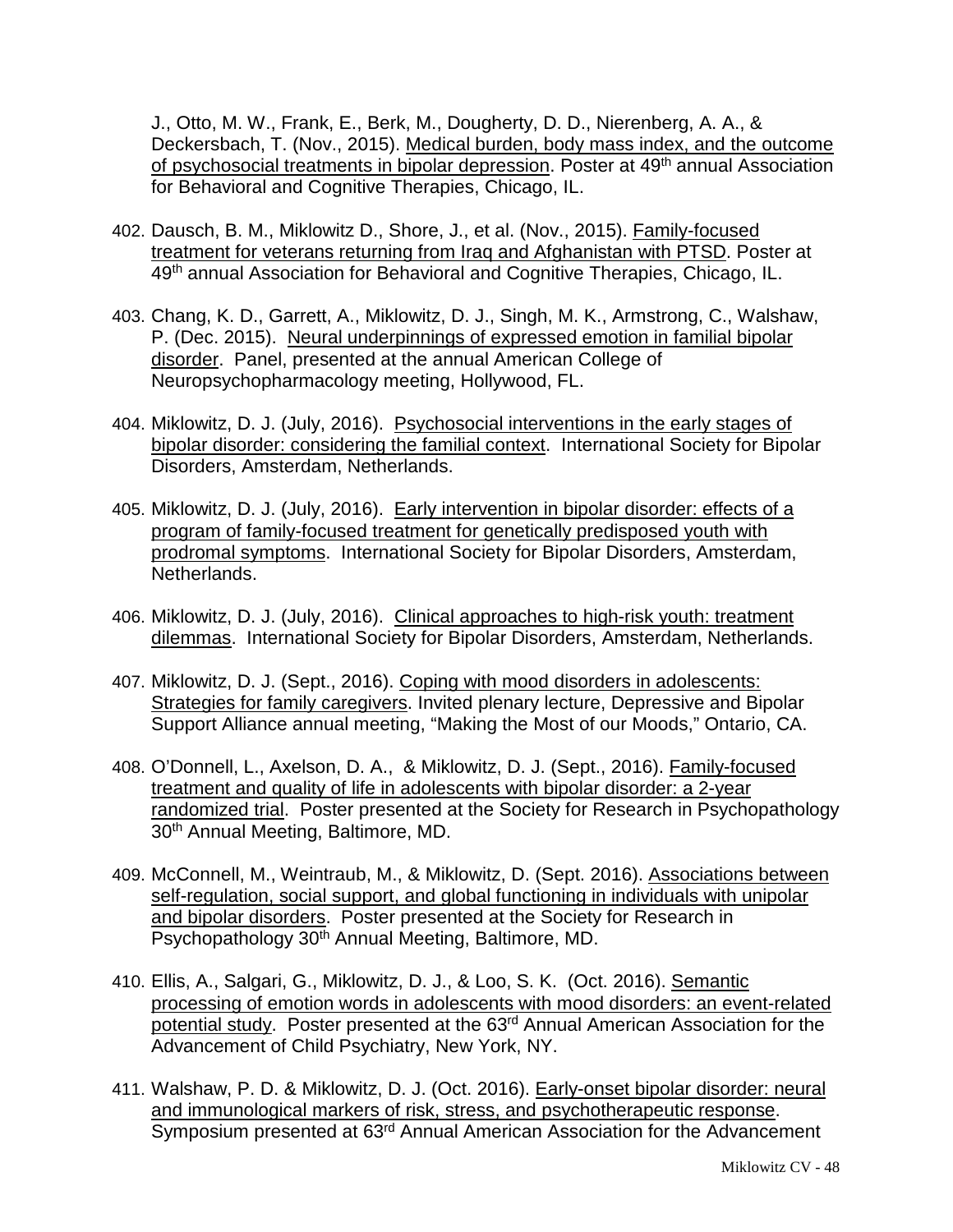J., Otto, M. W., Frank, E., Berk, M., Dougherty, D. D., Nierenberg, A. A., & Deckersbach, T. (Nov., 2015). Medical burden, body mass index, and the outcome of psychosocial treatments in bipolar depression. Poster at 49th annual Association for Behavioral and Cognitive Therapies, Chicago, IL.

402. Dausch, B. M., Miklowitz D., Shore, J., et al. (Nov., 2015). Family-focused treatment for veterans returning from Iraq and Afghanistan with PTSD. Poster at 49th annual Association for Behavioral and Cognitive Therapies, Chicago, IL.

403. Chang, K. D., Garrett, A., Miklowitz, D. J., Singh, M. K., Armstrong, C., Walshaw, P. (Dec. 2015). Neural underpinnings of expressed emotion in familial bipolar disorder. Panel, presented at the annual American College of Neuropsychopharmacology meeting, Hollywood, FL.

404. Miklowitz, D. J. (July, 2016). Psychosocial interventions in the early stages of bipolar disorder: considering the familial context. International Society for Bipolar Disorders, Amsterdam, Netherlands.

405. Miklowitz, D. J. (July, 2016). Early intervention in bipolar disorder: effects of a program of family-focused treatment for genetically predisposed youth with prodromal symptoms. International Society for Bipolar Disorders, Amsterdam, Netherlands.

406. Miklowitz, D. J. (July, 2016). Clinical approaches to high-risk youth: treatment dilemmas. International Society for Bipolar Disorders, Amsterdam, Netherlands.

407. Miklowitz, D. J. (Sept., 2016). Coping with mood disorders in adolescents: Strategies for family caregivers. Invited plenary lecture, Depressive and Bipolar Support Alliance annual meeting, "Making the Most of our Moods," Ontario, CA.

408. O'Donnell, L., Axelson, D. A., & Miklowitz, D. J. (Sept., 2016). Family-focused treatment and quality of life in adolescents with bipolar disorder: a 2-year randomized trial. Poster presented at the Society for Research in Psychopathology 30th Annual Meeting, Baltimore, MD.

409. McConnell, M., Weintraub, M., & Miklowitz, D. (Sept. 2016). Associations between self-regulation, social support, and global functioning in individuals with unipolar and bipolar disorders. Poster presented at the Society for Research in Psychopathology 30th Annual Meeting, Baltimore, MD.

410. Ellis, A., Salgari, G., Miklowitz, D. J., & Loo, S. K. (Oct. 2016). Semantic processing of emotion words in adolescents with mood disorders: an event-related potential study. Poster presented at the 63rd Annual American Association for the Advancement of Child Psychiatry, New York, NY.

411. Walshaw, P. D. & Miklowitz, D. J. (Oct. 2016). Early-onset bipolar disorder: neural and immunological markers of risk, stress, and psychotherapeutic response. Symposium presented at 63rd Annual American Association for the Advancement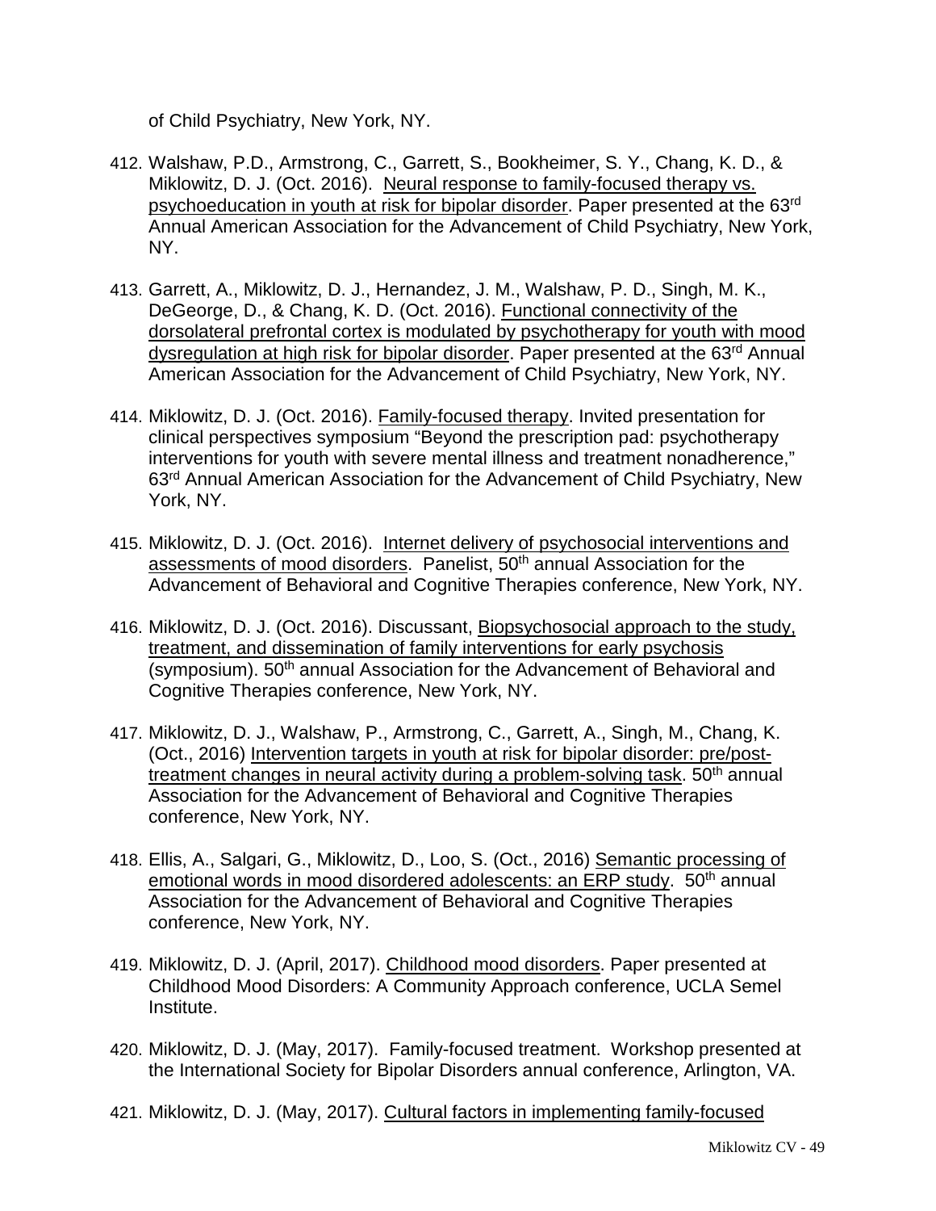of Child Psychiatry, New York, NY.

412. Walshaw, P.D., Armstrong, C., Garrett, S., Bookheimer, S. Y., Chang, K. D., & Miklowitz, D. J. (Oct. 2016). <u>Neural response to family-focused therapy vs. psychoeducation in youth at risk for bipolar disorder</u>. Paper presented at the 63rd Annual American Association for the Advancement of Child Psychiatry, New York, NY.

413. Garrett, A., Miklowitz, D. J., Hernandez, J. M., Walshaw, P. D., Singh, M. K., DeGeorge, D., & Chang, K. D. (Oct. 2016). <u>Functional connectivity of the dorsolateral prefrontal cortex is modulated by psychotherapy for youth with mood dysregulation at high risk for bipolar disorder</u>. Paper presented at the 63rd Annual American Association for the Advancement of Child Psychiatry, New York, NY.

414. Miklowitz, D. J. (Oct. 2016). <u>Family-focused therapy</u>. Invited presentation for clinical perspectives symposium "Beyond the prescription pad: psychotherapy interventions for youth with severe mental illness and treatment nonadherence," 63rd Annual American Association for the Advancement of Child Psychiatry, New York, NY.

415. Miklowitz, D. J. (Oct. 2016). <u>Internet delivery of psychosocial interventions and assessments of mood disorders</u>. Panelist, 50th annual Association for the Advancement of Behavioral and Cognitive Therapies conference, New York, NY.

416. Miklowitz, D. J. (Oct. 2016). Discussant, <u>Biopsychosocial approach to the study, treatment, and dissemination of family interventions for early psychosis</u> (symposium). 50th annual Association for the Advancement of Behavioral and Cognitive Therapies conference, New York, NY.

417. Miklowitz, D. J., Walshaw, P., Armstrong, C., Garrett, A., Singh, M., Chang, K. (Oct., 2016) <u>Intervention targets in youth at risk for bipolar disorder: pre/post-treatment changes in neural activity during a problem-solving task</u>. 50th annual Association for the Advancement of Behavioral and Cognitive Therapies conference, New York, NY.

418. Ellis, A., Salgari, G., Miklowitz, D., Loo, S. (Oct., 2016) <u>Semantic processing of emotional words in mood disordered adolescents: an ERP study</u>. 50th annual Association for the Advancement of Behavioral and Cognitive Therapies conference, New York, NY.

419. Miklowitz, D. J. (April, 2017). <u>Childhood mood disorders</u>. Paper presented at Childhood Mood Disorders: A Community Approach conference, UCLA Semel Institute.

420. Miklowitz, D. J. (May, 2017). Family-focused treatment. Workshop presented at the International Society for Bipolar Disorders annual conference, Arlington, VA.

421. Miklowitz, D. J. (May, 2017). <u>Cultural factors in implementing family-focused</u>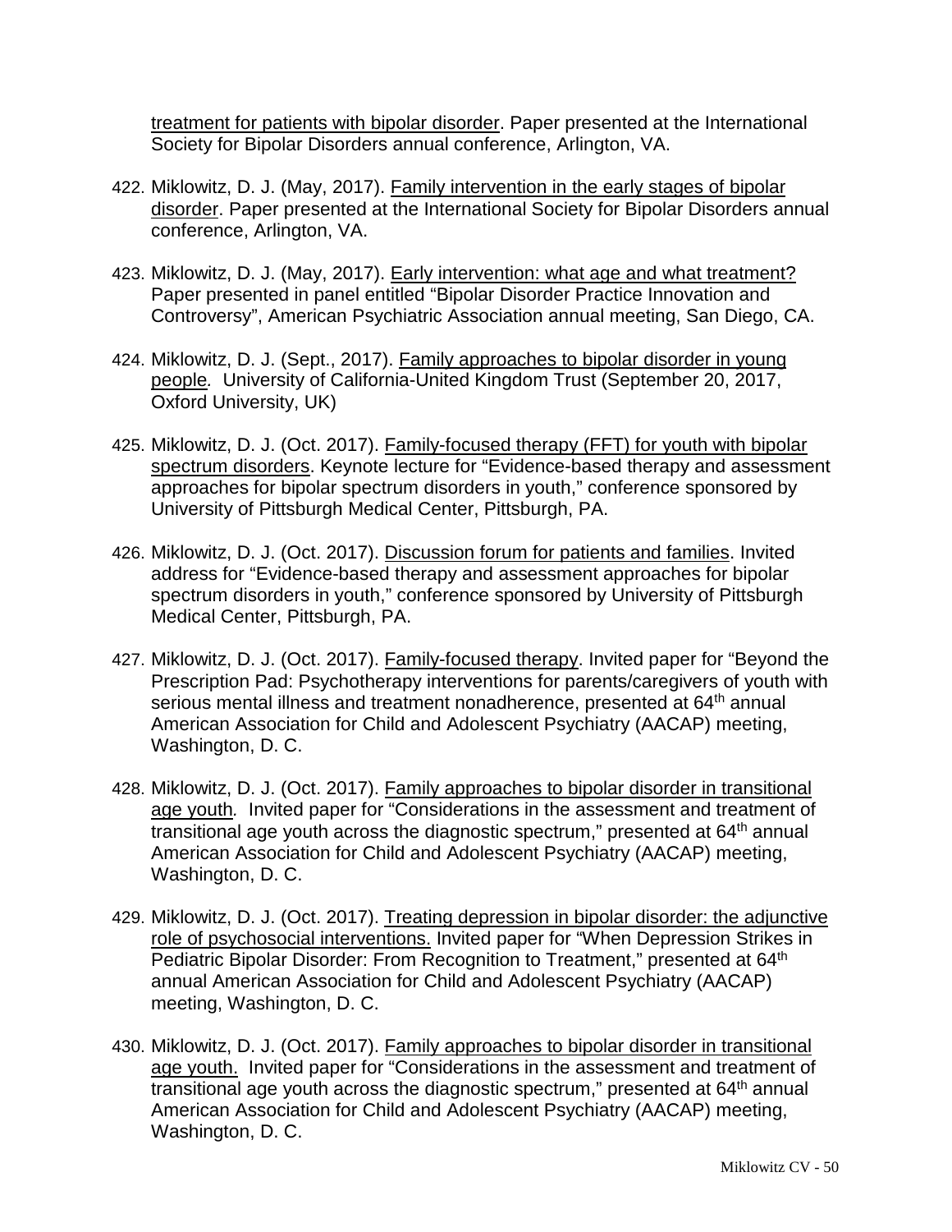treatment for patients with bipolar disorder. Paper presented at the International Society for Bipolar Disorders annual conference, Arlington, VA.

422. Miklowitz, D. J. (May, 2017). Family intervention in the early stages of bipolar disorder. Paper presented at the International Society for Bipolar Disorders annual conference, Arlington, VA.

423. Miklowitz, D. J. (May, 2017). Early intervention: what age and what treatment? Paper presented in panel entitled "Bipolar Disorder Practice Innovation and Controversy", American Psychiatric Association annual meeting, San Diego, CA.

424. Miklowitz, D. J. (Sept., 2017). Family approaches to bipolar disorder in young people*.* University of California-United Kingdom Trust (September 20, 2017, Oxford University, UK)

425. Miklowitz, D. J. (Oct. 2017). Family-focused therapy (FFT) for youth with bipolar spectrum disorders. Keynote lecture for "Evidence-based therapy and assessment approaches for bipolar spectrum disorders in youth," conference sponsored by University of Pittsburgh Medical Center, Pittsburgh, PA.

426. Miklowitz, D. J. (Oct. 2017). Discussion forum for patients and families. Invited address for "Evidence-based therapy and assessment approaches for bipolar spectrum disorders in youth," conference sponsored by University of Pittsburgh Medical Center, Pittsburgh, PA.

427. Miklowitz, D. J. (Oct. 2017). Family-focused therapy. Invited paper for "Beyond the Prescription Pad: Psychotherapy interventions for parents/caregivers of youth with serious mental illness and treatment nonadherence, presented at 64th annual American Association for Child and Adolescent Psychiatry (AACAP) meeting, Washington, D. C.

428. Miklowitz, D. J. (Oct. 2017). Family approaches to bipolar disorder in transitional age youth*.* Invited paper for "Considerations in the assessment and treatment of transitional age youth across the diagnostic spectrum," presented at 64th annual American Association for Child and Adolescent Psychiatry (AACAP) meeting, Washington, D. C.

429. Miklowitz, D. J. (Oct. 2017). Treating depression in bipolar disorder: the adjunctive role of psychosocial interventions. Invited paper for "When Depression Strikes in Pediatric Bipolar Disorder: From Recognition to Treatment," presented at 64th annual American Association for Child and Adolescent Psychiatry (AACAP) meeting, Washington, D. C.

430. Miklowitz, D. J. (Oct. 2017). Family approaches to bipolar disorder in transitional age youth. Invited paper for "Considerations in the assessment and treatment of transitional age youth across the diagnostic spectrum," presented at 64th annual American Association for Child and Adolescent Psychiatry (AACAP) meeting, Washington, D. C.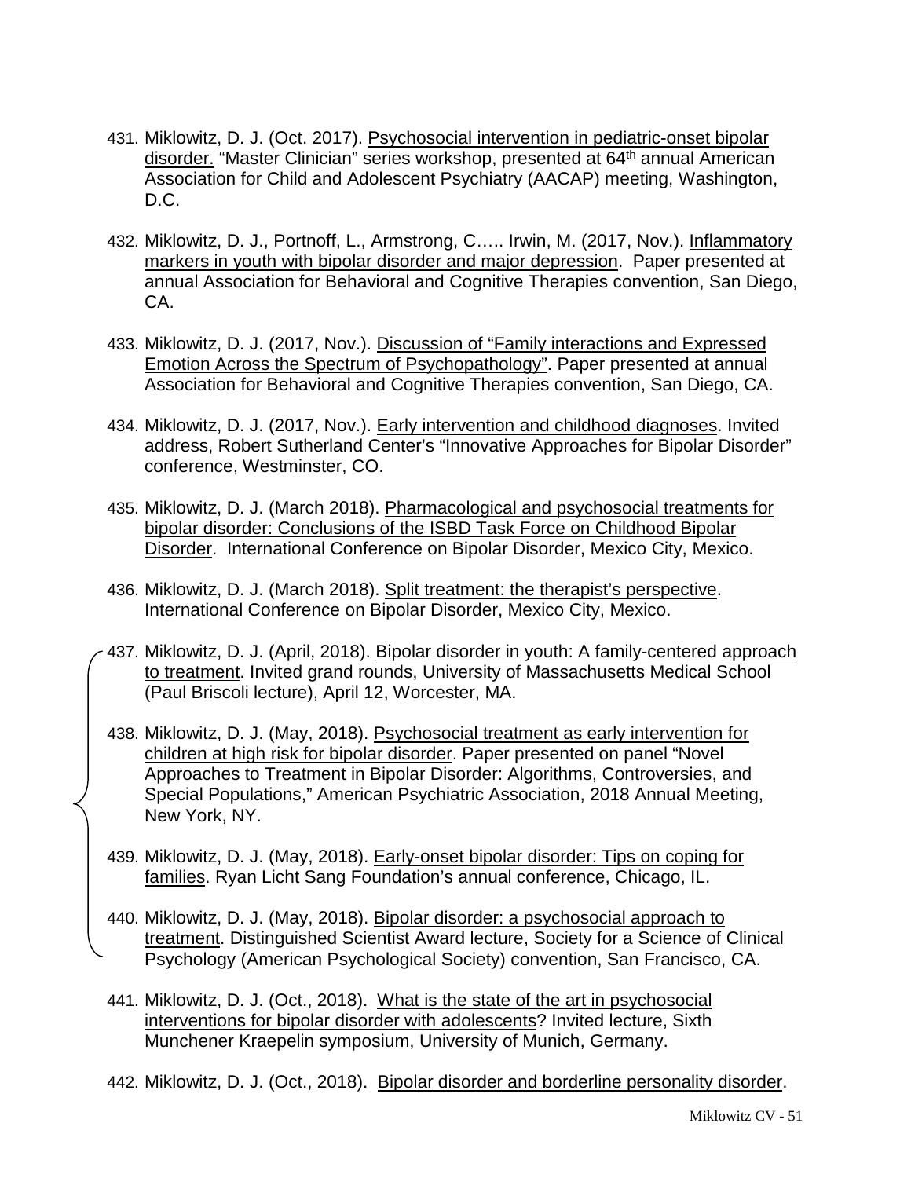431. Miklowitz, D. J. (Oct. 2017). Psychosocial intervention in pediatric-onset bipolar disorder. "Master Clinician" series workshop, presented at 64th annual American Association for Child and Adolescent Psychiatry (AACAP) meeting, Washington, D.C.

432. Miklowitz, D. J., Portnoff, L., Armstrong, C….. Irwin, M. (2017, Nov.). Inflammatory markers in youth with bipolar disorder and major depression. Paper presented at annual Association for Behavioral and Cognitive Therapies convention, San Diego, CA.

433. Miklowitz, D. J. (2017, Nov.). Discussion of "Family interactions and Expressed Emotion Across the Spectrum of Psychopathology". Paper presented at annual Association for Behavioral and Cognitive Therapies convention, San Diego, CA.

434. Miklowitz, D. J. (2017, Nov.). Early intervention and childhood diagnoses. Invited address, Robert Sutherland Center's "Innovative Approaches for Bipolar Disorder" conference, Westminster, CO.

435. Miklowitz, D. J. (March 2018). Pharmacological and psychosocial treatments for bipolar disorder: Conclusions of the ISBD Task Force on Childhood Bipolar Disorder. International Conference on Bipolar Disorder, Mexico City, Mexico.

436. Miklowitz, D. J. (March 2018). Split treatment: the therapist's perspective. International Conference on Bipolar Disorder, Mexico City, Mexico.

437. Miklowitz, D. J. (April, 2018). Bipolar disorder in youth: A family-centered approach to treatment. Invited grand rounds, University of Massachusetts Medical School (Paul Briscoli lecture), April 12, Worcester, MA.

438. Miklowitz, D. J. (May, 2018). Psychosocial treatment as early intervention for children at high risk for bipolar disorder. Paper presented on panel "Novel Approaches to Treatment in Bipolar Disorder: Algorithms, Controversies, and Special Populations," American Psychiatric Association, 2018 Annual Meeting, New York, NY.

439. Miklowitz, D. J. (May, 2018). Early-onset bipolar disorder: Tips on coping for families. Ryan Licht Sang Foundation's annual conference, Chicago, IL.

440. Miklowitz, D. J. (May, 2018). Bipolar disorder: a psychosocial approach to treatment. Distinguished Scientist Award lecture, Society for a Science of Clinical Psychology (American Psychological Society) convention, San Francisco, CA.

441. Miklowitz, D. J. (Oct., 2018). What is the state of the art in psychosocial interventions for bipolar disorder with adolescents? Invited lecture, Sixth Munchener Kraepelin symposium, University of Munich, Germany.

442. Miklowitz, D. J. (Oct., 2018). Bipolar disorder and borderline personality disorder.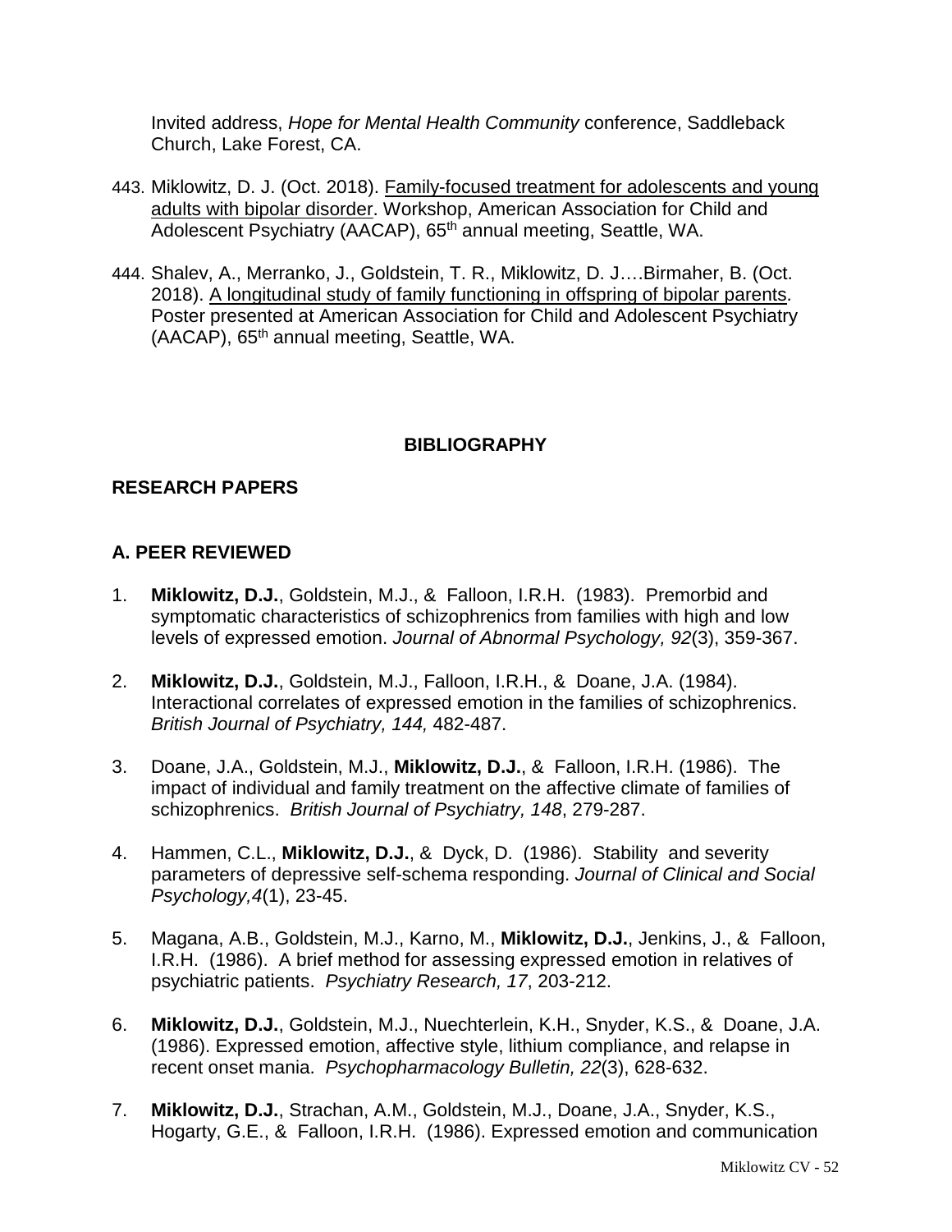Invited address, *Hope for Mental Health Community* conference, Saddleback Church, Lake Forest, CA.

443. Miklowitz, D. J. (Oct. 2018). Family-focused treatment for adolescents and young adults with bipolar disorder. Workshop, American Association for Child and Adolescent Psychiatry (AACAP), 65th annual meeting, Seattle, WA.

444. Shalev, A., Merranko, J., Goldstein, T. R., Miklowitz, D. J….Birmaher, B. (Oct. 2018). A longitudinal study of family functioning in offspring of bipolar parents. Poster presented at American Association for Child and Adolescent Psychiatry (AACAP), 65th annual meeting, Seattle, WA.

## BIBLIOGRAPHY

### RESEARCH PAPERS

### A. PEER REVIEWED

1. **Miklowitz, D.J.**, Goldstein, M.J., & Falloon, I.R.H. (1983). Premorbid and symptomatic characteristics of schizophrenics from families with high and low levels of expressed emotion. *Journal of Abnormal Psychology, 92*(3), 359-367.

2. **Miklowitz, D.J.**, Goldstein, M.J., Falloon, I.R.H., & Doane, J.A. (1984). Interactional correlates of expressed emotion in the families of schizophrenics. *British Journal of Psychiatry, 144,* 482-487.

3. Doane, J.A., Goldstein, M.J., **Miklowitz, D.J.**, & Falloon, I.R.H. (1986). The impact of individual and family treatment on the affective climate of families of schizophrenics. *British Journal of Psychiatry, 148*, 279-287.

4. Hammen, C.L., **Miklowitz, D.J.**, & Dyck, D. (1986). Stability and severity parameters of depressive self-schema responding. *Journal of Clinical and Social Psychology,4*(1), 23-45.

5. Magana, A.B., Goldstein, M.J., Karno, M., **Miklowitz, D.J.**, Jenkins, J., & Falloon, I.R.H. (1986). A brief method for assessing expressed emotion in relatives of psychiatric patients. *Psychiatry Research, 17*, 203-212.

6. **Miklowitz, D.J.**, Goldstein, M.J., Nuechterlein, K.H., Snyder, K.S., & Doane, J.A. (1986). Expressed emotion, affective style, lithium compliance, and relapse in recent onset mania. *Psychopharmacology Bulletin, 22*(3), 628-632.

7. **Miklowitz, D.J.**, Strachan, A.M., Goldstein, M.J., Doane, J.A., Snyder, K.S., Hogarty, G.E., & Falloon, I.R.H. (1986). Expressed emotion and communication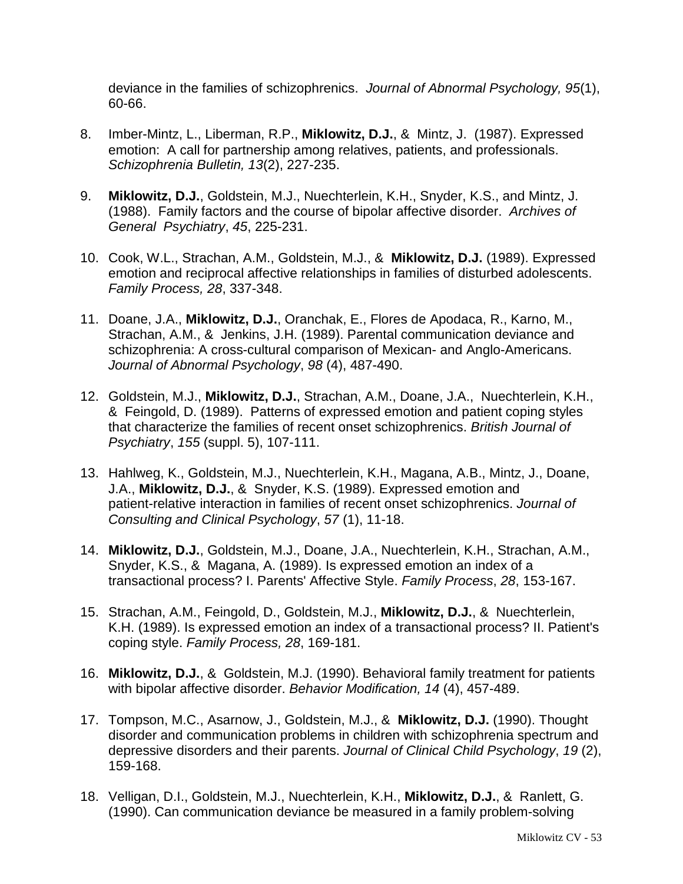deviance in the families of schizophrenics. *Journal of Abnormal Psychology, 95*(1), 60-66.

8. Imber-Mintz, L., Liberman, R.P., **Miklowitz, D.J.**, & Mintz, J. (1987). Expressed emotion: A call for partnership among relatives, patients, and professionals. *Schizophrenia Bulletin, 13*(2), 227-235.

9. **Miklowitz, D.J.**, Goldstein, M.J., Nuechterlein, K.H., Snyder, K.S., and Mintz, J. (1988). Family factors and the course of bipolar affective disorder. *Archives of General Psychiatry*, *45*, 225-231.

10. Cook, W.L., Strachan, A.M., Goldstein, M.J., & **Miklowitz, D.J.** (1989). Expressed emotion and reciprocal affective relationships in families of disturbed adolescents. *Family Process, 28*, 337-348.

11. Doane, J.A., **Miklowitz, D.J.**, Oranchak, E., Flores de Apodaca, R., Karno, M., Strachan, A.M., & Jenkins, J.H. (1989). Parental communication deviance and schizophrenia: A cross-cultural comparison of Mexican- and Anglo-Americans. *Journal of Abnormal Psychology*, *98* (4), 487-490.

12. Goldstein, M.J., **Miklowitz, D.J.**, Strachan, A.M., Doane, J.A., Nuechterlein, K.H., & Feingold, D. (1989). Patterns of expressed emotion and patient coping styles that characterize the families of recent onset schizophrenics. *British Journal of Psychiatry*, *155* (suppl. 5), 107-111.

13. Hahlweg, K., Goldstein, M.J., Nuechterlein, K.H., Magana, A.B., Mintz, J., Doane, J.A., **Miklowitz, D.J.**, & Snyder, K.S. (1989). Expressed emotion and patient-relative interaction in families of recent onset schizophrenics. *Journal of Consulting and Clinical Psychology*, *57* (1), 11-18.

14. **Miklowitz, D.J.**, Goldstein, M.J., Doane, J.A., Nuechterlein, K.H., Strachan, A.M., Snyder, K.S., & Magana, A. (1989). Is expressed emotion an index of a transactional process? I. Parents' Affective Style. *Family Process*, *28*, 153-167.

15. Strachan, A.M., Feingold, D., Goldstein, M.J., **Miklowitz, D.J.**, & Nuechterlein, K.H. (1989). Is expressed emotion an index of a transactional process? II. Patient's coping style. *Family Process, 28*, 169-181.

16. **Miklowitz, D.J.**, & Goldstein, M.J. (1990). Behavioral family treatment for patients with bipolar affective disorder. *Behavior Modification, 14* (4), 457-489.

17. Tompson, M.C., Asarnow, J., Goldstein, M.J., & **Miklowitz, D.J.** (1990). Thought disorder and communication problems in children with schizophrenia spectrum and depressive disorders and their parents. *Journal of Clinical Child Psychology*, *19* (2), 159-168.

18. Velligan, D.I., Goldstein, M.J., Nuechterlein, K.H., **Miklowitz, D.J.**, & Ranlett, G. (1990). Can communication deviance be measured in a family problem-solving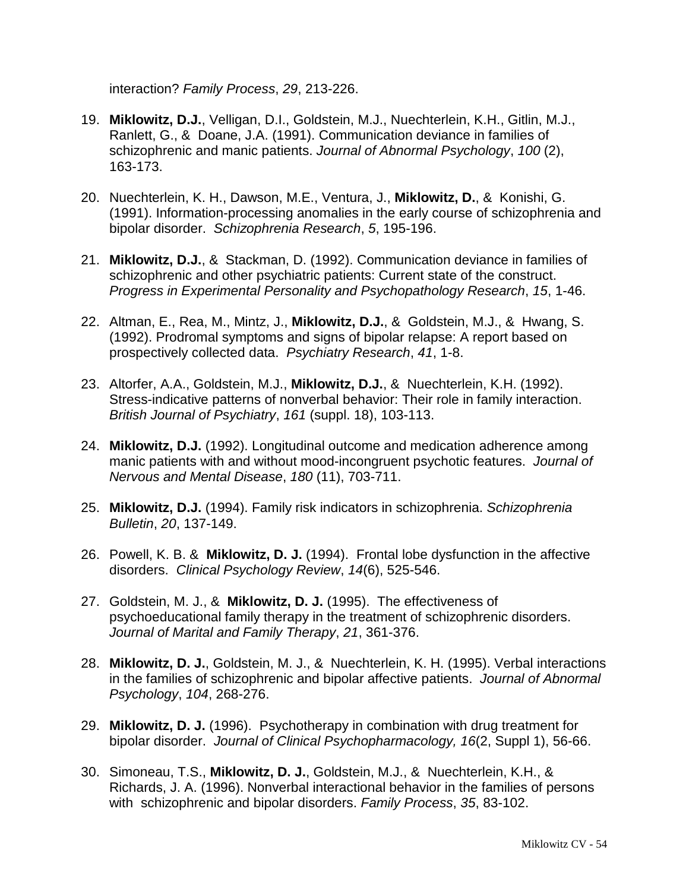interaction? *Family Process*, *29*, 213-226.

19. **Miklowitz, D.J.**, Velligan, D.I., Goldstein, M.J., Nuechterlein, K.H., Gitlin, M.J., Ranlett, G., & Doane, J.A. (1991). Communication deviance in families of schizophrenic and manic patients. *Journal of Abnormal Psychology*, *100* (2), 163-173.

20. Nuechterlein, K. H., Dawson, M.E., Ventura, J., **Miklowitz, D.**, & Konishi, G. (1991). Information-processing anomalies in the early course of schizophrenia and bipolar disorder. *Schizophrenia Research*, *5*, 195-196.

21. **Miklowitz, D.J.**, & Stackman, D. (1992). Communication deviance in families of schizophrenic and other psychiatric patients: Current state of the construct. *Progress in Experimental Personality and Psychopathology Research*, *15*, 1-46.

22. Altman, E., Rea, M., Mintz, J., **Miklowitz, D.J.**, & Goldstein, M.J., & Hwang, S. (1992). Prodromal symptoms and signs of bipolar relapse: A report based on prospectively collected data. *Psychiatry Research*, *41*, 1-8.

23. Altorfer, A.A., Goldstein, M.J., **Miklowitz, D.J.**, & Nuechterlein, K.H. (1992). Stress-indicative patterns of nonverbal behavior: Their role in family interaction. *British Journal of Psychiatry*, *161* (suppl. 18), 103-113.

24. **Miklowitz, D.J.** (1992). Longitudinal outcome and medication adherence among manic patients with and without mood-incongruent psychotic features. *Journal of Nervous and Mental Disease*, *180* (11), 703-711.

25. **Miklowitz, D.J.** (1994). Family risk indicators in schizophrenia. *Schizophrenia Bulletin*, *20*, 137-149.

26. Powell, K. B. & **Miklowitz, D. J.** (1994). Frontal lobe dysfunction in the affective disorders. *Clinical Psychology Review*, *14*(6), 525-546.

27. Goldstein, M. J., & **Miklowitz, D. J.** (1995). The effectiveness of psychoeducational family therapy in the treatment of schizophrenic disorders. *Journal of Marital and Family Therapy*, *21*, 361-376.

28. **Miklowitz, D. J.**, Goldstein, M. J., & Nuechterlein, K. H. (1995). Verbal interactions in the families of schizophrenic and bipolar affective patients. *Journal of Abnormal Psychology*, *104*, 268-276.

29. **Miklowitz, D. J.** (1996). Psychotherapy in combination with drug treatment for bipolar disorder. *Journal of Clinical Psychopharmacology, 16*(2, Suppl 1), 56-66.

30. Simoneau, T.S., **Miklowitz, D. J.**, Goldstein, M.J., & Nuechterlein, K.H., & Richards, J. A. (1996). Nonverbal interactional behavior in the families of persons with schizophrenic and bipolar disorders. *Family Process*, *35*, 83-102.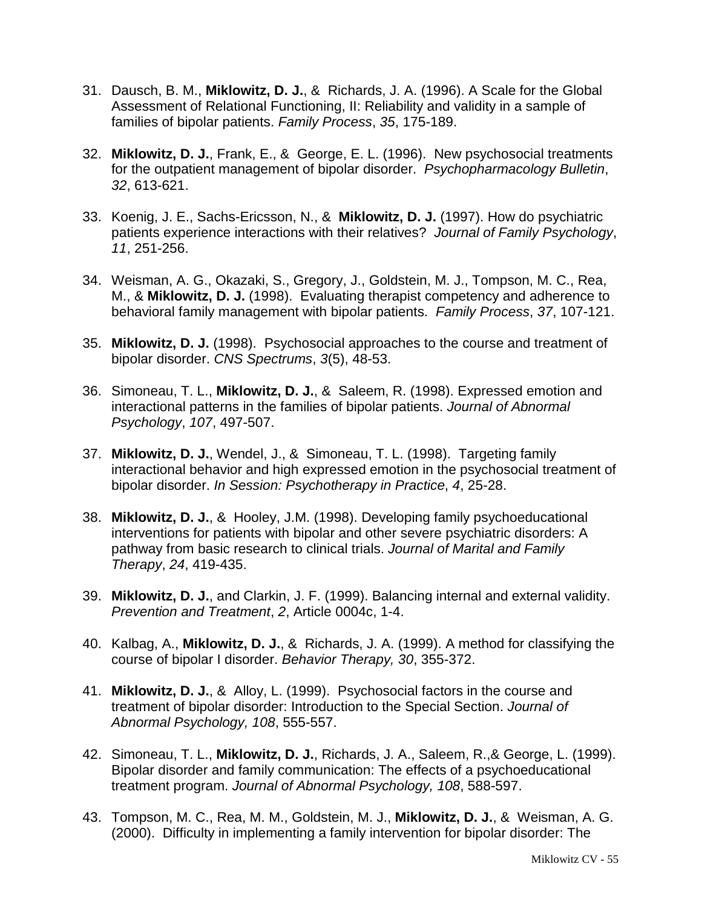31. Dausch, B. M., **Miklowitz, D. J.**, & Richards, J. A. (1996). A Scale for the Global Assessment of Relational Functioning, II: Reliability and validity in a sample of families of bipolar patients. *Family Process*, *35*, 175-189.

32. **Miklowitz, D. J.**, Frank, E., & George, E. L. (1996). New psychosocial treatments for the outpatient management of bipolar disorder. *Psychopharmacology Bulletin*, *32*, 613-621.

33. Koenig, J. E., Sachs-Ericsson, N., & **Miklowitz, D. J.** (1997). How do psychiatric patients experience interactions with their relatives? *Journal of Family Psychology*, *11*, 251-256.

34. Weisman, A. G., Okazaki, S., Gregory, J., Goldstein, M. J., Tompson, M. C., Rea, M., & **Miklowitz, D. J.** (1998). Evaluating therapist competency and adherence to behavioral family management with bipolar patients. *Family Process*, *37*, 107-121.

35. **Miklowitz, D. J.** (1998). Psychosocial approaches to the course and treatment of bipolar disorder. *CNS Spectrums*, *3*(5), 48-53.

36. Simoneau, T. L., **Miklowitz, D. J.**, & Saleem, R. (1998). Expressed emotion and interactional patterns in the families of bipolar patients. *Journal of Abnormal Psychology*, *107*, 497-507.

37. **Miklowitz, D. J.**, Wendel, J., & Simoneau, T. L. (1998). Targeting family interactional behavior and high expressed emotion in the psychosocial treatment of bipolar disorder. *In Session: Psychotherapy in Practice*, *4*, 25-28.

38. **Miklowitz, D. J.**, & Hooley, J.M. (1998). Developing family psychoeducational interventions for patients with bipolar and other severe psychiatric disorders: A pathway from basic research to clinical trials. *Journal of Marital and Family Therapy*, *24*, 419-435.

39. **Miklowitz, D. J.**, and Clarkin, J. F. (1999). Balancing internal and external validity. *Prevention and Treatment*, *2*, Article 0004c, 1-4.

40. Kalbag, A., **Miklowitz, D. J.**, & Richards, J. A. (1999). A method for classifying the course of bipolar I disorder. *Behavior Therapy, 30*, 355-372.

41. **Miklowitz, D. J.**, & Alloy, L. (1999). Psychosocial factors in the course and treatment of bipolar disorder: Introduction to the Special Section. *Journal of Abnormal Psychology, 108*, 555-557.

42. Simoneau, T. L., **Miklowitz, D. J.**, Richards, J. A., Saleem, R.,& George, L. (1999). Bipolar disorder and family communication: The effects of a psychoeducational treatment program. *Journal of Abnormal Psychology, 108*, 588-597.

43. Tompson, M. C., Rea, M. M., Goldstein, M. J., **Miklowitz, D. J.**, & Weisman, A. G. (2000). Difficulty in implementing a family intervention for bipolar disorder: The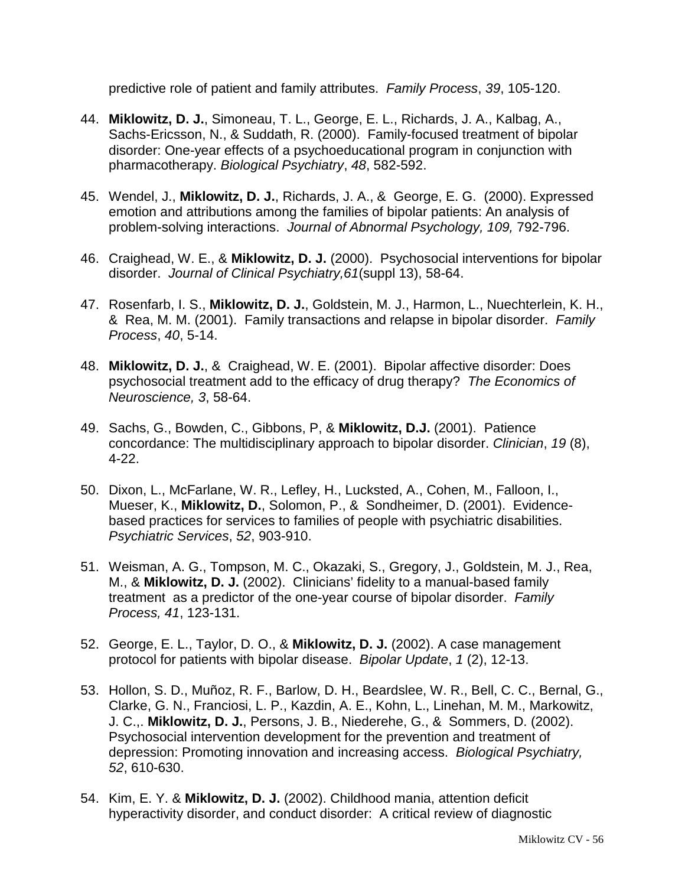predictive role of patient and family attributes. *Family Process*, *39*, 105-120.

44. **Miklowitz, D. J.**, Simoneau, T. L., George, E. L., Richards, J. A., Kalbag, A., Sachs-Ericsson, N., & Suddath, R. (2000). Family-focused treatment of bipolar disorder: One-year effects of a psychoeducational program in conjunction with pharmacotherapy. *Biological Psychiatry*, *48*, 582-592.

45. Wendel, J., **Miklowitz, D. J.**, Richards, J. A., & George, E. G. (2000). Expressed emotion and attributions among the families of bipolar patients: An analysis of problem-solving interactions. *Journal of Abnormal Psychology, 109,* 792-796.

46. Craighead, W. E., & **Miklowitz, D. J.** (2000). Psychosocial interventions for bipolar disorder. *Journal of Clinical Psychiatry,61*(suppl 13), 58-64.

47. Rosenfarb, I. S., **Miklowitz, D. J.**, Goldstein, M. J., Harmon, L., Nuechterlein, K. H., & Rea, M. M. (2001). Family transactions and relapse in bipolar disorder. *Family Process*, *40*, 5-14.

48. **Miklowitz, D. J.**, & Craighead, W. E. (2001). Bipolar affective disorder: Does psychosocial treatment add to the efficacy of drug therapy? *The Economics of Neuroscience, 3*, 58-64.

49. Sachs, G., Bowden, C., Gibbons, P, & **Miklowitz, D.J.** (2001). Patience concordance: The multidisciplinary approach to bipolar disorder. *Clinician*, *19* (8), 4-22.

50. Dixon, L., McFarlane, W. R., Lefley, H., Lucksted, A., Cohen, M., Falloon, I., Mueser, K., **Miklowitz, D.**, Solomon, P., & Sondheimer, D. (2001). Evidence-based practices for services to families of people with psychiatric disabilities. *Psychiatric Services*, *52*, 903-910.

51. Weisman, A. G., Tompson, M. C., Okazaki, S., Gregory, J., Goldstein, M. J., Rea, M., & **Miklowitz, D. J.** (2002). Clinicians' fidelity to a manual-based family treatment as a predictor of the one-year course of bipolar disorder. *Family Process, 41*, 123-131.

52. George, E. L., Taylor, D. O., & **Miklowitz, D. J.** (2002). A case management protocol for patients with bipolar disease. *Bipolar Update*, *1* (2), 12-13.

53. Hollon, S. D., Muñoz, R. F., Barlow, D. H., Beardslee, W. R., Bell, C. C., Bernal, G., Clarke, G. N., Franciosi, L. P., Kazdin, A. E., Kohn, L., Linehan, M. M., Markowitz, J. C.,. **Miklowitz, D. J.**, Persons, J. B., Niederehe, G., & Sommers, D. (2002). Psychosocial intervention development for the prevention and treatment of depression: Promoting innovation and increasing access. *Biological Psychiatry, 52*, 610-630.

54. Kim, E. Y. & **Miklowitz, D. J.** (2002). Childhood mania, attention deficit hyperactivity disorder, and conduct disorder: A critical review of diagnostic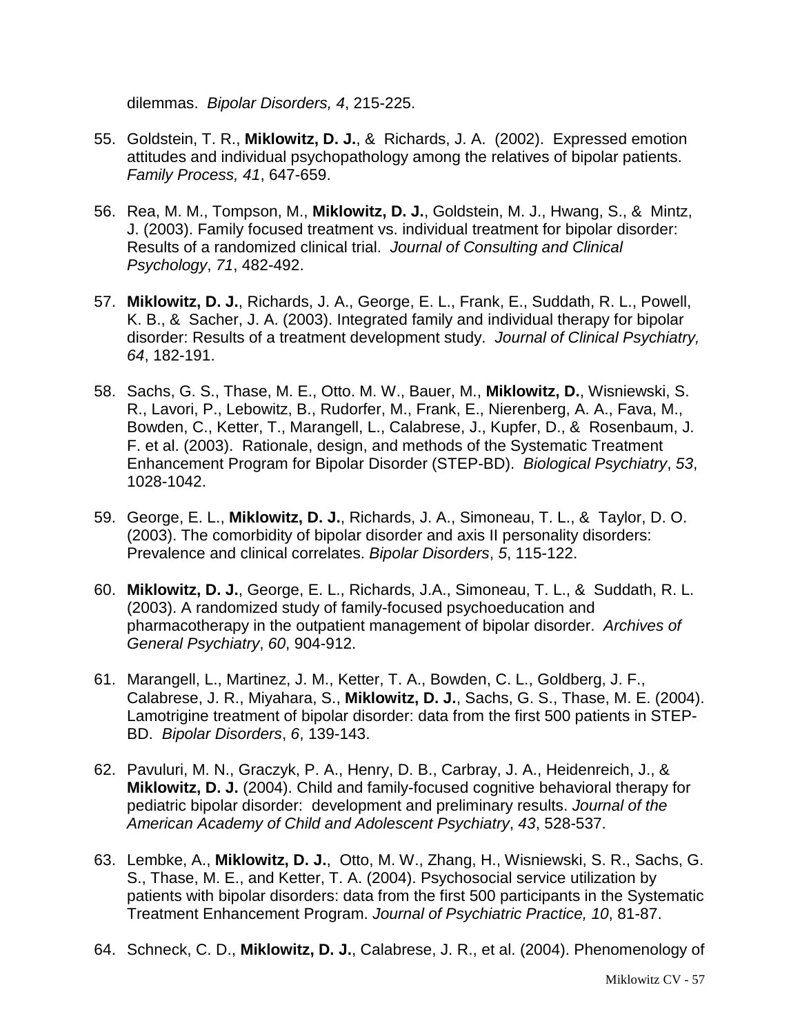dilemmas. *Bipolar Disorders, 4*, 215-225.

55. Goldstein, T. R., **Miklowitz, D. J.**, & Richards, J. A. (2002). Expressed emotion attitudes and individual psychopathology among the relatives of bipolar patients. *Family Process, 41*, 647-659.

56. Rea, M. M., Tompson, M., **Miklowitz, D. J.**, Goldstein, M. J., Hwang, S., & Mintz, J. (2003). Family focused treatment vs. individual treatment for bipolar disorder: Results of a randomized clinical trial. *Journal of Consulting and Clinical Psychology*, *71*, 482-492.

57. **Miklowitz, D. J.**, Richards, J. A., George, E. L., Frank, E., Suddath, R. L., Powell, K. B., & Sacher, J. A. (2003). Integrated family and individual therapy for bipolar disorder: Results of a treatment development study. *Journal of Clinical Psychiatry, 64*, 182-191.

58. Sachs, G. S., Thase, M. E., Otto. M. W., Bauer, M., **Miklowitz, D.**, Wisniewski, S. R., Lavori, P., Lebowitz, B., Rudorfer, M., Frank, E., Nierenberg, A. A., Fava, M., Bowden, C., Ketter, T., Marangell, L., Calabrese, J., Kupfer, D., & Rosenbaum, J. F. et al. (2003). Rationale, design, and methods of the Systematic Treatment Enhancement Program for Bipolar Disorder (STEP-BD). *Biological Psychiatry*, *53*, 1028-1042.

59. George, E. L., **Miklowitz, D. J.**, Richards, J. A., Simoneau, T. L., & Taylor, D. O. (2003). The comorbidity of bipolar disorder and axis II personality disorders: Prevalence and clinical correlates. *Bipolar Disorders*, *5*, 115-122.

60. **Miklowitz, D. J.**, George, E. L., Richards, J.A., Simoneau, T. L., & Suddath, R. L. (2003). A randomized study of family-focused psychoeducation and pharmacotherapy in the outpatient management of bipolar disorder. *Archives of General Psychiatry*, *60*, 904-912.

61. Marangell, L., Martinez, J. M., Ketter, T. A., Bowden, C. L., Goldberg, J. F., Calabrese, J. R., Miyahara, S., **Miklowitz, D. J.**, Sachs, G. S., Thase, M. E. (2004). Lamotrigine treatment of bipolar disorder: data from the first 500 patients in STEP-BD. *Bipolar Disorders*, *6*, 139-143.

62. Pavuluri, M. N., Graczyk, P. A., Henry, D. B., Carbray, J. A., Heidenreich, J., & **Miklowitz, D. J.** (2004). Child and family-focused cognitive behavioral therapy for pediatric bipolar disorder: development and preliminary results. *Journal of the American Academy of Child and Adolescent Psychiatry*, *43*, 528-537.

63. Lembke, A., **Miklowitz, D. J.**, Otto, M. W., Zhang, H., Wisniewski, S. R., Sachs, G. S., Thase, M. E., and Ketter, T. A. (2004). Psychosocial service utilization by patients with bipolar disorders: data from the first 500 participants in the Systematic Treatment Enhancement Program. *Journal of Psychiatric Practice, 10*, 81-87.

64. Schneck, C. D., **Miklowitz, D. J.**, Calabrese, J. R., et al. (2004). Phenomenology of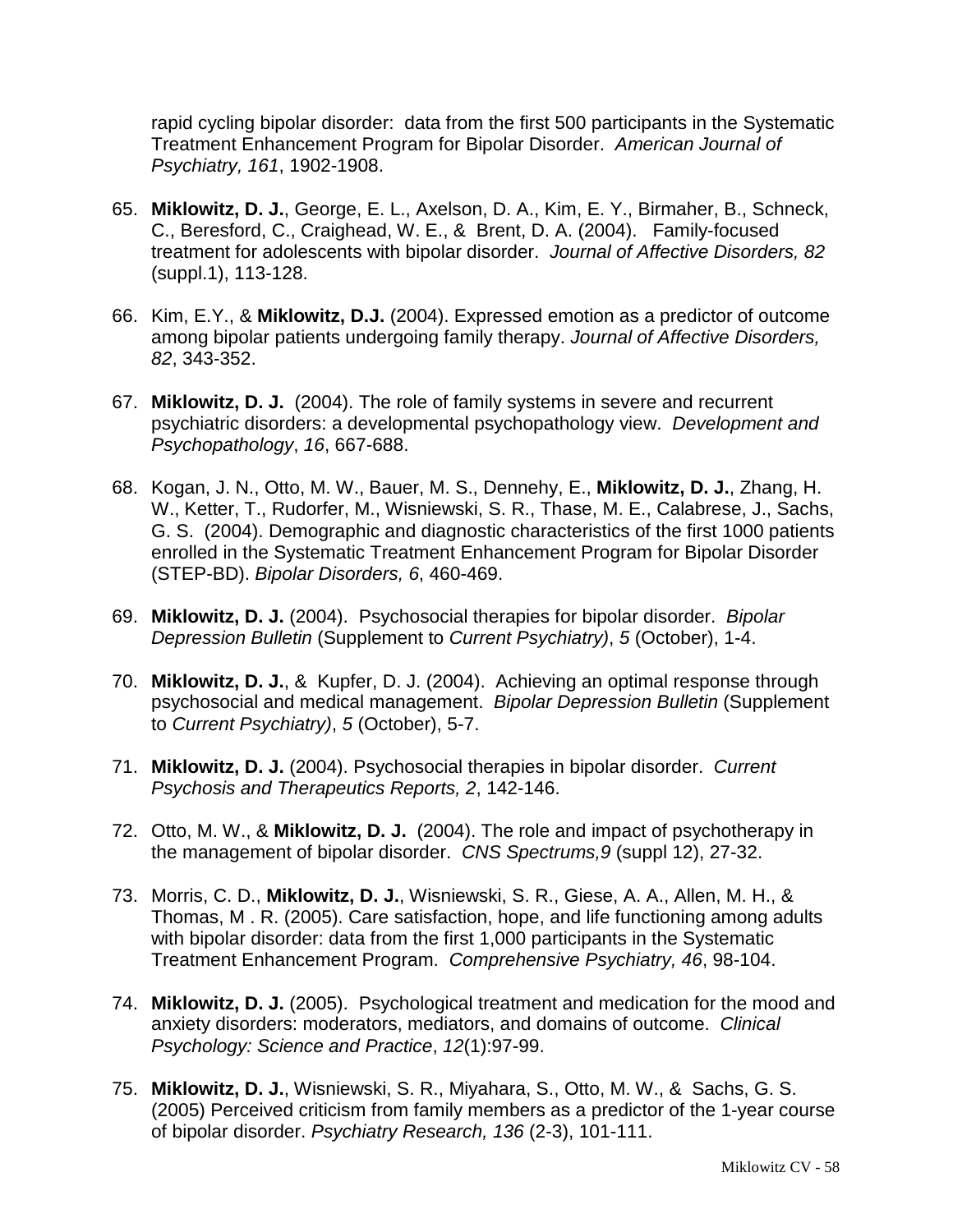rapid cycling bipolar disorder: data from the first 500 participants in the Systematic Treatment Enhancement Program for Bipolar Disorder. *American Journal of Psychiatry, 161*, 1902-1908.

65. **Miklowitz, D. J.**, George, E. L., Axelson, D. A., Kim, E. Y., Birmaher, B., Schneck, C., Beresford, C., Craighead, W. E., & Brent, D. A. (2004). Family-focused treatment for adolescents with bipolar disorder. *Journal of Affective Disorders, 82* (suppl.1), 113-128.

66. Kim, E.Y., & **Miklowitz, D.J.** (2004). Expressed emotion as a predictor of outcome among bipolar patients undergoing family therapy. *Journal of Affective Disorders, 82*, 343-352.

67. **Miklowitz, D. J.** (2004). The role of family systems in severe and recurrent psychiatric disorders: a developmental psychopathology view. *Development and Psychopathology*, *16*, 667-688.

68. Kogan, J. N., Otto, M. W., Bauer, M. S., Dennehy, E., **Miklowitz, D. J.**, Zhang, H. W., Ketter, T., Rudorfer, M., Wisniewski, S. R., Thase, M. E., Calabrese, J., Sachs, G. S. (2004). Demographic and diagnostic characteristics of the first 1000 patients enrolled in the Systematic Treatment Enhancement Program for Bipolar Disorder (STEP-BD). *Bipolar Disorders, 6*, 460-469.

69. **Miklowitz, D. J.** (2004). Psychosocial therapies for bipolar disorder. *Bipolar Depression Bulletin* (Supplement to *Current Psychiatry)*, *5* (October), 1-4.

70. **Miklowitz, D. J.**, & Kupfer, D. J. (2004). Achieving an optimal response through psychosocial and medical management. *Bipolar Depression Bulletin* (Supplement to *Current Psychiatry)*, *5* (October), 5-7.

71. **Miklowitz, D. J.** (2004). Psychosocial therapies in bipolar disorder. *Current Psychosis and Therapeutics Reports, 2*, 142-146.

72. Otto, M. W., & **Miklowitz, D. J.** (2004). The role and impact of psychotherapy in the management of bipolar disorder. *CNS Spectrums,9* (suppl 12), 27-32.

73. Morris, C. D., **Miklowitz, D. J.**, Wisniewski, S. R., Giese, A. A., Allen, M. H., & Thomas, M . R. (2005). Care satisfaction, hope, and life functioning among adults with bipolar disorder: data from the first 1,000 participants in the Systematic Treatment Enhancement Program. *Comprehensive Psychiatry, 46*, 98-104.

74. **Miklowitz, D. J.** (2005). Psychological treatment and medication for the mood and anxiety disorders: moderators, mediators, and domains of outcome. *Clinical Psychology: Science and Practice*, *12*(1):97-99.

75. **Miklowitz, D. J.**, Wisniewski, S. R., Miyahara, S., Otto, M. W., & Sachs, G. S. (2005) Perceived criticism from family members as a predictor of the 1-year course of bipolar disorder. *Psychiatry Research, 136* (2-3), 101-111.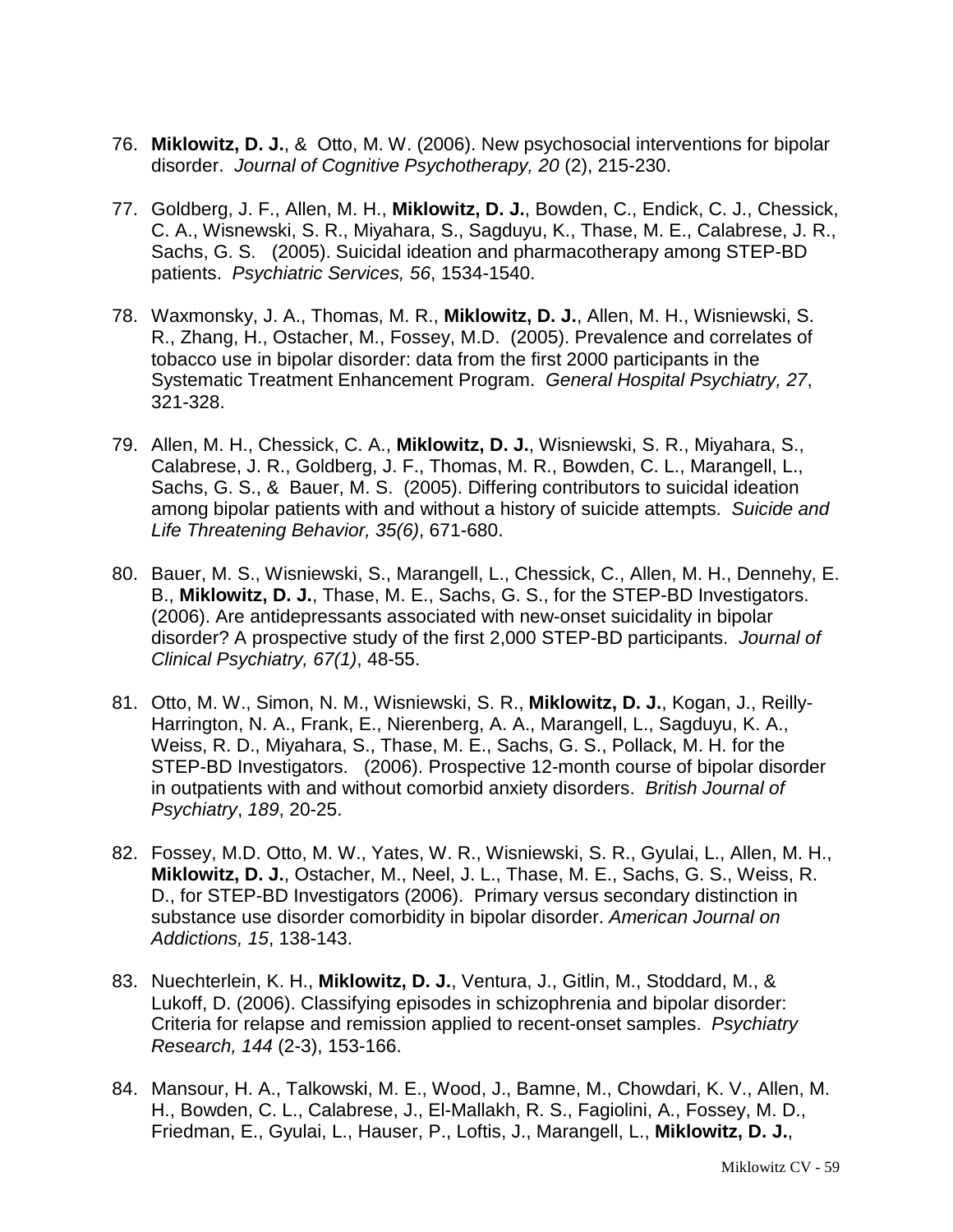76. **Miklowitz, D. J.**, & Otto, M. W. (2006). New psychosocial interventions for bipolar disorder. *Journal of Cognitive Psychotherapy, 20* (2), 215-230.

77. Goldberg, J. F., Allen, M. H., **Miklowitz, D. J.**, Bowden, C., Endick, C. J., Chessick, C. A., Wisnewski, S. R., Miyahara, S., Sagduyu, K., Thase, M. E., Calabrese, J. R., Sachs, G. S. (2005). Suicidal ideation and pharmacotherapy among STEP-BD patients. *Psychiatric Services, 56*, 1534-1540.

78. Waxmonsky, J. A., Thomas, M. R., **Miklowitz, D. J.**, Allen, M. H., Wisniewski, S. R., Zhang, H., Ostacher, M., Fossey, M.D. (2005). Prevalence and correlates of tobacco use in bipolar disorder: data from the first 2000 participants in the Systematic Treatment Enhancement Program. *General Hospital Psychiatry, 27*, 321-328.

79. Allen, M. H., Chessick, C. A., **Miklowitz, D. J.**, Wisniewski, S. R., Miyahara, S., Calabrese, J. R., Goldberg, J. F., Thomas, M. R., Bowden, C. L., Marangell, L., Sachs, G. S., & Bauer, M. S. (2005). Differing contributors to suicidal ideation among bipolar patients with and without a history of suicide attempts. *Suicide and Life Threatening Behavior, 35(6)*, 671-680.

80. Bauer, M. S., Wisniewski, S., Marangell, L., Chessick, C., Allen, M. H., Dennehy, E. B., **Miklowitz, D. J.**, Thase, M. E., Sachs, G. S., for the STEP-BD Investigators. (2006). Are antidepressants associated with new-onset suicidality in bipolar disorder? A prospective study of the first 2,000 STEP-BD participants. *Journal of Clinical Psychiatry, 67(1)*, 48-55.

81. Otto, M. W., Simon, N. M., Wisniewski, S. R., **Miklowitz, D. J.**, Kogan, J., Reilly-Harrington, N. A., Frank, E., Nierenberg, A. A., Marangell, L., Sagduyu, K. A., Weiss, R. D., Miyahara, S., Thase, M. E., Sachs, G. S., Pollack, M. H. for the STEP-BD Investigators. (2006). Prospective 12-month course of bipolar disorder in outpatients with and without comorbid anxiety disorders. *British Journal of Psychiatry*, *189*, 20-25.

82. Fossey, M.D. Otto, M. W., Yates, W. R., Wisniewski, S. R., Gyulai, L., Allen, M. H., **Miklowitz, D. J.**, Ostacher, M., Neel, J. L., Thase, M. E., Sachs, G. S., Weiss, R. D., for STEP-BD Investigators (2006). Primary versus secondary distinction in substance use disorder comorbidity in bipolar disorder. *American Journal on Addictions, 15*, 138-143.

83. Nuechterlein, K. H., **Miklowitz, D. J.**, Ventura, J., Gitlin, M., Stoddard, M., & Lukoff, D. (2006). Classifying episodes in schizophrenia and bipolar disorder: Criteria for relapse and remission applied to recent-onset samples. *Psychiatry Research, 144* (2-3), 153-166.

84. Mansour, H. A., Talkowski, M. E., Wood, J., Bamne, M., Chowdari, K. V., Allen, M. H., Bowden, C. L., Calabrese, J., El-Mallakh, R. S., Fagiolini, A., Fossey, M. D., Friedman, E., Gyulai, L., Hauser, P., Loftis, J., Marangell, L., **Miklowitz, D. J.**,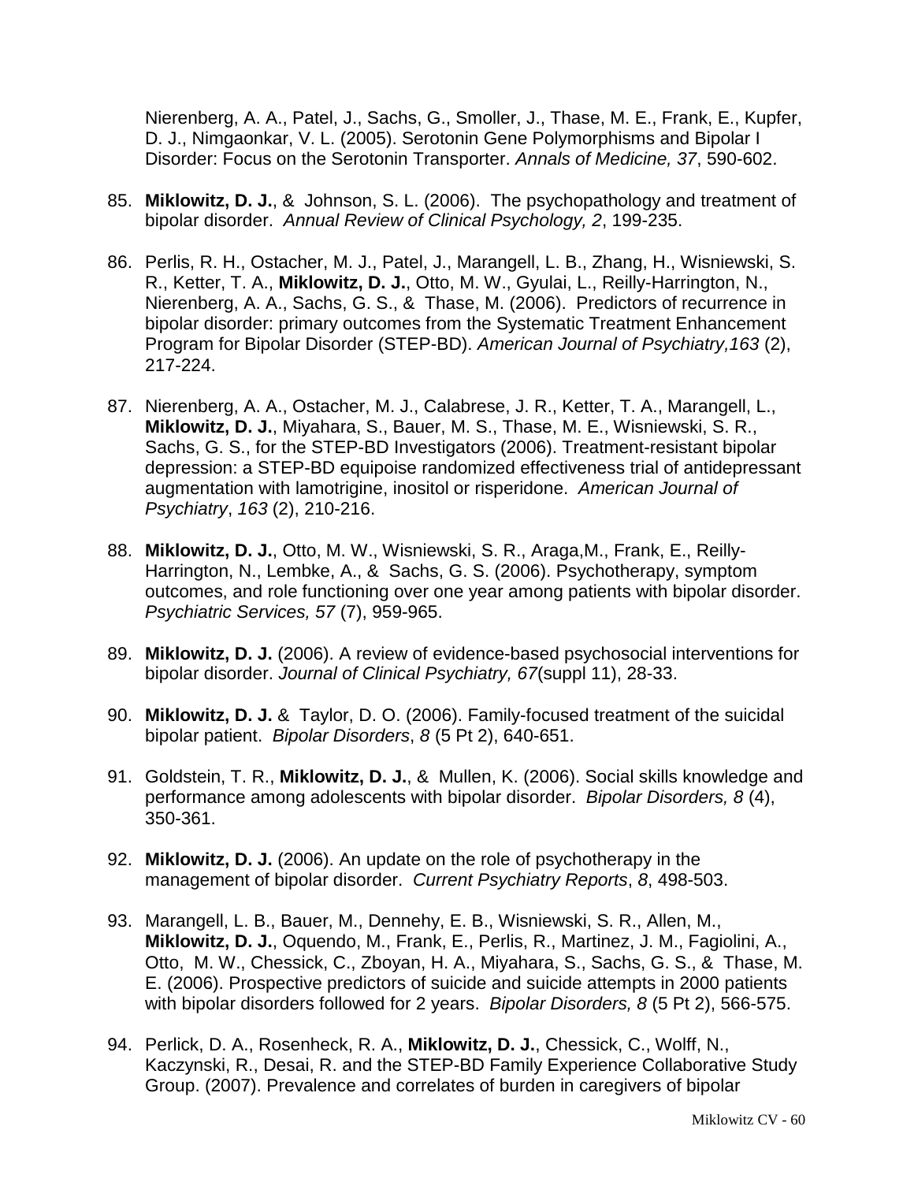Nierenberg, A. A., Patel, J., Sachs, G., Smoller, J., Thase, M. E., Frank, E., Kupfer, D. J., Nimgaonkar, V. L. (2005). Serotonin Gene Polymorphisms and Bipolar I Disorder: Focus on the Serotonin Transporter. *Annals of Medicine, 37*, 590-602.

85. **Miklowitz, D. J.**, & Johnson, S. L. (2006). The psychopathology and treatment of bipolar disorder. *Annual Review of Clinical Psychology, 2*, 199-235.

86. Perlis, R. H., Ostacher, M. J., Patel, J., Marangell, L. B., Zhang, H., Wisniewski, S. R., Ketter, T. A., **Miklowitz, D. J.**, Otto, M. W., Gyulai, L., Reilly-Harrington, N., Nierenberg, A. A., Sachs, G. S., & Thase, M. (2006). Predictors of recurrence in bipolar disorder: primary outcomes from the Systematic Treatment Enhancement Program for Bipolar Disorder (STEP-BD). *American Journal of Psychiatry,163* (2), 217-224.

87. Nierenberg, A. A., Ostacher, M. J., Calabrese, J. R., Ketter, T. A., Marangell, L., **Miklowitz, D. J.**, Miyahara, S., Bauer, M. S., Thase, M. E., Wisniewski, S. R., Sachs, G. S., for the STEP-BD Investigators (2006). Treatment-resistant bipolar depression: a STEP-BD equipoise randomized effectiveness trial of antidepressant augmentation with lamotrigine, inositol or risperidone. *American Journal of Psychiatry*, *163* (2), 210-216.

88. **Miklowitz, D. J.**, Otto, M. W., Wisniewski, S. R., Araga,M., Frank, E., Reilly-Harrington, N., Lembke, A., & Sachs, G. S. (2006). Psychotherapy, symptom outcomes, and role functioning over one year among patients with bipolar disorder. *Psychiatric Services, 57* (7), 959-965.

89. **Miklowitz, D. J.** (2006). A review of evidence-based psychosocial interventions for bipolar disorder. *Journal of Clinical Psychiatry, 67*(suppl 11), 28-33.

90. **Miklowitz, D. J.** & Taylor, D. O. (2006). Family-focused treatment of the suicidal bipolar patient. *Bipolar Disorders*, *8* (5 Pt 2), 640-651.

91. Goldstein, T. R., **Miklowitz, D. J.**, & Mullen, K. (2006). Social skills knowledge and performance among adolescents with bipolar disorder. *Bipolar Disorders, 8* (4), 350-361.

92. **Miklowitz, D. J.** (2006). An update on the role of psychotherapy in the management of bipolar disorder. *Current Psychiatry Reports*, *8*, 498-503.

93. Marangell, L. B., Bauer, M., Dennehy, E. B., Wisniewski, S. R., Allen, M., **Miklowitz, D. J.**, Oquendo, M., Frank, E., Perlis, R., Martinez, J. M., Fagiolini, A., Otto, M. W., Chessick, C., Zboyan, H. A., Miyahara, S., Sachs, G. S., & Thase, M. E. (2006). Prospective predictors of suicide and suicide attempts in 2000 patients with bipolar disorders followed for 2 years. *Bipolar Disorders, 8* (5 Pt 2), 566-575.

94. Perlick, D. A., Rosenheck, R. A., **Miklowitz, D. J.**, Chessick, C., Wolff, N., Kaczynski, R., Desai, R. and the STEP-BD Family Experience Collaborative Study Group. (2007). Prevalence and correlates of burden in caregivers of bipolar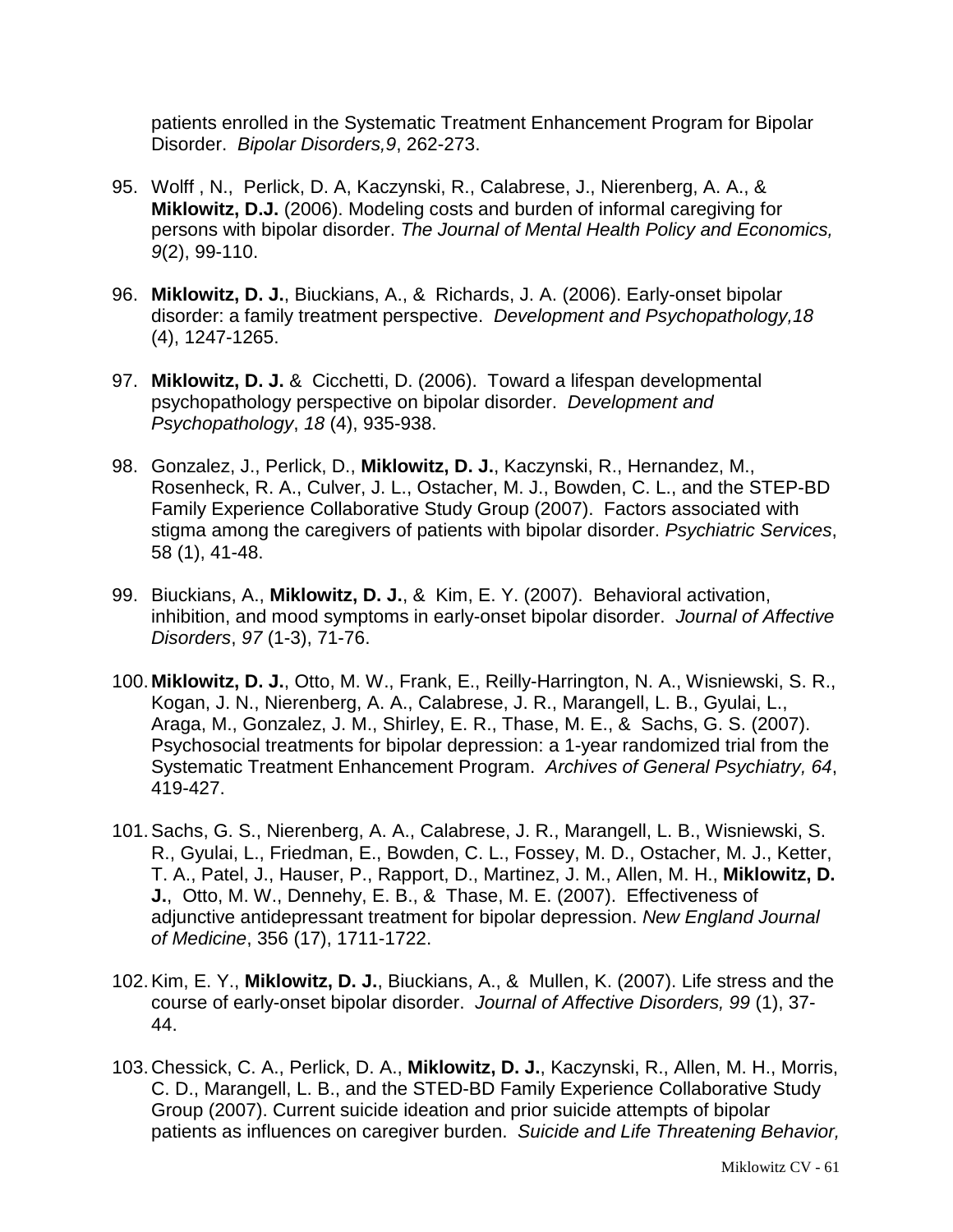patients enrolled in the Systematic Treatment Enhancement Program for Bipolar Disorder. *Bipolar Disorders,9*, 262-273.

95. Wolff , N., Perlick, D. A, Kaczynski, R., Calabrese, J., Nierenberg, A. A., & **Miklowitz, D.J.** (2006). Modeling costs and burden of informal caregiving for persons with bipolar disorder. *The Journal of Mental Health Policy and Economics, 9*(2), 99-110.

96. **Miklowitz, D. J.**, Biuckians, A., & Richards, J. A. (2006). Early-onset bipolar disorder: a family treatment perspective. *Development and Psychopathology,18* (4), 1247-1265.

97. **Miklowitz, D. J.** & Cicchetti, D. (2006). Toward a lifespan developmental psychopathology perspective on bipolar disorder. *Development and Psychopathology*, *18* (4), 935-938.

98. Gonzalez, J., Perlick, D., **Miklowitz, D. J.**, Kaczynski, R., Hernandez, M., Rosenheck, R. A., Culver, J. L., Ostacher, M. J., Bowden, C. L., and the STEP-BD Family Experience Collaborative Study Group (2007). Factors associated with stigma among the caregivers of patients with bipolar disorder. *Psychiatric Services*, 58 (1), 41-48.

99. Biuckians, A., **Miklowitz, D. J.**, & Kim, E. Y. (2007). Behavioral activation, inhibition, and mood symptoms in early-onset bipolar disorder. *Journal of Affective Disorders*, *97* (1-3), 71-76.

100. **Miklowitz, D. J.**, Otto, M. W., Frank, E., Reilly-Harrington, N. A., Wisniewski, S. R., Kogan, J. N., Nierenberg, A. A., Calabrese, J. R., Marangell, L. B., Gyulai, L., Araga, M., Gonzalez, J. M., Shirley, E. R., Thase, M. E., & Sachs, G. S. (2007). Psychosocial treatments for bipolar depression: a 1-year randomized trial from the Systematic Treatment Enhancement Program. *Archives of General Psychiatry, 64*, 419-427.

101. Sachs, G. S., Nierenberg, A. A., Calabrese, J. R., Marangell, L. B., Wisniewski, S. R., Gyulai, L., Friedman, E., Bowden, C. L., Fossey, M. D., Ostacher, M. J., Ketter, T. A., Patel, J., Hauser, P., Rapport, D., Martinez, J. M., Allen, M. H., **Miklowitz, D. J.**, Otto, M. W., Dennehy, E. B., & Thase, M. E. (2007). Effectiveness of adjunctive antidepressant treatment for bipolar depression. *New England Journal of Medicine*, 356 (17), 1711-1722.

102. Kim, E. Y., **Miklowitz, D. J.**, Biuckians, A., & Mullen, K. (2007). Life stress and the course of early-onset bipolar disorder. *Journal of Affective Disorders, 99* (1), 37-44.

103. Chessick, C. A., Perlick, D. A., **Miklowitz, D. J.**, Kaczynski, R., Allen, M. H., Morris, C. D., Marangell, L. B., and the STED-BD Family Experience Collaborative Study Group (2007). Current suicide ideation and prior suicide attempts of bipolar patients as influences on caregiver burden. *Suicide and Life Threatening Behavior,*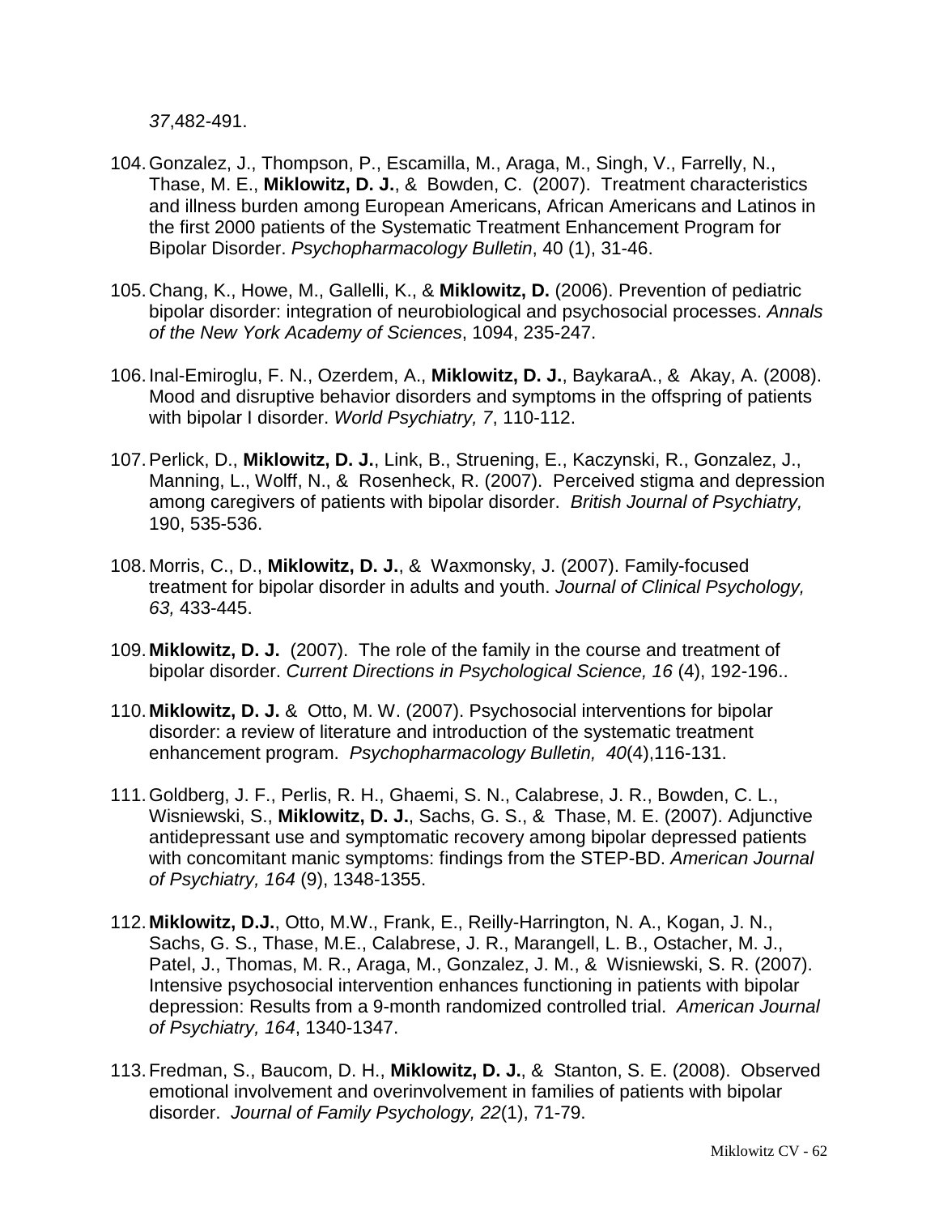*37*,482-491.

104. Gonzalez, J., Thompson, P., Escamilla, M., Araga, M., Singh, V., Farrelly, N., Thase, M. E., **Miklowitz, D. J.**, & Bowden, C. (2007). Treatment characteristics and illness burden among European Americans, African Americans and Latinos in the first 2000 patients of the Systematic Treatment Enhancement Program for Bipolar Disorder. *Psychopharmacology Bulletin*, 40 (1), 31-46.

105. Chang, K., Howe, M., Gallelli, K., & **Miklowitz, D.** (2006). Prevention of pediatric bipolar disorder: integration of neurobiological and psychosocial processes. *Annals of the New York Academy of Sciences*, 1094, 235-247.

106. Inal-Emiroglu, F. N., Ozerdem, A., **Miklowitz, D. J.**, BaykaraA., & Akay, A. (2008). Mood and disruptive behavior disorders and symptoms in the offspring of patients with bipolar I disorder. *World Psychiatry, 7*, 110-112.

107. Perlick, D., **Miklowitz, D. J.**, Link, B., Struening, E., Kaczynski, R., Gonzalez, J., Manning, L., Wolff, N., & Rosenheck, R. (2007). Perceived stigma and depression among caregivers of patients with bipolar disorder. *British Journal of Psychiatry,* 190, 535-536.

108. Morris, C., D., **Miklowitz, D. J.**, & Waxmonsky, J. (2007). Family-focused treatment for bipolar disorder in adults and youth. *Journal of Clinical Psychology, 63,* 433-445.

109. **Miklowitz, D. J.** (2007). The role of the family in the course and treatment of bipolar disorder. *Current Directions in Psychological Science, 16* (4), 192-196..

110. **Miklowitz, D. J.** & Otto, M. W. (2007). Psychosocial interventions for bipolar disorder: a review of literature and introduction of the systematic treatment enhancement program. *Psychopharmacology Bulletin, 40*(4),116-131.

111. Goldberg, J. F., Perlis, R. H., Ghaemi, S. N., Calabrese, J. R., Bowden, C. L., Wisniewski, S., **Miklowitz, D. J.**, Sachs, G. S., & Thase, M. E. (2007). Adjunctive antidepressant use and symptomatic recovery among bipolar depressed patients with concomitant manic symptoms: findings from the STEP-BD. *American Journal of Psychiatry, 164* (9), 1348-1355.

112. **Miklowitz, D.J.**, Otto, M.W., Frank, E., Reilly-Harrington, N. A., Kogan, J. N., Sachs, G. S., Thase, M.E., Calabrese, J. R., Marangell, L. B., Ostacher, M. J., Patel, J., Thomas, M. R., Araga, M., Gonzalez, J. M., & Wisniewski, S. R. (2007). Intensive psychosocial intervention enhances functioning in patients with bipolar depression: Results from a 9-month randomized controlled trial. *American Journal of Psychiatry, 164*, 1340-1347.

113. Fredman, S., Baucom, D. H., **Miklowitz, D. J.**, & Stanton, S. E. (2008). Observed emotional involvement and overinvolvement in families of patients with bipolar disorder. *Journal of Family Psychology, 22*(1), 71-79.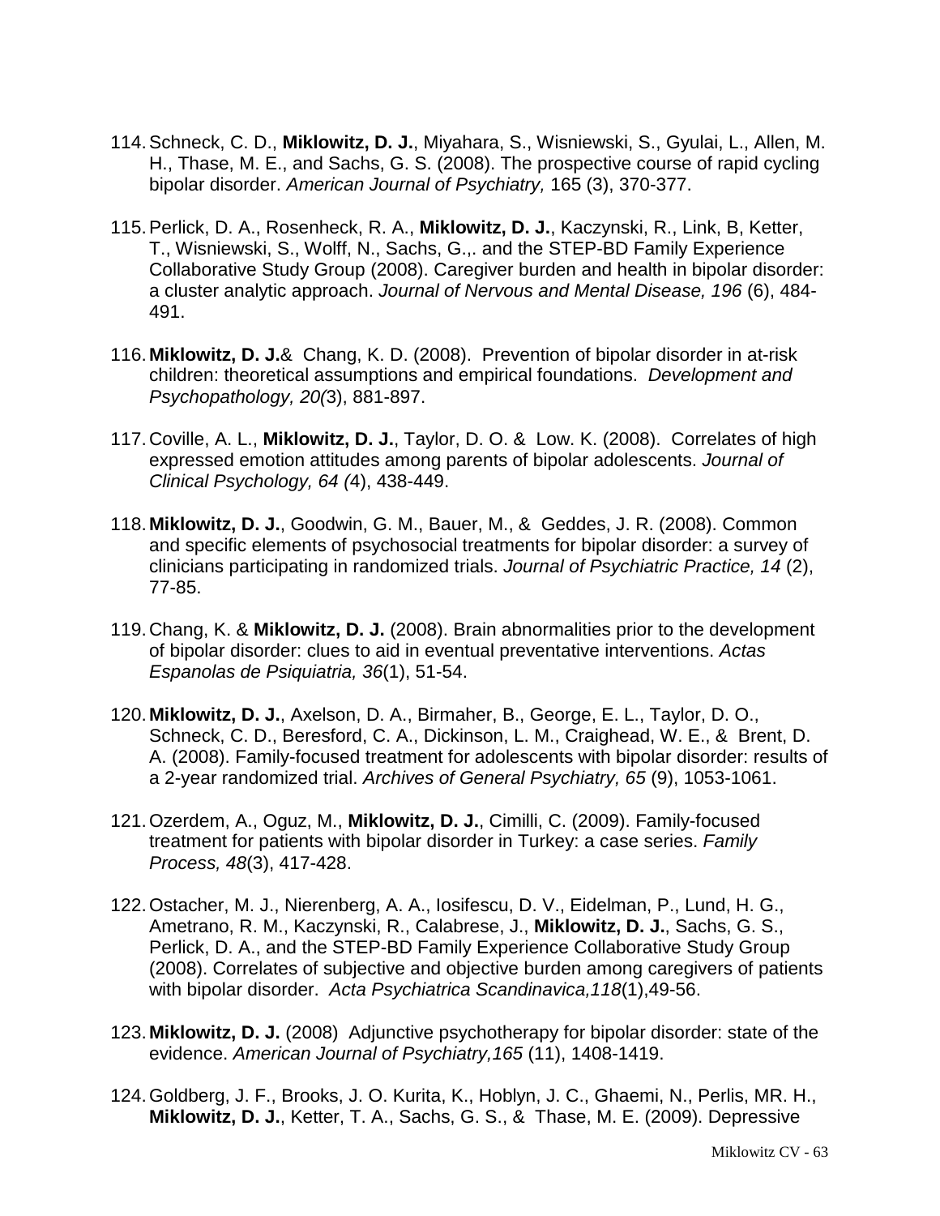114. Schneck, C. D., **Miklowitz, D. J.**, Miyahara, S., Wisniewski, S., Gyulai, L., Allen, M. H., Thase, M. E., and Sachs, G. S. (2008). The prospective course of rapid cycling bipolar disorder. *American Journal of Psychiatry,* 165 (3), 370-377.

115. Perlick, D. A., Rosenheck, R. A., **Miklowitz, D. J.**, Kaczynski, R., Link, B, Ketter, T., Wisniewski, S., Wolff, N., Sachs, G.,. and the STEP-BD Family Experience Collaborative Study Group (2008). Caregiver burden and health in bipolar disorder: a cluster analytic approach. *Journal of Nervous and Mental Disease, 196* (6), 484-491.

116. **Miklowitz, D. J.**& Chang, K. D. (2008). Prevention of bipolar disorder in at-risk children: theoretical assumptions and empirical foundations. *Development and Psychopathology, 20(*3), 881-897.

117. Coville, A. L., **Miklowitz, D. J.**, Taylor, D. O. & Low. K. (2008). Correlates of high expressed emotion attitudes among parents of bipolar adolescents. *Journal of Clinical Psychology, 64 (*4), 438-449.

118. **Miklowitz, D. J.**, Goodwin, G. M., Bauer, M., & Geddes, J. R. (2008). Common and specific elements of psychosocial treatments for bipolar disorder: a survey of clinicians participating in randomized trials. *Journal of Psychiatric Practice, 14* (2), 77-85.

119. Chang, K. & **Miklowitz, D. J.** (2008). Brain abnormalities prior to the development of bipolar disorder: clues to aid in eventual preventative interventions. *Actas Espanolas de Psiquiatria, 36*(1), 51-54.

120. **Miklowitz, D. J.**, Axelson, D. A., Birmaher, B., George, E. L., Taylor, D. O., Schneck, C. D., Beresford, C. A., Dickinson, L. M., Craighead, W. E., & Brent, D. A. (2008). Family-focused treatment for adolescents with bipolar disorder: results of a 2-year randomized trial. *Archives of General Psychiatry, 65* (9), 1053-1061.

121. Ozerdem, A., Oguz, M., **Miklowitz, D. J.**, Cimilli, C. (2009). Family-focused treatment for patients with bipolar disorder in Turkey: a case series. *Family Process, 48*(3), 417-428.

122. Ostacher, M. J., Nierenberg, A. A., Iosifescu, D. V., Eidelman, P., Lund, H. G., Ametrano, R. M., Kaczynski, R., Calabrese, J., **Miklowitz, D. J.**, Sachs, G. S., Perlick, D. A., and the STEP-BD Family Experience Collaborative Study Group (2008). Correlates of subjective and objective burden among caregivers of patients with bipolar disorder. *Acta Psychiatrica Scandinavica,118*(1),49-56.

123. **Miklowitz, D. J.** (2008) Adjunctive psychotherapy for bipolar disorder: state of the evidence. *American Journal of Psychiatry,165* (11), 1408-1419.

124. Goldberg, J. F., Brooks, J. O. Kurita, K., Hoblyn, J. C., Ghaemi, N., Perlis, MR. H., **Miklowitz, D. J.**, Ketter, T. A., Sachs, G. S., & Thase, M. E. (2009). Depressive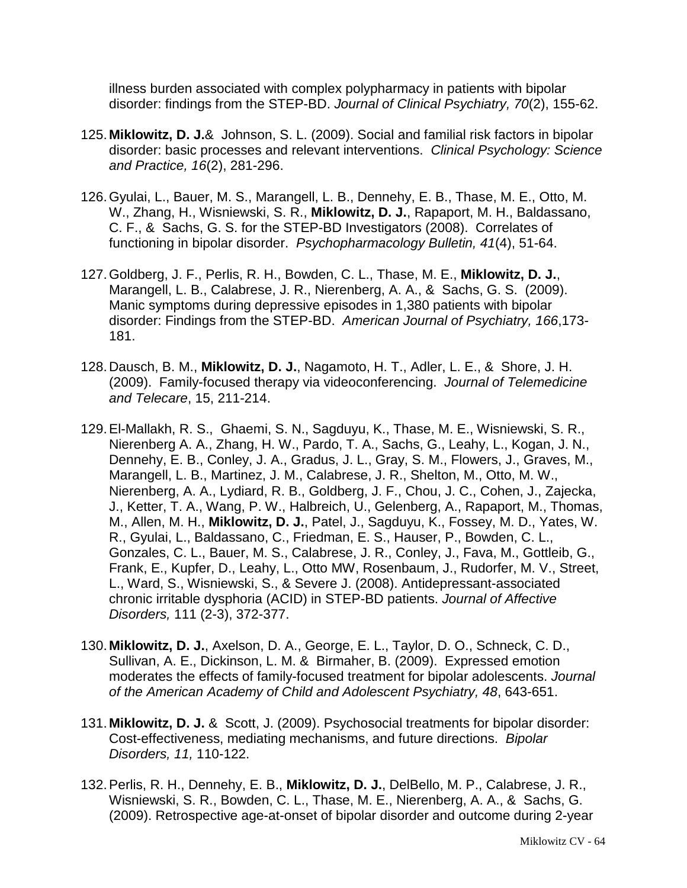illness burden associated with complex polypharmacy in patients with bipolar disorder: findings from the STEP-BD. *Journal of Clinical Psychiatry, 70*(2), 155-62.

125. **Miklowitz, D. J.**& Johnson, S. L. (2009). Social and familial risk factors in bipolar disorder: basic processes and relevant interventions. *Clinical Psychology: Science and Practice, 16*(2), 281-296.

126. Gyulai, L., Bauer, M. S., Marangell, L. B., Dennehy, E. B., Thase, M. E., Otto, M. W., Zhang, H., Wisniewski, S. R., **Miklowitz, D. J.**, Rapaport, M. H., Baldassano, C. F., & Sachs, G. S. for the STEP-BD Investigators (2008). Correlates of functioning in bipolar disorder. *Psychopharmacology Bulletin, 41*(4), 51-64.

127. Goldberg, J. F., Perlis, R. H., Bowden, C. L., Thase, M. E., **Miklowitz, D. J.**, Marangell, L. B., Calabrese, J. R., Nierenberg, A. A., & Sachs, G. S. (2009). Manic symptoms during depressive episodes in 1,380 patients with bipolar disorder: Findings from the STEP-BD. *American Journal of Psychiatry, 166*,173-181.

128. Dausch, B. M., **Miklowitz, D. J.**, Nagamoto, H. T., Adler, L. E., & Shore, J. H. (2009). Family-focused therapy via videoconferencing. *Journal of Telemedicine and Telecare*, 15, 211-214.

129. El-Mallakh, R. S., Ghaemi, S. N., Sagduyu, K., Thase, M. E., Wisniewski, S. R., Nierenberg A. A., Zhang, H. W., Pardo, T. A., Sachs, G., Leahy, L., Kogan, J. N., Dennehy, E. B., Conley, J. A., Gradus, J. L., Gray, S. M., Flowers, J., Graves, M., Marangell, L. B., Martinez, J. M., Calabrese, J. R., Shelton, M., Otto, M. W., Nierenberg, A. A., Lydiard, R. B., Goldberg, J. F., Chou, J. C., Cohen, J., Zajecka, J., Ketter, T. A., Wang, P. W., Halbreich, U., Gelenberg, A., Rapaport, M., Thomas, M., Allen, M. H., **Miklowitz, D. J.**, Patel, J., Sagduyu, K., Fossey, M. D., Yates, W. R., Gyulai, L., Baldassano, C., Friedman, E. S., Hauser, P., Bowden, C. L., Gonzales, C. L., Bauer, M. S., Calabrese, J. R., Conley, J., Fava, M., Gottlieb, G., Frank, E., Kupfer, D., Leahy, L., Otto MW, Rosenbaum, J., Rudorfer, M. V., Street, L., Ward, S., Wisniewski, S., & Severe J. (2008). Antidepressant-associated chronic irritable dysphoria (ACID) in STEP-BD patients. *Journal of Affective Disorders,* 111 (2-3), 372-377.

130. **Miklowitz, D. J.**, Axelson, D. A., George, E. L., Taylor, D. O., Schneck, C. D., Sullivan, A. E., Dickinson, L. M. & Birmaher, B. (2009). Expressed emotion moderates the effects of family-focused treatment for bipolar adolescents. *Journal of the American Academy of Child and Adolescent Psychiatry, 48*, 643-651.

131. **Miklowitz, D. J.** & Scott, J. (2009). Psychosocial treatments for bipolar disorder: Cost-effectiveness, mediating mechanisms, and future directions. *Bipolar Disorders, 11,* 110-122.

132. Perlis, R. H., Dennehy, E. B., **Miklowitz, D. J.**, DelBello, M. P., Calabrese, J. R., Wisniewski, S. R., Bowden, C. L., Thase, M. E., Nierenberg, A. A., & Sachs, G. (2009). Retrospective age-at-onset of bipolar disorder and outcome during 2-year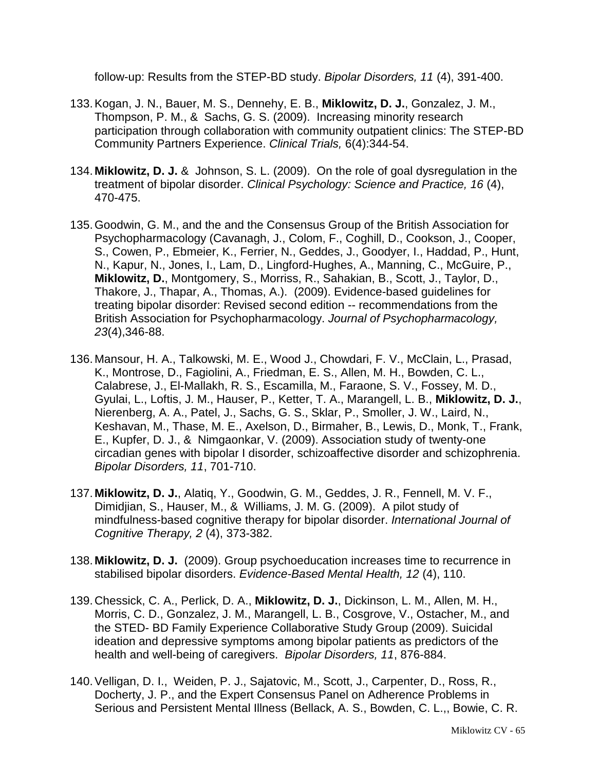follow-up: Results from the STEP-BD study. *Bipolar Disorders, 11* (4), 391-400.

133. Kogan, J. N., Bauer, M. S., Dennehy, E. B., **Miklowitz, D. J.**, Gonzalez, J. M., Thompson, P. M., & Sachs, G. S. (2009). Increasing minority research participation through collaboration with community outpatient clinics: The STEP-BD Community Partners Experience. *Clinical Trials,* 6(4):344-54.

134. **Miklowitz, D. J.** & Johnson, S. L. (2009). On the role of goal dysregulation in the treatment of bipolar disorder. *Clinical Psychology: Science and Practice, 16* (4), 470-475.

135. Goodwin, G. M., and the and the Consensus Group of the British Association for Psychopharmacology (Cavanagh, J., Colom, F., Coghill, D., Cookson, J., Cooper, S., Cowen, P., Ebmeier, K., Ferrier, N., Geddes, J., Goodyer, I., Haddad, P., Hunt, N., Kapur, N., Jones, I., Lam, D., Lingford-Hughes, A., Manning, C., McGuire, P., **Miklowitz, D.**, Montgomery, S., Morriss, R., Sahakian, B., Scott, J., Taylor, D., Thakore, J., Thapar, A., Thomas, A.). (2009). Evidence-based guidelines for treating bipolar disorder: Revised second edition -- recommendations from the British Association for Psychopharmacology. *Journal of Psychopharmacology, 23*(4),346-88.

136. Mansour, H. A., Talkowski, M. E., Wood J., Chowdari, F. V., McClain, L., Prasad, K., Montrose, D., Fagiolini, A., Friedman, E. S., Allen, M. H., Bowden, C. L., Calabrese, J., El-Mallakh, R. S., Escamilla, M., Faraone, S. V., Fossey, M. D., Gyulai, L., Loftis, J. M., Hauser, P., Ketter, T. A., Marangell, L. B., **Miklowitz, D. J.**, Nierenberg, A. A., Patel, J., Sachs, G. S., Sklar, P., Smoller, J. W., Laird, N., Keshavan, M., Thase, M. E., Axelson, D., Birmaher, B., Lewis, D., Monk, T., Frank, E., Kupfer, D. J., & Nimgaonkar, V. (2009). Association study of twenty-one circadian genes with bipolar I disorder, schizoaffective disorder and schizophrenia. *Bipolar Disorders, 11*, 701-710.

137. **Miklowitz, D. J.**, Alatiq, Y., Goodwin, G. M., Geddes, J. R., Fennell, M. V. F., Dimidjian, S., Hauser, M., & Williams, J. M. G. (2009). A pilot study of mindfulness-based cognitive therapy for bipolar disorder. *International Journal of Cognitive Therapy, 2* (4), 373-382.

138. **Miklowitz, D. J.** (2009). Group psychoeducation increases time to recurrence in stabilised bipolar disorders. *Evidence-Based Mental Health, 12* (4), 110.

139. Chessick, C. A., Perlick, D. A., **Miklowitz, D. J.**, Dickinson, L. M., Allen, M. H., Morris, C. D., Gonzalez, J. M., Marangell, L. B., Cosgrove, V., Ostacher, M., and the STED- BD Family Experience Collaborative Study Group (2009). Suicidal ideation and depressive symptoms among bipolar patients as predictors of the health and well-being of caregivers. *Bipolar Disorders, 11*, 876-884.

140. Velligan, D. I., Weiden, P. J., Sajatovic, M., Scott, J., Carpenter, D., Ross, R., Docherty, J. P., and the Expert Consensus Panel on Adherence Problems in Serious and Persistent Mental Illness (Bellack, A. S., Bowden, C. L.,, Bowie, C. R.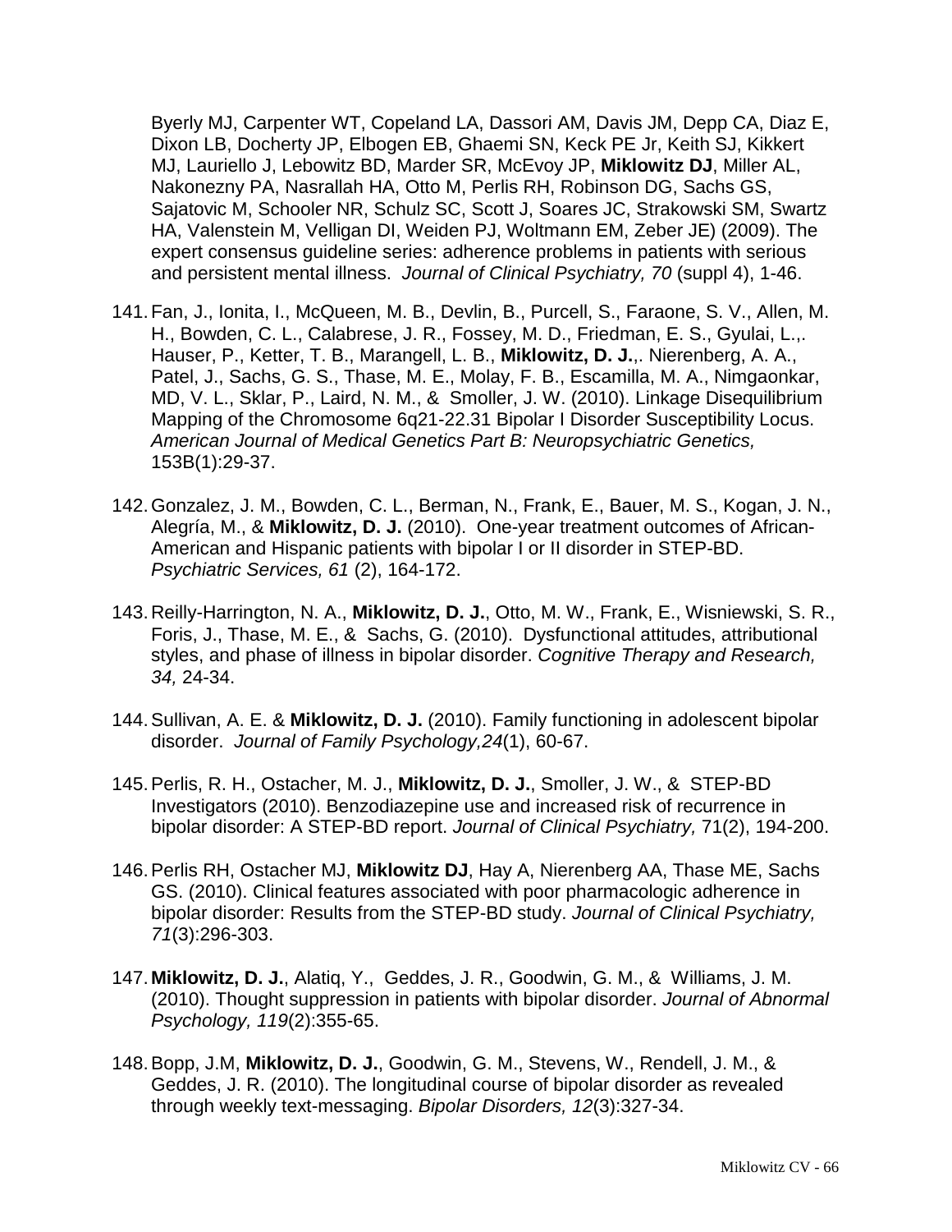Byerly MJ, Carpenter WT, Copeland LA, Dassori AM, Davis JM, Depp CA, Diaz E, Dixon LB, Docherty JP, Elbogen EB, Ghaemi SN, Keck PE Jr, Keith SJ, Kikkert MJ, Lauriello J, Lebowitz BD, Marder SR, McEvoy JP, **Miklowitz DJ**, Miller AL, Nakonezny PA, Nasrallah HA, Otto M, Perlis RH, Robinson DG, Sachs GS, Sajatovic M, Schooler NR, Schulz SC, Scott J, Soares JC, Strakowski SM, Swartz HA, Valenstein M, Velligan DI, Weiden PJ, Woltmann EM, Zeber JE) (2009). The expert consensus guideline series: adherence problems in patients with serious and persistent mental illness. *Journal of Clinical Psychiatry, 70* (suppl 4), 1-46.

141. Fan, J., Ionita, I., McQueen, M. B., Devlin, B., Purcell, S., Faraone, S. V., Allen, M. H., Bowden, C. L., Calabrese, J. R., Fossey, M. D., Friedman, E. S., Gyulai, L.,. Hauser, P., Ketter, T. B., Marangell, L. B., **Miklowitz, D. J.**,. Nierenberg, A. A., Patel, J., Sachs, G. S., Thase, M. E., Molay, F. B., Escamilla, M. A., Nimgaonkar, MD, V. L., Sklar, P., Laird, N. M., & Smoller, J. W. (2010). Linkage Disequilibrium Mapping of the Chromosome 6q21-22.31 Bipolar I Disorder Susceptibility Locus. *American Journal of Medical Genetics Part B: Neuropsychiatric Genetics,* 153B(1):29-37.

142. Gonzalez, J. M., Bowden, C. L., Berman, N., Frank, E., Bauer, M. S., Kogan, J. N., Alegría, M., & **Miklowitz, D. J.** (2010). One-year treatment outcomes of African-American and Hispanic patients with bipolar I or II disorder in STEP-BD. *Psychiatric Services, 61* (2), 164-172.

143. Reilly-Harrington, N. A., **Miklowitz, D. J.**, Otto, M. W., Frank, E., Wisniewski, S. R., Foris, J., Thase, M. E., & Sachs, G. (2010). Dysfunctional attitudes, attributional styles, and phase of illness in bipolar disorder. *Cognitive Therapy and Research, 34,* 24-34.

144. Sullivan, A. E. & **Miklowitz, D. J.** (2010). Family functioning in adolescent bipolar disorder. *Journal of Family Psychology,24*(1), 60-67.

145. Perlis, R. H., Ostacher, M. J., **Miklowitz, D. J.**, Smoller, J. W., & STEP-BD Investigators (2010). Benzodiazepine use and increased risk of recurrence in bipolar disorder: A STEP-BD report. *Journal of Clinical Psychiatry,* 71(2), 194-200.

146. Perlis RH, Ostacher MJ, **Miklowitz DJ**, Hay A, Nierenberg AA, Thase ME, Sachs GS. (2010). Clinical features associated with poor pharmacologic adherence in bipolar disorder: Results from the STEP-BD study. *Journal of Clinical Psychiatry, 71*(3):296-303.

147. **Miklowitz, D. J.**, Alatiq, Y., Geddes, J. R., Goodwin, G. M., & Williams, J. M. (2010). Thought suppression in patients with bipolar disorder. *Journal of Abnormal Psychology, 119*(2):355-65.

148. Bopp, J.M, **Miklowitz, D. J.**, Goodwin, G. M., Stevens, W., Rendell, J. M., & Geddes, J. R. (2010). The longitudinal course of bipolar disorder as revealed through weekly text-messaging. *Bipolar Disorders, 12*(3):327-34.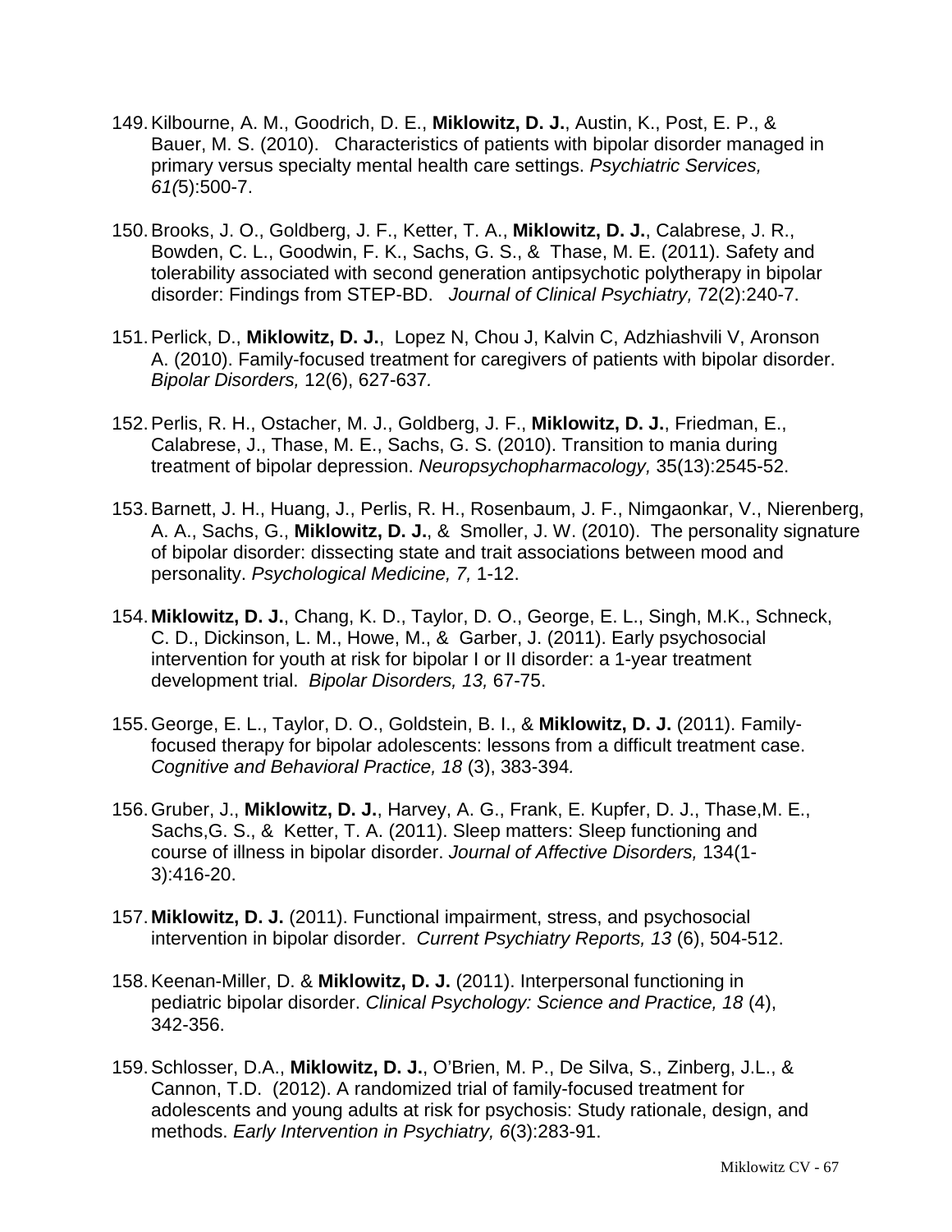149. Kilbourne, A. M., Goodrich, D. E., **Miklowitz, D. J.**, Austin, K., Post, E. P., & Bauer, M. S. (2010). Characteristics of patients with bipolar disorder managed in primary versus specialty mental health care settings. *Psychiatric Services, 61(*5):500-7.

150. Brooks, J. O., Goldberg, J. F., Ketter, T. A., **Miklowitz, D. J.**, Calabrese, J. R., Bowden, C. L., Goodwin, F. K., Sachs, G. S., & Thase, M. E. (2011). Safety and tolerability associated with second generation antipsychotic polytherapy in bipolar disorder: Findings from STEP-BD. *Journal of Clinical Psychiatry,* 72(2):240-7.

151. Perlick, D., **Miklowitz, D. J.**, Lopez N, Chou J, Kalvin C, Adzhiashvili V, Aronson A. (2010). Family-focused treatment for caregivers of patients with bipolar disorder. *Bipolar Disorders,* 12(6), 627-637*.*

152. Perlis, R. H., Ostacher, M. J., Goldberg, J. F., **Miklowitz, D. J.**, Friedman, E., Calabrese, J., Thase, M. E., Sachs, G. S. (2010). Transition to mania during treatment of bipolar depression. *Neuropsychopharmacology,* 35(13):2545-52.

153. Barnett, J. H., Huang, J., Perlis, R. H., Rosenbaum, J. F., Nimgaonkar, V., Nierenberg, A. A., Sachs, G., **Miklowitz, D. J.**, & Smoller, J. W. (2010). The personality signature of bipolar disorder: dissecting state and trait associations between mood and personality. *Psychological Medicine, 7,* 1-12.

154. **Miklowitz, D. J.**, Chang, K. D., Taylor, D. O., George, E. L., Singh, M.K., Schneck, C. D., Dickinson, L. M., Howe, M., & Garber, J. (2011). Early psychosocial intervention for youth at risk for bipolar I or II disorder: a 1-year treatment development trial. *Bipolar Disorders, 13,* 67-75.

155. George, E. L., Taylor, D. O., Goldstein, B. I., & **Miklowitz, D. J.** (2011). Family-focused therapy for bipolar adolescents: lessons from a difficult treatment case. *Cognitive and Behavioral Practice, 18* (3), 383-394*.*

156. Gruber, J., **Miklowitz, D. J.**, Harvey, A. G., Frank, E. Kupfer, D. J., Thase,M. E., Sachs,G. S., & Ketter, T. A. (2011). Sleep matters: Sleep functioning and course of illness in bipolar disorder. *Journal of Affective Disorders,* 134(1-3):416-20.

157. **Miklowitz, D. J.** (2011). Functional impairment, stress, and psychosocial intervention in bipolar disorder. *Current Psychiatry Reports, 13* (6), 504-512.

158. Keenan-Miller, D. & **Miklowitz, D. J.** (2011). Interpersonal functioning in pediatric bipolar disorder. *Clinical Psychology: Science and Practice, 18* (4), 342-356.

159. Schlosser, D.A., **Miklowitz, D. J.**, O'Brien, M. P., De Silva, S., Zinberg, J.L., & Cannon, T.D. (2012). A randomized trial of family-focused treatment for adolescents and young adults at risk for psychosis: Study rationale, design, and methods. *Early Intervention in Psychiatry, 6*(3):283-91.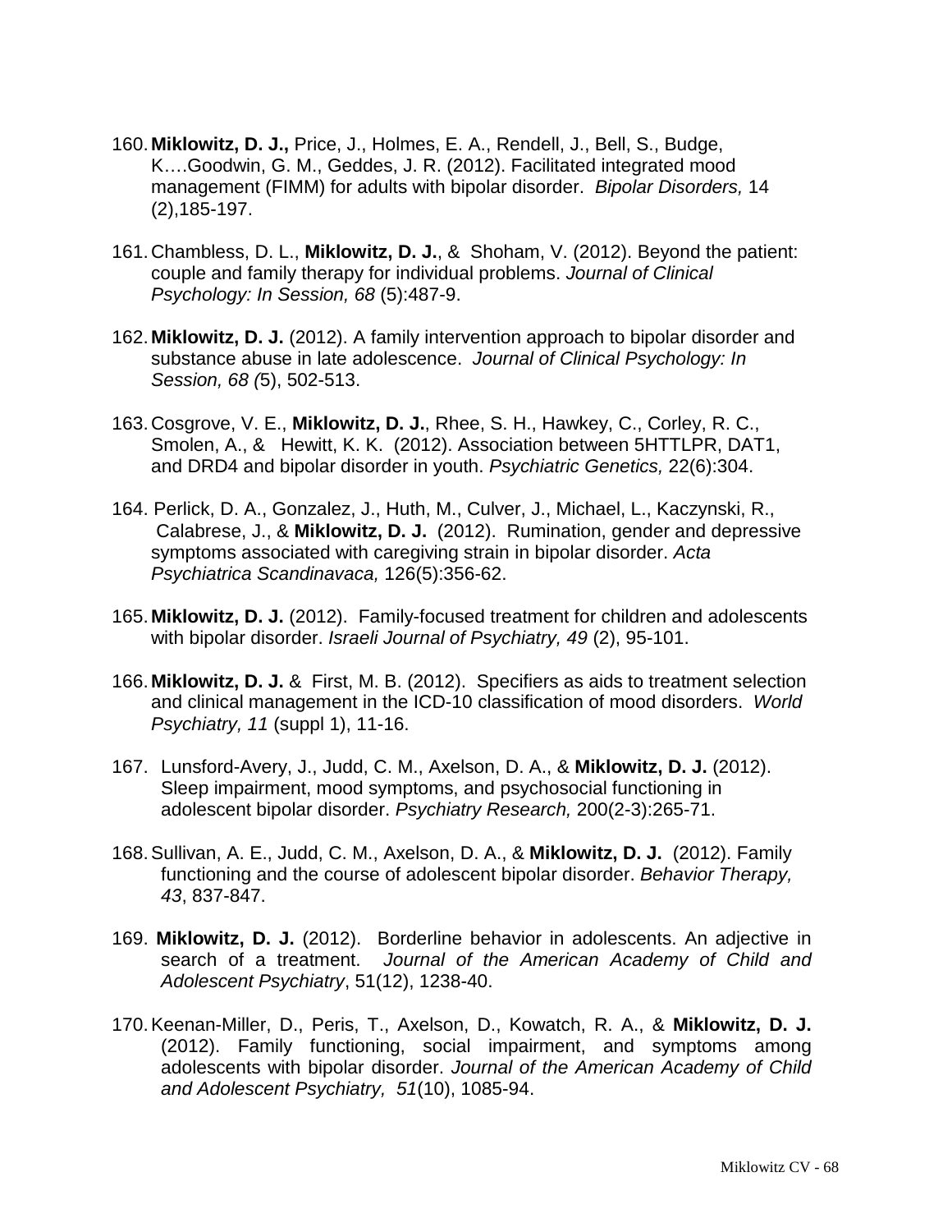160. **Miklowitz, D. J.,** Price, J., Holmes, E. A., Rendell, J., Bell, S., Budge, K….Goodwin, G. M., Geddes, J. R. (2012). Facilitated integrated mood management (FIMM) for adults with bipolar disorder. *Bipolar Disorders,* 14 (2),185-197.

161. Chambless, D. L., **Miklowitz, D. J.**, & Shoham, V. (2012). Beyond the patient: couple and family therapy for individual problems. *Journal of Clinical Psychology: In Session, 68* (5):487-9.

162. **Miklowitz, D. J.** (2012). A family intervention approach to bipolar disorder and substance abuse in late adolescence. *Journal of Clinical Psychology: In Session, 68 (*5), 502-513.

163. Cosgrove, V. E., **Miklowitz, D. J.**, Rhee, S. H., Hawkey, C., Corley, R. C., Smolen, A., & Hewitt, K. K. (2012). Association between 5HTTLPR, DAT1, and DRD4 and bipolar disorder in youth. *Psychiatric Genetics,* 22(6):304.

164. Perlick, D. A., Gonzalez, J., Huth, M., Culver, J., Michael, L., Kaczynski, R., Calabrese, J., & **Miklowitz, D. J.** (2012). Rumination, gender and depressive symptoms associated with caregiving strain in bipolar disorder. *Acta Psychiatrica Scandinavaca,* 126(5):356-62.

165. **Miklowitz, D. J.** (2012). Family-focused treatment for children and adolescents with bipolar disorder. *Israeli Journal of Psychiatry, 49* (2), 95-101.

166. **Miklowitz, D. J.** & First, M. B. (2012). Specifiers as aids to treatment selection and clinical management in the ICD-10 classification of mood disorders. *World Psychiatry, 11* (suppl 1), 11-16.

167. Lunsford-Avery, J., Judd, C. M., Axelson, D. A., & **Miklowitz, D. J.** (2012). Sleep impairment, mood symptoms, and psychosocial functioning in adolescent bipolar disorder. *Psychiatry Research,* 200(2-3):265-71.

168. Sullivan, A. E., Judd, C. M., Axelson, D. A., & **Miklowitz, D. J.** (2012). Family functioning and the course of adolescent bipolar disorder. *Behavior Therapy, 43*, 837-847.

169. **Miklowitz, D. J.** (2012). Borderline behavior in adolescents. An adjective in search of a treatment. *Journal of the American Academy of Child and Adolescent Psychiatry*, 51(12), 1238-40.

170. Keenan-Miller, D., Peris, T., Axelson, D., Kowatch, R. A., & **Miklowitz, D. J.** (2012). Family functioning, social impairment, and symptoms among adolescents with bipolar disorder. *Journal of the American Academy of Child and Adolescent Psychiatry, 51*(10), 1085-94.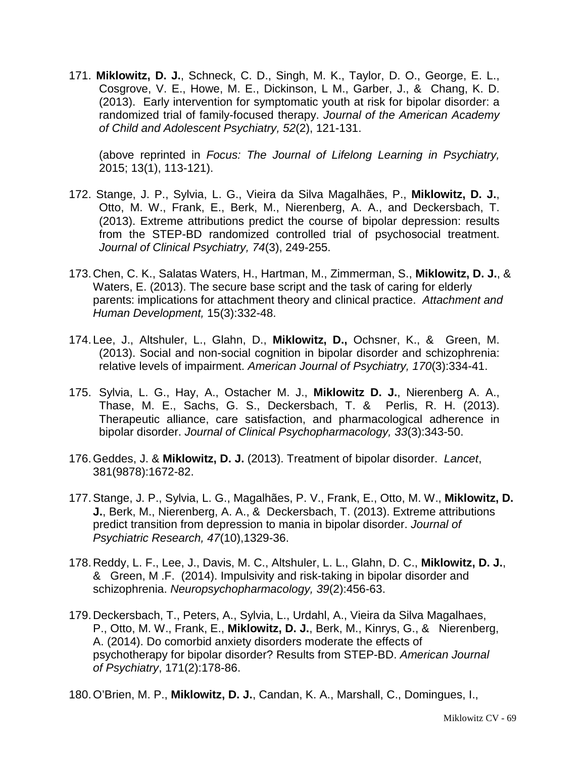171. **Miklowitz, D. J.**, Schneck, C. D., Singh, M. K., Taylor, D. O., George, E. L., Cosgrove, V. E., Howe, M. E., Dickinson, L M., Garber, J., & Chang, K. D. (2013). Early intervention for symptomatic youth at risk for bipolar disorder: a randomized trial of family-focused therapy. *Journal of the American Academy of Child and Adolescent Psychiatry, 52*(2), 121-131.

     (above reprinted in *Focus: The Journal of Lifelong Learning in Psychiatry,* 2015; 13(1), 113-121).

172. Stange, J. P., Sylvia, L. G., Vieira da Silva Magalhães, P., **Miklowitz, D. J.**, Otto, M. W., Frank, E., Berk, M., Nierenberg, A. A., and Deckersbach, T. (2013). Extreme attributions predict the course of bipolar depression: results from the STEP-BD randomized controlled trial of psychosocial treatment. *Journal of Clinical Psychiatry, 74*(3), 249-255.

173. Chen, C. K., Salatas Waters, H., Hartman, M., Zimmerman, S., **Miklowitz, D. J.**, & Waters, E. (2013). The secure base script and the task of caring for elderly parents: implications for attachment theory and clinical practice. *Attachment and Human Development,* 15(3):332-48.

174. Lee, J., Altshuler, L., Glahn, D., **Miklowitz, D.,** Ochsner, K., & Green, M. (2013). Social and non-social cognition in bipolar disorder and schizophrenia: relative levels of impairment. *American Journal of Psychiatry, 170*(3):334-41.

175. Sylvia, L. G., Hay, A., Ostacher M. J., **Miklowitz D. J.**, Nierenberg A. A., Thase, M. E., Sachs, G. S., Deckersbach, T. & Perlis, R. H. (2013). Therapeutic alliance, care satisfaction, and pharmacological adherence in bipolar disorder. *Journal of Clinical Psychopharmacology, 33*(3):343-50.

176. Geddes, J. & **Miklowitz, D. J.** (2013). Treatment of bipolar disorder. *Lancet*, 381(9878):1672-82.

177. Stange, J. P., Sylvia, L. G., Magalhães, P. V., Frank, E., Otto, M. W., **Miklowitz, D. J.**, Berk, M., Nierenberg, A. A., & Deckersbach, T. (2013). Extreme attributions predict transition from depression to mania in bipolar disorder. *Journal of Psychiatric Research, 47*(10),1329-36.

178. Reddy, L. F., Lee, J., Davis, M. C., Altshuler, L. L., Glahn, D. C., **Miklowitz, D. J.**, & Green, M .F. (2014). Impulsivity and risk-taking in bipolar disorder and schizophrenia. *Neuropsychopharmacology, 39*(2):456-63.

179. Deckersbach, T., Peters, A., Sylvia, L., Urdahl, A., Vieira da Silva Magalhaes, P., Otto, M. W., Frank, E., **Miklowitz, D. J.**, Berk, M., Kinrys, G., & Nierenberg, A. (2014). Do comorbid anxiety disorders moderate the effects of psychotherapy for bipolar disorder? Results from STEP-BD. *American Journal of Psychiatry*, 171(2):178-86.

180. O'Brien, M. P., **Miklowitz, D. J.**, Candan, K. A., Marshall, C., Domingues, I.,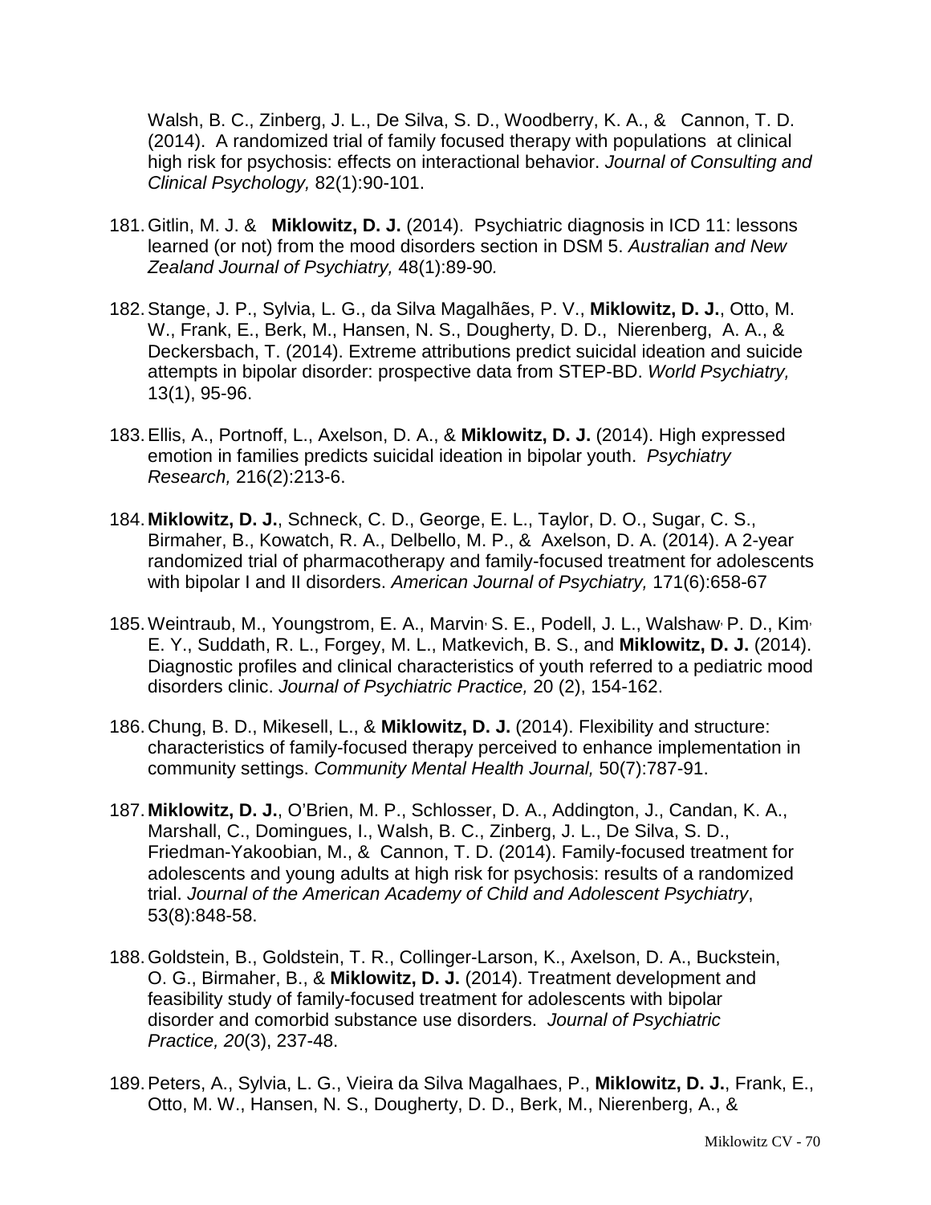Walsh, B. C., Zinberg, J. L., De Silva, S. D., Woodberry, K. A., & Cannon, T. D. (2014). A randomized trial of family focused therapy with populations at clinical high risk for psychosis: effects on interactional behavior. *Journal of Consulting and Clinical Psychology,* 82(1):90-101.

181. Gitlin, M. J. & **Miklowitz, D. J.** (2014). Psychiatric diagnosis in ICD 11: lessons learned (or not) from the mood disorders section in DSM 5. *Australian and New Zealand Journal of Psychiatry,* 48(1):89-90*.*

182. Stange, J. P., Sylvia, L. G., da Silva Magalhães, P. V., **Miklowitz, D. J.**, Otto, M. W., Frank, E., Berk, M., Hansen, N. S., Dougherty, D. D., Nierenberg, A. A., & Deckersbach, T. (2014). Extreme attributions predict suicidal ideation and suicide attempts in bipolar disorder: prospective data from STEP-BD. *World Psychiatry,* 13(1), 95-96.

183. Ellis, A., Portnoff, L., Axelson, D. A., & **Miklowitz, D. J.** (2014). High expressed emotion in families predicts suicidal ideation in bipolar youth. *Psychiatry Research,* 216(2):213-6.

184. **Miklowitz, D. J.**, Schneck, C. D., George, E. L., Taylor, D. O., Sugar, C. S., Birmaher, B., Kowatch, R. A., Delbello, M. P., & Axelson, D. A. (2014). A 2-year randomized trial of pharmacotherapy and family-focused treatment for adolescents with bipolar I and II disorders. *American Journal of Psychiatry,* 171(6):658-67

185. Weintraub, M., Youngstrom, E. A., Marvin, S. E., Podell, J. L., Walshaw, P. D., Kim, E. Y., Suddath, R. L., Forgey, M. L., Matkevich, B. S., and **Miklowitz, D. J.** (2014). Diagnostic profiles and clinical characteristics of youth referred to a pediatric mood disorders clinic. *Journal of Psychiatric Practice,* 20 (2), 154-162.

186. Chung, B. D., Mikesell, L., & **Miklowitz, D. J.** (2014). Flexibility and structure: characteristics of family-focused therapy perceived to enhance implementation in community settings. *Community Mental Health Journal,* 50(7):787-91.

187. **Miklowitz, D. J.**, O'Brien, M. P., Schlosser, D. A., Addington, J., Candan, K. A., Marshall, C., Domingues, I., Walsh, B. C., Zinberg, J. L., De Silva, S. D., Friedman-Yakoobian, M., & Cannon, T. D. (2014). Family-focused treatment for adolescents and young adults at high risk for psychosis: results of a randomized trial. *Journal of the American Academy of Child and Adolescent Psychiatry*, 53(8):848-58.

188. Goldstein, B., Goldstein, T. R., Collinger-Larson, K., Axelson, D. A., Buckstein, O. G., Birmaher, B., & **Miklowitz, D. J.** (2014). Treatment development and feasibility study of family-focused treatment for adolescents with bipolar disorder and comorbid substance use disorders. *Journal of Psychiatric Practice, 20*(3), 237-48.

189. Peters, A., Sylvia, L. G., Vieira da Silva Magalhaes, P., **Miklowitz, D. J.**, Frank, E., Otto, M. W., Hansen, N. S., Dougherty, D. D., Berk, M., Nierenberg, A., &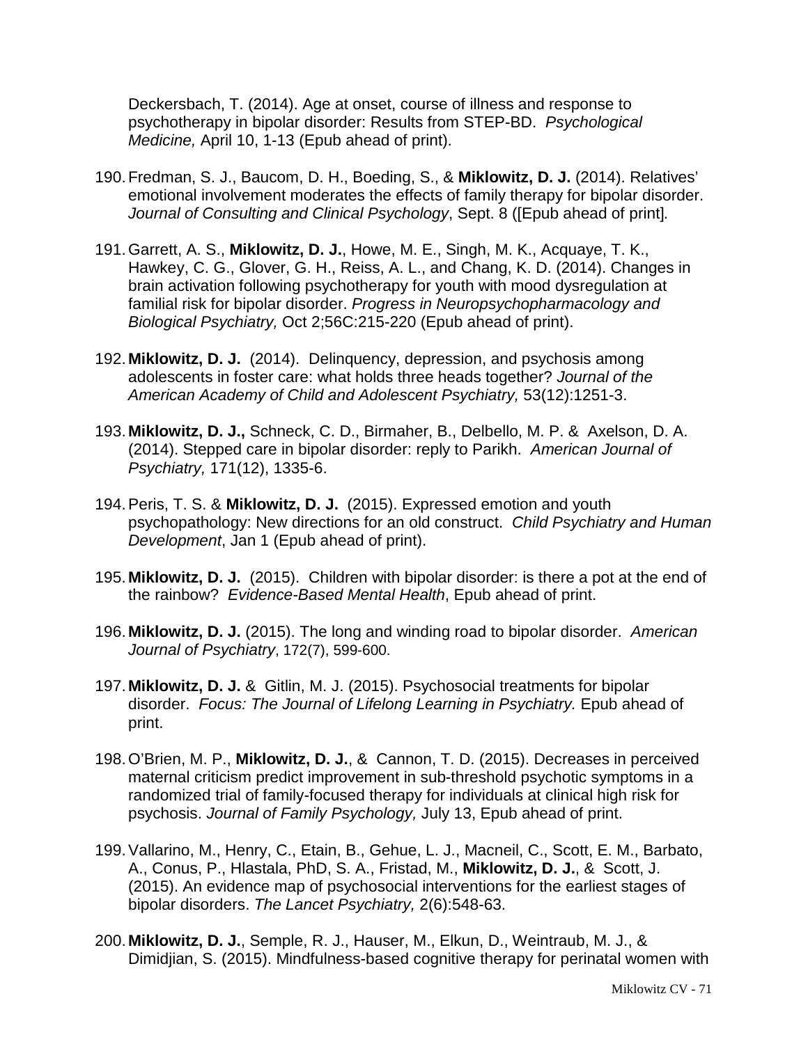Deckersbach, T. (2014). Age at onset, course of illness and response to psychotherapy in bipolar disorder: Results from STEP-BD. *Psychological Medicine,* April 10, 1-13 (Epub ahead of print).

190. Fredman, S. J., Baucom, D. H., Boeding, S., & **Miklowitz, D. J.** (2014). Relatives' emotional involvement moderates the effects of family therapy for bipolar disorder. *Journal of Consulting and Clinical Psychology*, Sept. 8 ([Epub ahead of print].

191. Garrett, A. S., **Miklowitz, D. J.**, Howe, M. E., Singh, M. K., Acquaye, T. K., Hawkey, C. G., Glover, G. H., Reiss, A. L., and Chang, K. D. (2014). Changes in brain activation following psychotherapy for youth with mood dysregulation at familial risk for bipolar disorder. *Progress in Neuropsychopharmacology and Biological Psychiatry,* Oct 2;56C:215-220 (Epub ahead of print).

192. **Miklowitz, D. J.** (2014). Delinquency, depression, and psychosis among adolescents in foster care: what holds three heads together? *Journal of the American Academy of Child and Adolescent Psychiatry,* 53(12):1251-3.

193. **Miklowitz, D. J.,** Schneck, C. D., Birmaher, B., Delbello, M. P. & Axelson, D. A. (2014). Stepped care in bipolar disorder: reply to Parikh. *American Journal of Psychiatry,* 171(12), 1335-6.

194. Peris, T. S. & **Miklowitz, D. J.** (2015). Expressed emotion and youth psychopathology: New directions for an old construct. *Child Psychiatry and Human Development*, Jan 1 (Epub ahead of print).

195. **Miklowitz, D. J.** (2015). Children with bipolar disorder: is there a pot at the end of the rainbow? *Evidence-Based Mental Health*, Epub ahead of print.

196. **Miklowitz, D. J.** (2015). The long and winding road to bipolar disorder. *American Journal of Psychiatry*, 172(7), 599-600.

197. **Miklowitz, D. J.** & Gitlin, M. J. (2015). Psychosocial treatments for bipolar disorder. *Focus: The Journal of Lifelong Learning in Psychiatry.* Epub ahead of print.

198. O'Brien, M. P., **Miklowitz, D. J.**, & Cannon, T. D. (2015). Decreases in perceived maternal criticism predict improvement in sub-threshold psychotic symptoms in a randomized trial of family-focused therapy for individuals at clinical high risk for psychosis. *Journal of Family Psychology,* July 13, Epub ahead of print.

199. Vallarino, M., Henry, C., Etain, B., Gehue, L. J., Macneil, C., Scott, E. M., Barbato, A., Conus, P., Hlastala, PhD, S. A., Fristad, M., **Miklowitz, D. J.**, & Scott, J. (2015). An evidence map of psychosocial interventions for the earliest stages of bipolar disorders. *The Lancet Psychiatry,* 2(6):548-63.

200. **Miklowitz, D. J.**, Semple, R. J., Hauser, M., Elkun, D., Weintraub, M. J., & Dimidjian, S. (2015). Mindfulness-based cognitive therapy for perinatal women with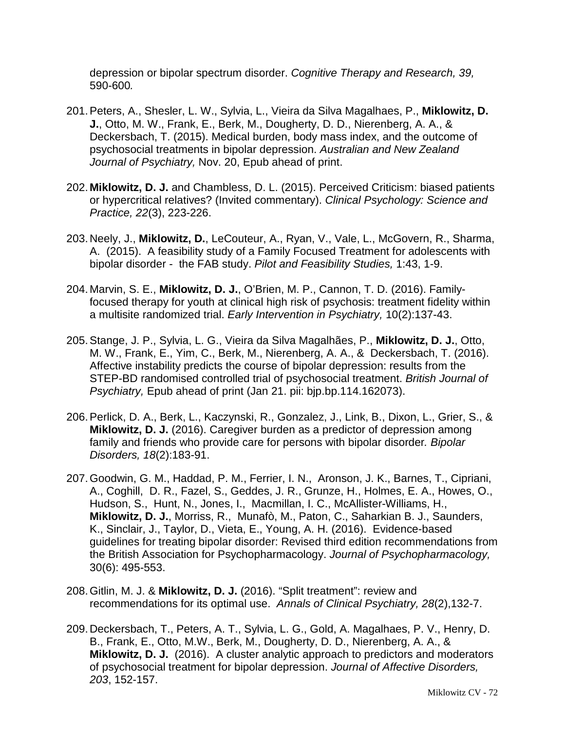depression or bipolar spectrum disorder. *Cognitive Therapy and Research, 39,* 590-600*.*

201. Peters, A., Shesler, L. W., Sylvia, L., Vieira da Silva Magalhaes, P., **Miklowitz, D. J.**, Otto, M. W., Frank, E., Berk, M., Dougherty, D. D., Nierenberg, A. A., & Deckersbach, T. (2015). Medical burden, body mass index, and the outcome of psychosocial treatments in bipolar depression. *Australian and New Zealand Journal of Psychiatry,* Nov. 20, Epub ahead of print.

202. **Miklowitz, D. J.** and Chambless, D. L. (2015). Perceived Criticism: biased patients or hypercritical relatives? (Invited commentary). *Clinical Psychology: Science and Practice, 22*(3), 223-226.

203. Neely, J., **Miklowitz, D.**, LeCouteur, A., Ryan, V., Vale, L., McGovern, R., Sharma, A. (2015). A feasibility study of a Family Focused Treatment for adolescents with bipolar disorder - the FAB study. *Pilot and Feasibility Studies,* 1:43, 1-9.

204. Marvin, S. E., **Miklowitz, D. J.**, O'Brien, M. P., Cannon, T. D. (2016). Family-focused therapy for youth at clinical high risk of psychosis: treatment fidelity within a multisite randomized trial. *Early Intervention in Psychiatry,* 10(2):137-43.

205. Stange, J. P., Sylvia, L. G., Vieira da Silva Magalhães, P., **Miklowitz, D. J.**, Otto, M. W., Frank, E., Yim, C., Berk, M., Nierenberg, A. A., & Deckersbach, T. (2016). Affective instability predicts the course of bipolar depression: results from the STEP-BD randomised controlled trial of psychosocial treatment. *British Journal of Psychiatry,* Epub ahead of print (Jan 21. pii: bjp.bp.114.162073).

206. Perlick, D. A., Berk, L., Kaczynski, R., Gonzalez, J., Link, B., Dixon, L., Grier, S., & **Miklowitz, D. J.** (2016). Caregiver burden as a predictor of depression among family and friends who provide care for persons with bipolar disorder*. Bipolar Disorders, 18*(2):183-91.

207. Goodwin, G. M., Haddad, P. M., Ferrier, I. N., Aronson, J. K., Barnes, T., Cipriani, A., Coghill, D. R., Fazel, S., Geddes, J. R., Grunze, H., Holmes, E. A., Howes, O., Hudson, S., Hunt, N., Jones, I., Macmillan, I. C., McAllister-Williams, H., **Miklowitz, D. J.**, Morriss, R., Munafò, M., Paton, C., Saharkian B. J., Saunders, K., Sinclair, J., Taylor, D., Vieta, E., Young, A. H. (2016). Evidence-based guidelines for treating bipolar disorder: Revised third edition recommendations from the British Association for Psychopharmacology. *Journal of Psychopharmacology,* 30(6): 495-553.

208. Gitlin, M. J. & **Miklowitz, D. J.** (2016). "Split treatment": review and recommendations for its optimal use. *Annals of Clinical Psychiatry, 28*(2),132-7.

209. Deckersbach, T., Peters, A. T., Sylvia, L. G., Gold, A. Magalhaes, P. V., Henry, D. B., Frank, E., Otto, M.W., Berk, M., Dougherty, D. D., Nierenberg, A. A., & **Miklowitz, D. J.** (2016). A cluster analytic approach to predictors and moderators of psychosocial treatment for bipolar depression. *Journal of Affective Disorders, 203*, 152-157.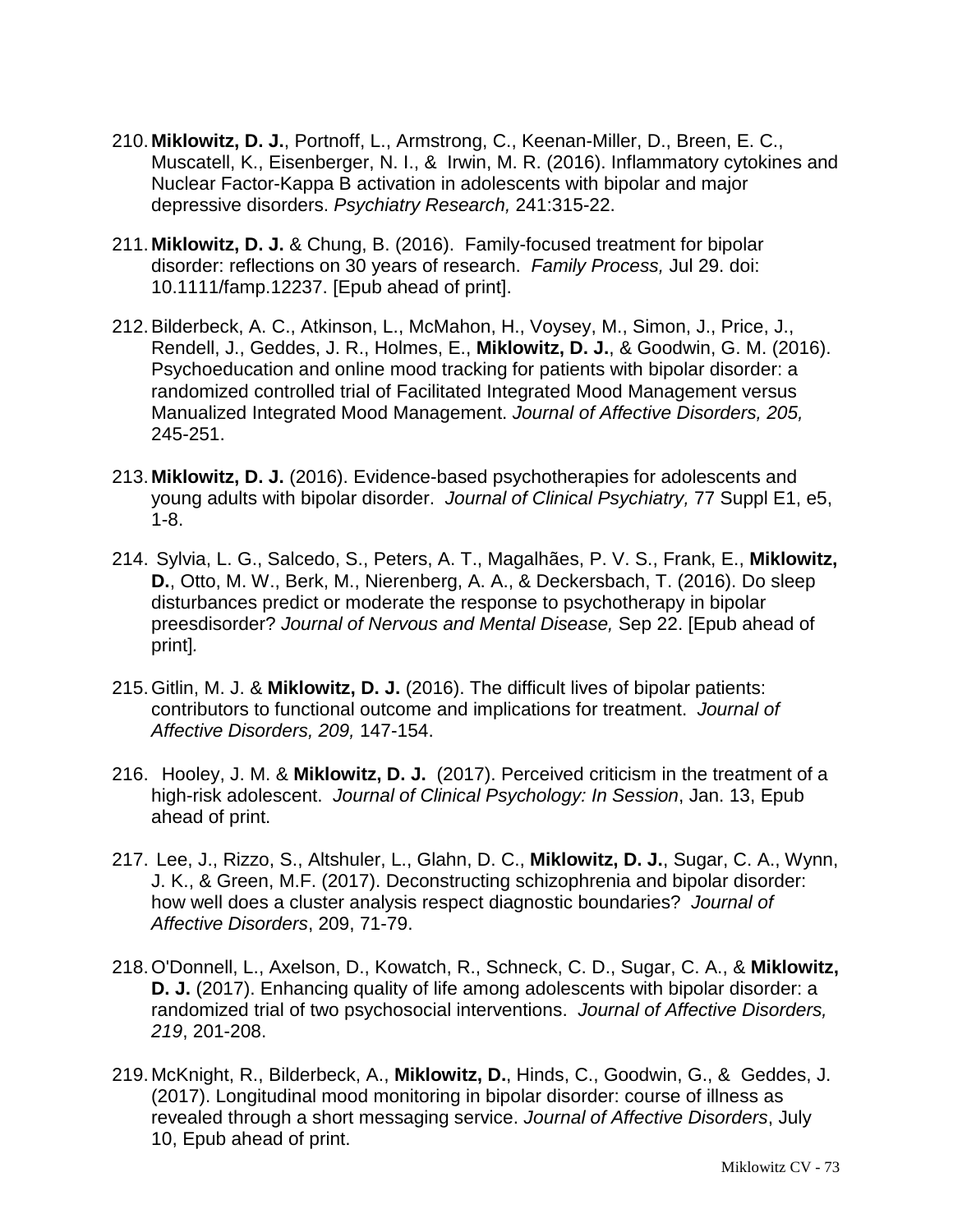210. **Miklowitz, D. J.**, Portnoff, L., Armstrong, C., Keenan-Miller, D., Breen, E. C., Muscatell, K., Eisenberger, N. I., & Irwin, M. R. (2016). Inflammatory cytokines and Nuclear Factor-Kappa B activation in adolescents with bipolar and major depressive disorders. *Psychiatry Research,* 241:315-22.

211. **Miklowitz, D. J.** & Chung, B. (2016). Family-focused treatment for bipolar disorder: reflections on 30 years of research. *Family Process,* Jul 29. doi: 10.1111/famp.12237. [Epub ahead of print].

212. Bilderbeck, A. C., Atkinson, L., McMahon, H., Voysey, M., Simon, J., Price, J., Rendell, J., Geddes, J. R., Holmes, E., **Miklowitz, D. J.**, & Goodwin, G. M. (2016). Psychoeducation and online mood tracking for patients with bipolar disorder: a randomized controlled trial of Facilitated Integrated Mood Management versus Manualized Integrated Mood Management. *Journal of Affective Disorders, 205,* 245-251.

213. **Miklowitz, D. J.** (2016). Evidence-based psychotherapies for adolescents and young adults with bipolar disorder. *Journal of Clinical Psychiatry,* 77 Suppl E1, e5, 1-8.

214. Sylvia, L. G., Salcedo, S., Peters, A. T., Magalhães, P. V. S., Frank, E., **Miklowitz, D.**, Otto, M. W., Berk, M., Nierenberg, A. A., & Deckersbach, T. (2016). Do sleep disturbances predict or moderate the response to psychotherapy in bipolar preesdisorder? *Journal of Nervous and Mental Disease,* Sep 22. [Epub ahead of print].

215. Gitlin, M. J. & **Miklowitz, D. J.** (2016). The difficult lives of bipolar patients: contributors to functional outcome and implications for treatment. *Journal of Affective Disorders, 209,* 147-154.

216. Hooley, J. M. & **Miklowitz, D. J.** (2017). Perceived criticism in the treatment of a high-risk adolescent. *Journal of Clinical Psychology: In Session*, Jan. 13, Epub ahead of print.

217. Lee, J., Rizzo, S., Altshuler, L., Glahn, D. C., **Miklowitz, D. J.**, Sugar, C. A., Wynn, J. K., & Green, M.F. (2017). Deconstructing schizophrenia and bipolar disorder: how well does a cluster analysis respect diagnostic boundaries? *Journal of Affective Disorders*, 209, 71-79.

218. O'Donnell, L., Axelson, D., Kowatch, R., Schneck, C. D., Sugar, C. A., & **Miklowitz, D. J.** (2017). Enhancing quality of life among adolescents with bipolar disorder: a randomized trial of two psychosocial interventions. *Journal of Affective Disorders, 219*, 201-208.

219. McKnight, R., Bilderbeck, A., **Miklowitz, D.**, Hinds, C., Goodwin, G., & Geddes, J. (2017). Longitudinal mood monitoring in bipolar disorder: course of illness as revealed through a short messaging service. *Journal of Affective Disorders*, July 10, Epub ahead of print.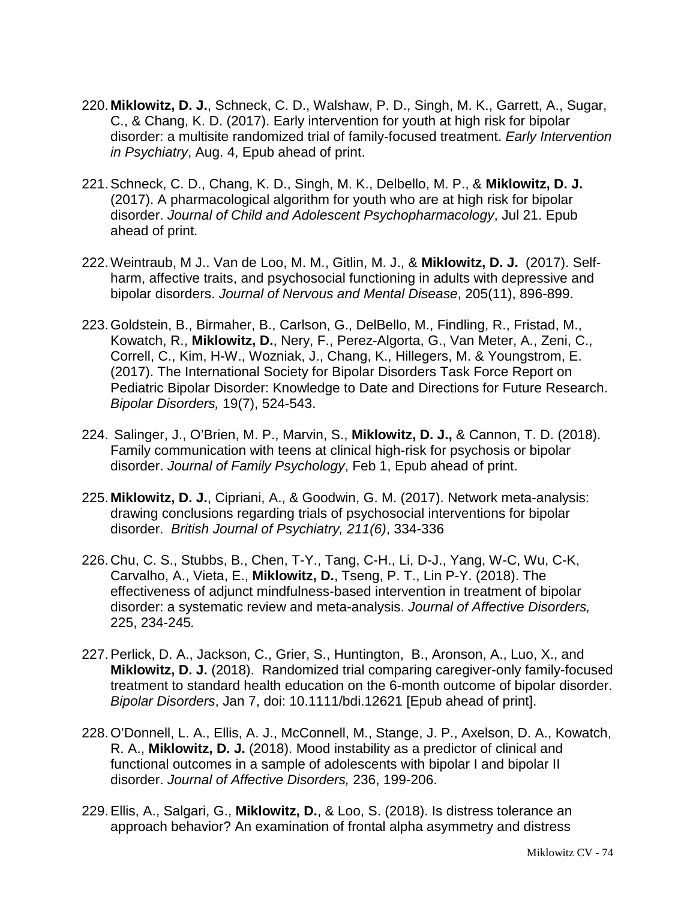220. **Miklowitz, D. J.**, Schneck, C. D., Walshaw, P. D., Singh, M. K., Garrett, A., Sugar, C., & Chang, K. D. (2017). Early intervention for youth at high risk for bipolar disorder: a multisite randomized trial of family-focused treatment. *Early Intervention in Psychiatry*, Aug. 4, Epub ahead of print.

221. Schneck, C. D., Chang, K. D., Singh, M. K., Delbello, M. P., & **Miklowitz, D. J.** (2017). A pharmacological algorithm for youth who are at high risk for bipolar disorder. *Journal of Child and Adolescent Psychopharmacology*, Jul 21. Epub ahead of print.

222. Weintraub, M J.. Van de Loo, M. M., Gitlin, M. J., & **Miklowitz, D. J.** (2017). Self-harm, affective traits, and psychosocial functioning in adults with depressive and bipolar disorders. *Journal of Nervous and Mental Disease*, 205(11), 896-899.

223. Goldstein, B., Birmaher, B., Carlson, G., DelBello, M., Findling, R., Fristad, M., Kowatch, R., **Miklowitz, D.**, Nery, F., Perez-Algorta, G., Van Meter, A., Zeni, C., Correll, C., Kim, H-W., Wozniak, J., Chang, K., Hillegers, M. & Youngstrom, E. (2017). The International Society for Bipolar Disorders Task Force Report on Pediatric Bipolar Disorder: Knowledge to Date and Directions for Future Research. *Bipolar Disorders,* 19(7), 524-543.

224. Salinger, J., O'Brien, M. P., Marvin, S., **Miklowitz, D. J.,** & Cannon, T. D. (2018). Family communication with teens at clinical high-risk for psychosis or bipolar disorder. *Journal of Family Psychology*, Feb 1, Epub ahead of print.

225. **Miklowitz, D. J.**, Cipriani, A., & Goodwin, G. M. (2017). Network meta-analysis: drawing conclusions regarding trials of psychosocial interventions for bipolar disorder. *British Journal of Psychiatry, 211(6)*, 334-336

226. Chu, C. S., Stubbs, B., Chen, T-Y., Tang, C-H., Li, D-J., Yang, W-C, Wu, C-K, Carvalho, A., Vieta, E., **Miklowitz, D.**, Tseng, P. T., Lin P-Y. (2018). The effectiveness of adjunct mindfulness-based intervention in treatment of bipolar disorder: a systematic review and meta-analysis. *Journal of Affective Disorders,* 225, 234-245*.*

227. Perlick, D. A., Jackson, C., Grier, S., Huntington, B., Aronson, A., Luo, X., and **Miklowitz, D. J.** (2018). Randomized trial comparing caregiver-only family-focused treatment to standard health education on the 6-month outcome of bipolar disorder. *Bipolar Disorders*, Jan 7, doi: 10.1111/bdi.12621 [Epub ahead of print].

228. O'Donnell, L. A., Ellis, A. J., McConnell, M., Stange, J. P., Axelson, D. A., Kowatch, R. A., **Miklowitz, D. J.** (2018). Mood instability as a predictor of clinical and functional outcomes in a sample of adolescents with bipolar I and bipolar II disorder. *Journal of Affective Disorders,* 236, 199-206.

229. Ellis, A., Salgari, G., **Miklowitz, D.**, & Loo, S. (2018). Is distress tolerance an approach behavior? An examination of frontal alpha asymmetry and distress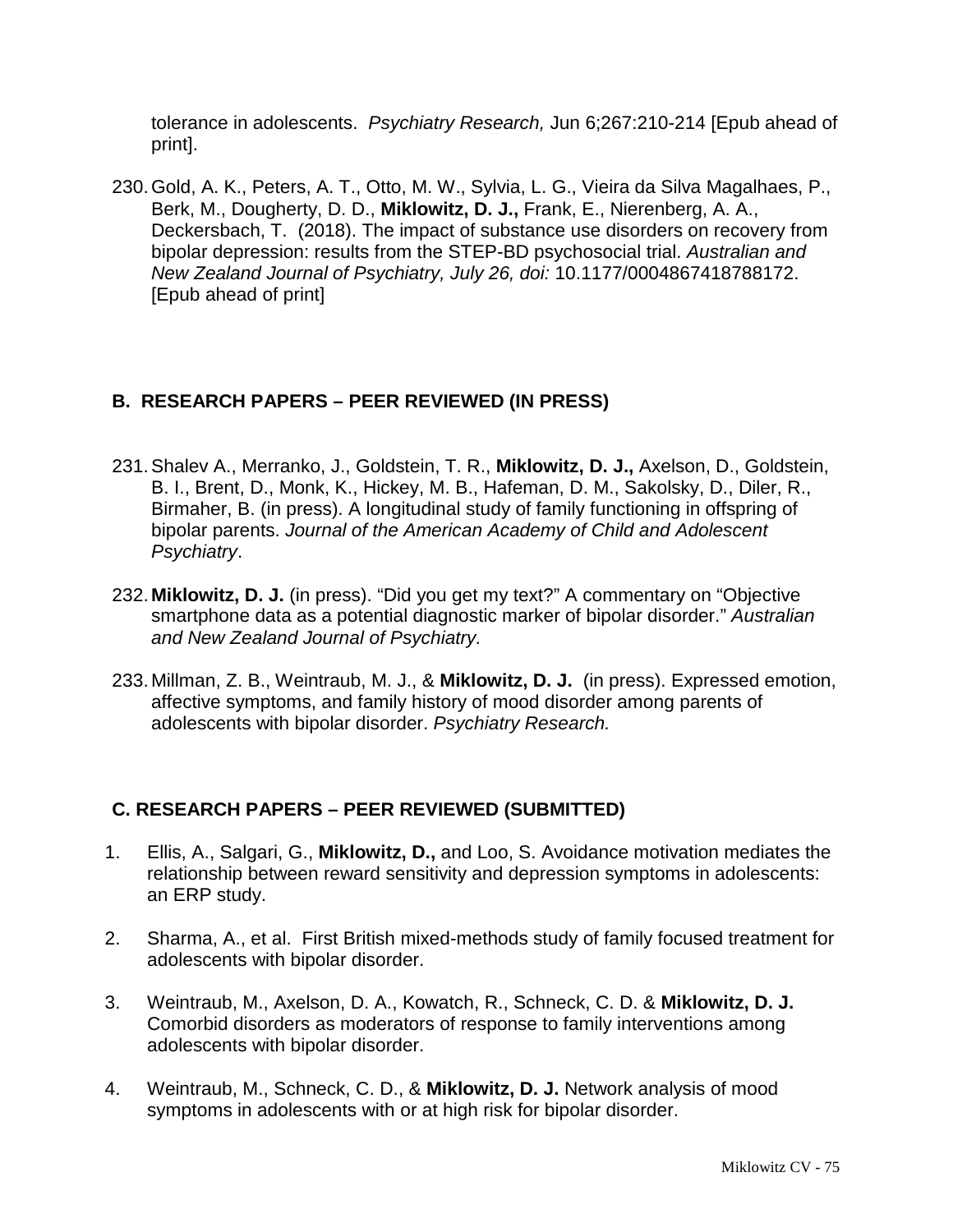tolerance in adolescents. *Psychiatry Research,* Jun 6;267:210-214 [Epub ahead of print].

230. Gold, A. K., Peters, A. T., Otto, M. W., Sylvia, L. G., Vieira da Silva Magalhaes, P., Berk, M., Dougherty, D. D., **Miklowitz, D. J.,** Frank, E., Nierenberg, A. A., Deckersbach, T. (2018). The impact of substance use disorders on recovery from bipolar depression: results from the STEP-BD psychosocial trial. *Australian and New Zealand Journal of Psychiatry, July 26, doi:* 10.1177/0004867418788172. [Epub ahead of print]

## B. RESEARCH PAPERS – PEER REVIEWED (IN PRESS)

231. Shalev A., Merranko, J., Goldstein, T. R., **Miklowitz, D. J.,** Axelson, D., Goldstein, B. I., Brent, D., Monk, K., Hickey, M. B., Hafeman, D. M., Sakolsky, D., Diler, R., Birmaher, B. (in press). A longitudinal study of family functioning in offspring of bipolar parents. *Journal of the American Academy of Child and Adolescent Psychiatry*.

232. **Miklowitz, D. J.** (in press). "Did you get my text?" A commentary on "Objective smartphone data as a potential diagnostic marker of bipolar disorder." *Australian and New Zealand Journal of Psychiatry.*

233. Millman, Z. B., Weintraub, M. J., & **Miklowitz, D. J.** (in press). Expressed emotion, affective symptoms, and family history of mood disorder among parents of adolescents with bipolar disorder. *Psychiatry Research.*

## C. RESEARCH PAPERS – PEER REVIEWED (SUBMITTED)

1. Ellis, A., Salgari, G., **Miklowitz, D.,** and Loo, S. Avoidance motivation mediates the relationship between reward sensitivity and depression symptoms in adolescents: an ERP study.

2. Sharma, A., et al. First British mixed-methods study of family focused treatment for adolescents with bipolar disorder.

3. Weintraub, M., Axelson, D. A., Kowatch, R., Schneck, C. D. & **Miklowitz, D. J.** Comorbid disorders as moderators of response to family interventions among adolescents with bipolar disorder.

4. Weintraub, M., Schneck, C. D., & **Miklowitz, D. J.** Network analysis of mood symptoms in adolescents with or at high risk for bipolar disorder.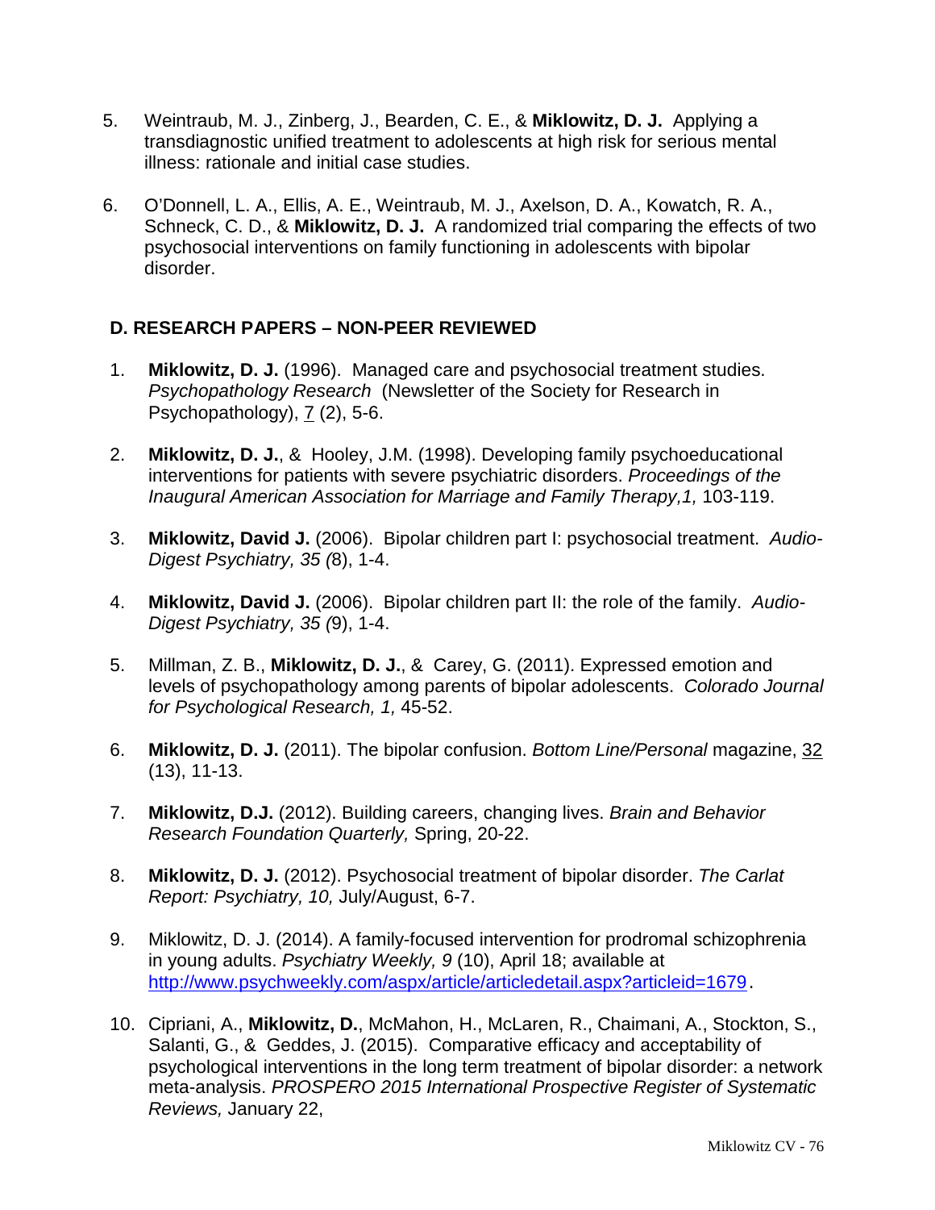5. Weintraub, M. J., Zinberg, J., Bearden, C. E., & **Miklowitz, D. J.** Applying a transdiagnostic unified treatment to adolescents at high risk for serious mental illness: rationale and initial case studies.

6. O'Donnell, L. A., Ellis, A. E., Weintraub, M. J., Axelson, D. A., Kowatch, R. A., Schneck, C. D., & **Miklowitz, D. J.** A randomized trial comparing the effects of two psychosocial interventions on family functioning in adolescents with bipolar disorder.

### D. RESEARCH PAPERS – NON-PEER REVIEWED

1. **Miklowitz, D. J.** (1996). Managed care and psychosocial treatment studies. *Psychopathology Research* (Newsletter of the Society for Research in Psychopathology), 7 (2), 5-6.

2. **Miklowitz, D. J.**, & Hooley, J.M. (1998). Developing family psychoeducational interventions for patients with severe psychiatric disorders. *Proceedings of the Inaugural American Association for Marriage and Family Therapy,1,* 103-119.

3. **Miklowitz, David J.** (2006). Bipolar children part I: psychosocial treatment. *Audio-Digest Psychiatry, 35 (*8), 1-4.

4. **Miklowitz, David J.** (2006). Bipolar children part II: the role of the family. *Audio-Digest Psychiatry, 35 (*9), 1-4.

5. Millman, Z. B., **Miklowitz, D. J.**, & Carey, G. (2011). Expressed emotion and levels of psychopathology among parents of bipolar adolescents. *Colorado Journal for Psychological Research, 1,* 45-52.

6. **Miklowitz, D. J.** (2011). The bipolar confusion. *Bottom Line/Personal* magazine, 32 (13), 11-13.

7. **Miklowitz, D.J.** (2012). Building careers, changing lives. *Brain and Behavior Research Foundation Quarterly,* Spring, 20-22.

8. **Miklowitz, D. J.** (2012). Psychosocial treatment of bipolar disorder. *The Carlat Report: Psychiatry, 10,* July/August, 6-7.

9. Miklowitz, D. J. (2014). A family-focused intervention for prodromal schizophrenia in young adults. *Psychiatry Weekly, 9* (10), April 18; available at http://www.psychweekly.com/aspx/article/articledetail.aspx?articleid=1679.

10. Cipriani, A., **Miklowitz, D.**, McMahon, H., McLaren, R., Chaimani, A., Stockton, S., Salanti, G., & Geddes, J. (2015). Comparative efficacy and acceptability of psychological interventions in the long term treatment of bipolar disorder: a network meta-analysis. *PROSPERO 2015 International Prospective Register of Systematic Reviews,* January 22,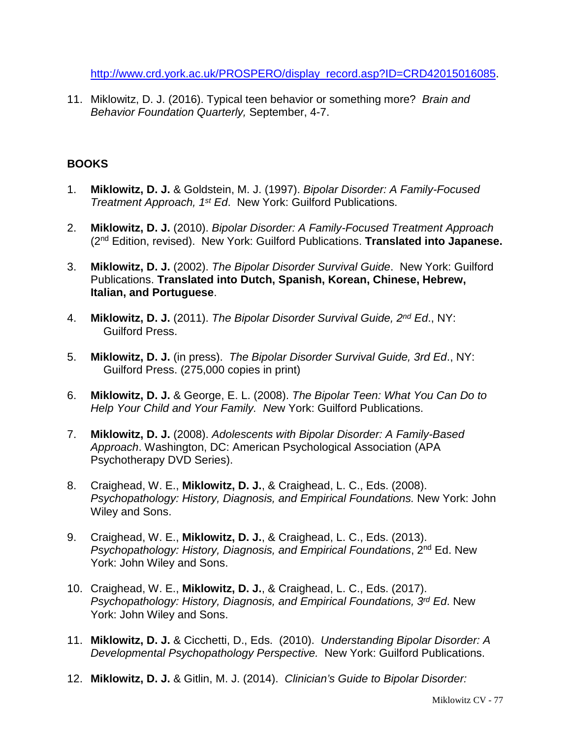http://www.crd.york.ac.uk/PROSPERO/display_record.asp?ID=CRD42015016085.

11. Miklowitz, D. J. (2016). Typical teen behavior or something more? *Brain and Behavior Foundation Quarterly,* September, 4-7.

## BOOKS

1. **Miklowitz, D. J.** & Goldstein, M. J. (1997). *Bipolar Disorder: A Family-Focused Treatment Approach, 1st Ed*. New York: Guilford Publications.

2. **Miklowitz, D. J.** (2010). *Bipolar Disorder: A Family-Focused Treatment Approach* (2nd Edition, revised). New York: Guilford Publications. **Translated into Japanese.**

3. **Miklowitz, D. J.** (2002). *The Bipolar Disorder Survival Guide*. New York: Guilford Publications. **Translated into Dutch, Spanish, Korean, Chinese, Hebrew, Italian, and Portuguese**.

4. **Miklowitz, D. J.** (2011). *The Bipolar Disorder Survival Guide, 2nd Ed*., NY: Guilford Press.

5. **Miklowitz, D. J.** (in press). *The Bipolar Disorder Survival Guide, 3rd Ed*., NY: Guilford Press. (275,000 copies in print)

6. **Miklowitz, D. J.** & George, E. L. (2008). *The Bipolar Teen: What You Can Do to Help Your Child and Your Family. Ne*w York: Guilford Publications.

7. **Miklowitz, D. J.** (2008). *Adolescents with Bipolar Disorder: A Family-Based Approach*. Washington, DC: American Psychological Association (APA Psychotherapy DVD Series).

8. Craighead, W. E., **Miklowitz, D. J.**, & Craighead, L. C., Eds. (2008). *Psychopathology: History, Diagnosis, and Empirical Foundations.* New York: John Wiley and Sons.

9. Craighead, W. E., **Miklowitz, D. J.**, & Craighead, L. C., Eds. (2013). *Psychopathology: History, Diagnosis, and Empirical Foundations*, 2nd Ed. New York: John Wiley and Sons.

10. Craighead, W. E., **Miklowitz, D. J.**, & Craighead, L. C., Eds. (2017). *Psychopathology: History, Diagnosis, and Empirical Foundations, 3rd Ed*. New York: John Wiley and Sons.

11. **Miklowitz, D. J.** & Cicchetti, D., Eds. (2010). *Understanding Bipolar Disorder: A Developmental Psychopathology Perspective.* New York: Guilford Publications.

12. **Miklowitz, D. J.** & Gitlin, M. J. (2014). *Clinician's Guide to Bipolar Disorder:*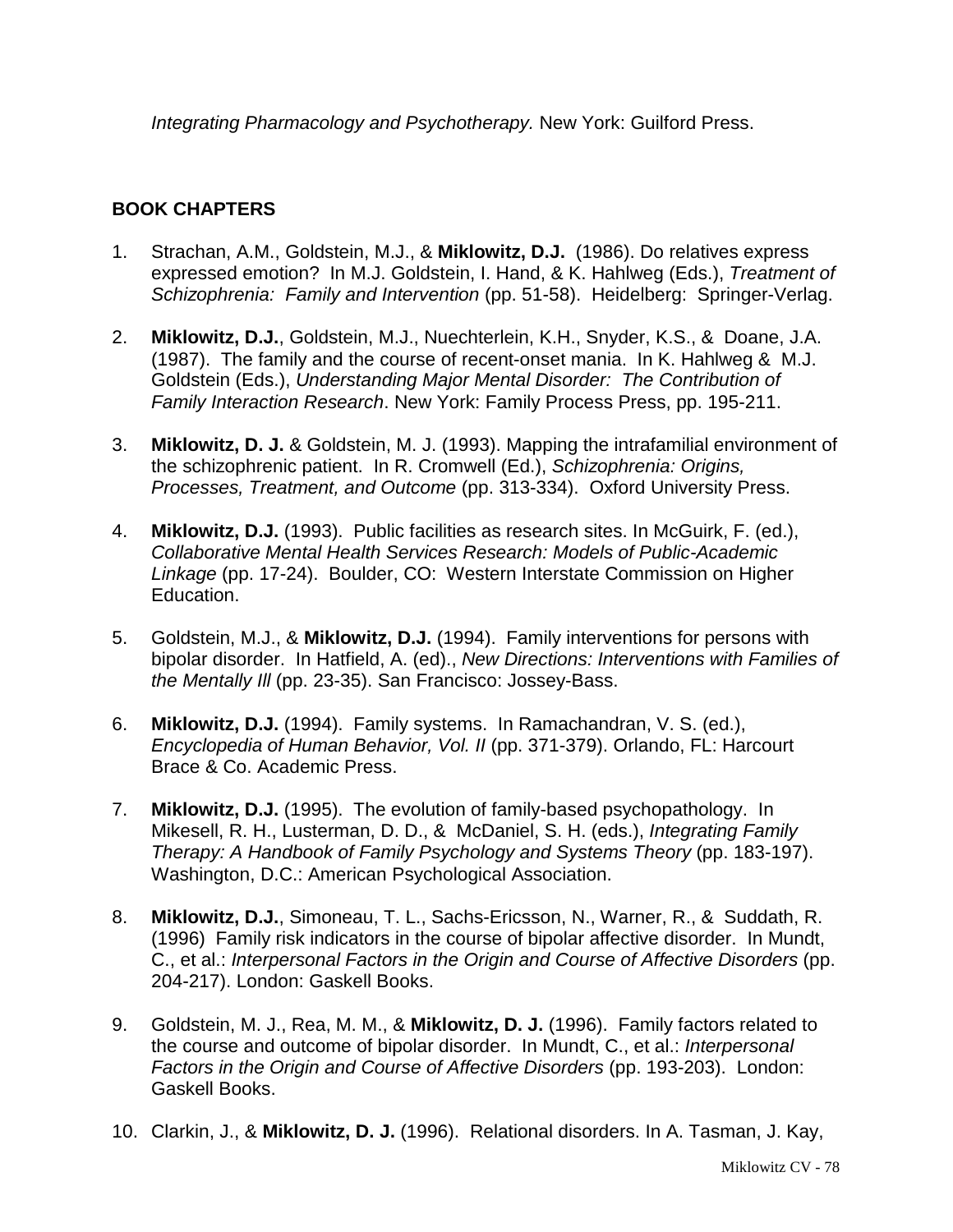*Integrating Pharmacology and Psychotherapy.* New York: Guilford Press.

## BOOK CHAPTERS

1. Strachan, A.M., Goldstein, M.J., & **Miklowitz, D.J.** (1986). Do relatives express expressed emotion? In M.J. Goldstein, I. Hand, & K. Hahlweg (Eds.), *Treatment of Schizophrenia: Family and Intervention* (pp. 51-58). Heidelberg: Springer-Verlag.

2. **Miklowitz, D.J.**, Goldstein, M.J., Nuechterlein, K.H., Snyder, K.S., & Doane, J.A. (1987). The family and the course of recent-onset mania. In K. Hahlweg & M.J. Goldstein (Eds.), *Understanding Major Mental Disorder: The Contribution of Family Interaction Research*. New York: Family Process Press, pp. 195-211.

3. **Miklowitz, D. J.** & Goldstein, M. J. (1993). Mapping the intrafamilial environment of the schizophrenic patient. In R. Cromwell (Ed.), *Schizophrenia: Origins, Processes, Treatment, and Outcome* (pp. 313-334). Oxford University Press.

4. **Miklowitz, D.J.** (1993). Public facilities as research sites. In McGuirk, F. (ed.), *Collaborative Mental Health Services Research: Models of Public-Academic Linkage* (pp. 17-24). Boulder, CO: Western Interstate Commission on Higher Education.

5. Goldstein, M.J., & **Miklowitz, D.J.** (1994). Family interventions for persons with bipolar disorder. In Hatfield, A. (ed)., *New Directions: Interventions with Families of the Mentally Ill* (pp. 23-35). San Francisco: Jossey-Bass.

6. **Miklowitz, D.J.** (1994). Family systems. In Ramachandran, V. S. (ed.), *Encyclopedia of Human Behavior, Vol. II* (pp. 371-379). Orlando, FL: Harcourt Brace & Co. Academic Press.

7. **Miklowitz, D.J.** (1995). The evolution of family-based psychopathology. In Mikesell, R. H., Lusterman, D. D., & McDaniel, S. H. (eds.), *Integrating Family Therapy: A Handbook of Family Psychology and Systems Theory* (pp. 183-197). Washington, D.C.: American Psychological Association.

8. **Miklowitz, D.J.**, Simoneau, T. L., Sachs-Ericsson, N., Warner, R., & Suddath, R. (1996) Family risk indicators in the course of bipolar affective disorder. In Mundt, C., et al.: *Interpersonal Factors in the Origin and Course of Affective Disorders* (pp. 204-217). London: Gaskell Books.

9. Goldstein, M. J., Rea, M. M., & **Miklowitz, D. J.** (1996). Family factors related to the course and outcome of bipolar disorder. In Mundt, C., et al.: *Interpersonal Factors in the Origin and Course of Affective Disorders* (pp. 193-203). London: Gaskell Books.

10. Clarkin, J., & **Miklowitz, D. J.** (1996). Relational disorders. In A. Tasman, J. Kay,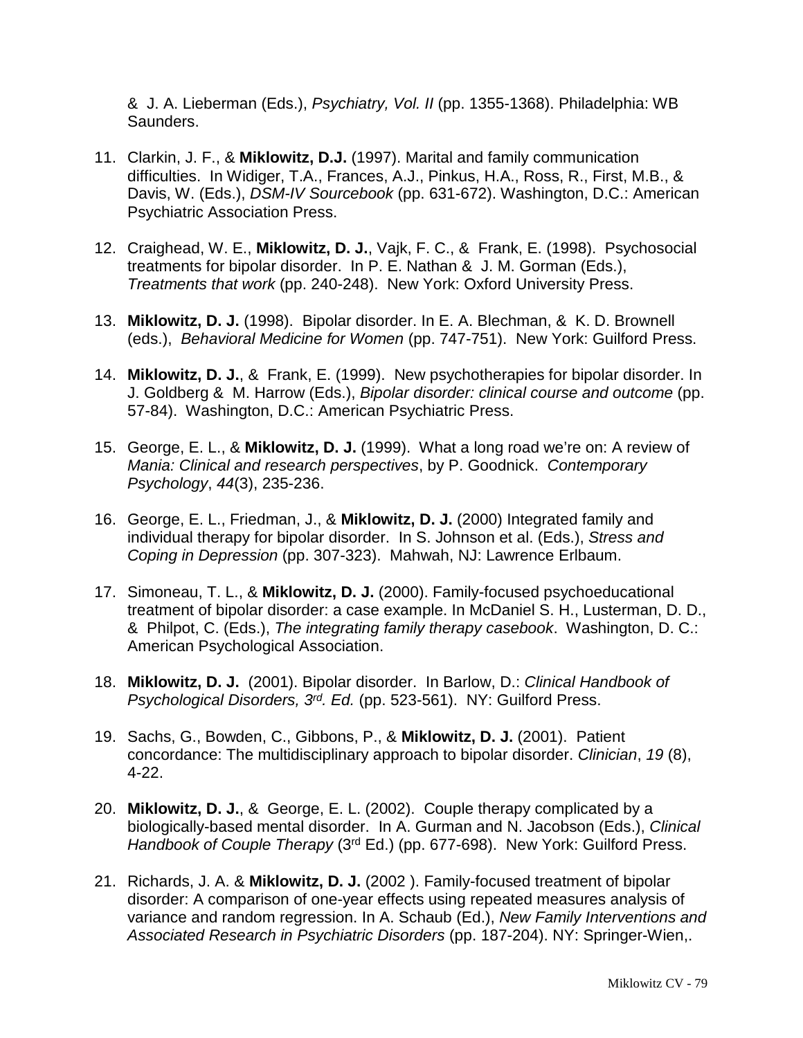& J. A. Lieberman (Eds.), *Psychiatry, Vol. II* (pp. 1355-1368). Philadelphia: WB Saunders.

11. Clarkin, J. F., & **Miklowitz, D.J.** (1997). Marital and family communication difficulties. In Widiger, T.A., Frances, A.J., Pinkus, H.A., Ross, R., First, M.B., & Davis, W. (Eds.), *DSM-IV Sourcebook* (pp. 631-672). Washington, D.C.: American Psychiatric Association Press.

12. Craighead, W. E., **Miklowitz, D. J.**, Vajk, F. C., & Frank, E. (1998). Psychosocial treatments for bipolar disorder. In P. E. Nathan & J. M. Gorman (Eds.), *Treatments that work* (pp. 240-248). New York: Oxford University Press.

13. **Miklowitz, D. J.** (1998). Bipolar disorder. In E. A. Blechman, & K. D. Brownell (eds.), *Behavioral Medicine for Women* (pp. 747-751). New York: Guilford Press.

14. **Miklowitz, D. J.**, & Frank, E. (1999). New psychotherapies for bipolar disorder. In J. Goldberg & M. Harrow (Eds.), *Bipolar disorder: clinical course and outcome* (pp. 57-84). Washington, D.C.: American Psychiatric Press.

15. George, E. L., & **Miklowitz, D. J.** (1999). What a long road we're on: A review of *Mania: Clinical and research perspectives*, by P. Goodnick. *Contemporary Psychology*, *44*(3), 235-236.

16. George, E. L., Friedman, J., & **Miklowitz, D. J.** (2000) Integrated family and individual therapy for bipolar disorder. In S. Johnson et al. (Eds.), *Stress and Coping in Depression* (pp. 307-323). Mahwah, NJ: Lawrence Erlbaum.

17. Simoneau, T. L., & **Miklowitz, D. J.** (2000). Family-focused psychoeducational treatment of bipolar disorder: a case example. In McDaniel S. H., Lusterman, D. D., & Philpot, C. (Eds.), *The integrating family therapy casebook*. Washington, D. C.: American Psychological Association.

18. **Miklowitz, D. J.** (2001). Bipolar disorder. In Barlow, D.: *Clinical Handbook of Psychological Disorders, 3rd. Ed.* (pp. 523-561). NY: Guilford Press.

19. Sachs, G., Bowden, C., Gibbons, P., & **Miklowitz, D. J.** (2001). Patient concordance: The multidisciplinary approach to bipolar disorder. *Clinician*, *19* (8), 4-22.

20. **Miklowitz, D. J.**, & George, E. L. (2002). Couple therapy complicated by a biologically-based mental disorder. In A. Gurman and N. Jacobson (Eds.), *Clinical Handbook of Couple Therapy* (3rd Ed.) (pp. 677-698). New York: Guilford Press.

21. Richards, J. A. & **Miklowitz, D. J.** (2002 ). Family-focused treatment of bipolar disorder: A comparison of one-year effects using repeated measures analysis of variance and random regression. In A. Schaub (Ed.), *New Family Interventions and Associated Research in Psychiatric Disorders* (pp. 187-204). NY: Springer-Wien,.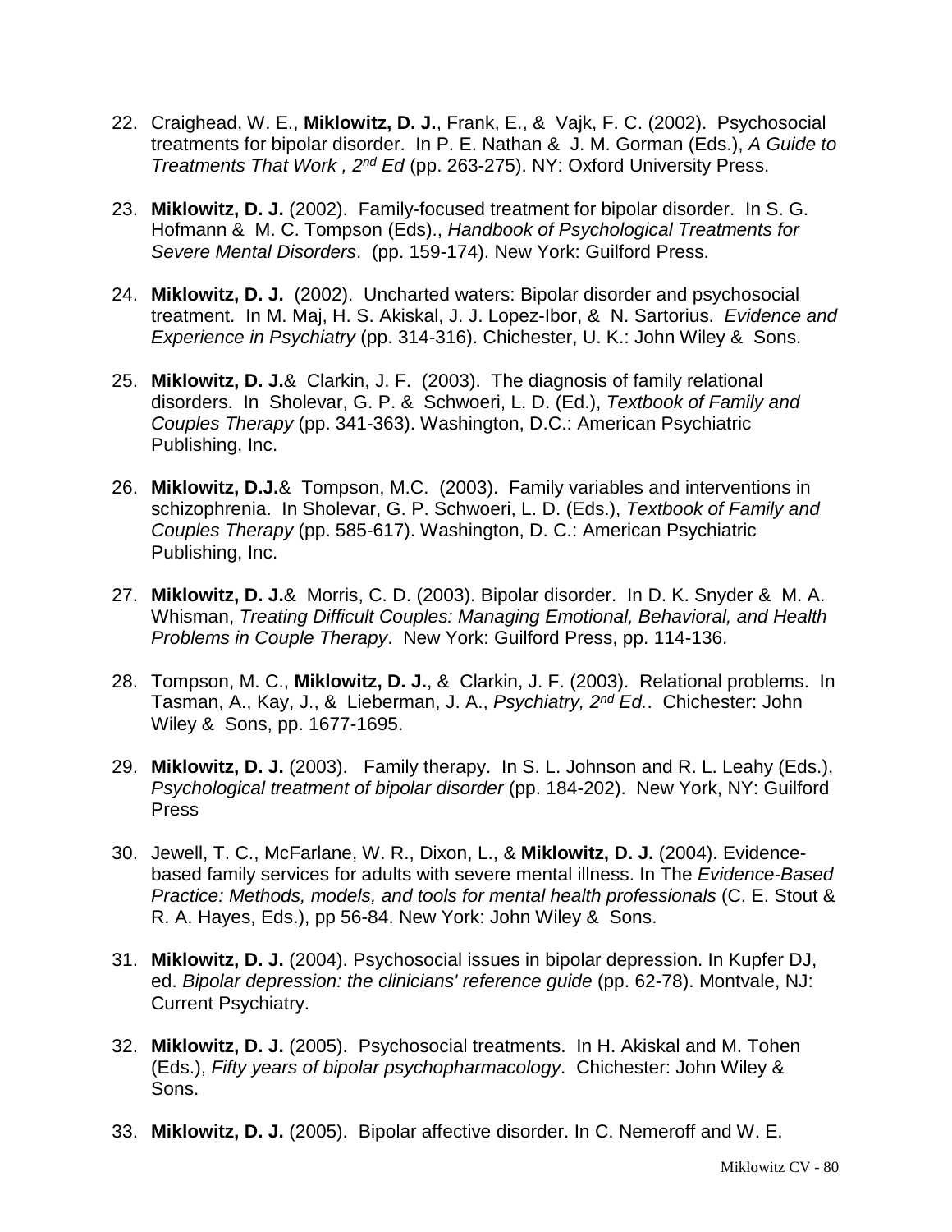22. Craighead, W. E., **Miklowitz, D. J.**, Frank, E., & Vajk, F. C. (2002). Psychosocial treatments for bipolar disorder. In P. E. Nathan & J. M. Gorman (Eds.), *A Guide to Treatments That Work , 2nd Ed* (pp. 263-275). NY: Oxford University Press.

23. **Miklowitz, D. J.** (2002). Family-focused treatment for bipolar disorder. In S. G. Hofmann & M. C. Tompson (Eds)., *Handbook of Psychological Treatments for Severe Mental Disorders*. (pp. 159-174). New York: Guilford Press.

24. **Miklowitz, D. J.** (2002). Uncharted waters: Bipolar disorder and psychosocial treatment. In M. Maj, H. S. Akiskal, J. J. Lopez-Ibor, & N. Sartorius. *Evidence and Experience in Psychiatry* (pp. 314-316). Chichester, U. K.: John Wiley & Sons.

25. **Miklowitz, D. J.**& Clarkin, J. F. (2003). The diagnosis of family relational disorders. In Sholevar, G. P. & Schwoeri, L. D. (Ed.), *Textbook of Family and Couples Therapy* (pp. 341-363). Washington, D.C.: American Psychiatric Publishing, Inc.

26. **Miklowitz, D.J.**& Tompson, M.C. (2003). Family variables and interventions in schizophrenia. In Sholevar, G. P. Schwoeri, L. D. (Eds.), *Textbook of Family and Couples Therapy* (pp. 585-617). Washington, D. C.: American Psychiatric Publishing, Inc.

27. **Miklowitz, D. J.**& Morris, C. D. (2003). Bipolar disorder. In D. K. Snyder & M. A. Whisman, *Treating Difficult Couples: Managing Emotional, Behavioral, and Health Problems in Couple Therapy*. New York: Guilford Press, pp. 114-136.

28. Tompson, M. C., **Miklowitz, D. J.**, & Clarkin, J. F. (2003). Relational problems. In Tasman, A., Kay, J., & Lieberman, J. A., *Psychiatry, 2nd Ed.*. Chichester: John Wiley & Sons, pp. 1677-1695.

29. **Miklowitz, D. J.** (2003). Family therapy. In S. L. Johnson and R. L. Leahy (Eds.), *Psychological treatment of bipolar disorder* (pp. 184-202). New York, NY: Guilford Press

30. Jewell, T. C., McFarlane, W. R., Dixon, L., & **Miklowitz, D. J.** (2004). Evidence-based family services for adults with severe mental illness. In The *Evidence-Based Practice: Methods, models, and tools for mental health professionals* (C. E. Stout & R. A. Hayes, Eds.), pp 56-84. New York: John Wiley & Sons.

31. **Miklowitz, D. J.** (2004). Psychosocial issues in bipolar depression. In Kupfer DJ, ed. *Bipolar depression: the clinicians' reference guide* (pp. 62-78). Montvale, NJ: Current Psychiatry.

32. **Miklowitz, D. J.** (2005). Psychosocial treatments. In H. Akiskal and M. Tohen (Eds.), *Fifty years of bipolar psychopharmacology*. Chichester: John Wiley & Sons.

33. **Miklowitz, D. J.** (2005). Bipolar affective disorder. In C. Nemeroff and W. E.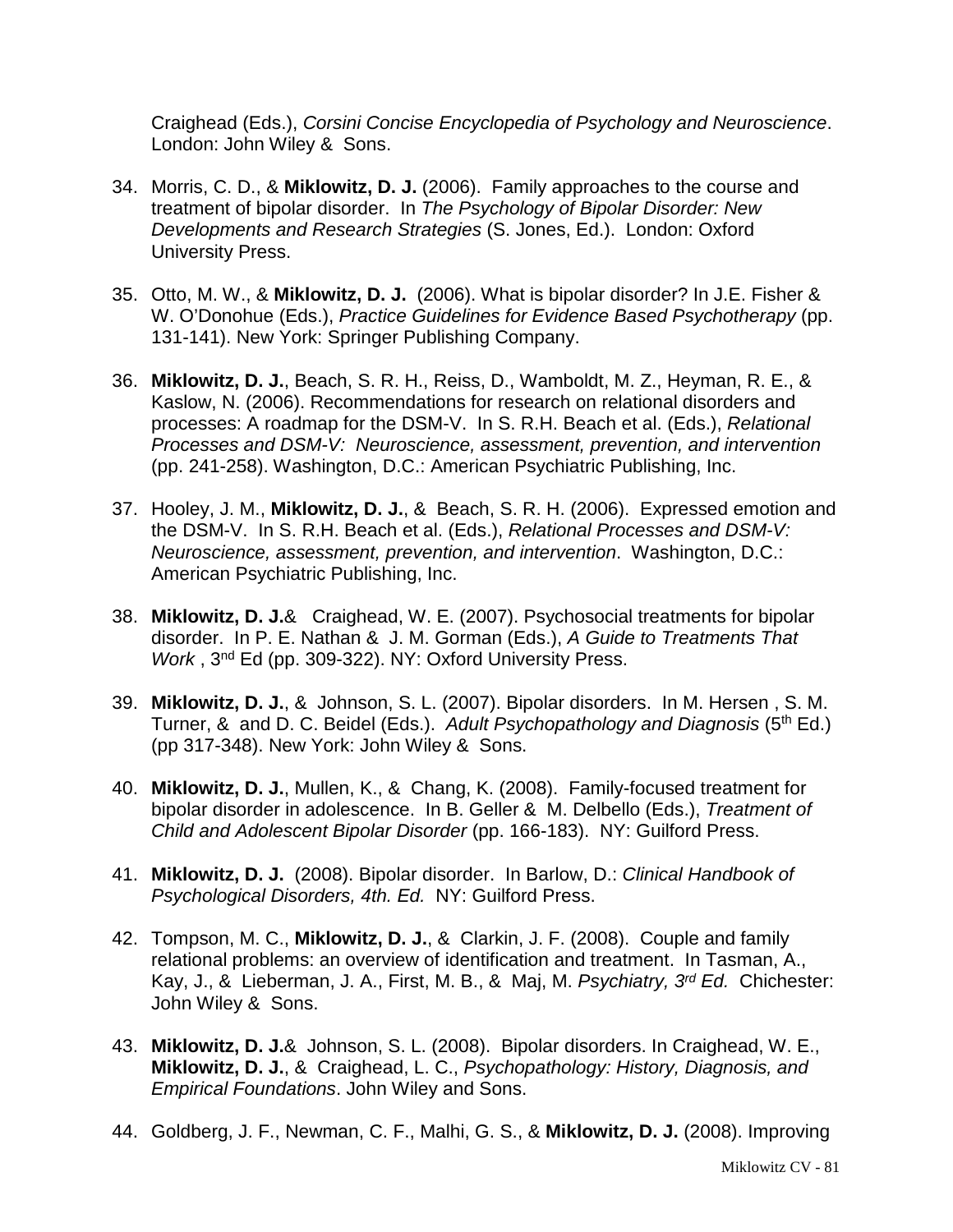Craighead (Eds.), *Corsini Concise Encyclopedia of Psychology and Neuroscience*. London: John Wiley & Sons.

34. Morris, C. D., & **Miklowitz, D. J.** (2006). Family approaches to the course and treatment of bipolar disorder. In *The Psychology of Bipolar Disorder: New Developments and Research Strategies* (S. Jones, Ed.). London: Oxford University Press.

35. Otto, M. W., & **Miklowitz, D. J.** (2006). What is bipolar disorder? In J.E. Fisher & W. O'Donohue (Eds.), *Practice Guidelines for Evidence Based Psychotherapy* (pp. 131-141). New York: Springer Publishing Company.

36. **Miklowitz, D. J.**, Beach, S. R. H., Reiss, D., Wamboldt, M. Z., Heyman, R. E., & Kaslow, N. (2006). Recommendations for research on relational disorders and processes: A roadmap for the DSM-V. In S. R.H. Beach et al. (Eds.), *Relational Processes and DSM-V: Neuroscience, assessment, prevention, and intervention* (pp. 241-258). Washington, D.C.: American Psychiatric Publishing, Inc.

37. Hooley, J. M., **Miklowitz, D. J.**, & Beach, S. R. H. (2006). Expressed emotion and the DSM-V. In S. R.H. Beach et al. (Eds.), *Relational Processes and DSM-V: Neuroscience, assessment, prevention, and intervention*. Washington, D.C.: American Psychiatric Publishing, Inc.

38. **Miklowitz, D. J.**& Craighead, W. E. (2007). Psychosocial treatments for bipolar disorder. In P. E. Nathan & J. M. Gorman (Eds.), *A Guide to Treatments That Work* , 3rd Ed (pp. 309-322). NY: Oxford University Press.

39. **Miklowitz, D. J.**, & Johnson, S. L. (2007). Bipolar disorders. In M. Hersen , S. M. Turner, & and D. C. Beidel (Eds.). *Adult Psychopathology and Diagnosis* (5th Ed.) (pp 317-348). New York: John Wiley & Sons.

40. **Miklowitz, D. J.**, Mullen, K., & Chang, K. (2008). Family-focused treatment for bipolar disorder in adolescence. In B. Geller & M. Delbello (Eds.), *Treatment of Child and Adolescent Bipolar Disorder* (pp. 166-183). NY: Guilford Press.

41. **Miklowitz, D. J.** (2008). Bipolar disorder. In Barlow, D.: *Clinical Handbook of Psychological Disorders, 4th. Ed.* NY: Guilford Press.

42. Tompson, M. C., **Miklowitz, D. J.**, & Clarkin, J. F. (2008). Couple and family relational problems: an overview of identification and treatment. In Tasman, A., Kay, J., & Lieberman, J. A., First, M. B., & Maj, M. *Psychiatry, 3rd Ed.* Chichester: John Wiley & Sons.

43. **Miklowitz, D. J.**& Johnson, S. L. (2008). Bipolar disorders. In Craighead, W. E., **Miklowitz, D. J.**, & Craighead, L. C., *Psychopathology: History, Diagnosis, and Empirical Foundations*. John Wiley and Sons.

44. Goldberg, J. F., Newman, C. F., Malhi, G. S., & **Miklowitz, D. J.** (2008). Improving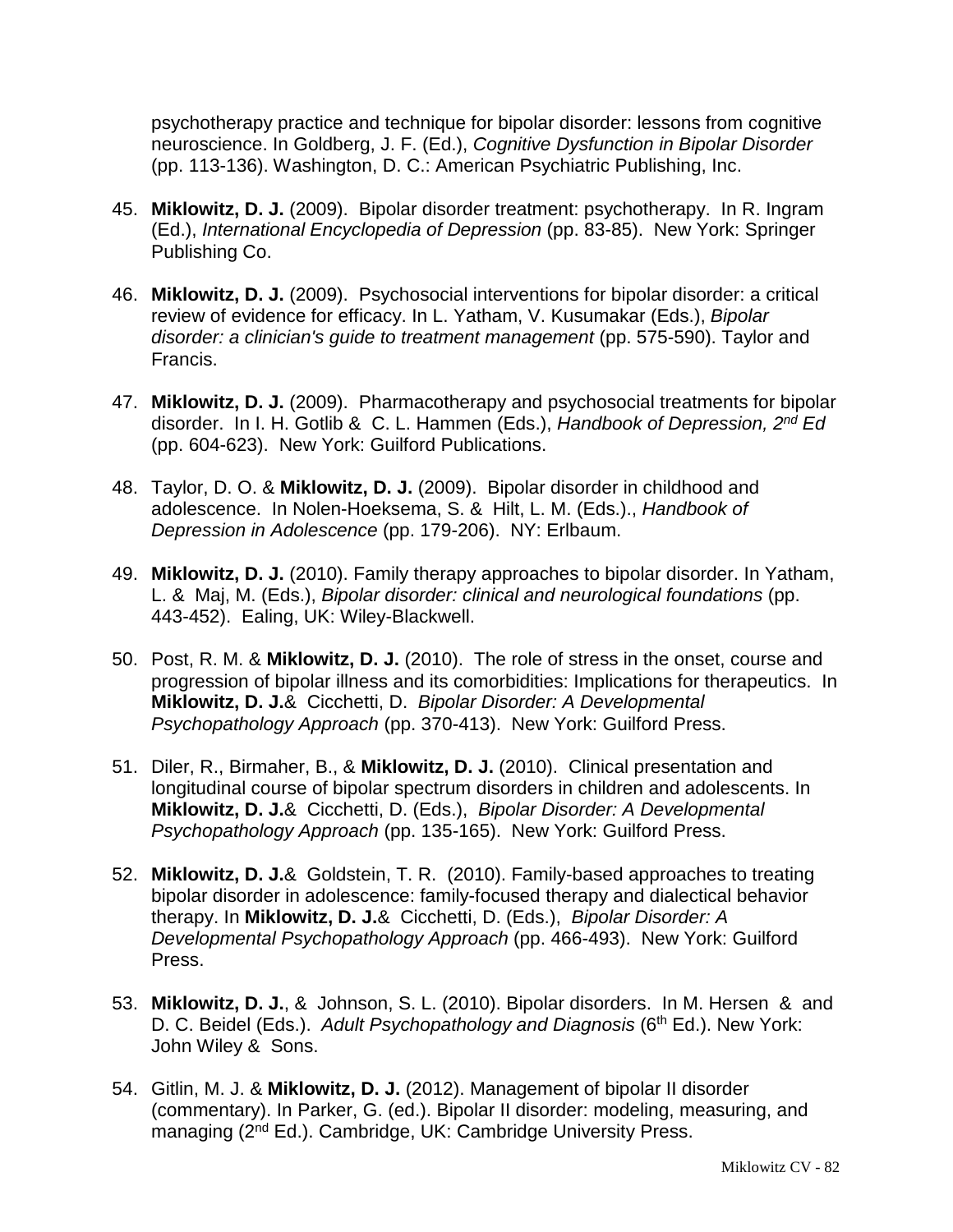psychotherapy practice and technique for bipolar disorder: lessons from cognitive neuroscience. In Goldberg, J. F. (Ed.), *Cognitive Dysfunction in Bipolar Disorder* (pp. 113-136). Washington, D. C.: American Psychiatric Publishing, Inc.

45. **Miklowitz, D. J.** (2009). Bipolar disorder treatment: psychotherapy. In R. Ingram (Ed.), *International Encyclopedia of Depression* (pp. 83-85). New York: Springer Publishing Co.

46. **Miklowitz, D. J.** (2009). Psychosocial interventions for bipolar disorder: a critical review of evidence for efficacy. In L. Yatham, V. Kusumakar (Eds.), *Bipolar disorder: a clinician's guide to treatment management* (pp. 575-590). Taylor and Francis.

47. **Miklowitz, D. J.** (2009). Pharmacotherapy and psychosocial treatments for bipolar disorder. In I. H. Gotlib & C. L. Hammen (Eds.), *Handbook of Depression, 2nd Ed* (pp. 604-623). New York: Guilford Publications.

48. Taylor, D. O. & **Miklowitz, D. J.** (2009). Bipolar disorder in childhood and adolescence. In Nolen-Hoeksema, S. & Hilt, L. M. (Eds.)., *Handbook of Depression in Adolescence* (pp. 179-206). NY: Erlbaum.

49. **Miklowitz, D. J.** (2010). Family therapy approaches to bipolar disorder. In Yatham, L. & Maj, M. (Eds.), *Bipolar disorder: clinical and neurological foundations* (pp. 443-452). Ealing, UK: Wiley-Blackwell.

50. Post, R. M. & **Miklowitz, D. J.** (2010). The role of stress in the onset, course and progression of bipolar illness and its comorbidities: Implications for therapeutics. In **Miklowitz, D. J.**& Cicchetti, D. *Bipolar Disorder: A Developmental Psychopathology Approach* (pp. 370-413). New York: Guilford Press.

51. Diler, R., Birmaher, B., & **Miklowitz, D. J.** (2010). Clinical presentation and longitudinal course of bipolar spectrum disorders in children and adolescents. In **Miklowitz, D. J.**& Cicchetti, D. (Eds.), *Bipolar Disorder: A Developmental Psychopathology Approach* (pp. 135-165). New York: Guilford Press.

52. **Miklowitz, D. J.**& Goldstein, T. R. (2010). Family-based approaches to treating bipolar disorder in adolescence: family-focused therapy and dialectical behavior therapy. In **Miklowitz, D. J.**& Cicchetti, D. (Eds.), *Bipolar Disorder: A Developmental Psychopathology Approach* (pp. 466-493). New York: Guilford Press.

53. **Miklowitz, D. J.**, & Johnson, S. L. (2010). Bipolar disorders. In M. Hersen & and D. C. Beidel (Eds.). *Adult Psychopathology and Diagnosis* (6th Ed.). New York: John Wiley & Sons.

54. Gitlin, M. J. & **Miklowitz, D. J.** (2012). Management of bipolar II disorder (commentary). In Parker, G. (ed.). Bipolar II disorder: modeling, measuring, and managing (2nd Ed.). Cambridge, UK: Cambridge University Press.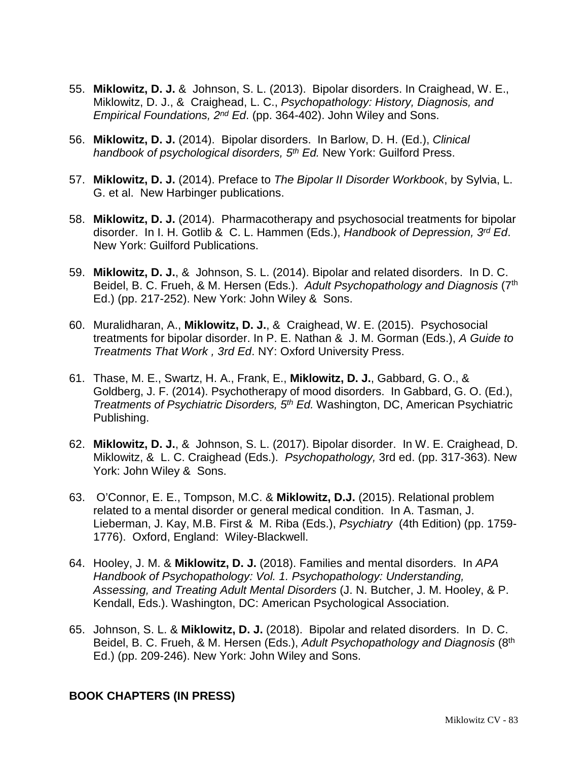55. **Miklowitz, D. J.** & Johnson, S. L. (2013). Bipolar disorders. In Craighead, W. E., Miklowitz, D. J., & Craighead, L. C., *Psychopathology: History, Diagnosis, and Empirical Foundations, 2nd Ed*. (pp. 364-402). John Wiley and Sons.

56. **Miklowitz, D. J.** (2014). Bipolar disorders. In Barlow, D. H. (Ed.), *Clinical handbook of psychological disorders, 5th Ed.* New York: Guilford Press.

57. **Miklowitz, D. J.** (2014). Preface to *The Bipolar II Disorder Workbook*, by Sylvia, L. G. et al. New Harbinger publications.

58. **Miklowitz, D. J.** (2014). Pharmacotherapy and psychosocial treatments for bipolar disorder. In I. H. Gotlib & C. L. Hammen (Eds.), *Handbook of Depression, 3rd Ed*. New York: Guilford Publications.

59. **Miklowitz, D. J.**, & Johnson, S. L. (2014). Bipolar and related disorders. In D. C. Beidel, B. C. Frueh, & M. Hersen (Eds.). *Adult Psychopathology and Diagnosis* (7th Ed.) (pp. 217-252). New York: John Wiley & Sons.

60. Muralidharan, A., **Miklowitz, D. J.**, & Craighead, W. E. (2015). Psychosocial treatments for bipolar disorder. In P. E. Nathan & J. M. Gorman (Eds.), *A Guide to Treatments That Work , 3rd Ed*. NY: Oxford University Press.

61. Thase, M. E., Swartz, H. A., Frank, E., **Miklowitz, D. J.**, Gabbard, G. O., & Goldberg, J. F. (2014). Psychotherapy of mood disorders. In Gabbard, G. O. (Ed.), *Treatments of Psychiatric Disorders, 5th Ed.* Washington, DC, American Psychiatric Publishing.

62. **Miklowitz, D. J.**, & Johnson, S. L. (2017). Bipolar disorder. In W. E. Craighead, D. Miklowitz, & L. C. Craighead (Eds.). *Psychopathology,* 3rd ed. (pp. 317-363). New York: John Wiley & Sons.

63. O'Connor, E. E., Tompson, M.C. & **Miklowitz, D.J.** (2015). Relational problem related to a mental disorder or general medical condition. In A. Tasman, J. Lieberman, J. Kay, M.B. First & M. Riba (Eds.), *Psychiatry* (4th Edition) (pp. 1759-1776). Oxford, England: Wiley-Blackwell.

64. Hooley, J. M. & **Miklowitz, D. J.** (2018). Families and mental disorders. In *APA Handbook of Psychopathology: Vol. 1. Psychopathology: Understanding, Assessing, and Treating Adult Mental Disorders* (J. N. Butcher, J. M. Hooley, & P. Kendall, Eds.). Washington, DC: American Psychological Association.

65. Johnson, S. L. & **Miklowitz, D. J.** (2018). Bipolar and related disorders. In D. C. Beidel, B. C. Frueh, & M. Hersen (Eds.), *Adult Psychopathology and Diagnosis* (8th Ed.) (pp. 209-246). New York: John Wiley and Sons.

**BOOK CHAPTERS (IN PRESS)**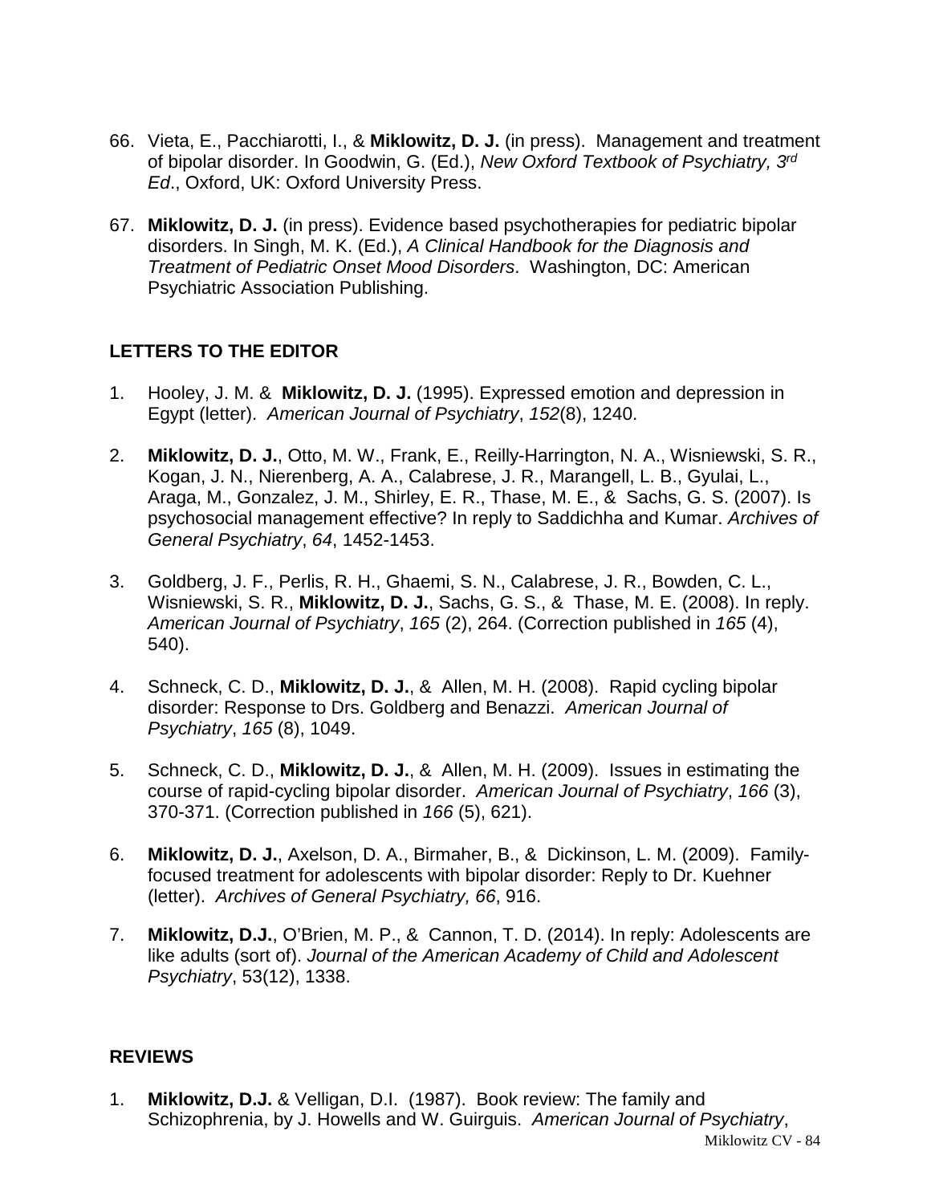66. Vieta, E., Pacchiarotti, I., & **Miklowitz, D. J.** (in press). Management and treatment of bipolar disorder. In Goodwin, G. (Ed.), *New Oxford Textbook of Psychiatry, 3rd Ed*., Oxford, UK: Oxford University Press.

67. **Miklowitz, D. J.** (in press). Evidence based psychotherapies for pediatric bipolar disorders. In Singh, M. K. (Ed.), *A Clinical Handbook for the Diagnosis and Treatment of Pediatric Onset Mood Disorders*. Washington, DC: American Psychiatric Association Publishing.

## LETTERS TO THE EDITOR

1. Hooley, J. M. & **Miklowitz, D. J.** (1995). Expressed emotion and depression in Egypt (letter). *American Journal of Psychiatry*, *152*(8), 1240.

2. **Miklowitz, D. J.**, Otto, M. W., Frank, E., Reilly-Harrington, N. A., Wisniewski, S. R., Kogan, J. N., Nierenberg, A. A., Calabrese, J. R., Marangell, L. B., Gyulai, L., Araga, M., Gonzalez, J. M., Shirley, E. R., Thase, M. E., & Sachs, G. S. (2007). Is psychosocial management effective? In reply to Saddichha and Kumar. *Archives of General Psychiatry*, *64*, 1452-1453.

3. Goldberg, J. F., Perlis, R. H., Ghaemi, S. N., Calabrese, J. R., Bowden, C. L., Wisniewski, S. R., **Miklowitz, D. J.**, Sachs, G. S., & Thase, M. E. (2008). In reply. *American Journal of Psychiatry*, *165* (2), 264. (Correction published in *165* (4), 540).

4. Schneck, C. D., **Miklowitz, D. J.**, & Allen, M. H. (2008). Rapid cycling bipolar disorder: Response to Drs. Goldberg and Benazzi. *American Journal of Psychiatry*, *165* (8), 1049.

5. Schneck, C. D., **Miklowitz, D. J.**, & Allen, M. H. (2009). Issues in estimating the course of rapid-cycling bipolar disorder. *American Journal of Psychiatry*, *166* (3), 370-371. (Correction published in *166* (5), 621).

6. **Miklowitz, D. J.**, Axelson, D. A., Birmaher, B., & Dickinson, L. M. (2009). Family-focused treatment for adolescents with bipolar disorder: Reply to Dr. Kuehner (letter). *Archives of General Psychiatry, 66*, 916.

7. **Miklowitz, D.J.**, O'Brien, M. P., & Cannon, T. D. (2014). In reply: Adolescents are like adults (sort of). *Journal of the American Academy of Child and Adolescent Psychiatry*, 53(12), 1338.

## REVIEWS

1. **Miklowitz, D.J.** & Velligan, D.I. (1987). Book review: The family and Schizophrenia, by J. Howells and W. Guirguis. *American Journal of Psychiatry*,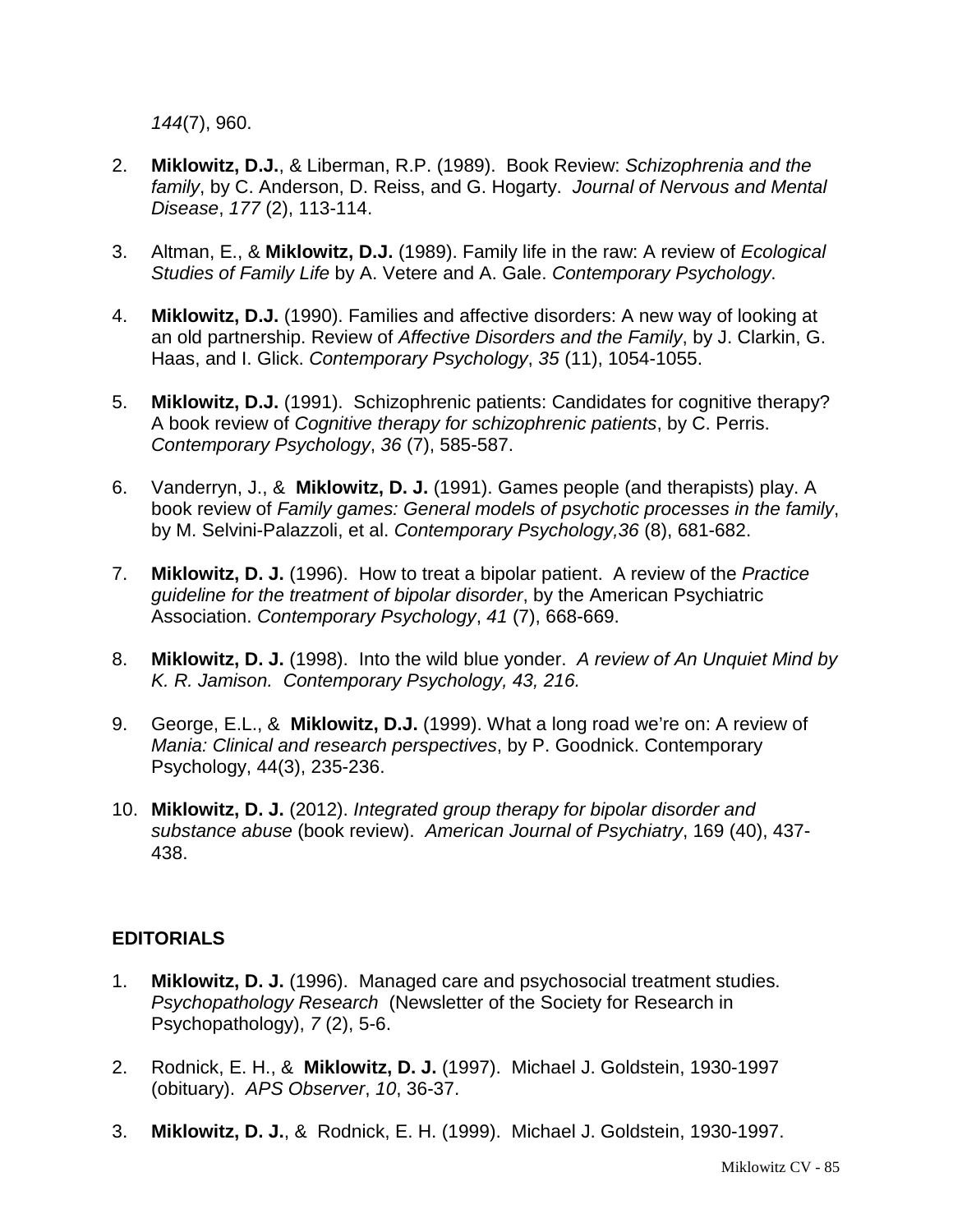*144*(7), 960.

2. **Miklowitz, D.J.**, & Liberman, R.P. (1989). Book Review: *Schizophrenia and the family*, by C. Anderson, D. Reiss, and G. Hogarty. *Journal of Nervous and Mental Disease*, *177* (2), 113-114.

3. Altman, E., & **Miklowitz, D.J.** (1989). Family life in the raw: A review of *Ecological Studies of Family Life* by A. Vetere and A. Gale. *Contemporary Psychology*.

4. **Miklowitz, D.J.** (1990). Families and affective disorders: A new way of looking at an old partnership. Review of *Affective Disorders and the Family*, by J. Clarkin, G. Haas, and I. Glick. *Contemporary Psychology*, *35* (11), 1054-1055.

5. **Miklowitz, D.J.** (1991). Schizophrenic patients: Candidates for cognitive therapy? A book review of *Cognitive therapy for schizophrenic patients*, by C. Perris. *Contemporary Psychology*, *36* (7), 585-587.

6. Vanderryn, J., & **Miklowitz, D. J.** (1991). Games people (and therapists) play. A book review of *Family games: General models of psychotic processes in the family*, by M. Selvini-Palazzoli, et al. *Contemporary Psychology,36* (8), 681-682.

7. **Miklowitz, D. J.** (1996). How to treat a bipolar patient. A review of the *Practice guideline for the treatment of bipolar disorder*, by the American Psychiatric Association. *Contemporary Psychology*, *41* (7), 668-669.

8. **Miklowitz, D. J.** (1998). Into the wild blue yonder. *A review of An Unquiet Mind by K. R. Jamison. Contemporary Psychology, 43, 216.*

9. George, E.L., & **Miklowitz, D.J.** (1999). What a long road we're on: A review of *Mania: Clinical and research perspectives*, by P. Goodnick. Contemporary Psychology, 44(3), 235-236.

10. **Miklowitz, D. J.** (2012). *Integrated group therapy for bipolar disorder and substance abuse* (book review). *American Journal of Psychiatry*, 169 (40), 437-438.

**EDITORIALS**

1. **Miklowitz, D. J.** (1996). Managed care and psychosocial treatment studies. *Psychopathology Research* (Newsletter of the Society for Research in Psychopathology), *7* (2), 5-6.

2. Rodnick, E. H., & **Miklowitz, D. J.** (1997). Michael J. Goldstein, 1930-1997 (obituary). *APS Observer*, *10*, 36-37.

3. **Miklowitz, D. J.**, & Rodnick, E. H. (1999). Michael J. Goldstein, 1930-1997.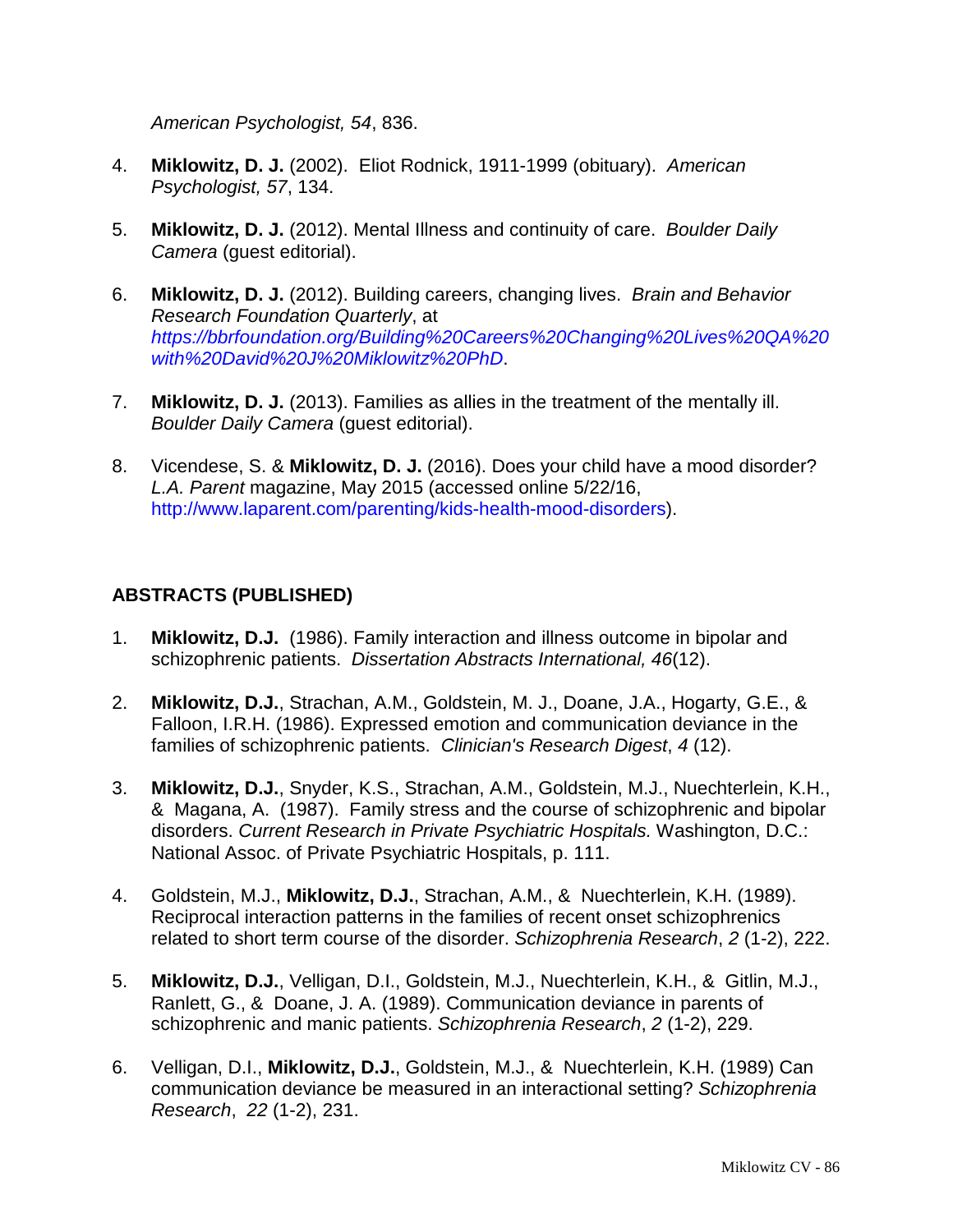*American Psychologist, 54*, 836.

4. **Miklowitz, D. J.** (2002). Eliot Rodnick, 1911-1999 (obituary). *American Psychologist, 57*, 134.

5. **Miklowitz, D. J.** (2012). Mental Illness and continuity of care. *Boulder Daily Camera* (guest editorial).

6. **Miklowitz, D. J.** (2012). Building careers, changing lives. *Brain and Behavior Research Foundation Quarterly*, at *https://bbrfoundation.org/Building%20Careers%20Changing%20Lives%20QA%20with%20David%20J%20Miklowitz%20PhD*.

7. **Miklowitz, D. J.** (2013). Families as allies in the treatment of the mentally ill. *Boulder Daily Camera* (guest editorial).

8. Vicendese, S. & **Miklowitz, D. J.** (2016). Does your child have a mood disorder? *L.A. Parent* magazine, May 2015 (accessed online 5/22/16, http://www.laparent.com/parenting/kids-health-mood-disorders).

## ABSTRACTS (PUBLISHED)

1. **Miklowitz, D.J.** (1986). Family interaction and illness outcome in bipolar and schizophrenic patients. *Dissertation Abstracts International, 46*(12).

2. **Miklowitz, D.J.**, Strachan, A.M., Goldstein, M. J., Doane, J.A., Hogarty, G.E., & Falloon, I.R.H. (1986). Expressed emotion and communication deviance in the families of schizophrenic patients. *Clinician's Research Digest*, *4* (12).

3. **Miklowitz, D.J.**, Snyder, K.S., Strachan, A.M., Goldstein, M.J., Nuechterlein, K.H., & Magana, A. (1987). Family stress and the course of schizophrenic and bipolar disorders. *Current Research in Private Psychiatric Hospitals.* Washington, D.C.: National Assoc. of Private Psychiatric Hospitals, p. 111.

4. Goldstein, M.J., **Miklowitz, D.J.**, Strachan, A.M., & Nuechterlein, K.H. (1989). Reciprocal interaction patterns in the families of recent onset schizophrenics related to short term course of the disorder. *Schizophrenia Research*, *2* (1-2), 222.

5. **Miklowitz, D.J.**, Velligan, D.I., Goldstein, M.J., Nuechterlein, K.H., & Gitlin, M.J., Ranlett, G., & Doane, J. A. (1989). Communication deviance in parents of schizophrenic and manic patients. *Schizophrenia Research*, *2* (1-2), 229.

6. Velligan, D.I., **Miklowitz, D.J.**, Goldstein, M.J., & Nuechterlein, K.H. (1989) Can communication deviance be measured in an interactional setting? *Schizophrenia Research*, *22* (1-2), 231.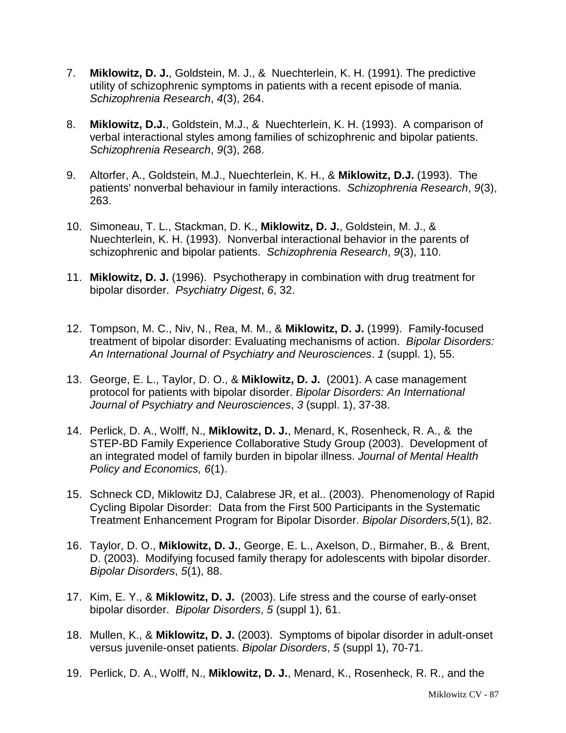7. **Miklowitz, D. J.**, Goldstein, M. J., & Nuechterlein, K. H. (1991). The predictive utility of schizophrenic symptoms in patients with a recent episode of mania. *Schizophrenia Research*, *4*(3), 264.

8. **Miklowitz, D.J.**, Goldstein, M.J., & Nuechterlein, K. H. (1993). A comparison of verbal interactional styles among families of schizophrenic and bipolar patients. *Schizophrenia Research*, *9*(3), 268.

9. Altorfer, A., Goldstein, M.J., Nuechterlein, K. H., & **Miklowitz, D.J.** (1993). The patients' nonverbal behaviour in family interactions. *Schizophrenia Research*, *9*(3), 263.

10. Simoneau, T. L., Stackman, D. K., **Miklowitz, D. J.**, Goldstein, M. J., & Nuechterlein, K. H. (1993). Nonverbal interactional behavior in the parents of schizophrenic and bipolar patients. *Schizophrenia Research*, *9*(3), 110.

11. **Miklowitz, D. J.** (1996). Psychotherapy in combination with drug treatment for bipolar disorder. *Psychiatry Digest*, *6*, 32.

12. Tompson, M. C., Niv, N., Rea, M. M., & **Miklowitz, D. J.** (1999). Family-focused treatment of bipolar disorder: Evaluating mechanisms of action. *Bipolar Disorders: An International Journal of Psychiatry and Neurosciences*. *1* (suppl. 1), 55.

13. George, E. L., Taylor, D. O., & **Miklowitz, D. J.** (2001). A case management protocol for patients with bipolar disorder. *Bipolar Disorders: An International Journal of Psychiatry and Neurosciences*, *3* (suppl. 1), 37-38.

14. Perlick, D. A., Wolff, N., **Miklowitz, D. J.**, Menard, K, Rosenheck, R. A., & the STEP-BD Family Experience Collaborative Study Group (2003). Development of an integrated model of family burden in bipolar illness. *Journal of Mental Health Policy and Economics, 6*(1).

15. Schneck CD, Miklowitz DJ, Calabrese JR, et al.. (2003). Phenomenology of Rapid Cycling Bipolar Disorder: Data from the First 500 Participants in the Systematic Treatment Enhancement Program for Bipolar Disorder. *Bipolar Disorders,5*(1), 82.

16. Taylor, D. O., **Miklowitz, D. J.**, George, E. L., Axelson, D., Birmaher, B., & Brent, D. (2003). Modifying focused family therapy for adolescents with bipolar disorder. *Bipolar Disorders*, *5*(1), 88.

17. Kim, E. Y., & **Miklowitz, D. J.** (2003). Life stress and the course of early-onset bipolar disorder. *Bipolar Disorders*, *5* (suppl 1), 61.

18. Mullen, K., & **Miklowitz, D. J.** (2003). Symptoms of bipolar disorder in adult-onset versus juvenile-onset patients. *Bipolar Disorders*, *5* (suppl 1), 70-71.

19. Perlick, D. A., Wolff, N., **Miklowitz, D. J.**, Menard, K., Rosenheck, R. R., and the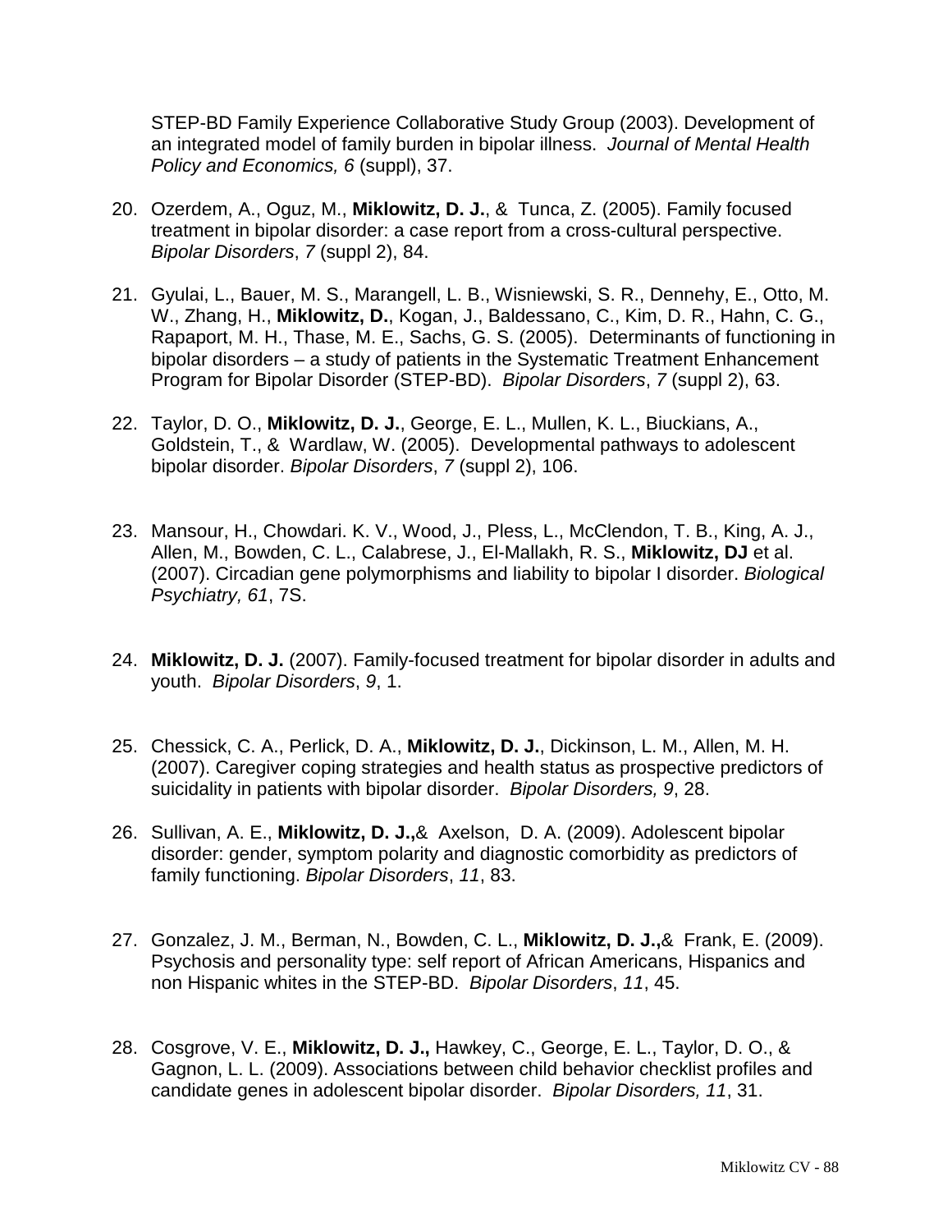STEP-BD Family Experience Collaborative Study Group (2003). Development of an integrated model of family burden in bipolar illness. *Journal of Mental Health Policy and Economics, 6* (suppl), 37.

20. Ozerdem, A., Oguz, M., **Miklowitz, D. J.**, & Tunca, Z. (2005). Family focused treatment in bipolar disorder: a case report from a cross-cultural perspective. *Bipolar Disorders*, *7* (suppl 2), 84.

21. Gyulai, L., Bauer, M. S., Marangell, L. B., Wisniewski, S. R., Dennehy, E., Otto, M. W., Zhang, H., **Miklowitz, D.**, Kogan, J., Baldessano, C., Kim, D. R., Hahn, C. G., Rapaport, M. H., Thase, M. E., Sachs, G. S. (2005). Determinants of functioning in bipolar disorders – a study of patients in the Systematic Treatment Enhancement Program for Bipolar Disorder (STEP-BD). *Bipolar Disorders*, *7* (suppl 2), 63.

22. Taylor, D. O., **Miklowitz, D. J.**, George, E. L., Mullen, K. L., Biuckians, A., Goldstein, T., & Wardlaw, W. (2005). Developmental pathways to adolescent bipolar disorder. *Bipolar Disorders*, *7* (suppl 2), 106.

23. Mansour, H., Chowdari. K. V., Wood, J., Pless, L., McClendon, T. B., King, A. J., Allen, M., Bowden, C. L., Calabrese, J., El-Mallakh, R. S., **Miklowitz, DJ** et al. (2007). Circadian gene polymorphisms and liability to bipolar I disorder. *Biological Psychiatry, 61*, 7S.

24. **Miklowitz, D. J.** (2007). Family-focused treatment for bipolar disorder in adults and youth. *Bipolar Disorders*, *9*, 1.

25. Chessick, C. A., Perlick, D. A., **Miklowitz, D. J.**, Dickinson, L. M., Allen, M. H. (2007). Caregiver coping strategies and health status as prospective predictors of suicidality in patients with bipolar disorder. *Bipolar Disorders, 9*, 28.

26. Sullivan, A. E., **Miklowitz, D. J.,**& Axelson, D. A. (2009). Adolescent bipolar disorder: gender, symptom polarity and diagnostic comorbidity as predictors of family functioning. *Bipolar Disorders*, *11*, 83.

27. Gonzalez, J. M., Berman, N., Bowden, C. L., **Miklowitz, D. J.,**& Frank, E. (2009). Psychosis and personality type: self report of African Americans, Hispanics and non Hispanic whites in the STEP-BD. *Bipolar Disorders*, *11*, 45.

28. Cosgrove, V. E., **Miklowitz, D. J.,** Hawkey, C., George, E. L., Taylor, D. O., & Gagnon, L. L. (2009). Associations between child behavior checklist profiles and candidate genes in adolescent bipolar disorder. *Bipolar Disorders, 11*, 31.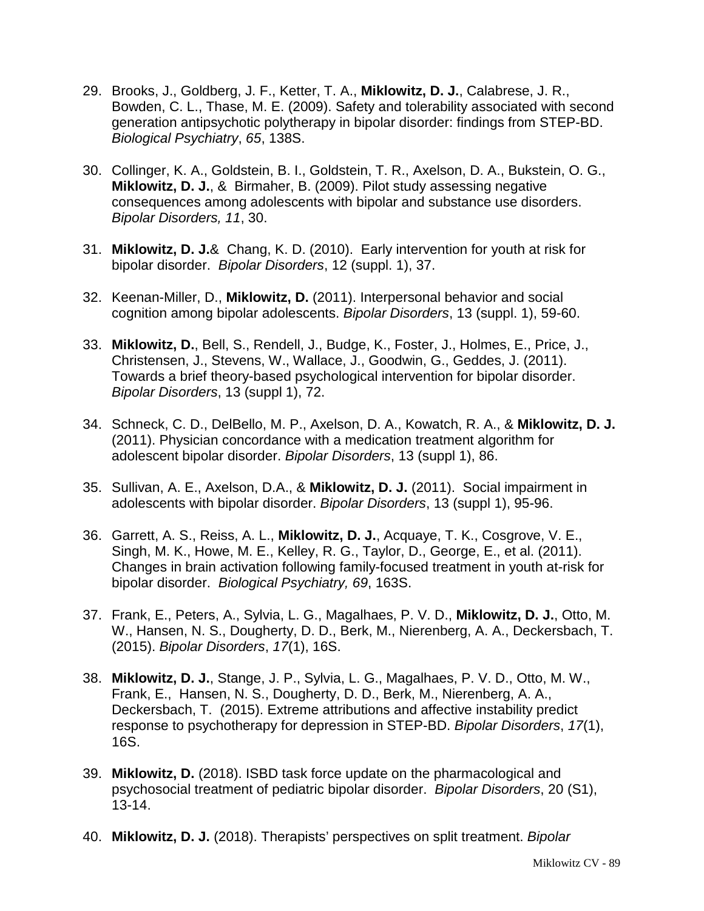29. Brooks, J., Goldberg, J. F., Ketter, T. A., **Miklowitz, D. J.**, Calabrese, J. R., Bowden, C. L., Thase, M. E. (2009). Safety and tolerability associated with second generation antipsychotic polytherapy in bipolar disorder: findings from STEP-BD. *Biological Psychiatry*, *65*, 138S.

30. Collinger, K. A., Goldstein, B. I., Goldstein, T. R., Axelson, D. A., Bukstein, O. G., **Miklowitz, D. J.**, & Birmaher, B. (2009). Pilot study assessing negative consequences among adolescents with bipolar and substance use disorders. *Bipolar Disorders, 11*, 30.

31. **Miklowitz, D. J.**& Chang, K. D. (2010). Early intervention for youth at risk for bipolar disorder. *Bipolar Disorders*, 12 (suppl. 1), 37.

32. Keenan-Miller, D., **Miklowitz, D.** (2011). Interpersonal behavior and social cognition among bipolar adolescents. *Bipolar Disorders*, 13 (suppl. 1), 59-60.

33. **Miklowitz, D.**, Bell, S., Rendell, J., Budge, K., Foster, J., Holmes, E., Price, J., Christensen, J., Stevens, W., Wallace, J., Goodwin, G., Geddes, J. (2011). Towards a brief theory-based psychological intervention for bipolar disorder. *Bipolar Disorders*, 13 (suppl 1), 72.

34. Schneck, C. D., DelBello, M. P., Axelson, D. A., Kowatch, R. A., & **Miklowitz, D. J.** (2011). Physician concordance with a medication treatment algorithm for adolescent bipolar disorder. *Bipolar Disorders*, 13 (suppl 1), 86.

35. Sullivan, A. E., Axelson, D.A., & **Miklowitz, D. J.** (2011). Social impairment in adolescents with bipolar disorder. *Bipolar Disorders*, 13 (suppl 1), 95-96.

36. Garrett, A. S., Reiss, A. L., **Miklowitz, D. J.**, Acquaye, T. K., Cosgrove, V. E., Singh, M. K., Howe, M. E., Kelley, R. G., Taylor, D., George, E., et al. (2011). Changes in brain activation following family-focused treatment in youth at-risk for bipolar disorder. *Biological Psychiatry, 69*, 163S.

37. Frank, E., Peters, A., Sylvia, L. G., Magalhaes, P. V. D., **Miklowitz, D. J.**, Otto, M. W., Hansen, N. S., Dougherty, D. D., Berk, M., Nierenberg, A. A., Deckersbach, T. (2015). *Bipolar Disorders*, *17*(1), 16S.

38. **Miklowitz, D. J.**, Stange, J. P., Sylvia, L. G., Magalhaes, P. V. D., Otto, M. W., Frank, E., Hansen, N. S., Dougherty, D. D., Berk, M., Nierenberg, A. A., Deckersbach, T. (2015). Extreme attributions and affective instability predict response to psychotherapy for depression in STEP-BD. *Bipolar Disorders*, *17*(1), 16S.

39. **Miklowitz, D.** (2018). ISBD task force update on the pharmacological and psychosocial treatment of pediatric bipolar disorder. *Bipolar Disorders*, 20 (S1), 13-14.

40. **Miklowitz, D. J.** (2018). Therapists' perspectives on split treatment. *Bipolar*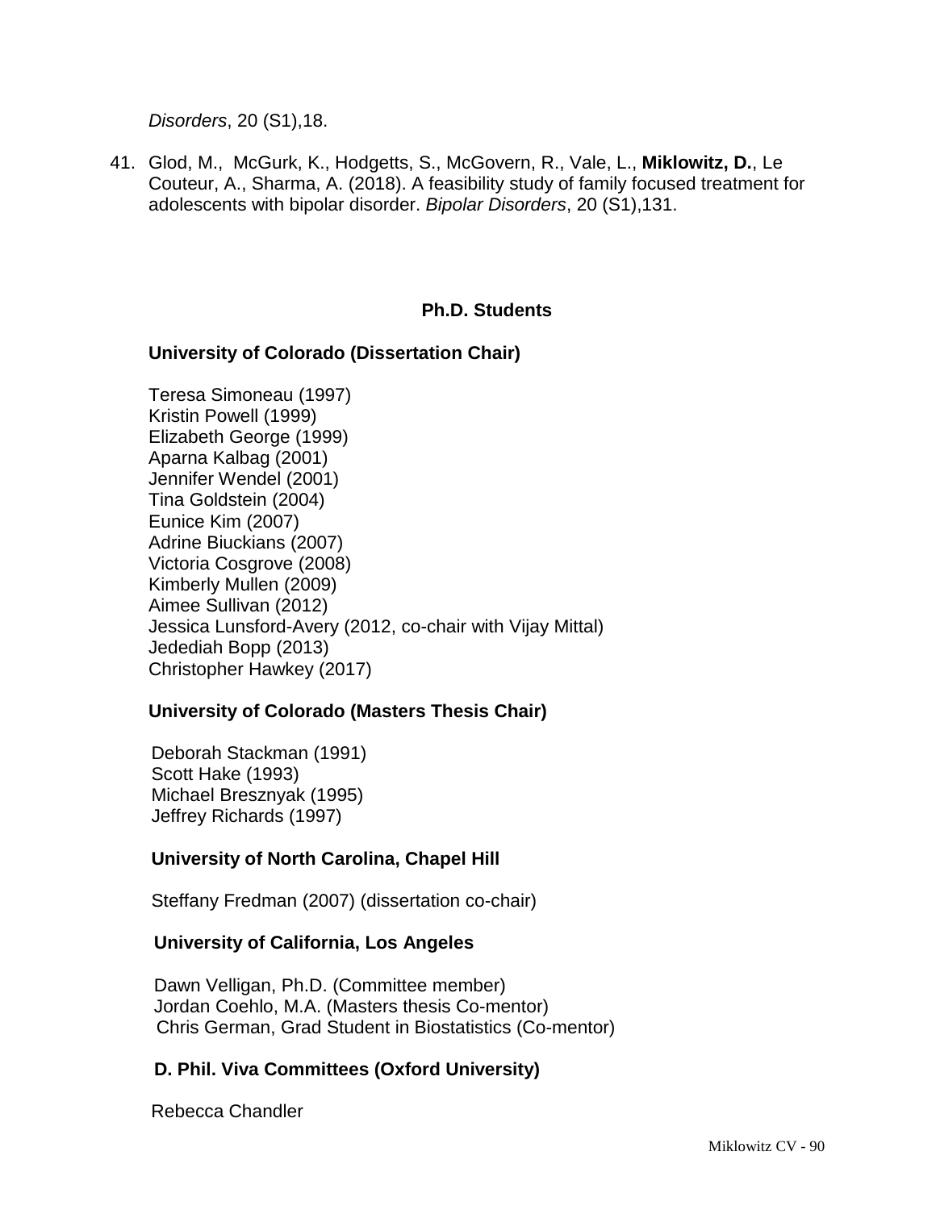*Disorders*, 20 (S1),18.

41. Glod, M., McGurk, K., Hodgetts, S., McGovern, R., Vale, L., **Miklowitz, D.**, Le Couteur, A., Sharma, A. (2018). A feasibility study of family focused treatment for adolescents with bipolar disorder. *Bipolar Disorders*, 20 (S1),131.

## Ph.D. Students

### University of Colorado (Dissertation Chair)

Teresa Simoneau (1997)
Kristin Powell (1999)
Elizabeth George (1999)
Aparna Kalbag (2001)
Jennifer Wendel (2001)
Tina Goldstein (2004)
Eunice Kim (2007)
Adrine Biuckians (2007)
Victoria Cosgrove (2008)
Kimberly Mullen (2009)
Aimee Sullivan (2012)
Jessica Lunsford-Avery (2012, co-chair with Vijay Mittal)
Jedediah Bopp (2013)
Christopher Hawkey (2017)

### University of Colorado (Masters Thesis Chair)

Deborah Stackman (1991)
Scott Hake (1993)
Michael Bresznyak (1995)
Jeffrey Richards (1997)

### University of North Carolina, Chapel Hill

Steffany Fredman (2007) (dissertation co-chair)

### University of California, Los Angeles

Dawn Velligan, Ph.D. (Committee member)
Jordan Coehlo, M.A. (Masters thesis Co-mentor)
Chris German, Grad Student in Biostatistics (Co-mentor)

### D. Phil. Viva Committees (Oxford University)

Rebecca Chandler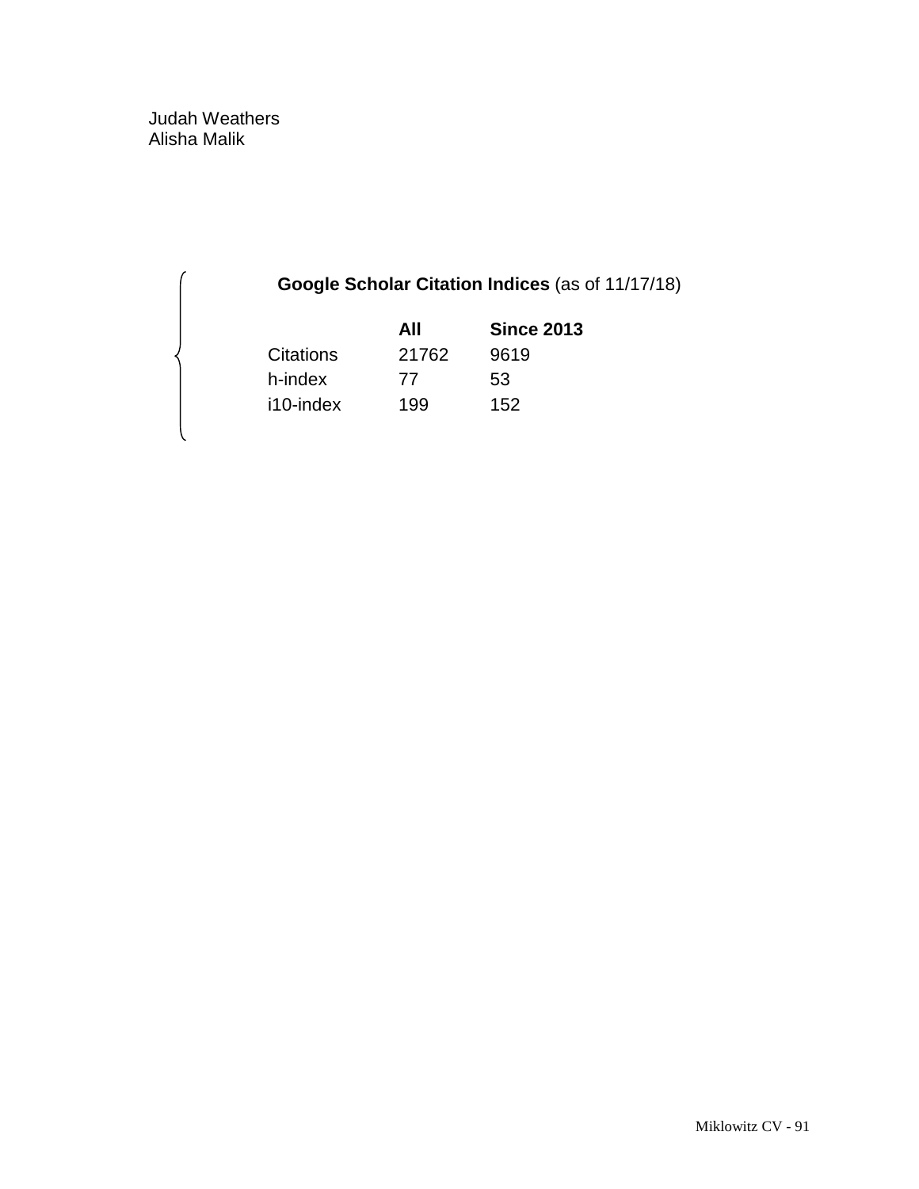Judah Weathers
Alisha Malik

**Google Scholar Citation Indices** (as of 11/17/18)

| | **All** | **Since 2013** |
|---|---|---|
| Citations | 21762 | 9619 |
| h-index | 77 | 53 |
| i10-index | 199 | 152 |